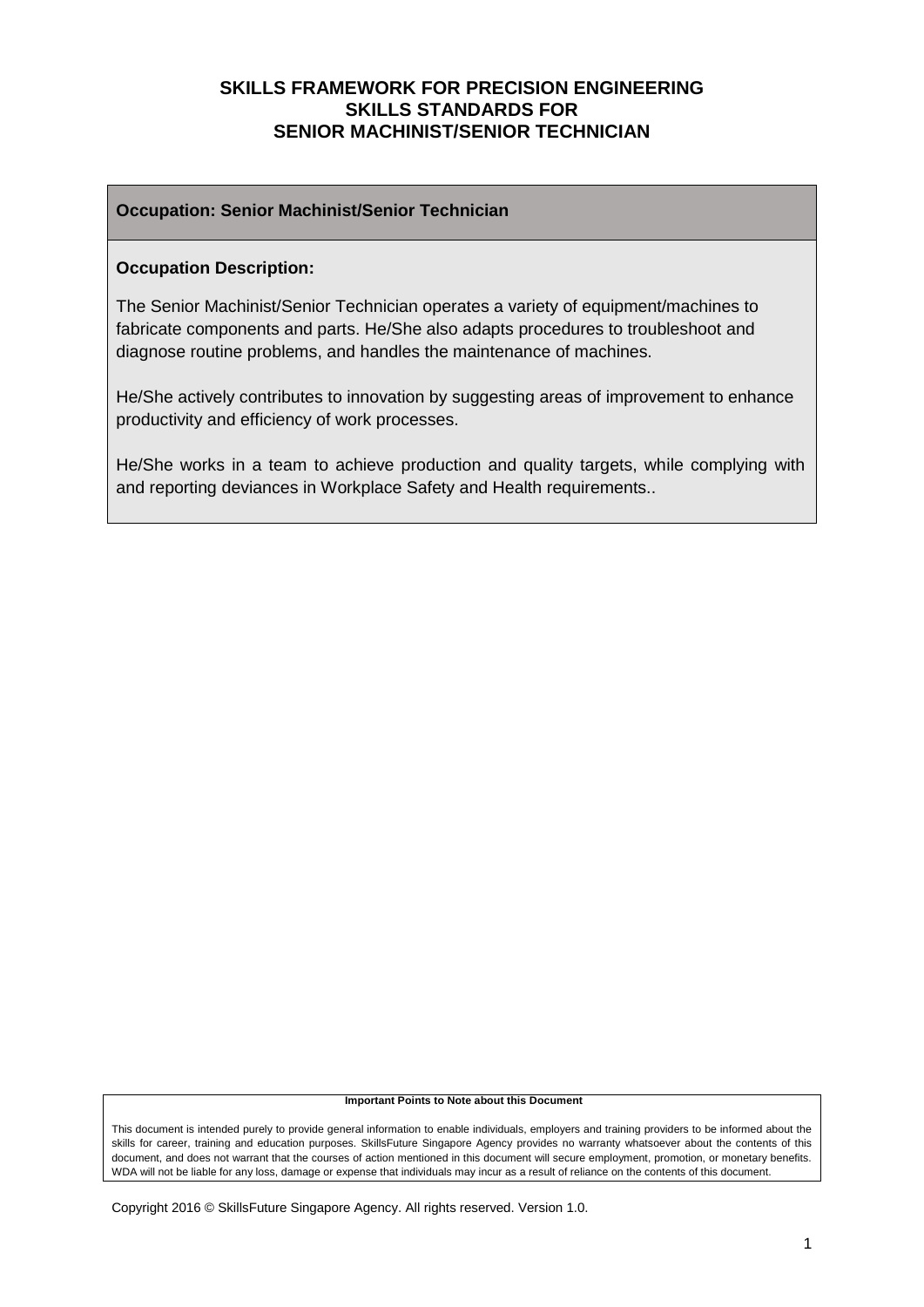# SKILLS FRAMEWORK FOR PRECISION ENGINEERING
## SKILLS STANDARDS FOR
## SENIOR MACHINIST/SENIOR TECHNICIAN

**Occupation: Senior Machinist/Senior Technician**

**Occupation Description:**

The Senior Machinist/Senior Technician operates a variety of equipment/machines to fabricate components and parts. He/She also adapts procedures to troubleshoot and diagnose routine problems, and handles the maintenance of machines.

He/She actively contributes to innovation by suggesting areas of improvement to enhance productivity and efficiency of work processes.

He/She works in a team to achieve production and quality targets, while complying with and reporting deviances in Workplace Safety and Health requirements..

**Important Points to Note about this Document**

This document is intended purely to provide general information to enable individuals, employers and training providers to be informed about the skills for career, training and education purposes. SkillsFuture Singapore Agency provides no warranty whatsoever about the contents of this document, and does not warrant that the courses of action mentioned in this document will secure employment, promotion, or monetary benefits. WDA will not be liable for any loss, damage or expense that individuals may incur as a result of reliance on the contents of this document.

Copyright 2016 © SkillsFuture Singapore Agency. All rights reserved. Version 1.0.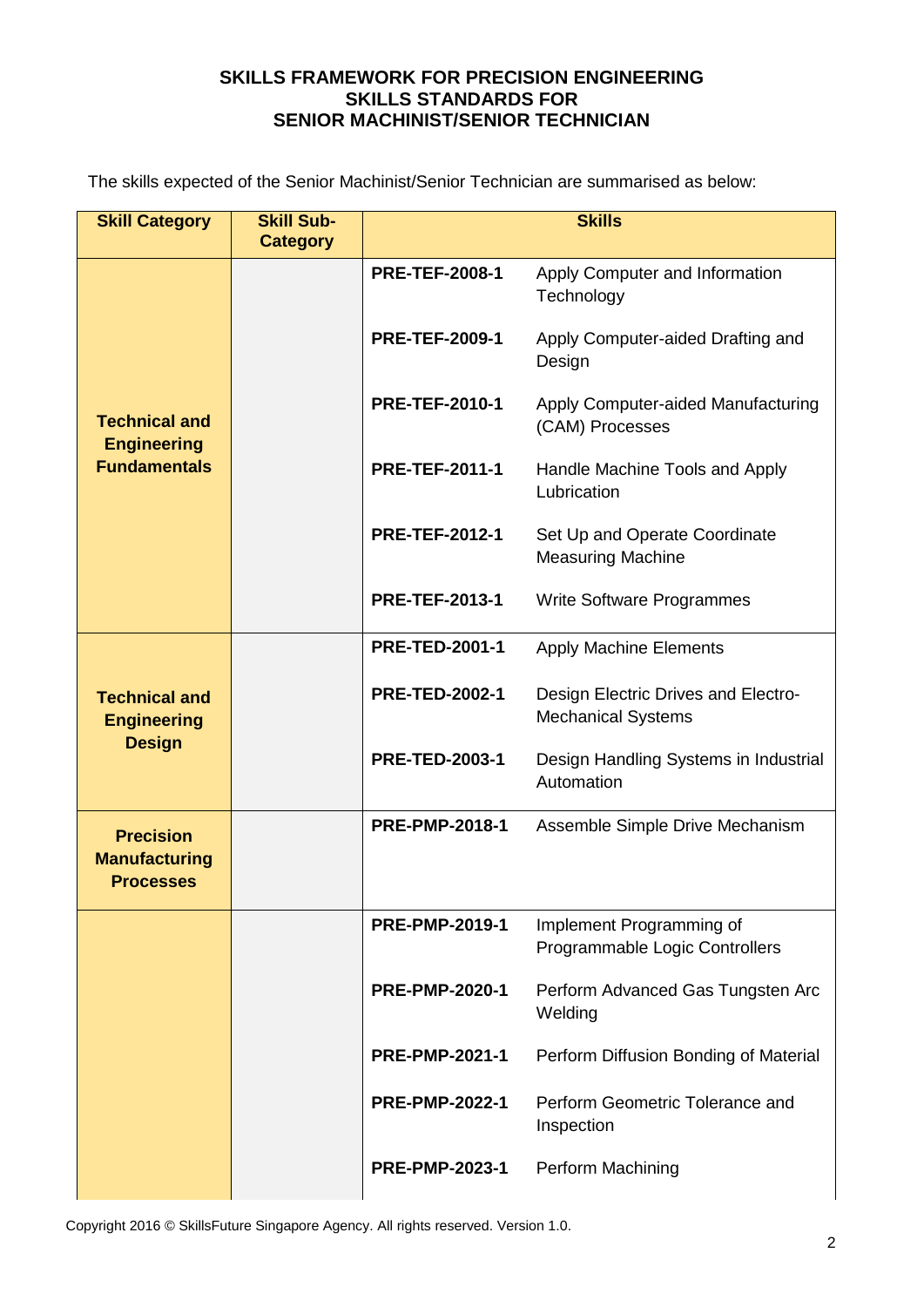**SKILLS FRAMEWORK FOR PRECISION ENGINEERING**
**SKILLS STANDARDS FOR**
**SENIOR MACHINIST/SENIOR TECHNICIAN**

The skills expected of the Senior Machinist/Senior Technician are summarised as below:

| Skill Category | Skill Sub-Category | Skills | |
|---|---|---|---|
| **Technical and Engineering Fundamentals** | | **PRE-TEF-2008-1** | Apply Computer and Information Technology |
| | | **PRE-TEF-2009-1** | Apply Computer-aided Drafting and Design |
| | | **PRE-TEF-2010-1** | Apply Computer-aided Manufacturing (CAM) Processes |
| | | **PRE-TEF-2011-1** | Handle Machine Tools and Apply Lubrication |
| | | **PRE-TEF-2012-1** | Set Up and Operate Coordinate Measuring Machine |
| | | **PRE-TEF-2013-1** | Write Software Programmes |
| **Technical and Engineering Design** | | **PRE-TED-2001-1** | Apply Machine Elements |
| | | **PRE-TED-2002-1** | Design Electric Drives and Electro-Mechanical Systems |
| | | **PRE-TED-2003-1** | Design Handling Systems in Industrial Automation |
| **Precision Manufacturing Processes** | | **PRE-PMP-2018-1** | Assemble Simple Drive Mechanism |
| | | **PRE-PMP-2019-1** | Implement Programming of Programmable Logic Controllers |
| | | **PRE-PMP-2020-1** | Perform Advanced Gas Tungsten Arc Welding |
| | | **PRE-PMP-2021-1** | Perform Diffusion Bonding of Material |
| | | **PRE-PMP-2022-1** | Perform Geometric Tolerance and Inspection |
| | | **PRE-PMP-2023-1** | Perform Machining |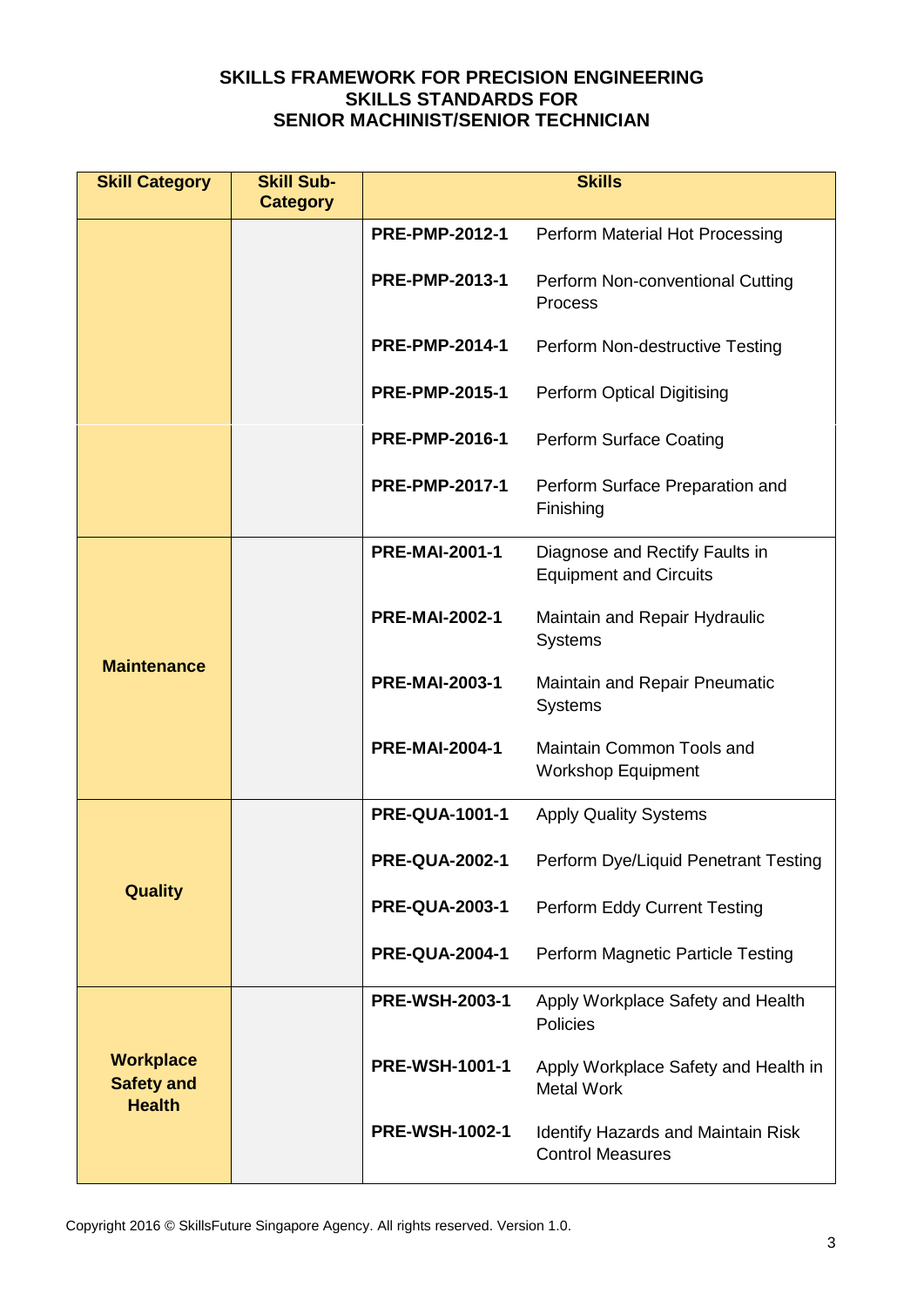**SKILLS FRAMEWORK FOR PRECISION ENGINEERING**
**SKILLS STANDARDS FOR**
**SENIOR MACHINIST/SENIOR TECHNICIAN**

| Skill Category | Skill Sub-Category | Skills | |
|---|---|---|---|
| | | **PRE-PMP-2012-1** | Perform Material Hot Processing |
| | | **PRE-PMP-2013-1** | Perform Non-conventional Cutting Process |
| | | **PRE-PMP-2014-1** | Perform Non-destructive Testing |
| | | **PRE-PMP-2015-1** | Perform Optical Digitising |
| | | **PRE-PMP-2016-1** | Perform Surface Coating |
| | | **PRE-PMP-2017-1** | Perform Surface Preparation and Finishing |
| **Maintenance** | | **PRE-MAI-2001-1** | Diagnose and Rectify Faults in Equipment and Circuits |
| | | **PRE-MAI-2002-1** | Maintain and Repair Hydraulic Systems |
| | | **PRE-MAI-2003-1** | Maintain and Repair Pneumatic Systems |
| | | **PRE-MAI-2004-1** | Maintain Common Tools and Workshop Equipment |
| **Quality** | | **PRE-QUA-1001-1** | Apply Quality Systems |
| | | **PRE-QUA-2002-1** | Perform Dye/Liquid Penetrant Testing |
| | | **PRE-QUA-2003-1** | Perform Eddy Current Testing |
| | | **PRE-QUA-2004-1** | Perform Magnetic Particle Testing |
| **Workplace Safety and Health** | | **PRE-WSH-2003-1** | Apply Workplace Safety and Health Policies |
| | | **PRE-WSH-1001-1** | Apply Workplace Safety and Health in Metal Work |
| | | **PRE-WSH-1002-1** | Identify Hazards and Maintain Risk Control Measures |

Copyright 2016 © SkillsFuture Singapore Agency. All rights reserved. Version 1.0.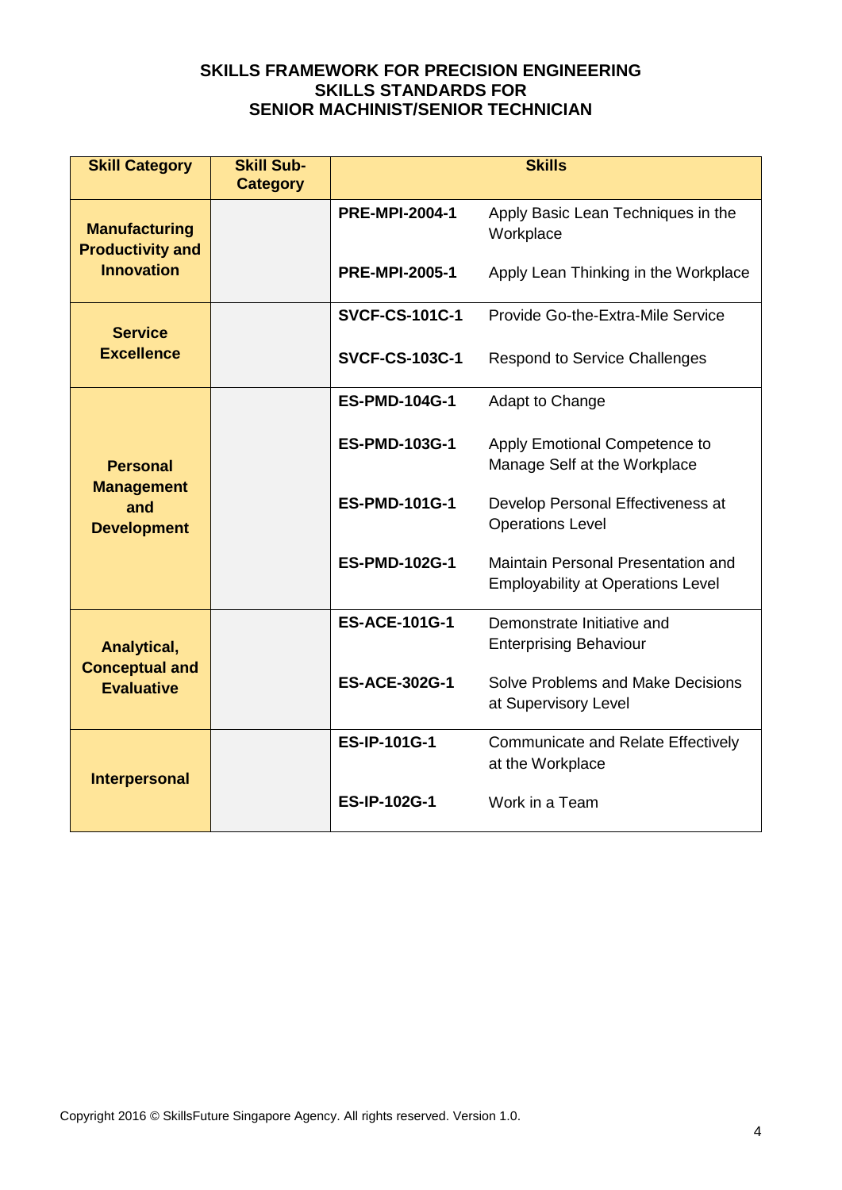**SKILLS FRAMEWORK FOR PRECISION ENGINEERING**
**SKILLS STANDARDS FOR**
**SENIOR MACHINIST/SENIOR TECHNICIAN**

| Skill Category | Skill Sub-Category | Skills | |
|---|---|---|---|
| **Manufacturing Productivity and Innovation** | | **PRE-MPI-2004-1** | Apply Basic Lean Techniques in the Workplace |
| | | **PRE-MPI-2005-1** | Apply Lean Thinking in the Workplace |
| **Service Excellence** | | **SVCF-CS-101C-1** | Provide Go-the-Extra-Mile Service |
| | | **SVCF-CS-103C-1** | Respond to Service Challenges |
| **Personal Management and Development** | | **ES-PMD-104G-1** | Adapt to Change |
| | | **ES-PMD-103G-1** | Apply Emotional Competence to Manage Self at the Workplace |
| | | **ES-PMD-101G-1** | Develop Personal Effectiveness at Operations Level |
| | | **ES-PMD-102G-1** | Maintain Personal Presentation and Employability at Operations Level |
| **Analytical, Conceptual and Evaluative** | | **ES-ACE-101G-1** | Demonstrate Initiative and Enterprising Behaviour |
| | | **ES-ACE-302G-1** | Solve Problems and Make Decisions at Supervisory Level |
| **Interpersonal** | | **ES-IP-101G-1** | Communicate and Relate Effectively at the Workplace |
| | | **ES-IP-102G-1** | Work in a Team |

Copyright 2016 © SkillsFuture Singapore Agency. All rights reserved. Version 1.0.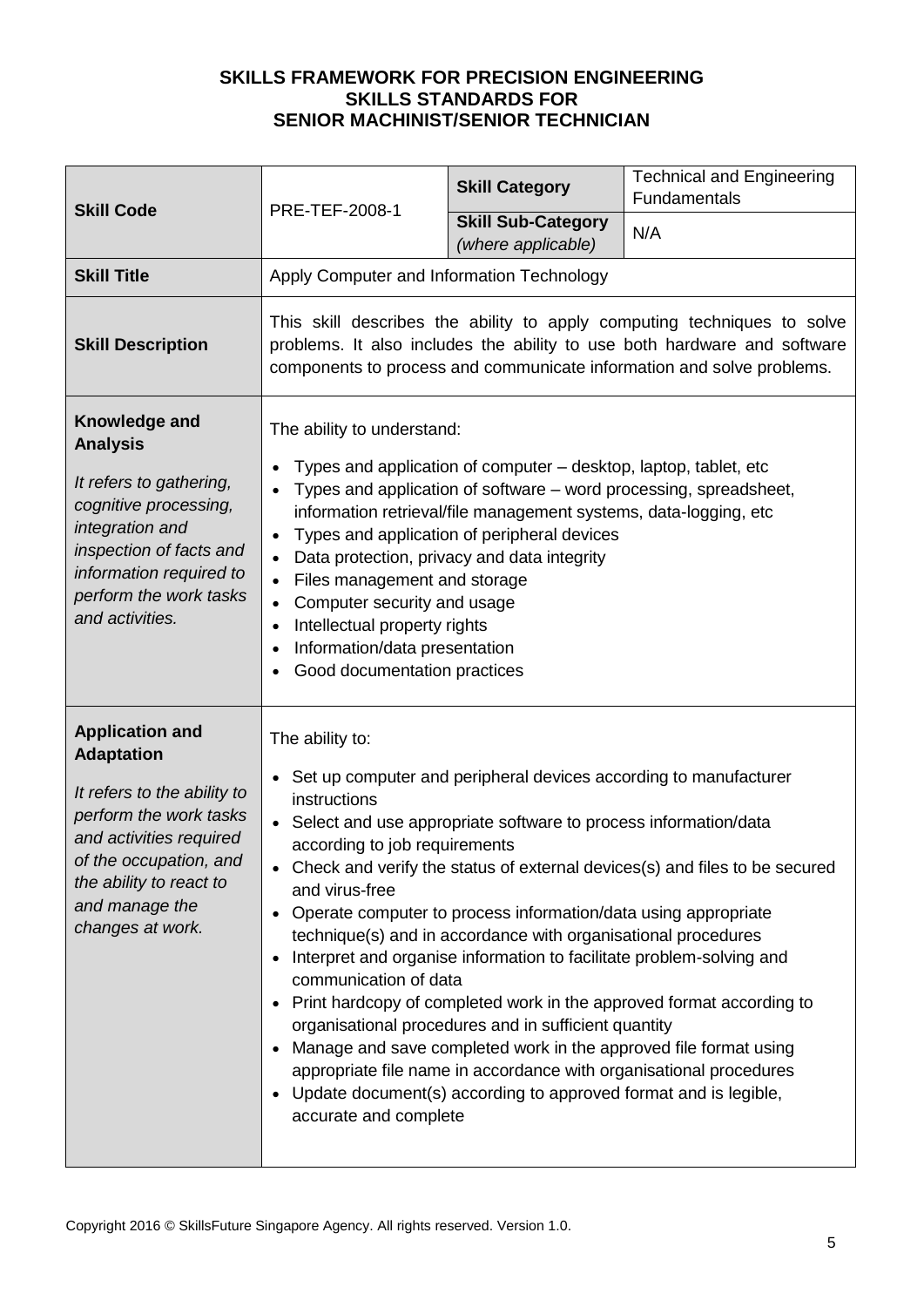**SKILLS FRAMEWORK FOR PRECISION ENGINEERING**
**SKILLS STANDARDS FOR**
**SENIOR MACHINIST/SENIOR TECHNICIAN**

| **Skill Code** | PRE-TEF-2008-1 | **Skill Category** | Technical and Engineering Fundamentals |
|---|---|---|---|
| | | **Skill Sub-Category** *(where applicable)* | N/A |
| **Skill Title** | Apply Computer and Information Technology | | |
| **Skill Description** | This skill describes the ability to apply computing techniques to solve problems. It also includes the ability to use both hardware and software components to process and communicate information and solve problems. | | |
| **Knowledge and Analysis** *It refers to gathering, cognitive processing, integration and inspection of facts and information required to perform the work tasks and activities.* | The ability to understand: <br>• Types and application of computer – desktop, laptop, tablet, etc <br>• Types and application of software – word processing, spreadsheet, information retrieval/file management systems, data-logging, etc <br>• Types and application of peripheral devices <br>• Data protection, privacy and data integrity <br>• Files management and storage <br>• Computer security and usage <br>• Intellectual property rights <br>• Information/data presentation <br>• Good documentation practices | | |
| **Application and Adaptation** *It refers to the ability to perform the work tasks and activities required of the occupation, and the ability to react to and manage the changes at work.* | The ability to: <br>• Set up computer and peripheral devices according to manufacturer instructions <br>• Select and use appropriate software to process information/data according to job requirements <br>• Check and verify the status of external devices(s) and files to be secured and virus-free <br>• Operate computer to process information/data using appropriate technique(s) and in accordance with organisational procedures <br>• Interpret and organise information to facilitate problem-solving and communication of data <br>• Print hardcopy of completed work in the approved format according to organisational procedures and in sufficient quantity <br>• Manage and save completed work in the approved file format using appropriate file name in accordance with organisational procedures <br>• Update document(s) according to approved format and is legible, accurate and complete | | |

Copyright 2016 © SkillsFuture Singapore Agency. All rights reserved. Version 1.0.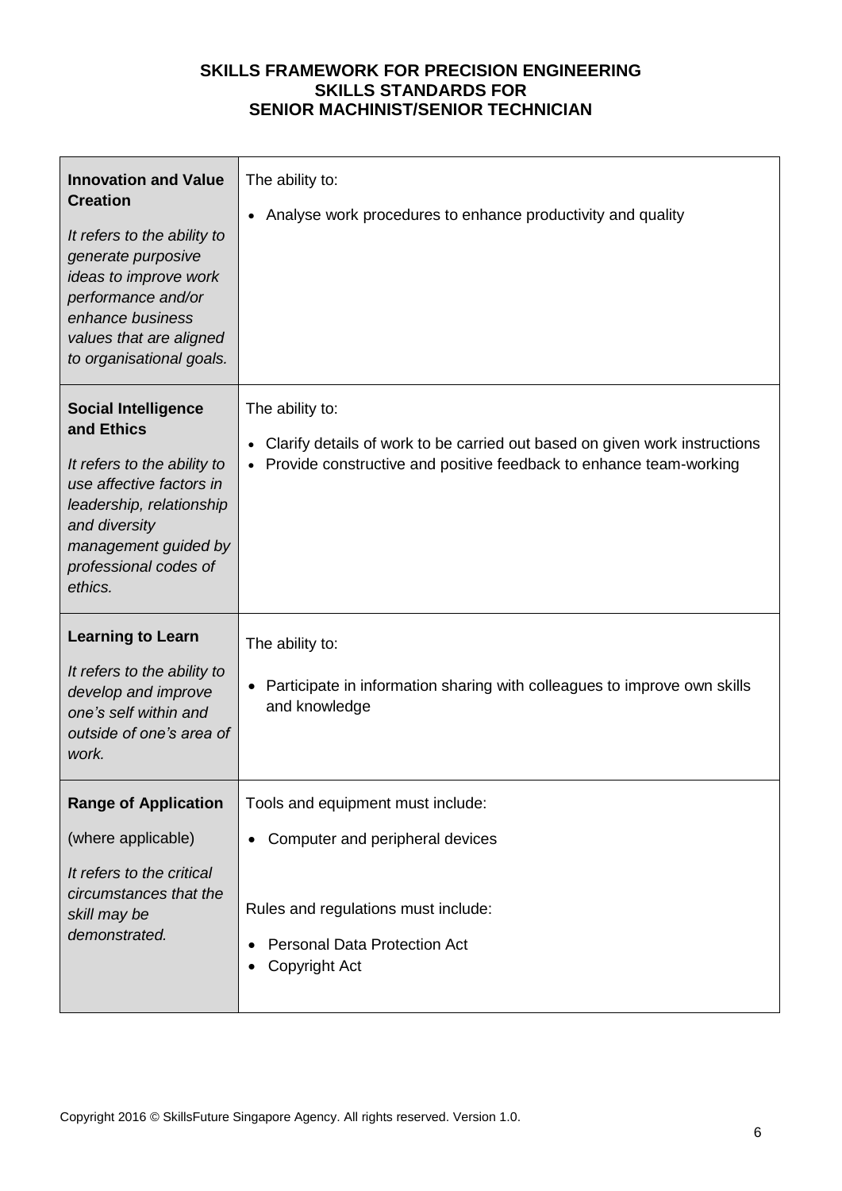**SKILLS FRAMEWORK FOR PRECISION ENGINEERING**
**SKILLS STANDARDS FOR**
**SENIOR MACHINIST/SENIOR TECHNICIAN**

| | |
|---|---|
| **Innovation and Value Creation**<br><br>*It refers to the ability to generate purposive ideas to improve work performance and/or enhance business values that are aligned to organisational goals.* | The ability to:<br><br>• Analyse work procedures to enhance productivity and quality |
| **Social Intelligence and Ethics**<br><br>*It refers to the ability to use affective factors in leadership, relationship and diversity management guided by professional codes of ethics.* | The ability to:<br><br>• Clarify details of work to be carried out based on given work instructions<br>• Provide constructive and positive feedback to enhance team-working |
| **Learning to Learn**<br><br>*It refers to the ability to develop and improve one's self within and outside of one's area of work.* | The ability to:<br><br>• Participate in information sharing with colleagues to improve own skills and knowledge |
| **Range of Application**<br><br>(where applicable)<br><br>*It refers to the critical circumstances that the skill may be demonstrated.* | Tools and equipment must include:<br><br>• Computer and peripheral devices<br><br>Rules and regulations must include:<br><br>• Personal Data Protection Act<br>• Copyright Act |

Copyright 2016 © SkillsFuture Singapore Agency. All rights reserved. Version 1.0.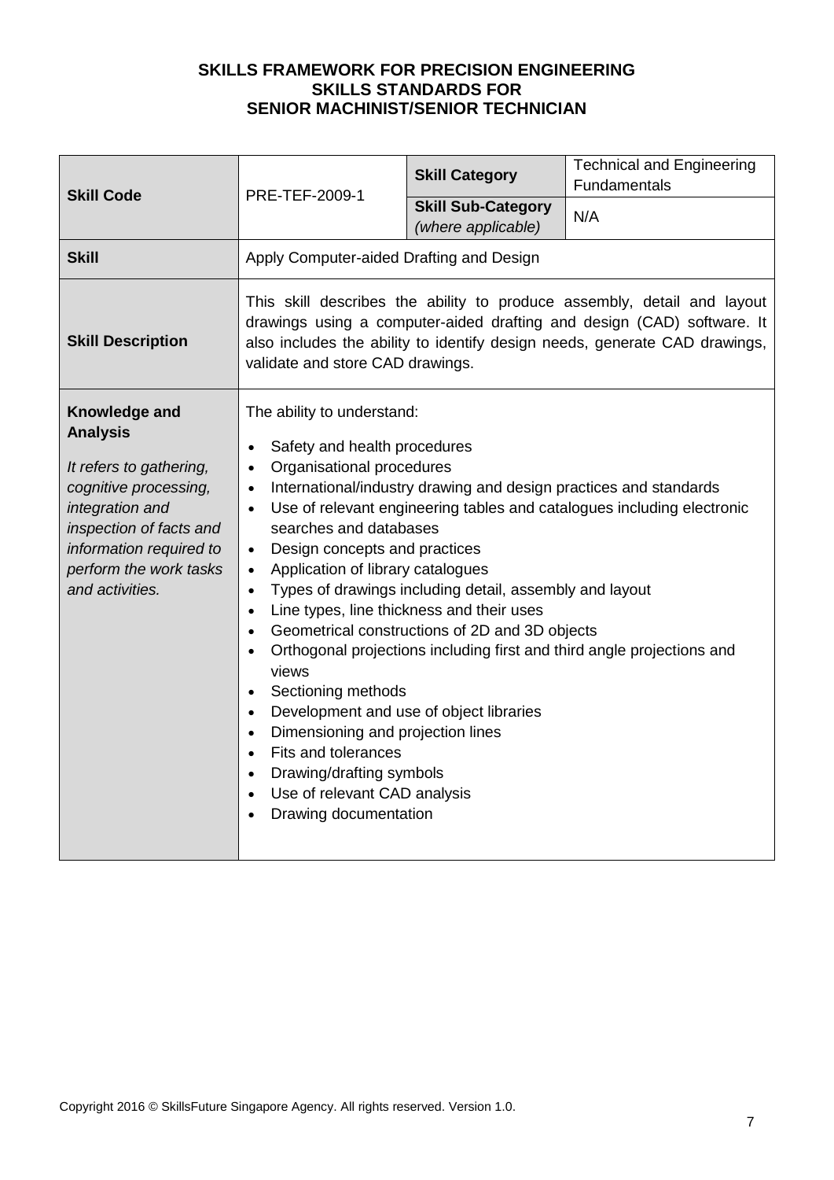**SKILLS FRAMEWORK FOR PRECISION ENGINEERING**
**SKILLS STANDARDS FOR**
**SENIOR MACHINIST/SENIOR TECHNICIAN**

| **Skill Code** | PRE-TEF-2009-1 | **Skill Category** | Technical and Engineering Fundamentals |
|---|---|---|---|
| | | **Skill Sub-Category** *(where applicable)* | N/A |
| **Skill** | Apply Computer-aided Drafting and Design | | |
| **Skill Description** | This skill describes the ability to produce assembly, detail and layout drawings using a computer-aided drafting and design (CAD) software. It also includes the ability to identify design needs, generate CAD drawings, validate and store CAD drawings. | | |
| **Knowledge and Analysis**<br><br>*It refers to gathering, cognitive processing, integration and inspection of facts and information required to perform the work tasks and activities.* | The ability to understand:<br>• Safety and health procedures<br>• Organisational procedures<br>• International/industry drawing and design practices and standards<br>• Use of relevant engineering tables and catalogues including electronic searches and databases<br>• Design concepts and practices<br>• Application of library catalogues<br>• Types of drawings including detail, assembly and layout<br>• Line types, line thickness and their uses<br>• Geometrical constructions of 2D and 3D objects<br>• Orthogonal projections including first and third angle projections and views<br>• Sectioning methods<br>• Development and use of object libraries<br>• Dimensioning and projection lines<br>• Fits and tolerances<br>• Drawing/drafting symbols<br>• Use of relevant CAD analysis<br>• Drawing documentation | | |

Copyright 2016 © SkillsFuture Singapore Agency. All rights reserved. Version 1.0.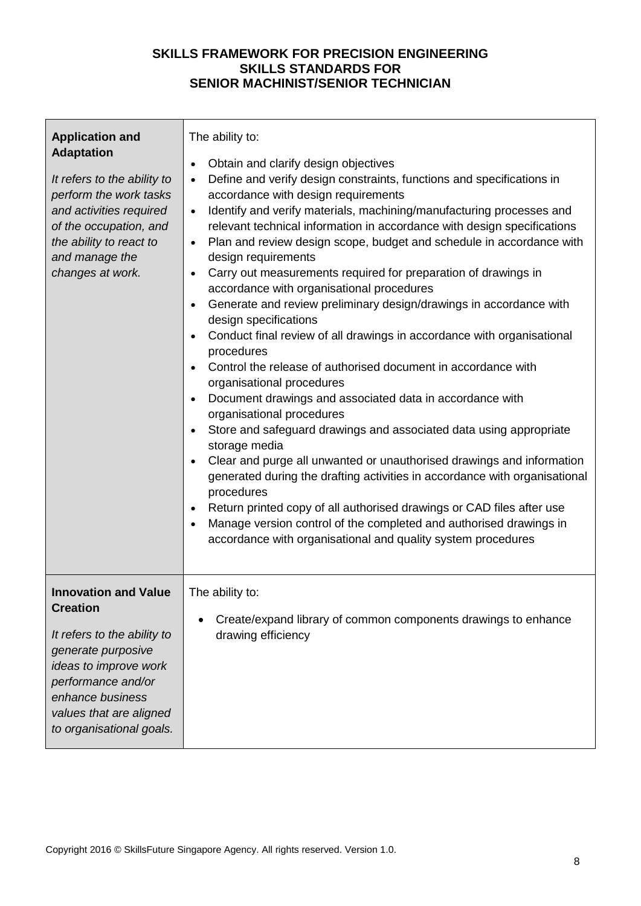**SKILLS FRAMEWORK FOR PRECISION ENGINEERING**
**SKILLS STANDARDS FOR**
**SENIOR MACHINIST/SENIOR TECHNICIAN**

| | |
|---|---|
| **Application and Adaptation**<br><br>*It refers to the ability to perform the work tasks and activities required of the occupation, and the ability to react to and manage the changes at work.* | The ability to:<br><br>• Obtain and clarify design objectives<br>• Define and verify design constraints, functions and specifications in accordance with design requirements<br>• Identify and verify materials, machining/manufacturing processes and relevant technical information in accordance with design specifications<br>• Plan and review design scope, budget and schedule in accordance with design requirements<br>• Carry out measurements required for preparation of drawings in accordance with organisational procedures<br>• Generate and review preliminary design/drawings in accordance with design specifications<br>• Conduct final review of all drawings in accordance with organisational procedures<br>• Control the release of authorised document in accordance with organisational procedures<br>• Document drawings and associated data in accordance with organisational procedures<br>• Store and safeguard drawings and associated data using appropriate storage media<br>• Clear and purge all unwanted or unauthorised drawings and information generated during the drafting activities in accordance with organisational procedures<br>• Return printed copy of all authorised drawings or CAD files after use<br>• Manage version control of the completed and authorised drawings in accordance with organisational and quality system procedures |
| **Innovation and Value Creation**<br><br>*It refers to the ability to generate purposive ideas to improve work performance and/or enhance business values that are aligned to organisational goals.* | The ability to:<br><br>• Create/expand library of common components drawings to enhance drawing efficiency |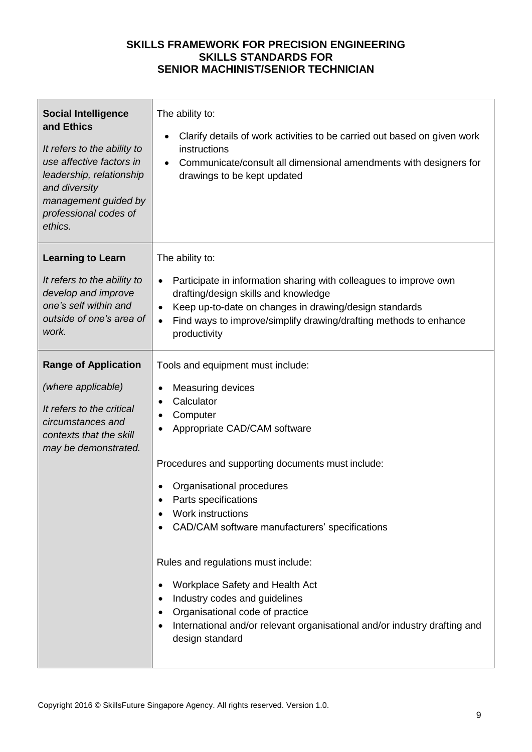**SKILLS FRAMEWORK FOR PRECISION ENGINEERING**
**SKILLS STANDARDS FOR**
**SENIOR MACHINIST/SENIOR TECHNICIAN**

| | |
|---|---|
| **Social Intelligence and Ethics**<br><br>*It refers to the ability to use affective factors in leadership, relationship and diversity management guided by professional codes of ethics.* | The ability to:<br><br>• Clarify details of work activities to be carried out based on given work instructions<br>• Communicate/consult all dimensional amendments with designers for drawings to be kept updated |
| **Learning to Learn**<br><br>*It refers to the ability to develop and improve one's self within and outside of one's area of work.* | The ability to:<br><br>• Participate in information sharing with colleagues to improve own drafting/design skills and knowledge<br>• Keep up-to-date on changes in drawing/design standards<br>• Find ways to improve/simplify drawing/drafting methods to enhance productivity |
| **Range of Application**<br><br>*(where applicable)*<br><br>*It refers to the critical circumstances and contexts that the skill may be demonstrated.* | Tools and equipment must include:<br><br>• Measuring devices<br>• Calculator<br>• Computer<br>• Appropriate CAD/CAM software<br><br>Procedures and supporting documents must include:<br><br>• Organisational procedures<br>• Parts specifications<br>• Work instructions<br>• CAD/CAM software manufacturers' specifications<br><br>Rules and regulations must include:<br><br>• Workplace Safety and Health Act<br>• Industry codes and guidelines<br>• Organisational code of practice<br>• International and/or relevant organisational and/or industry drafting and design standard |

Copyright 2016 © SkillsFuture Singapore Agency. All rights reserved. Version 1.0.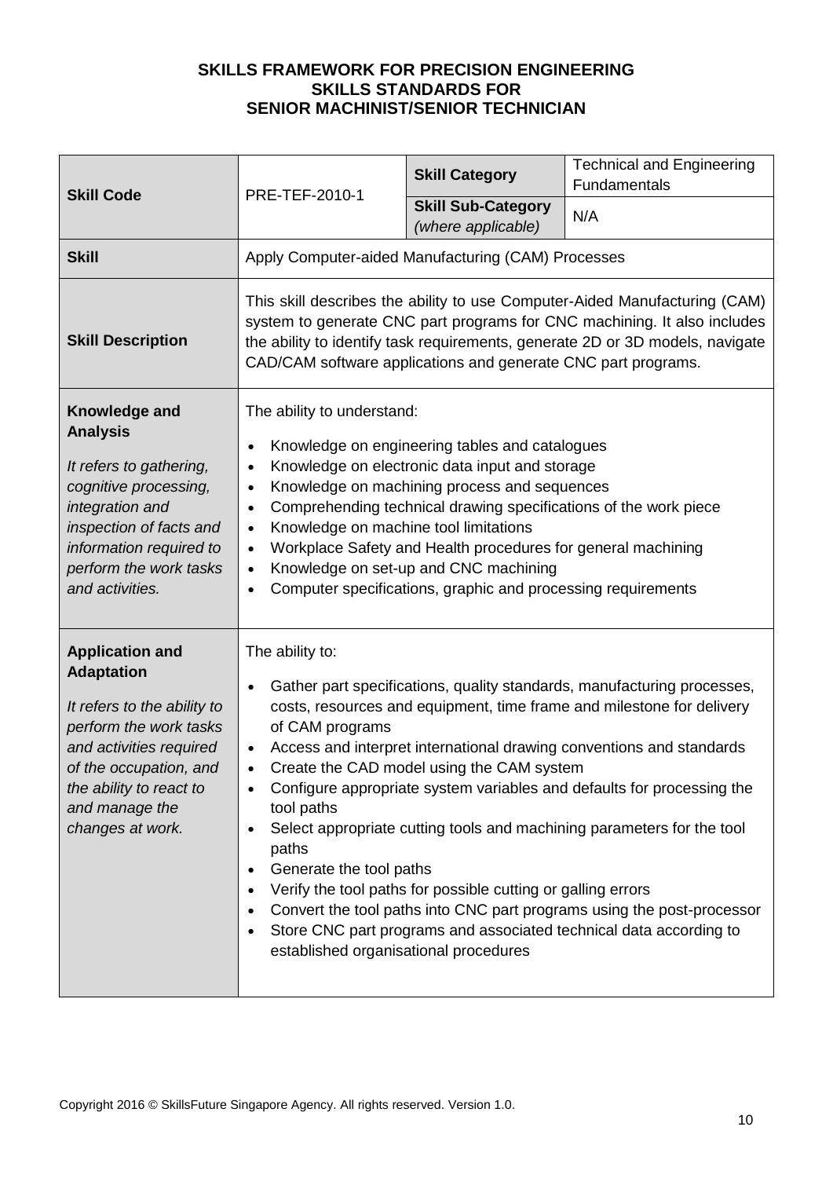**SKILLS FRAMEWORK FOR PRECISION ENGINEERING**
**SKILLS STANDARDS FOR**
**SENIOR MACHINIST/SENIOR TECHNICIAN**

| **Skill Code** | PRE-TEF-2010-1 | **Skill Category** | Technical and Engineering Fundamentals |
|---|---|---|---|
| | | **Skill Sub-Category** *(where applicable)* | N/A |
| **Skill** | Apply Computer-aided Manufacturing (CAM) Processes | | |
| **Skill Description** | This skill describes the ability to use Computer-Aided Manufacturing (CAM) system to generate CNC part programs for CNC machining. It also includes the ability to identify task requirements, generate 2D or 3D models, navigate CAD/CAM software applications and generate CNC part programs. | | |
| **Knowledge and Analysis** <br> *It refers to gathering, cognitive processing, integration and inspection of facts and information required to perform the work tasks and activities.* | The ability to understand: <br> • Knowledge on engineering tables and catalogues <br> • Knowledge on electronic data input and storage <br> • Knowledge on machining process and sequences <br> • Comprehending technical drawing specifications of the work piece <br> • Knowledge on machine tool limitations <br> • Workplace Safety and Health procedures for general machining <br> • Knowledge on set-up and CNC machining <br> • Computer specifications, graphic and processing requirements | | |
| **Application and Adaptation** <br> *It refers to the ability to perform the work tasks and activities required of the occupation, and the ability to react to and manage the changes at work.* | The ability to: <br> • Gather part specifications, quality standards, manufacturing processes, costs, resources and equipment, time frame and milestone for delivery of CAM programs <br> • Access and interpret international drawing conventions and standards <br> • Create the CAD model using the CAM system <br> • Configure appropriate system variables and defaults for processing the tool paths <br> • Select appropriate cutting tools and machining parameters for the tool paths <br> • Generate the tool paths <br> • Verify the tool paths for possible cutting or galling errors <br> • Convert the tool paths into CNC part programs using the post-processor <br> • Store CNC part programs and associated technical data according to established organisational procedures | | |

Copyright 2016 © SkillsFuture Singapore Agency. All rights reserved. Version 1.0.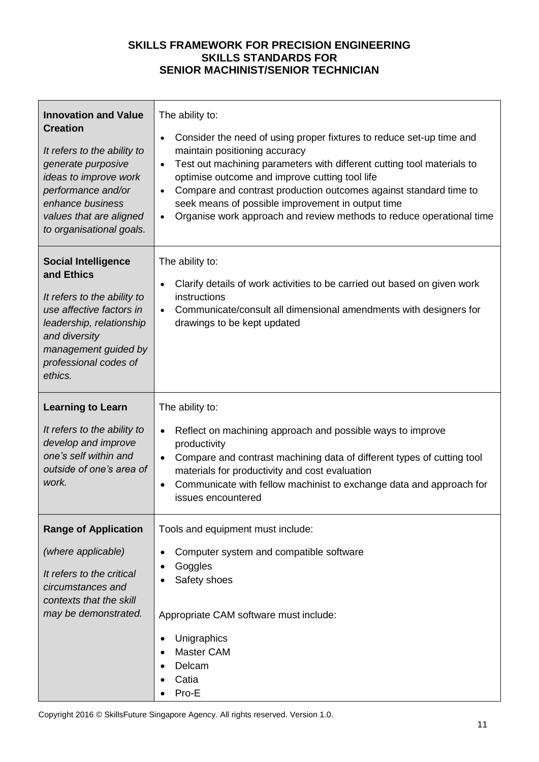**SKILLS FRAMEWORK FOR PRECISION ENGINEERING**
**SKILLS STANDARDS FOR**
**SENIOR MACHINIST/SENIOR TECHNICIAN**

| | |
|---|---|
| **Innovation and Value Creation**<br><br>*It refers to the ability to generate purposive ideas to improve work performance and/or enhance business values that are aligned to organisational goals.* | The ability to:<br><br>• Consider the need of using proper fixtures to reduce set-up time and maintain positioning accuracy<br>• Test out machining parameters with different cutting tool materials to optimise outcome and improve cutting tool life<br>• Compare and contrast production outcomes against standard time to seek means of possible improvement in output time<br>• Organise work approach and review methods to reduce operational time |
| **Social Intelligence and Ethics**<br><br>*It refers to the ability to use affective factors in leadership, relationship and diversity management guided by professional codes of ethics.* | The ability to:<br><br>• Clarify details of work activities to be carried out based on given work instructions<br>• Communicate/consult all dimensional amendments with designers for drawings to be kept updated |
| **Learning to Learn**<br><br>*It refers to the ability to develop and improve one's self within and outside of one's area of work.* | The ability to:<br><br>• Reflect on machining approach and possible ways to improve productivity<br>• Compare and contrast machining data of different types of cutting tool materials for productivity and cost evaluation<br>• Communicate with fellow machinist to exchange data and approach for issues encountered |
| **Range of Application**<br><br>*(where applicable)*<br><br>*It refers to the critical circumstances and contexts that the skill may be demonstrated.* | Tools and equipment must include:<br><br>• Computer system and compatible software<br>• Goggles<br>• Safety shoes<br><br>Appropriate CAM software must include:<br><br>• Unigraphics<br>• Master CAM<br>• Delcam<br>• Catia<br>• Pro-E |

Copyright 2016 © SkillsFuture Singapore Agency. All rights reserved. Version 1.0.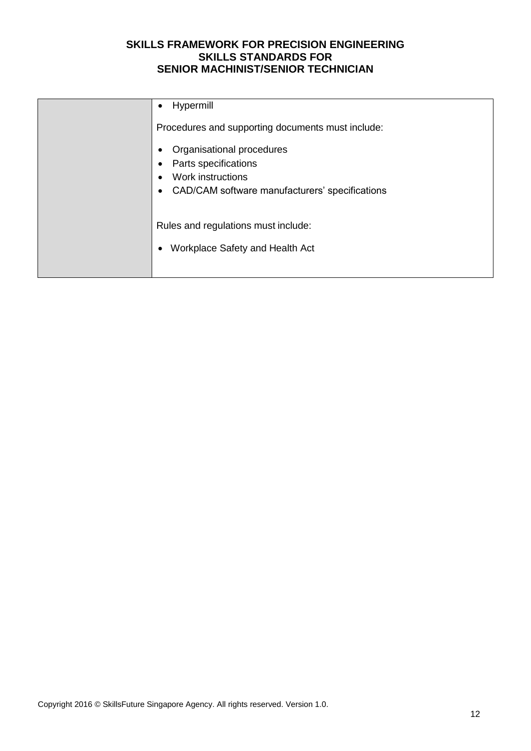| | |
|---|---|
| | • Hypermill<br><br>Procedures and supporting documents must include:<br><br>• Organisational procedures<br>• Parts specifications<br>• Work instructions<br>• CAD/CAM software manufacturers' specifications<br><br>Rules and regulations must include:<br><br>• Workplace Safety and Health Act |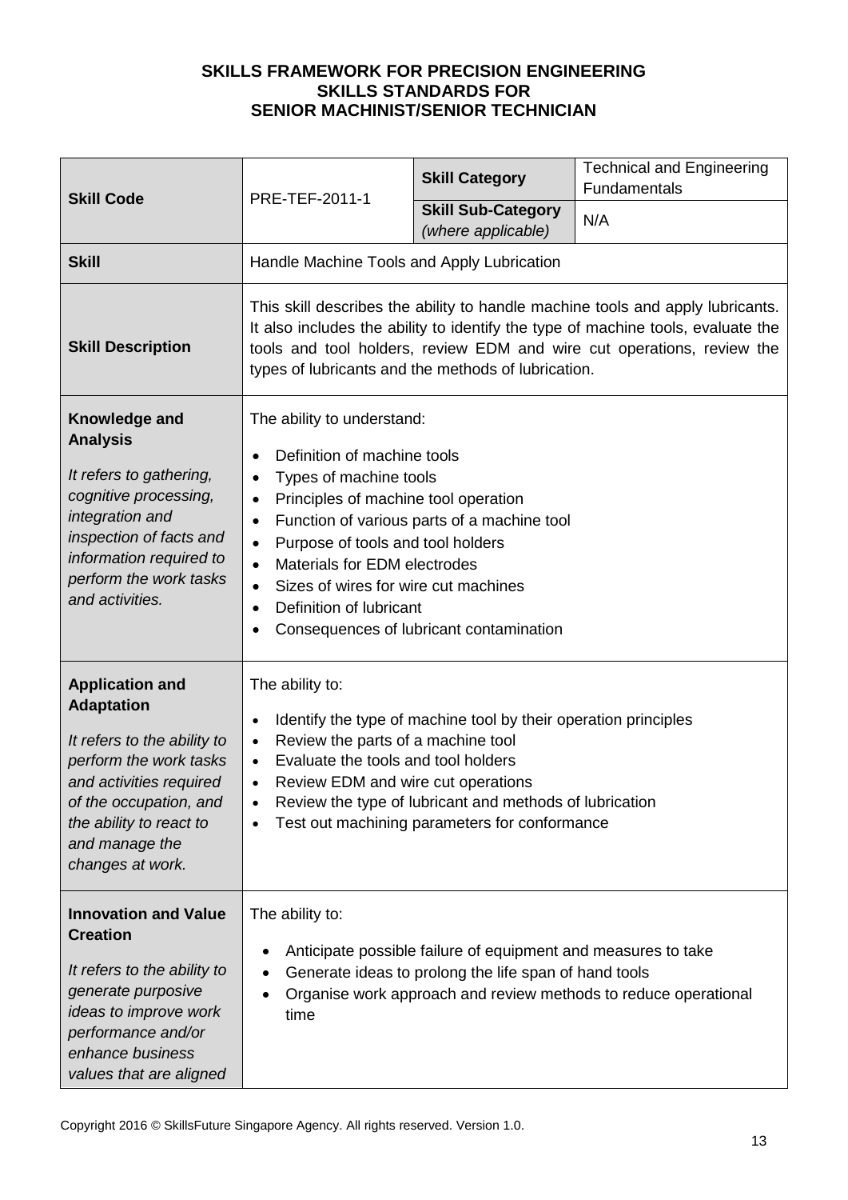**SKILLS FRAMEWORK FOR PRECISION ENGINEERING**
**SKILLS STANDARDS FOR**
**SENIOR MACHINIST/SENIOR TECHNICIAN**

| **Skill Code** | PRE-TEF-2011-1 | **Skill Category** | Technical and Engineering Fundamentals |
|---|---|---|---|
| | | **Skill Sub-Category** *(where applicable)* | N/A |
| **Skill** | Handle Machine Tools and Apply Lubrication | | |
| **Skill Description** | This skill describes the ability to handle machine tools and apply lubricants. It also includes the ability to identify the type of machine tools, evaluate the tools and tool holders, review EDM and wire cut operations, review the types of lubricants and the methods of lubrication. | | |
| **Knowledge and Analysis**<br><br>*It refers to gathering, cognitive processing, integration and inspection of facts and information required to perform the work tasks and activities.* | The ability to understand:<br><br>• Definition of machine tools<br>• Types of machine tools<br>• Principles of machine tool operation<br>• Function of various parts of a machine tool<br>• Purpose of tools and tool holders<br>• Materials for EDM electrodes<br>• Sizes of wires for wire cut machines<br>• Definition of lubricant<br>• Consequences of lubricant contamination | | |
| **Application and Adaptation**<br><br>*It refers to the ability to perform the work tasks and activities required of the occupation, and the ability to react to and manage the changes at work.* | The ability to:<br><br>• Identify the type of machine tool by their operation principles<br>• Review the parts of a machine tool<br>• Evaluate the tools and tool holders<br>• Review EDM and wire cut operations<br>• Review the type of lubricant and methods of lubrication<br>• Test out machining parameters for conformance | | |
| **Innovation and Value Creation**<br><br>*It refers to the ability to generate purposive ideas to improve work performance and/or enhance business values that are aligned* | The ability to:<br><br>• Anticipate possible failure of equipment and measures to take<br>• Generate ideas to prolong the life span of hand tools<br>• Organise work approach and review methods to reduce operational time | | |

Copyright 2016 © SkillsFuture Singapore Agency. All rights reserved. Version 1.0.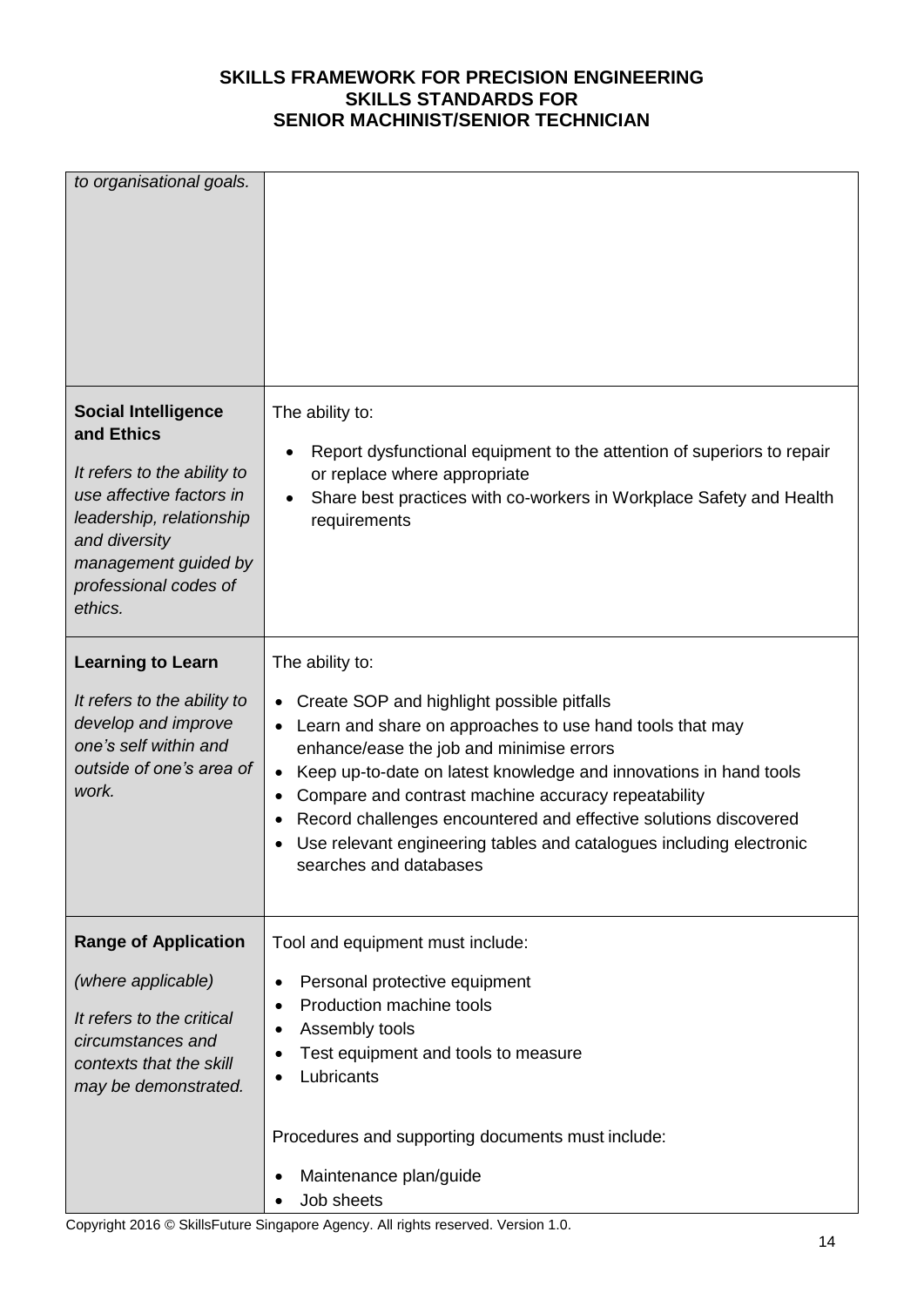| | |
|---|---|
| *to organisational goals.* | |
| **Social Intelligence and Ethics**<br><br>*It refers to the ability to use affective factors in leadership, relationship and diversity management guided by professional codes of ethics.* | The ability to:<br><br>• Report dysfunctional equipment to the attention of superiors to repair or replace where appropriate<br>• Share best practices with co-workers in Workplace Safety and Health requirements |
| **Learning to Learn**<br><br>*It refers to the ability to develop and improve one's self within and outside of one's area of work.* | The ability to:<br><br>• Create SOP and highlight possible pitfalls<br>• Learn and share on approaches to use hand tools that may enhance/ease the job and minimise errors<br>• Keep up-to-date on latest knowledge and innovations in hand tools<br>• Compare and contrast machine accuracy repeatability<br>• Record challenges encountered and effective solutions discovered<br>• Use relevant engineering tables and catalogues including electronic searches and databases |
| **Range of Application**<br><br>*(where applicable)*<br><br>*It refers to the critical circumstances and contexts that the skill may be demonstrated.* | Tool and equipment must include:<br><br>• Personal protective equipment<br>• Production machine tools<br>• Assembly tools<br>• Test equipment and tools to measure<br>• Lubricants<br><br>Procedures and supporting documents must include:<br><br>• Maintenance plan/guide<br>• Job sheets |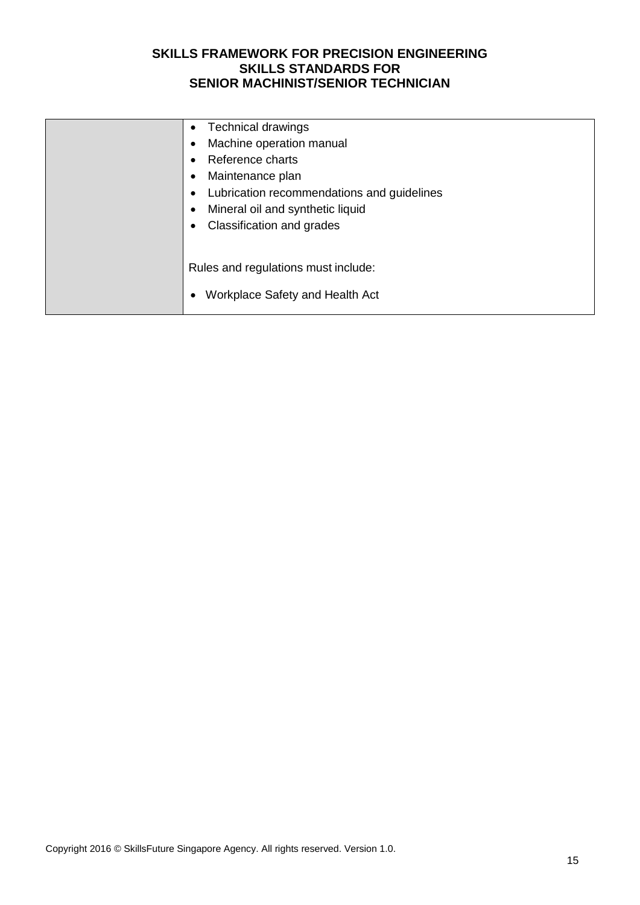| | |
|---|---|
| | • Technical drawings<br>• Machine operation manual<br>• Reference charts<br>• Maintenance plan<br>• Lubrication recommendations and guidelines<br>• Mineral oil and synthetic liquid<br>• Classification and grades<br><br>Rules and regulations must include:<br><br>• Workplace Safety and Health Act |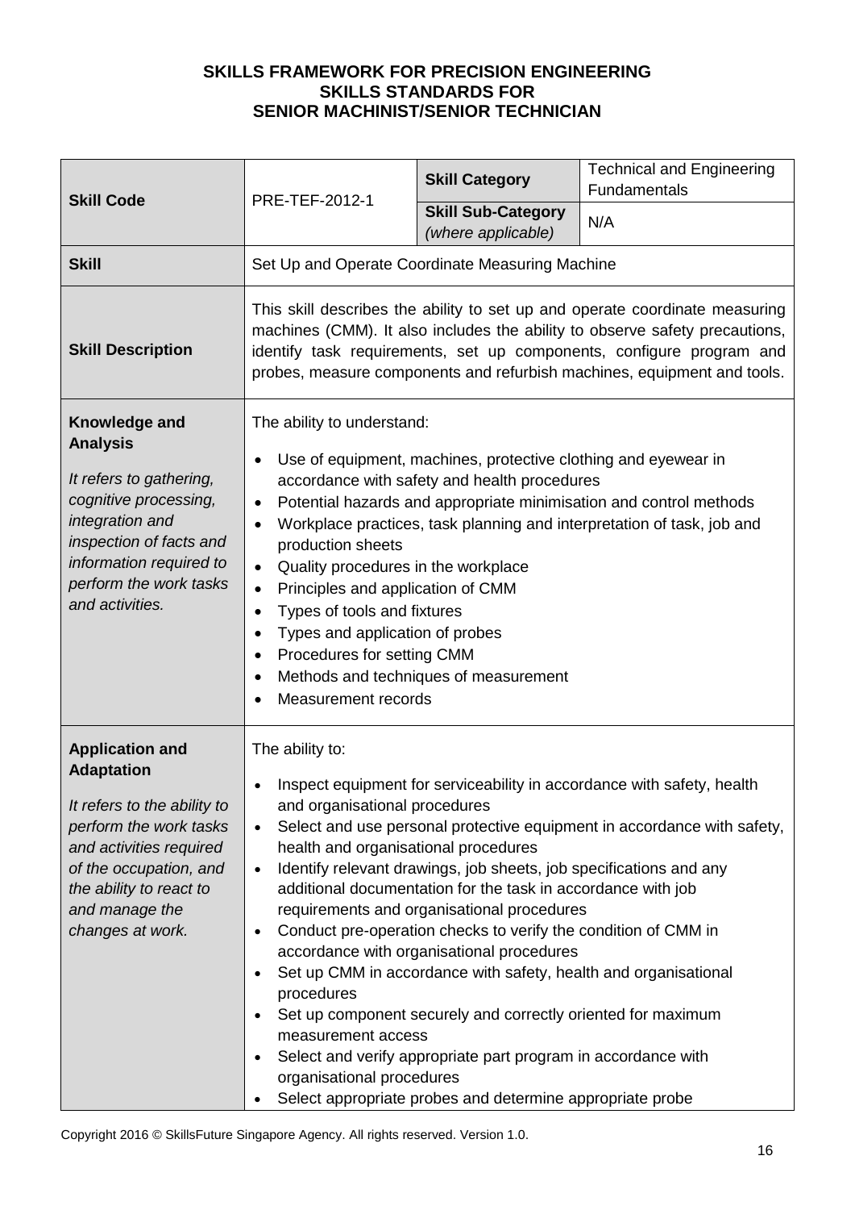**SKILLS FRAMEWORK FOR PRECISION ENGINEERING**
**SKILLS STANDARDS FOR**
**SENIOR MACHINIST/SENIOR TECHNICIAN**

| **Skill Code** | PRE-TEF-2012-1 | **Skill Category** | Technical and Engineering Fundamentals |
|---|---|---|---|
| | | **Skill Sub-Category** *(where applicable)* | N/A |
| **Skill** | Set Up and Operate Coordinate Measuring Machine | | |
| **Skill Description** | This skill describes the ability to set up and operate coordinate measuring machines (CMM). It also includes the ability to observe safety precautions, identify task requirements, set up components, configure program and probes, measure components and refurbish machines, equipment and tools. | | |
| **Knowledge and Analysis**<br><br>*It refers to gathering, cognitive processing, integration and inspection of facts and information required to perform the work tasks and activities.* | The ability to understand:<br><br>• Use of equipment, machines, protective clothing and eyewear in accordance with safety and health procedures<br>• Potential hazards and appropriate minimisation and control methods<br>• Workplace practices, task planning and interpretation of task, job and production sheets<br>• Quality procedures in the workplace<br>• Principles and application of CMM<br>• Types of tools and fixtures<br>• Types and application of probes<br>• Procedures for setting CMM<br>• Methods and techniques of measurement<br>• Measurement records | | |
| **Application and Adaptation**<br><br>*It refers to the ability to perform the work tasks and activities required of the occupation, and the ability to react to and manage the changes at work.* | The ability to:<br><br>• Inspect equipment for serviceability in accordance with safety, health and organisational procedures<br>• Select and use personal protective equipment in accordance with safety, health and organisational procedures<br>• Identify relevant drawings, job sheets, job specifications and any additional documentation for the task in accordance with job requirements and organisational procedures<br>• Conduct pre-operation checks to verify the condition of CMM in accordance with organisational procedures<br>• Set up CMM in accordance with safety, health and organisational procedures<br>• Set up component securely and correctly oriented for maximum measurement access<br>• Select and verify appropriate part program in accordance with organisational procedures<br>• Select appropriate probes and determine appropriate probe | | |

Copyright 2016 © SkillsFuture Singapore Agency. All rights reserved. Version 1.0.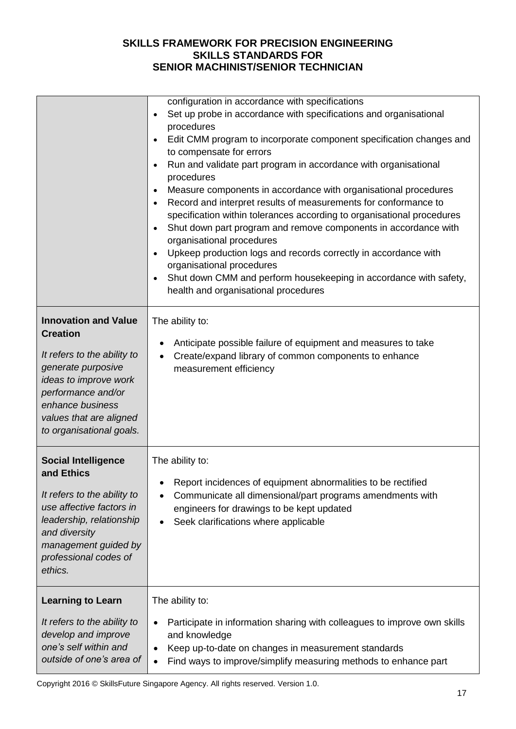| | |
|---|---|
| | configuration in accordance with specifications<br>• Set up probe in accordance with specifications and organisational procedures<br>• Edit CMM program to incorporate component specification changes and to compensate for errors<br>• Run and validate part program in accordance with organisational procedures<br>• Measure components in accordance with organisational procedures<br>• Record and interpret results of measurements for conformance to specification within tolerances according to organisational procedures<br>• Shut down part program and remove components in accordance with organisational procedures<br>• Upkeep production logs and records correctly in accordance with organisational procedures<br>• Shut down CMM and perform housekeeping in accordance with safety, health and organisational procedures |
| **Innovation and Value Creation**<br><br>*It refers to the ability to generate purposive ideas to improve work performance and/or enhance business values that are aligned to organisational goals.* | The ability to:<br><br>• Anticipate possible failure of equipment and measures to take<br>• Create/expand library of common components to enhance measurement efficiency |
| **Social Intelligence and Ethics**<br><br>*It refers to the ability to use affective factors in leadership, relationship and diversity management guided by professional codes of ethics.* | The ability to:<br><br>• Report incidences of equipment abnormalities to be rectified<br>• Communicate all dimensional/part programs amendments with engineers for drawings to be kept updated<br>• Seek clarifications where applicable |
| **Learning to Learn**<br><br>*It refers to the ability to develop and improve one's self within and outside of one's area of* | The ability to:<br><br>• Participate in information sharing with colleagues to improve own skills and knowledge<br>• Keep up-to-date on changes in measurement standards<br>• Find ways to improve/simplify measuring methods to enhance part |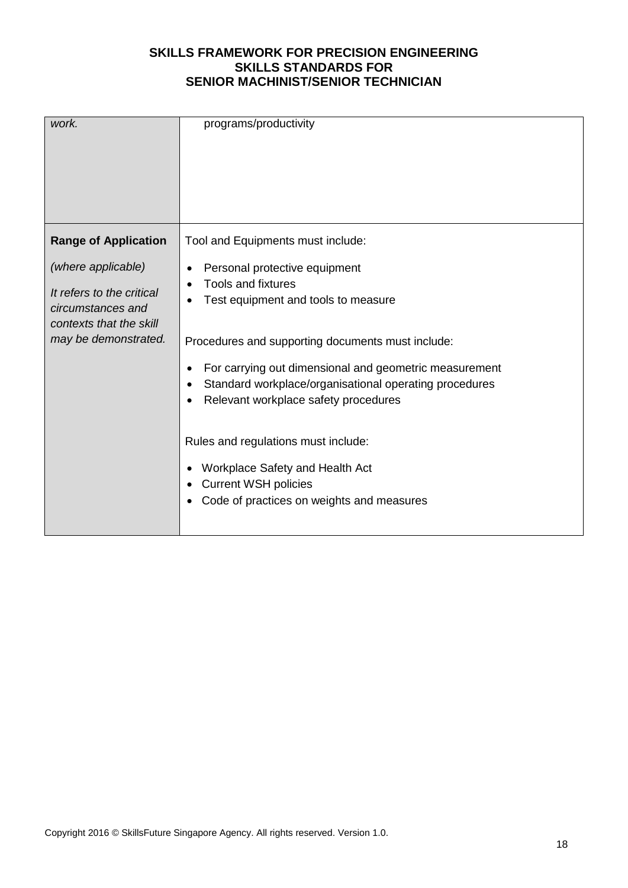| | |
|---|---|
| *work.* | programs/productivity |
| **Range of Application**<br><br>*(where applicable)*<br><br>*It refers to the critical circumstances and contexts that the skill may be demonstrated.* | Tool and Equipments must include:<br><br>• Personal protective equipment<br>• Tools and fixtures<br>• Test equipment and tools to measure<br><br>Procedures and supporting documents must include:<br><br>• For carrying out dimensional and geometric measurement<br>• Standard workplace/organisational operating procedures<br>• Relevant workplace safety procedures<br><br>Rules and regulations must include:<br><br>• Workplace Safety and Health Act<br>• Current WSH policies<br>• Code of practices on weights and measures |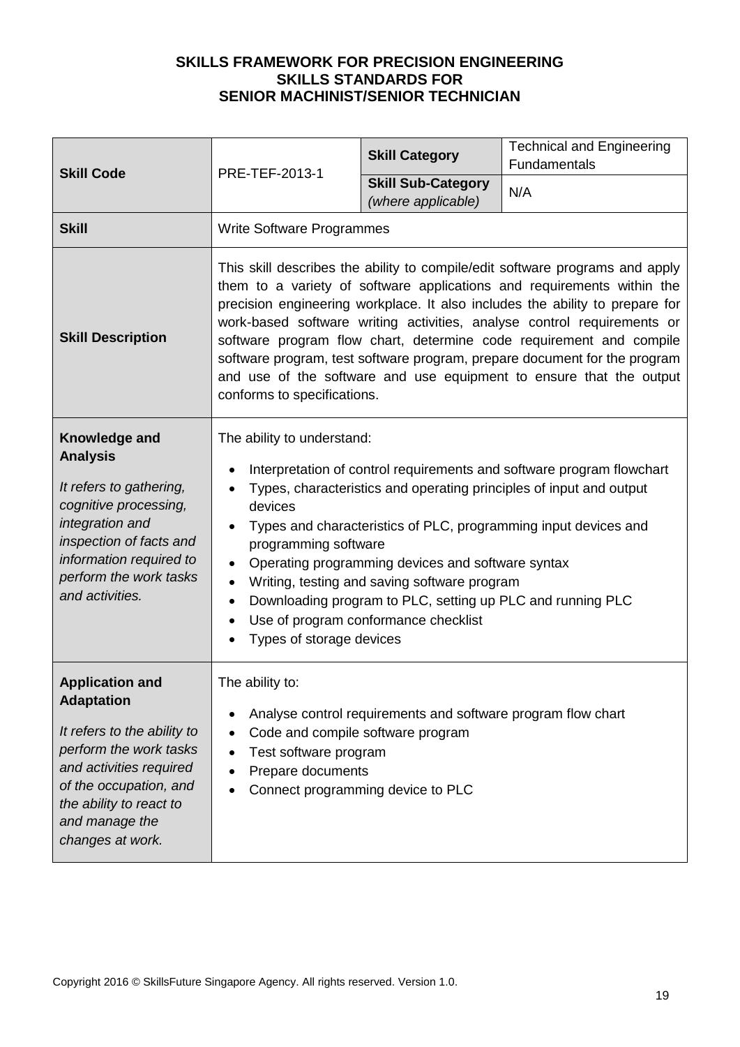**SKILLS FRAMEWORK FOR PRECISION ENGINEERING**
**SKILLS STANDARDS FOR**
**SENIOR MACHINIST/SENIOR TECHNICIAN**

| **Skill Code** | PRE-TEF-2013-1 | **Skill Category** | Technical and Engineering Fundamentals |
|---|---|---|---|
| | | **Skill Sub-Category** *(where applicable)* | N/A |
| **Skill** | Write Software Programmes | | |
| **Skill Description** | This skill describes the ability to compile/edit software programs and apply them to a variety of software applications and requirements within the precision engineering workplace. It also includes the ability to prepare for work-based software writing activities, analyse control requirements or software program flow chart, determine code requirement and compile software program, test software program, prepare document for the program and use of the software and use equipment to ensure that the output conforms to specifications. | | |
| **Knowledge and Analysis** *It refers to gathering, cognitive processing, integration and inspection of facts and information required to perform the work tasks and activities.* | The ability to understand: <br>• Interpretation of control requirements and software program flowchart <br>• Types, characteristics and operating principles of input and output devices <br>• Types and characteristics of PLC, programming input devices and programming software <br>• Operating programming devices and software syntax <br>• Writing, testing and saving software program <br>• Downloading program to PLC, setting up PLC and running PLC <br>• Use of program conformance checklist <br>• Types of storage devices | | |
| **Application and Adaptation** *It refers to the ability to perform the work tasks and activities required of the occupation, and the ability to react to and manage the changes at work.* | The ability to: <br>• Analyse control requirements and software program flow chart <br>• Code and compile software program <br>• Test software program <br>• Prepare documents <br>• Connect programming device to PLC | | |

Copyright 2016 © SkillsFuture Singapore Agency. All rights reserved. Version 1.0.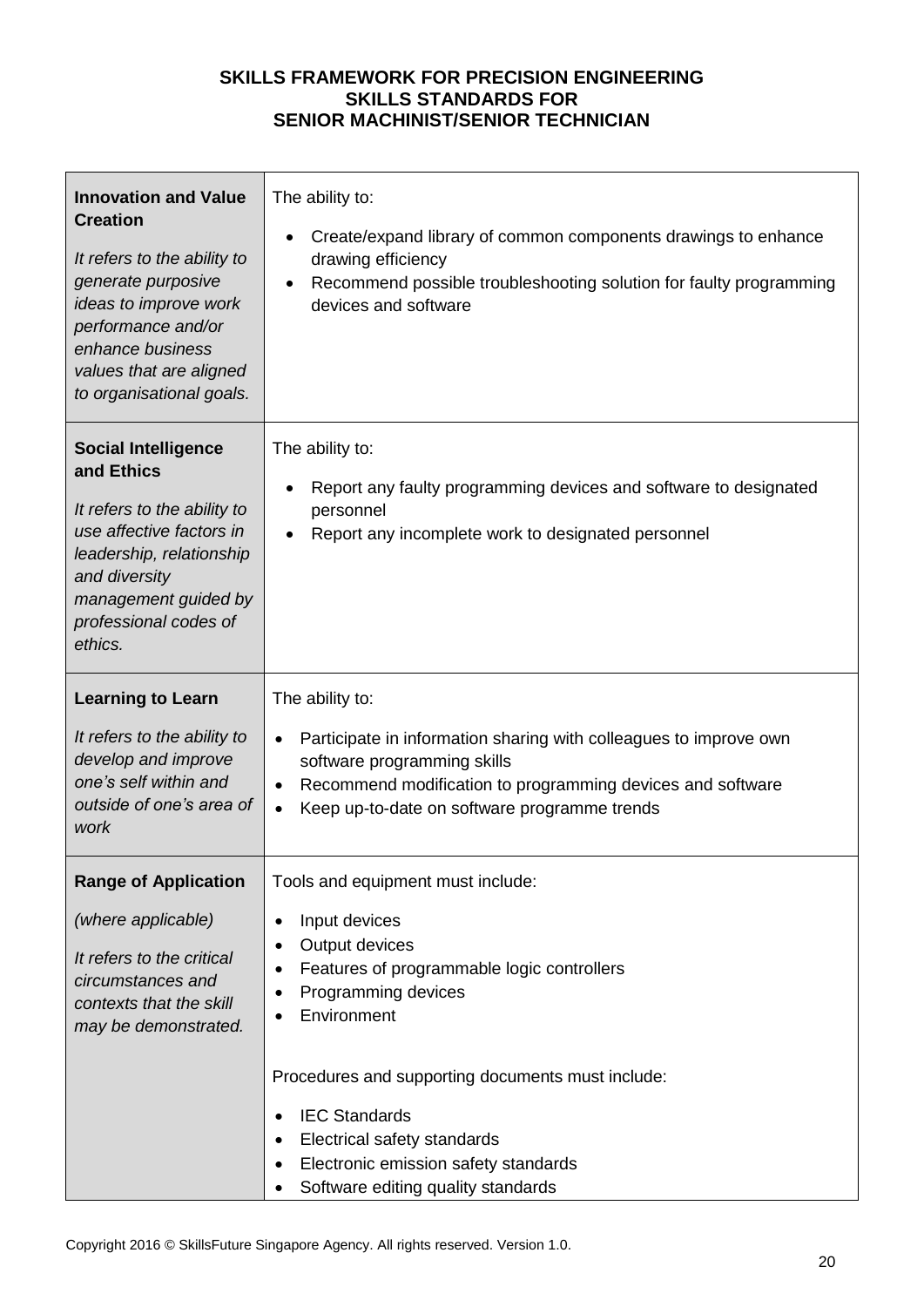**SKILLS FRAMEWORK FOR PRECISION ENGINEERING**
**SKILLS STANDARDS FOR**
**SENIOR MACHINIST/SENIOR TECHNICIAN**

| | |
|---|---|
| **Innovation and Value Creation**<br><br>*It refers to the ability to generate purposive ideas to improve work performance and/or enhance business values that are aligned to organisational goals.* | The ability to:<br><br>• Create/expand library of common components drawings to enhance drawing efficiency<br>• Recommend possible troubleshooting solution for faulty programming devices and software |
| **Social Intelligence and Ethics**<br><br>*It refers to the ability to use affective factors in leadership, relationship and diversity management guided by professional codes of ethics.* | The ability to:<br><br>• Report any faulty programming devices and software to designated personnel<br>• Report any incomplete work to designated personnel |
| **Learning to Learn**<br><br>*It refers to the ability to develop and improve one's self within and outside of one's area of work* | The ability to:<br><br>• Participate in information sharing with colleagues to improve own software programming skills<br>• Recommend modification to programming devices and software<br>• Keep up-to-date on software programme trends |
| **Range of Application**<br><br>*(where applicable)*<br><br>*It refers to the critical circumstances and contexts that the skill may be demonstrated.* | Tools and equipment must include:<br><br>• Input devices<br>• Output devices<br>• Features of programmable logic controllers<br>• Programming devices<br>• Environment<br><br>Procedures and supporting documents must include:<br><br>• IEC Standards<br>• Electrical safety standards<br>• Electronic emission safety standards<br>• Software editing quality standards |

Copyright 2016 © SkillsFuture Singapore Agency. All rights reserved. Version 1.0.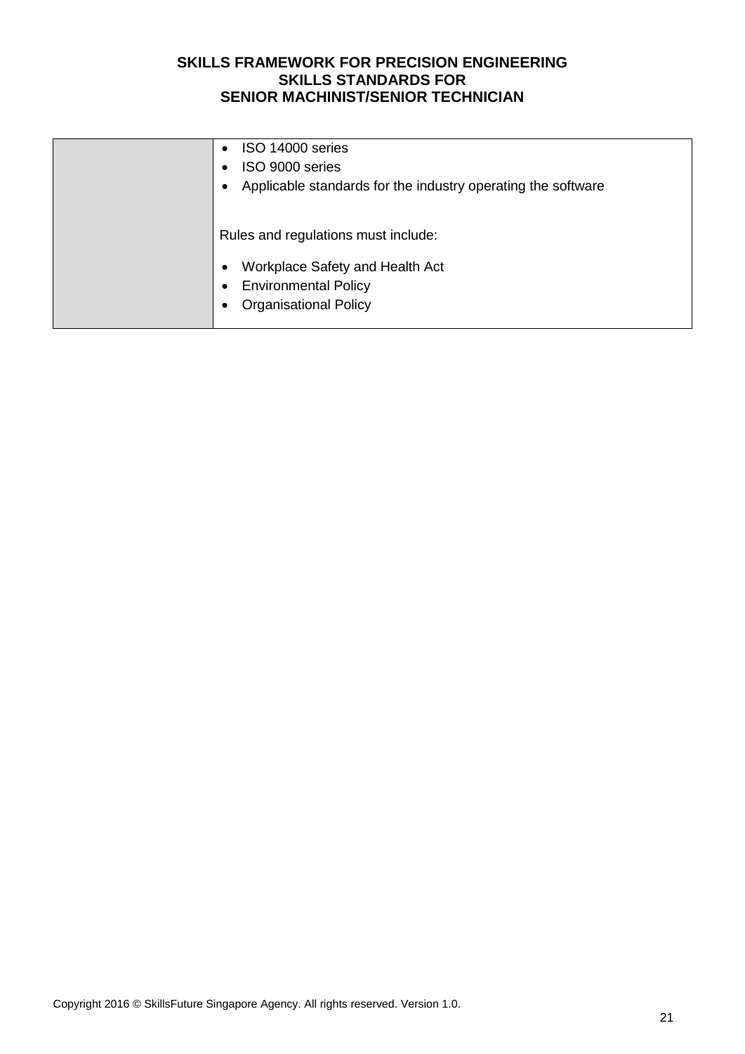| | |
|---|---|
| | • ISO 14000 series<br>• ISO 9000 series<br>• Applicable standards for the industry operating the software<br><br>Rules and regulations must include:<br><br>• Workplace Safety and Health Act<br>• Environmental Policy<br>• Organisational Policy |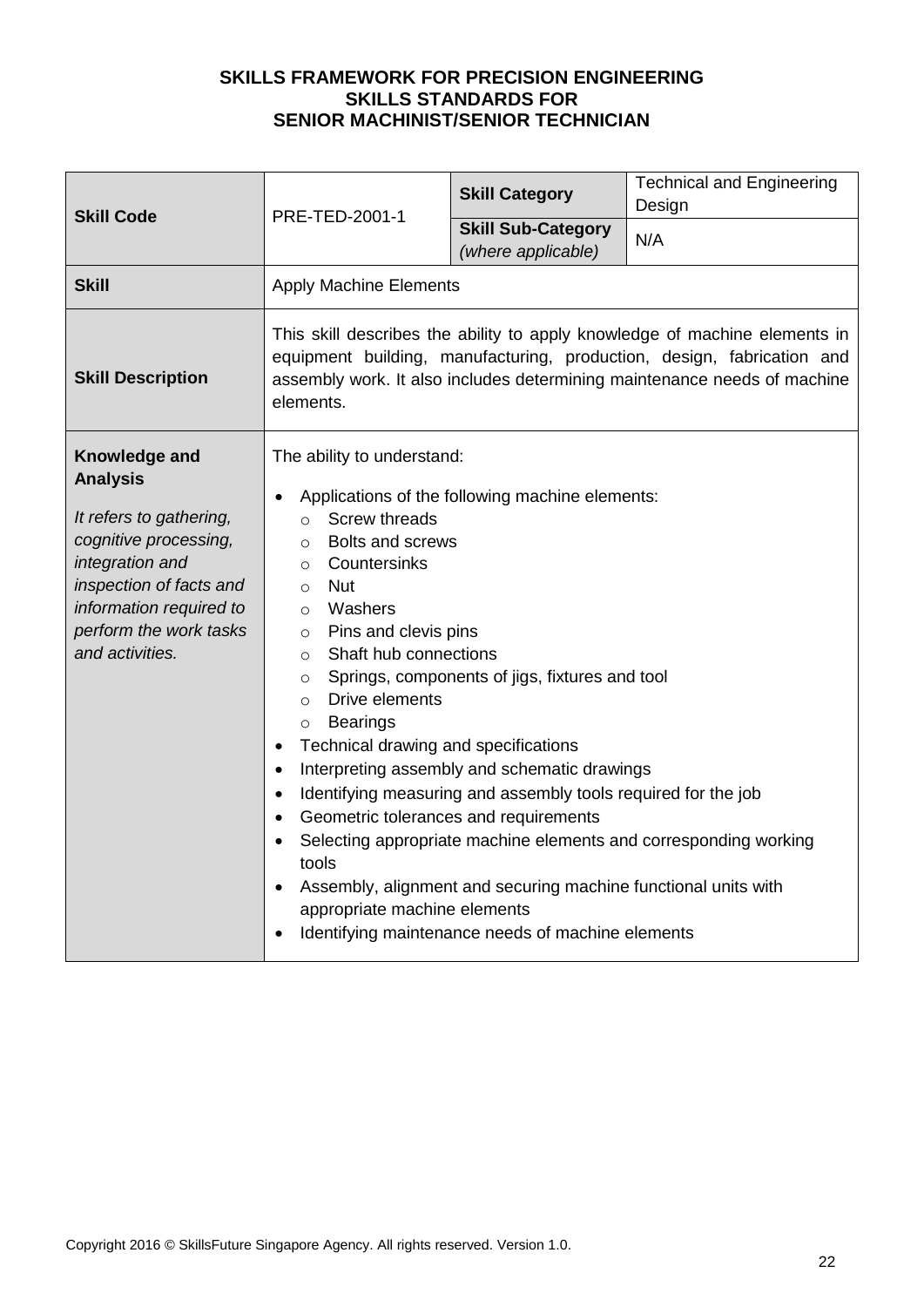**SKILLS FRAMEWORK FOR PRECISION ENGINEERING**
**SKILLS STANDARDS FOR**
**SENIOR MACHINIST/SENIOR TECHNICIAN**

| **Skill Code** | PRE-TED-2001-1 | **Skill Category** | Technical and Engineering Design |
|---|---|---|---|
| | | **Skill Sub-Category** *(where applicable)* | N/A |
| **Skill** | Apply Machine Elements | | |
| **Skill Description** | This skill describes the ability to apply knowledge of machine elements in equipment building, manufacturing, production, design, fabrication and assembly work. It also includes determining maintenance needs of machine elements. | | |
| **Knowledge and Analysis**<br><br>*It refers to gathering, cognitive processing, integration and inspection of facts and information required to perform the work tasks and activities.* | The ability to understand:<br><br>• Applications of the following machine elements:<br>&nbsp;&nbsp;&nbsp;&nbsp;○ Screw threads<br>&nbsp;&nbsp;&nbsp;&nbsp;○ Bolts and screws<br>&nbsp;&nbsp;&nbsp;&nbsp;○ Countersinks<br>&nbsp;&nbsp;&nbsp;&nbsp;○ Nut<br>&nbsp;&nbsp;&nbsp;&nbsp;○ Washers<br>&nbsp;&nbsp;&nbsp;&nbsp;○ Pins and clevis pins<br>&nbsp;&nbsp;&nbsp;&nbsp;○ Shaft hub connections<br>&nbsp;&nbsp;&nbsp;&nbsp;○ Springs, components of jigs, fixtures and tool<br>&nbsp;&nbsp;&nbsp;&nbsp;○ Drive elements<br>&nbsp;&nbsp;&nbsp;&nbsp;○ Bearings<br>• Technical drawing and specifications<br>• Interpreting assembly and schematic drawings<br>• Identifying measuring and assembly tools required for the job<br>• Geometric tolerances and requirements<br>• Selecting appropriate machine elements and corresponding working tools<br>• Assembly, alignment and securing machine functional units with appropriate machine elements<br>• Identifying maintenance needs of machine elements | | |

Copyright 2016 © SkillsFuture Singapore Agency. All rights reserved. Version 1.0.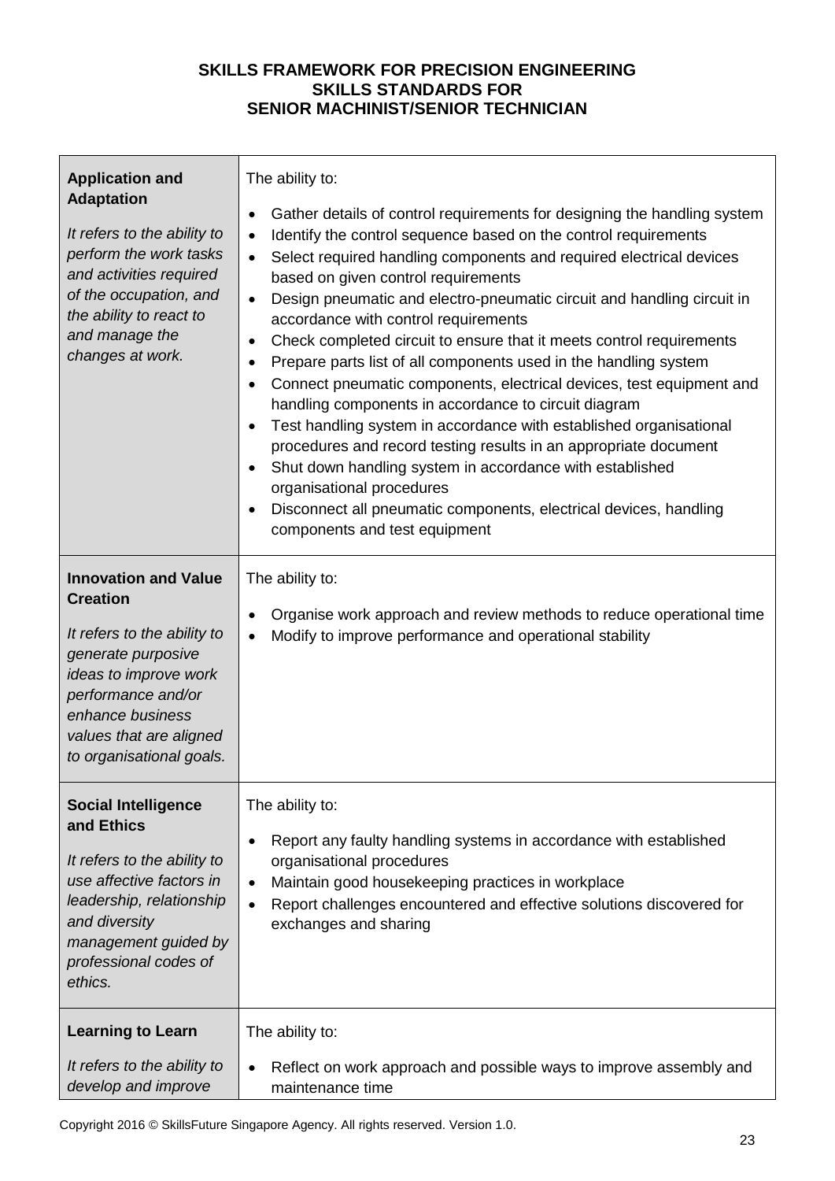**SKILLS FRAMEWORK FOR PRECISION ENGINEERING**
**SKILLS STANDARDS FOR**
**SENIOR MACHINIST/SENIOR TECHNICIAN**

| | |
|---|---|
| **Application and Adaptation**<br><br>*It refers to the ability to perform the work tasks and activities required of the occupation, and the ability to react to and manage the changes at work.* | The ability to:<br><br>• Gather details of control requirements for designing the handling system<br>• Identify the control sequence based on the control requirements<br>• Select required handling components and required electrical devices based on given control requirements<br>• Design pneumatic and electro-pneumatic circuit and handling circuit in accordance with control requirements<br>• Check completed circuit to ensure that it meets control requirements<br>• Prepare parts list of all components used in the handling system<br>• Connect pneumatic components, electrical devices, test equipment and handling components in accordance to circuit diagram<br>• Test handling system in accordance with established organisational procedures and record testing results in an appropriate document<br>• Shut down handling system in accordance with established organisational procedures<br>• Disconnect all pneumatic components, electrical devices, handling components and test equipment |
| **Innovation and Value Creation**<br><br>*It refers to the ability to generate purposive ideas to improve work performance and/or enhance business values that are aligned to organisational goals.* | The ability to:<br><br>• Organise work approach and review methods to reduce operational time<br>• Modify to improve performance and operational stability |
| **Social Intelligence and Ethics**<br><br>*It refers to the ability to use affective factors in leadership, relationship and diversity management guided by professional codes of ethics.* | The ability to:<br><br>• Report any faulty handling systems in accordance with established organisational procedures<br>• Maintain good housekeeping practices in workplace<br>• Report challenges encountered and effective solutions discovered for exchanges and sharing |
| **Learning to Learn**<br><br>*It refers to the ability to develop and improve* | The ability to:<br><br>• Reflect on work approach and possible ways to improve assembly and maintenance time |

Copyright 2016 © SkillsFuture Singapore Agency. All rights reserved. Version 1.0.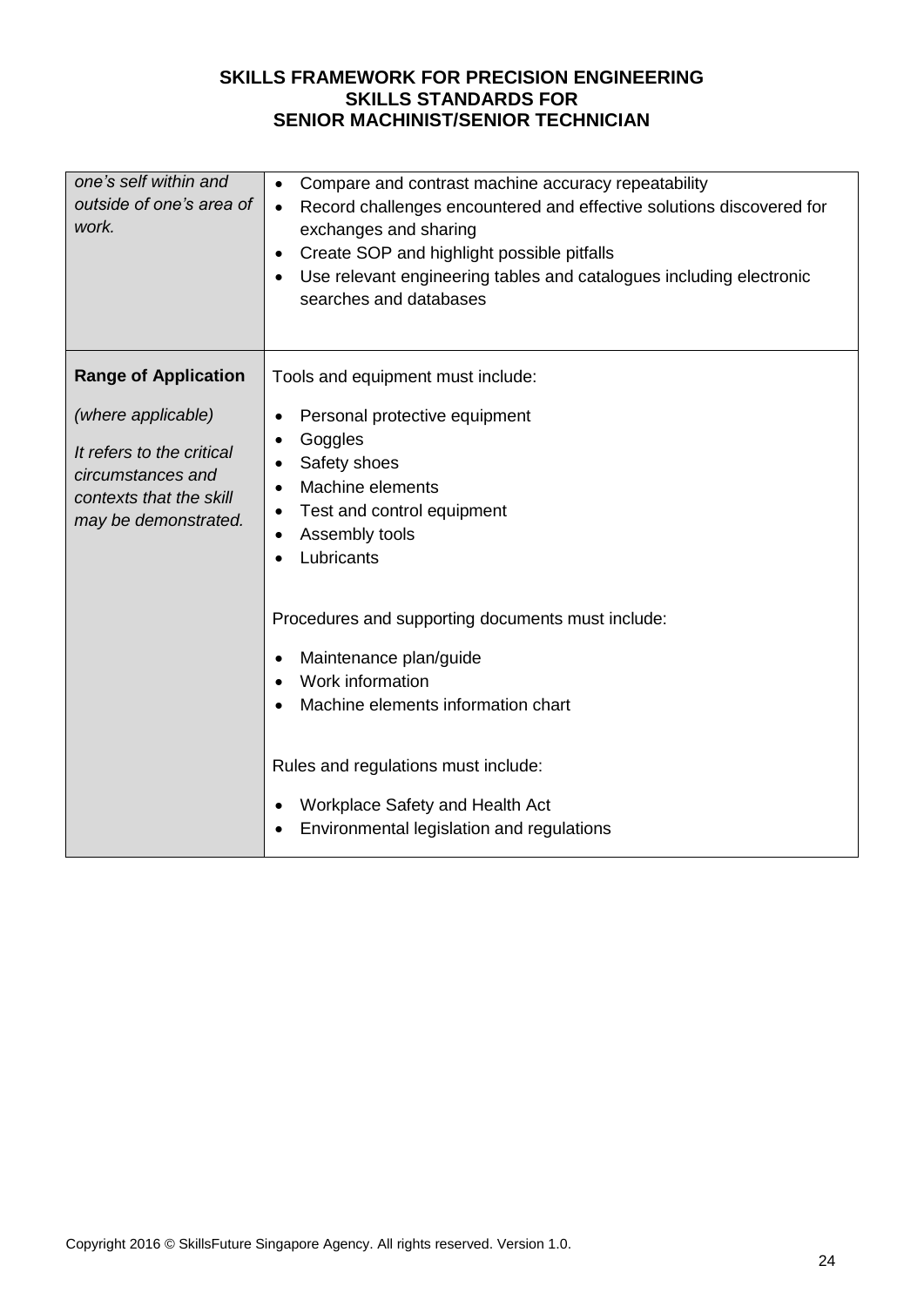| | |
|---|---|
| *one's self within and outside of one's area of work.* | • Compare and contrast machine accuracy repeatability<br>• Record challenges encountered and effective solutions discovered for exchanges and sharing<br>• Create SOP and highlight possible pitfalls<br>• Use relevant engineering tables and catalogues including electronic searches and databases |
| **Range of Application**<br><br>*(where applicable)*<br><br>*It refers to the critical circumstances and contexts that the skill may be demonstrated.* | Tools and equipment must include:<br><br>• Personal protective equipment<br>• Goggles<br>• Safety shoes<br>• Machine elements<br>• Test and control equipment<br>• Assembly tools<br>• Lubricants<br><br>Procedures and supporting documents must include:<br><br>• Maintenance plan/guide<br>• Work information<br>• Machine elements information chart<br><br>Rules and regulations must include:<br><br>• Workplace Safety and Health Act<br>• Environmental legislation and regulations |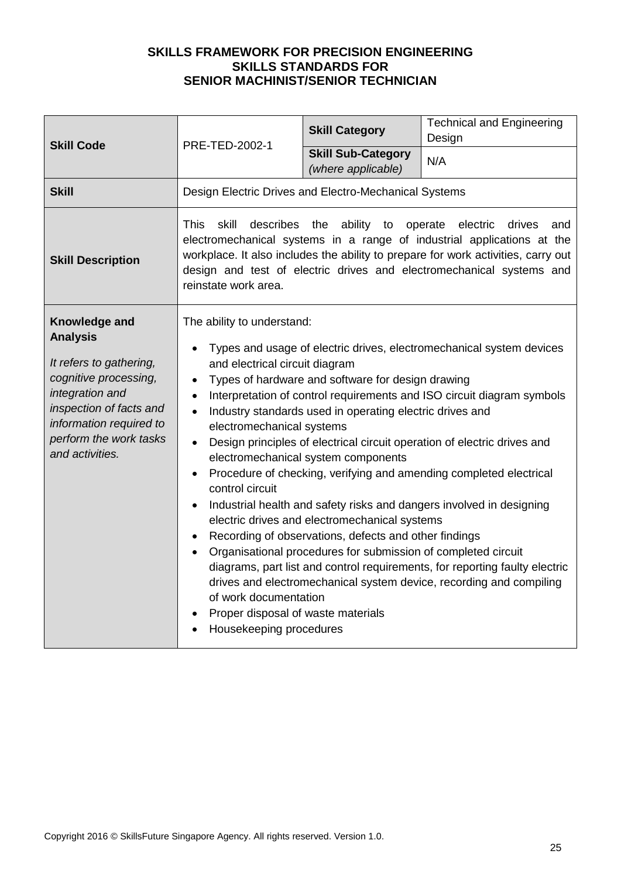**SKILLS FRAMEWORK FOR PRECISION ENGINEERING**
**SKILLS STANDARDS FOR**
**SENIOR MACHINIST/SENIOR TECHNICIAN**

| **Skill Code** | PRE-TED-2002-1 | **Skill Category** | Technical and Engineering Design |
|---|---|---|---|
| | | **Skill Sub-Category** *(where applicable)* | N/A |
| **Skill** | Design Electric Drives and Electro-Mechanical Systems | | |
| **Skill Description** | This skill describes the ability to operate electric drives and electromechanical systems in a range of industrial applications at the workplace. It also includes the ability to prepare for work activities, carry out design and test of electric drives and electromechanical systems and reinstate work area. | | |
| **Knowledge and Analysis** *It refers to gathering, cognitive processing, integration and inspection of facts and information required to perform the work tasks and activities.* | The ability to understand: <br>• Types and usage of electric drives, electromechanical system devices and electrical circuit diagram <br>• Types of hardware and software for design drawing <br>• Interpretation of control requirements and ISO circuit diagram symbols <br>• Industry standards used in operating electric drives and electromechanical systems <br>• Design principles of electrical circuit operation of electric drives and electromechanical system components <br>• Procedure of checking, verifying and amending completed electrical control circuit <br>• Industrial health and safety risks and dangers involved in designing electric drives and electromechanical systems <br>• Recording of observations, defects and other findings <br>• Organisational procedures for submission of completed circuit diagrams, part list and control requirements, for reporting faulty electric drives and electromechanical system device, recording and compiling of work documentation <br>• Proper disposal of waste materials <br>• Housekeeping procedures | | |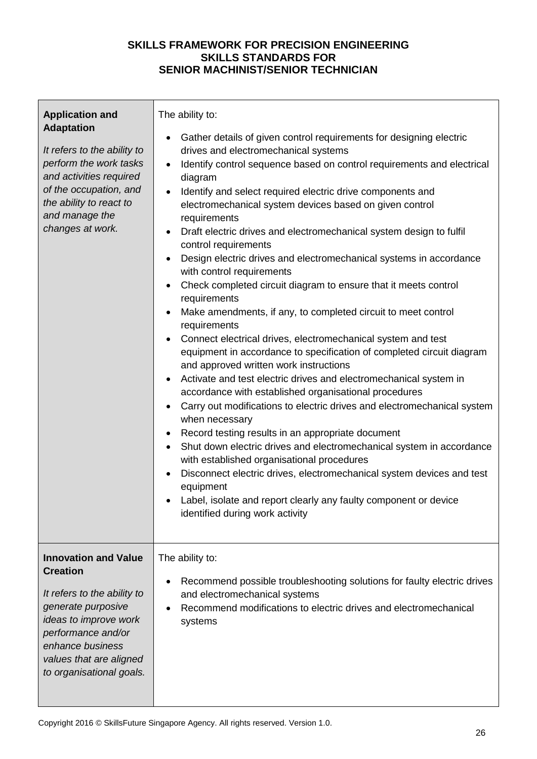**SKILLS FRAMEWORK FOR PRECISION ENGINEERING**
**SKILLS STANDARDS FOR**
**SENIOR MACHINIST/SENIOR TECHNICIAN**

| | |
|---|---|
| **Application and Adaptation**<br><br>*It refers to the ability to perform the work tasks and activities required of the occupation, and the ability to react to and manage the changes at work.* | The ability to:<br><br>• Gather details of given control requirements for designing electric drives and electromechanical systems<br>• Identify control sequence based on control requirements and electrical diagram<br>• Identify and select required electric drive components and electromechanical system devices based on given control requirements<br>• Draft electric drives and electromechanical system design to fulfil control requirements<br>• Design electric drives and electromechanical systems in accordance with control requirements<br>• Check completed circuit diagram to ensure that it meets control requirements<br>• Make amendments, if any, to completed circuit to meet control requirements<br>• Connect electrical drives, electromechanical system and test equipment in accordance to specification of completed circuit diagram and approved written work instructions<br>• Activate and test electric drives and electromechanical system in accordance with established organisational procedures<br>• Carry out modifications to electric drives and electromechanical system when necessary<br>• Record testing results in an appropriate document<br>• Shut down electric drives and electromechanical system in accordance with established organisational procedures<br>• Disconnect electric drives, electromechanical system devices and test equipment<br>• Label, isolate and report clearly any faulty component or device identified during work activity |
| **Innovation and Value Creation**<br><br>*It refers to the ability to generate purposive ideas to improve work performance and/or enhance business values that are aligned to organisational goals.* | The ability to:<br><br>• Recommend possible troubleshooting solutions for faulty electric drives and electromechanical systems<br>• Recommend modifications to electric drives and electromechanical systems |

Copyright 2016 © SkillsFuture Singapore Agency. All rights reserved. Version 1.0.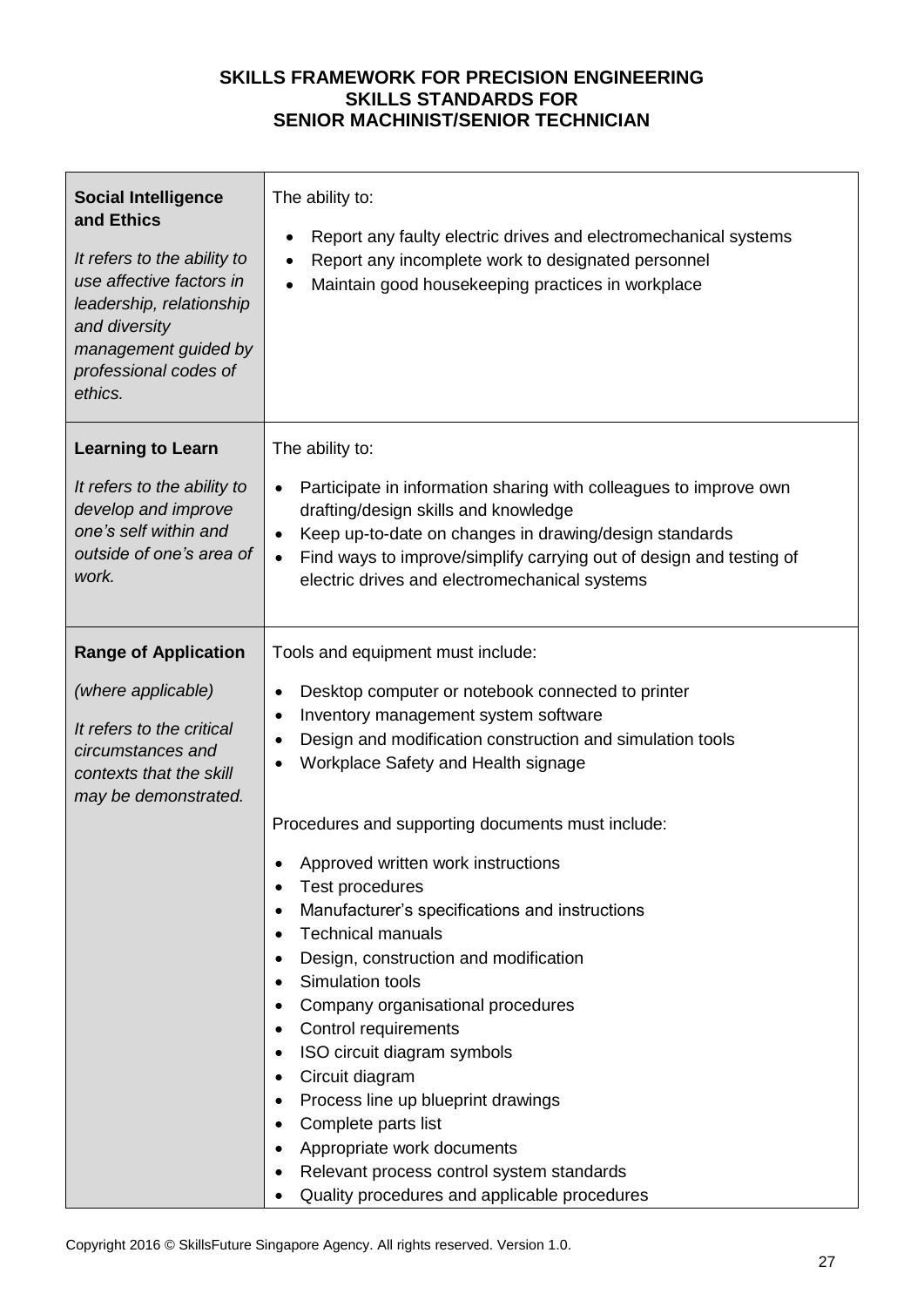**SKILLS FRAMEWORK FOR PRECISION ENGINEERING**
**SKILLS STANDARDS FOR**
**SENIOR MACHINIST/SENIOR TECHNICIAN**

| | |
|---|---|
| **Social Intelligence and Ethics**<br><br>*It refers to the ability to use affective factors in leadership, relationship and diversity management guided by professional codes of ethics.* | The ability to:<br><br>• Report any faulty electric drives and electromechanical systems<br>• Report any incomplete work to designated personnel<br>• Maintain good housekeeping practices in workplace |
| **Learning to Learn**<br><br>*It refers to the ability to develop and improve one's self within and outside of one's area of work.* | The ability to:<br><br>• Participate in information sharing with colleagues to improve own drafting/design skills and knowledge<br>• Keep up-to-date on changes in drawing/design standards<br>• Find ways to improve/simplify carrying out of design and testing of electric drives and electromechanical systems |
| **Range of Application**<br><br>*(where applicable)*<br><br>*It refers to the critical circumstances and contexts that the skill may be demonstrated.* | Tools and equipment must include:<br><br>• Desktop computer or notebook connected to printer<br>• Inventory management system software<br>• Design and modification construction and simulation tools<br>• Workplace Safety and Health signage<br><br>Procedures and supporting documents must include:<br><br>• Approved written work instructions<br>• Test procedures<br>• Manufacturer's specifications and instructions<br>• Technical manuals<br>• Design, construction and modification<br>• Simulation tools<br>• Company organisational procedures<br>• Control requirements<br>• ISO circuit diagram symbols<br>• Circuit diagram<br>• Process line up blueprint drawings<br>• Complete parts list<br>• Appropriate work documents<br>• Relevant process control system standards<br>• Quality procedures and applicable procedures |

Copyright 2016 © SkillsFuture Singapore Agency. All rights reserved. Version 1.0.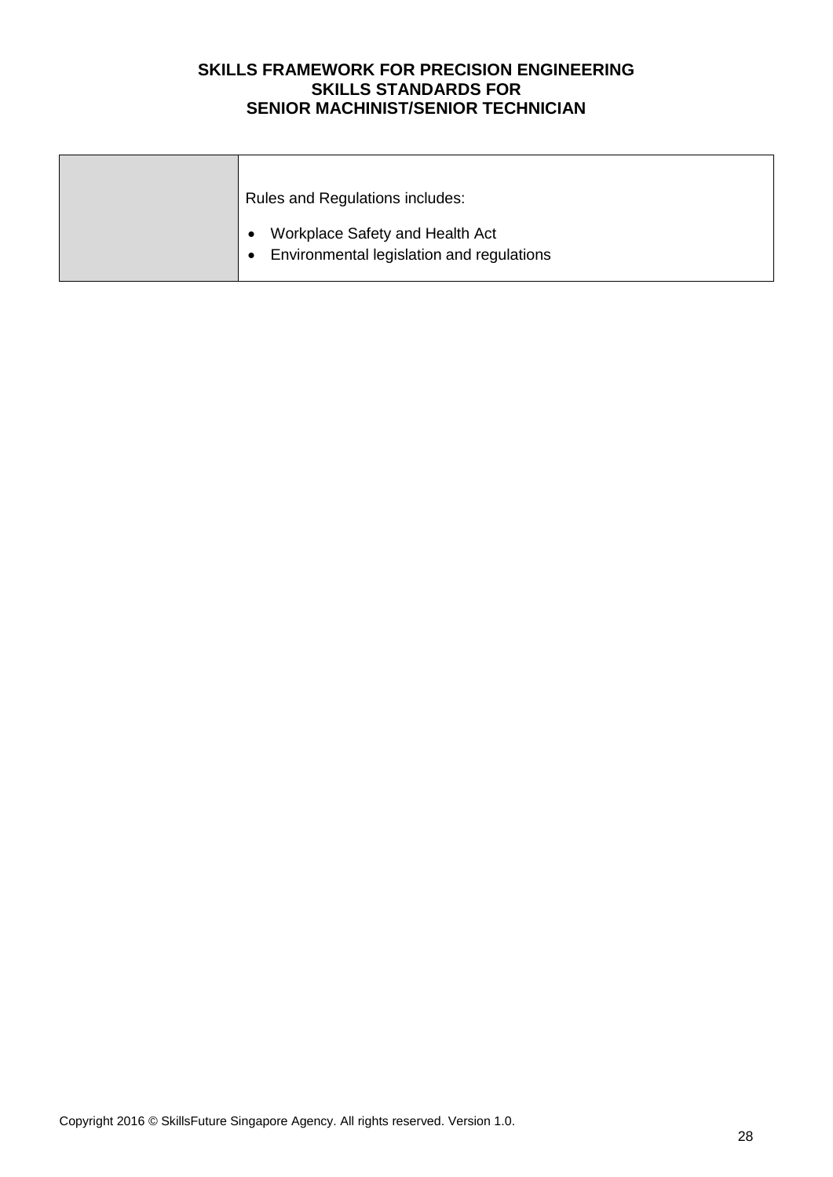| | |
|---|---|
| | Rules and Regulations includes:<br><br>• Workplace Safety and Health Act<br>• Environmental legislation and regulations |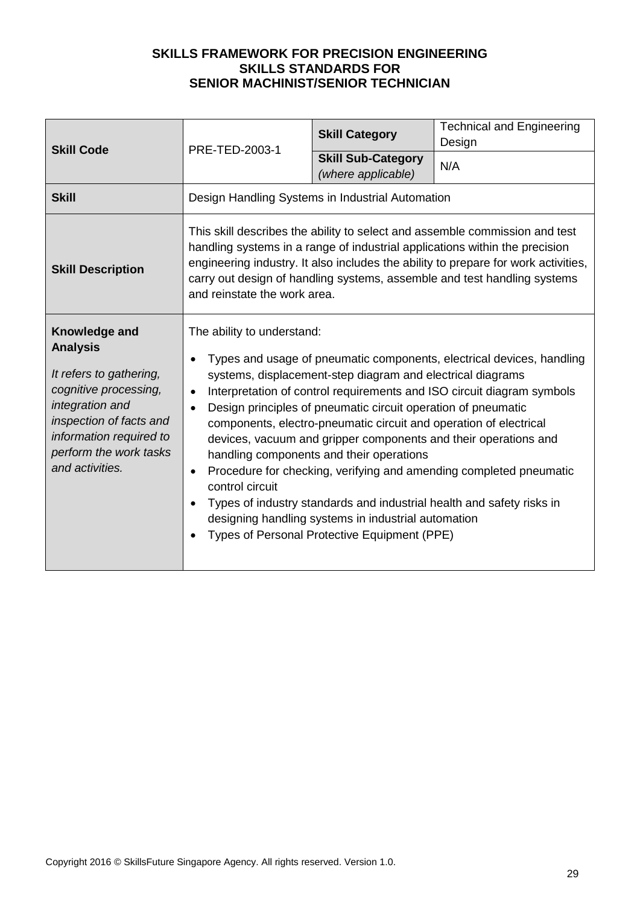**SKILLS FRAMEWORK FOR PRECISION ENGINEERING**
**SKILLS STANDARDS FOR**
**SENIOR MACHINIST/SENIOR TECHNICIAN**

| | | | |
|---|---|---|---|
| **Skill Code** | PRE-TED-2003-1 | **Skill Category** | Technical and Engineering Design |
| | | **Skill Sub-Category** *(where applicable)* | N/A |
| **Skill** | Design Handling Systems in Industrial Automation | | |
| **Skill Description** | This skill describes the ability to select and assemble commission and test handling systems in a range of industrial applications within the precision engineering industry. It also includes the ability to prepare for work activities, carry out design of handling systems, assemble and test handling systems and reinstate the work area. | | |
| **Knowledge and Analysis**<br><br>*It refers to gathering, cognitive processing, integration and inspection of facts and information required to perform the work tasks and activities.* | The ability to understand:<br>• Types and usage of pneumatic components, electrical devices, handling systems, displacement-step diagram and electrical diagrams<br>• Interpretation of control requirements and ISO circuit diagram symbols<br>• Design principles of pneumatic circuit operation of pneumatic components, electro-pneumatic circuit and operation of electrical devices, vacuum and gripper components and their operations and handling components and their operations<br>• Procedure for checking, verifying and amending completed pneumatic control circuit<br>• Types of industry standards and industrial health and safety risks in designing handling systems in industrial automation<br>• Types of Personal Protective Equipment (PPE) | | |

Copyright 2016 © SkillsFuture Singapore Agency. All rights reserved. Version 1.0.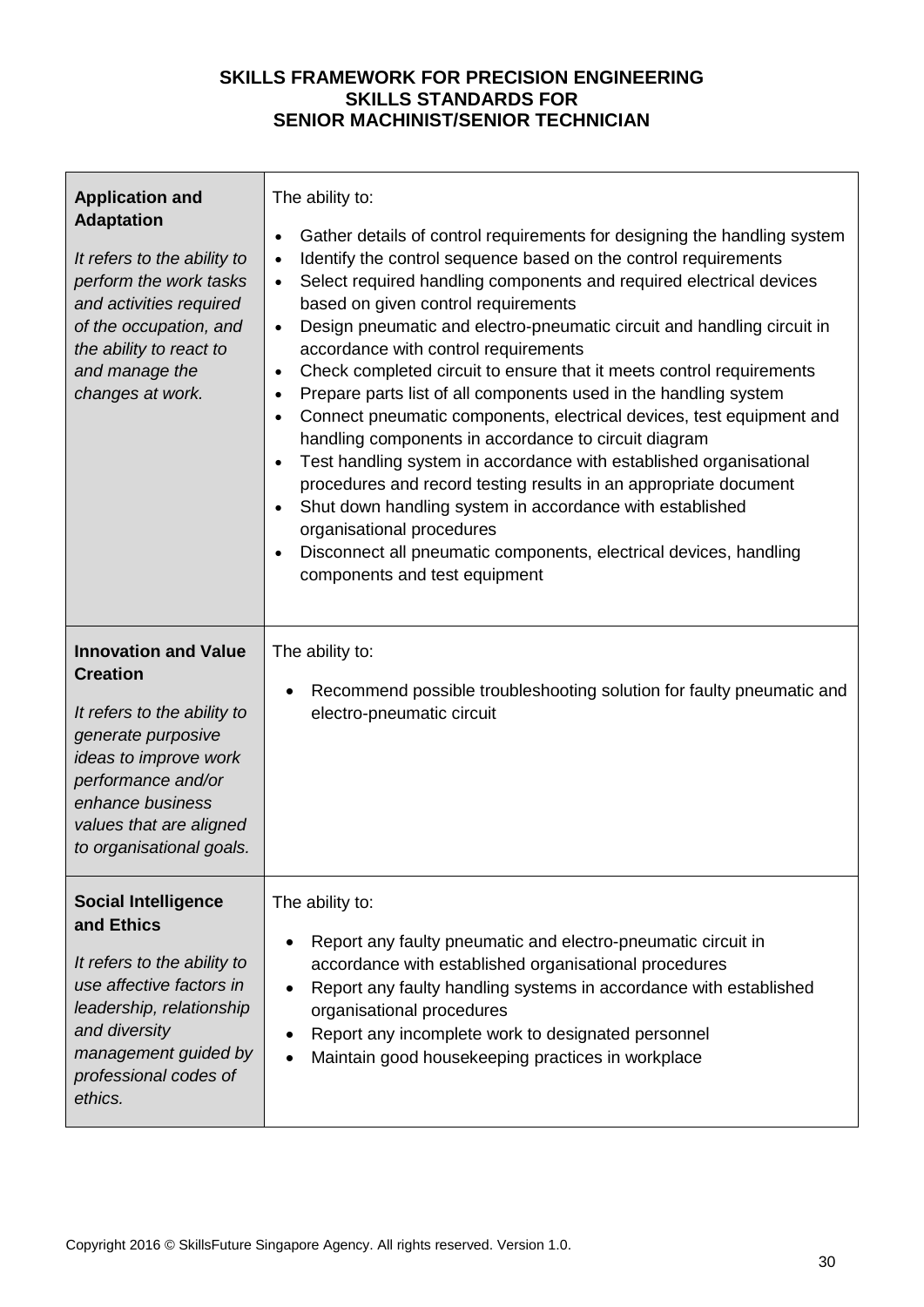**SKILLS FRAMEWORK FOR PRECISION ENGINEERING**
**SKILLS STANDARDS FOR**
**SENIOR MACHINIST/SENIOR TECHNICIAN**

| | |
|---|---|
| **Application and Adaptation**<br><br>*It refers to the ability to perform the work tasks and activities required of the occupation, and the ability to react to and manage the changes at work.* | The ability to:<br>• Gather details of control requirements for designing the handling system<br>• Identify the control sequence based on the control requirements<br>• Select required handling components and required electrical devices based on given control requirements<br>• Design pneumatic and electro-pneumatic circuit and handling circuit in accordance with control requirements<br>• Check completed circuit to ensure that it meets control requirements<br>• Prepare parts list of all components used in the handling system<br>• Connect pneumatic components, electrical devices, test equipment and handling components in accordance to circuit diagram<br>• Test handling system in accordance with established organisational procedures and record testing results in an appropriate document<br>• Shut down handling system in accordance with established organisational procedures<br>• Disconnect all pneumatic components, electrical devices, handling components and test equipment |
| **Innovation and Value Creation**<br><br>*It refers to the ability to generate purposive ideas to improve work performance and/or enhance business values that are aligned to organisational goals.* | The ability to:<br>• Recommend possible troubleshooting solution for faulty pneumatic and electro-pneumatic circuit |
| **Social Intelligence and Ethics**<br><br>*It refers to the ability to use affective factors in leadership, relationship and diversity management guided by professional codes of ethics.* | The ability to:<br>• Report any faulty pneumatic and electro-pneumatic circuit in accordance with established organisational procedures<br>• Report any faulty handling systems in accordance with established organisational procedures<br>• Report any incomplete work to designated personnel<br>• Maintain good housekeeping practices in workplace |

Copyright 2016 © SkillsFuture Singapore Agency. All rights reserved. Version 1.0.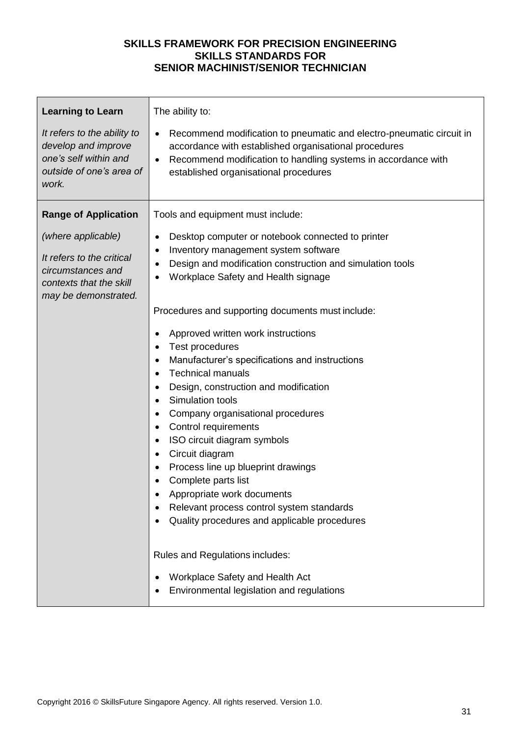**SKILLS FRAMEWORK FOR PRECISION ENGINEERING**
**SKILLS STANDARDS FOR**
**SENIOR MACHINIST/SENIOR TECHNICIAN**

| | |
|---|---|
| **Learning to Learn**<br><br>*It refers to the ability to develop and improve one's self within and outside of one's area of work.* | The ability to:<br><br>• Recommend modification to pneumatic and electro-pneumatic circuit in accordance with established organisational procedures<br>• Recommend modification to handling systems in accordance with established organisational procedures |
| **Range of Application**<br><br>*(where applicable)*<br><br>*It refers to the critical circumstances and contexts that the skill may be demonstrated.* | Tools and equipment must include:<br><br>• Desktop computer or notebook connected to printer<br>• Inventory management system software<br>• Design and modification construction and simulation tools<br>• Workplace Safety and Health signage<br><br>Procedures and supporting documents must include:<br><br>• Approved written work instructions<br>• Test procedures<br>• Manufacturer's specifications and instructions<br>• Technical manuals<br>• Design, construction and modification<br>• Simulation tools<br>• Company organisational procedures<br>• Control requirements<br>• ISO circuit diagram symbols<br>• Circuit diagram<br>• Process line up blueprint drawings<br>• Complete parts list<br>• Appropriate work documents<br>• Relevant process control system standards<br>• Quality procedures and applicable procedures<br><br>Rules and Regulations includes:<br><br>• Workplace Safety and Health Act<br>• Environmental legislation and regulations |

Copyright 2016 © SkillsFuture Singapore Agency. All rights reserved. Version 1.0.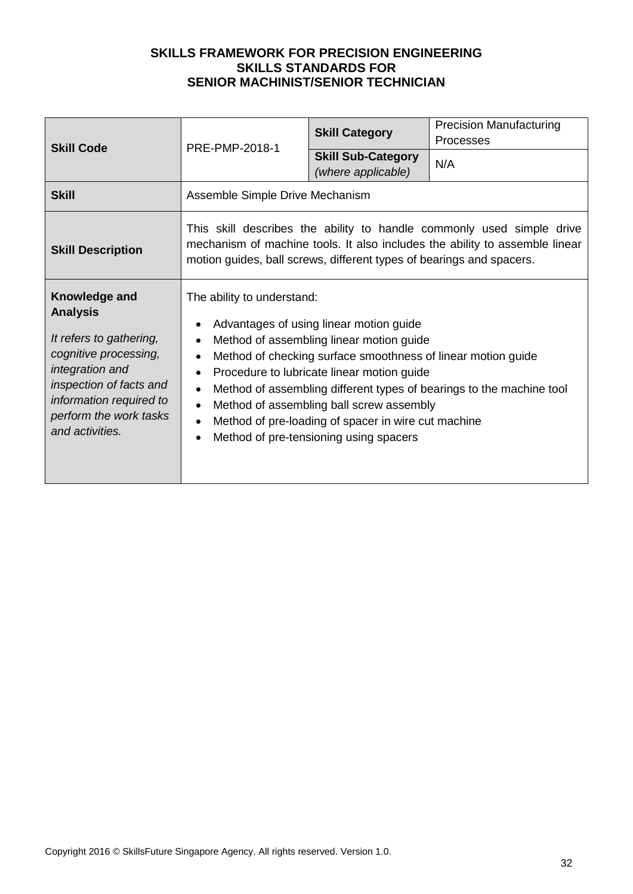**SKILLS FRAMEWORK FOR PRECISION ENGINEERING**
**SKILLS STANDARDS FOR**
**SENIOR MACHINIST/SENIOR TECHNICIAN**

| **Skill Code** | PRE-PMP-2018-1 | **Skill Category** | Precision Manufacturing Processes |
|---|---|---|---|
| | | **Skill Sub-Category** *(where applicable)* | N/A |
| **Skill** | Assemble Simple Drive Mechanism | | |
| **Skill Description** | This skill describes the ability to handle commonly used simple drive mechanism of machine tools. It also includes the ability to assemble linear motion guides, ball screws, different types of bearings and spacers. | | |
| **Knowledge and Analysis**<br><br>*It refers to gathering, cognitive processing, integration and inspection of facts and information required to perform the work tasks and activities.* | The ability to understand:<br>• Advantages of using linear motion guide<br>• Method of assembling linear motion guide<br>• Method of checking surface smoothness of linear motion guide<br>• Procedure to lubricate linear motion guide<br>• Method of assembling different types of bearings to the machine tool<br>• Method of assembling ball screw assembly<br>• Method of pre-loading of spacer in wire cut machine<br>• Method of pre-tensioning using spacers | | |

Copyright 2016 © SkillsFuture Singapore Agency. All rights reserved. Version 1.0.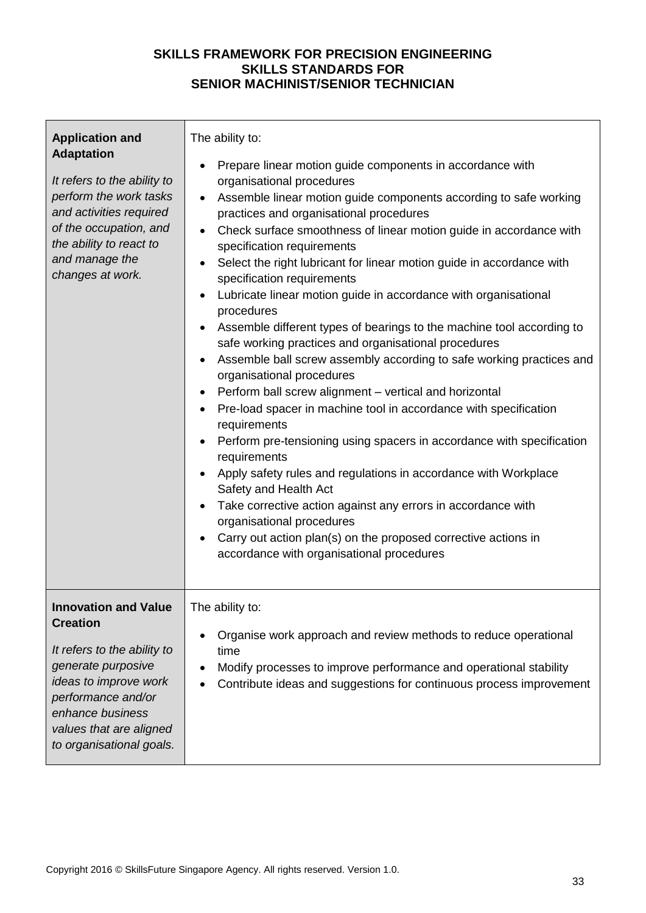**SKILLS FRAMEWORK FOR PRECISION ENGINEERING**
**SKILLS STANDARDS FOR**
**SENIOR MACHINIST/SENIOR TECHNICIAN**

| | |
|---|---|
| **Application and Adaptation**<br><br>*It refers to the ability to perform the work tasks and activities required of the occupation, and the ability to react to and manage the changes at work.* | The ability to:<br><br>• Prepare linear motion guide components in accordance with organisational procedures<br>• Assemble linear motion guide components according to safe working practices and organisational procedures<br>• Check surface smoothness of linear motion guide in accordance with specification requirements<br>• Select the right lubricant for linear motion guide in accordance with specification requirements<br>• Lubricate linear motion guide in accordance with organisational procedures<br>• Assemble different types of bearings to the machine tool according to safe working practices and organisational procedures<br>• Assemble ball screw assembly according to safe working practices and organisational procedures<br>• Perform ball screw alignment – vertical and horizontal<br>• Pre-load spacer in machine tool in accordance with specification requirements<br>• Perform pre-tensioning using spacers in accordance with specification requirements<br>• Apply safety rules and regulations in accordance with Workplace Safety and Health Act<br>• Take corrective action against any errors in accordance with organisational procedures<br>• Carry out action plan(s) on the proposed corrective actions in accordance with organisational procedures |
| **Innovation and Value Creation**<br><br>*It refers to the ability to generate purposive ideas to improve work performance and/or enhance business values that are aligned to organisational goals.* | The ability to:<br><br>• Organise work approach and review methods to reduce operational time<br>• Modify processes to improve performance and operational stability<br>• Contribute ideas and suggestions for continuous process improvement |

Copyright 2016 © SkillsFuture Singapore Agency. All rights reserved. Version 1.0.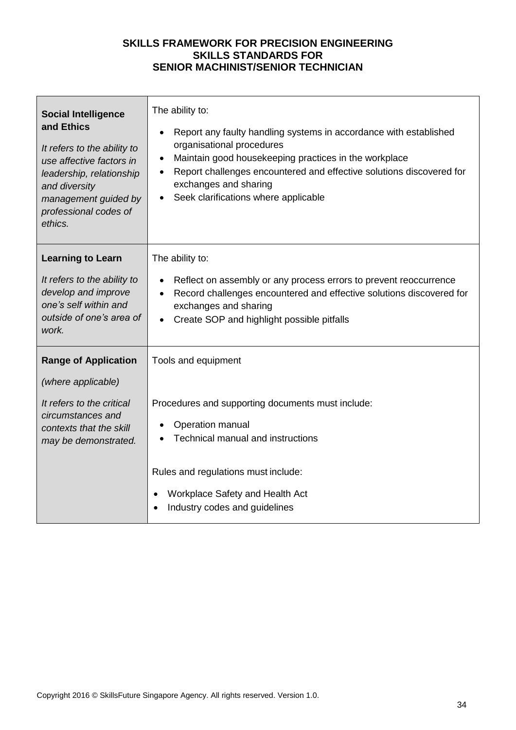| | |
|---|---|
| **Social Intelligence and Ethics**<br><br>*It refers to the ability to use affective factors in leadership, relationship and diversity management guided by professional codes of ethics.* | The ability to:<br><br>• Report any faulty handling systems in accordance with established organisational procedures<br>• Maintain good housekeeping practices in the workplace<br>• Report challenges encountered and effective solutions discovered for exchanges and sharing<br>• Seek clarifications where applicable |
| **Learning to Learn**<br><br>*It refers to the ability to develop and improve one's self within and outside of one's area of work.* | The ability to:<br><br>• Reflect on assembly or any process errors to prevent reoccurrence<br>• Record challenges encountered and effective solutions discovered for exchanges and sharing<br>• Create SOP and highlight possible pitfalls |
| **Range of Application**<br><br>*(where applicable)*<br><br>*It refers to the critical circumstances and contexts that the skill may be demonstrated.* | Tools and equipment<br><br>Procedures and supporting documents must include:<br><br>• Operation manual<br>• Technical manual and instructions<br><br>Rules and regulations must include:<br><br>• Workplace Safety and Health Act<br>• Industry codes and guidelines |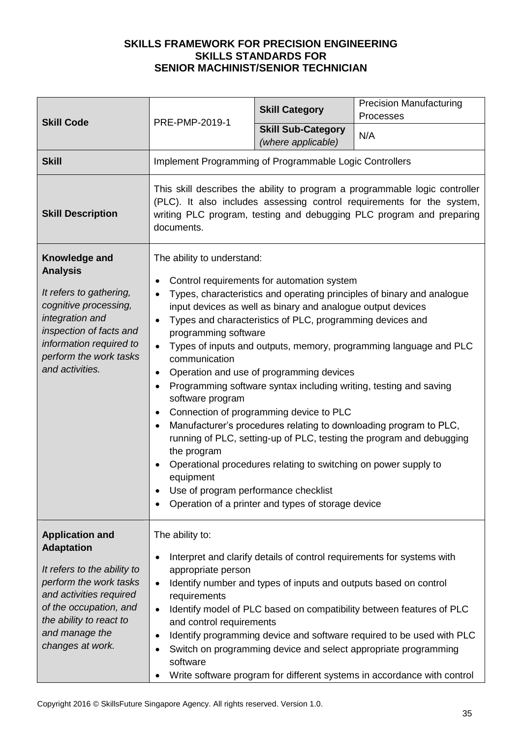**SKILLS FRAMEWORK FOR PRECISION ENGINEERING**
**SKILLS STANDARDS FOR**
**SENIOR MACHINIST/SENIOR TECHNICIAN**

| **Skill Code** | PRE-PMP-2019-1 | **Skill Category** | Precision Manufacturing Processes |
|---|---|---|---|
| | | **Skill Sub-Category** *(where applicable)* | N/A |
| **Skill** | Implement Programming of Programmable Logic Controllers | | |
| **Skill Description** | This skill describes the ability to program a programmable logic controller (PLC). It also includes assessing control requirements for the system, writing PLC program, testing and debugging PLC program and preparing documents. | | |
| **Knowledge and Analysis**<br><br>*It refers to gathering, cognitive processing, integration and inspection of facts and information required to perform the work tasks and activities.* | The ability to understand:<br><br>• Control requirements for automation system<br>• Types, characteristics and operating principles of binary and analogue input devices as well as binary and analogue output devices<br>• Types and characteristics of PLC, programming devices and programming software<br>• Types of inputs and outputs, memory, programming language and PLC communication<br>• Operation and use of programming devices<br>• Programming software syntax including writing, testing and saving software program<br>• Connection of programming device to PLC<br>• Manufacturer's procedures relating to downloading program to PLC, running of PLC, setting-up of PLC, testing the program and debugging the program<br>• Operational procedures relating to switching on power supply to equipment<br>• Use of program performance checklist<br>• Operation of a printer and types of storage device | | |
| **Application and Adaptation**<br><br>*It refers to the ability to perform the work tasks and activities required of the occupation, and the ability to react to and manage the changes at work.* | The ability to:<br><br>• Interpret and clarify details of control requirements for systems with appropriate person<br>• Identify number and types of inputs and outputs based on control requirements<br>• Identify model of PLC based on compatibility between features of PLC and control requirements<br>• Identify programming device and software required to be used with PLC<br>• Switch on programming device and select appropriate programming software<br>• Write software program for different systems in accordance with control | | |

Copyright 2016 © SkillsFuture Singapore Agency. All rights reserved. Version 1.0.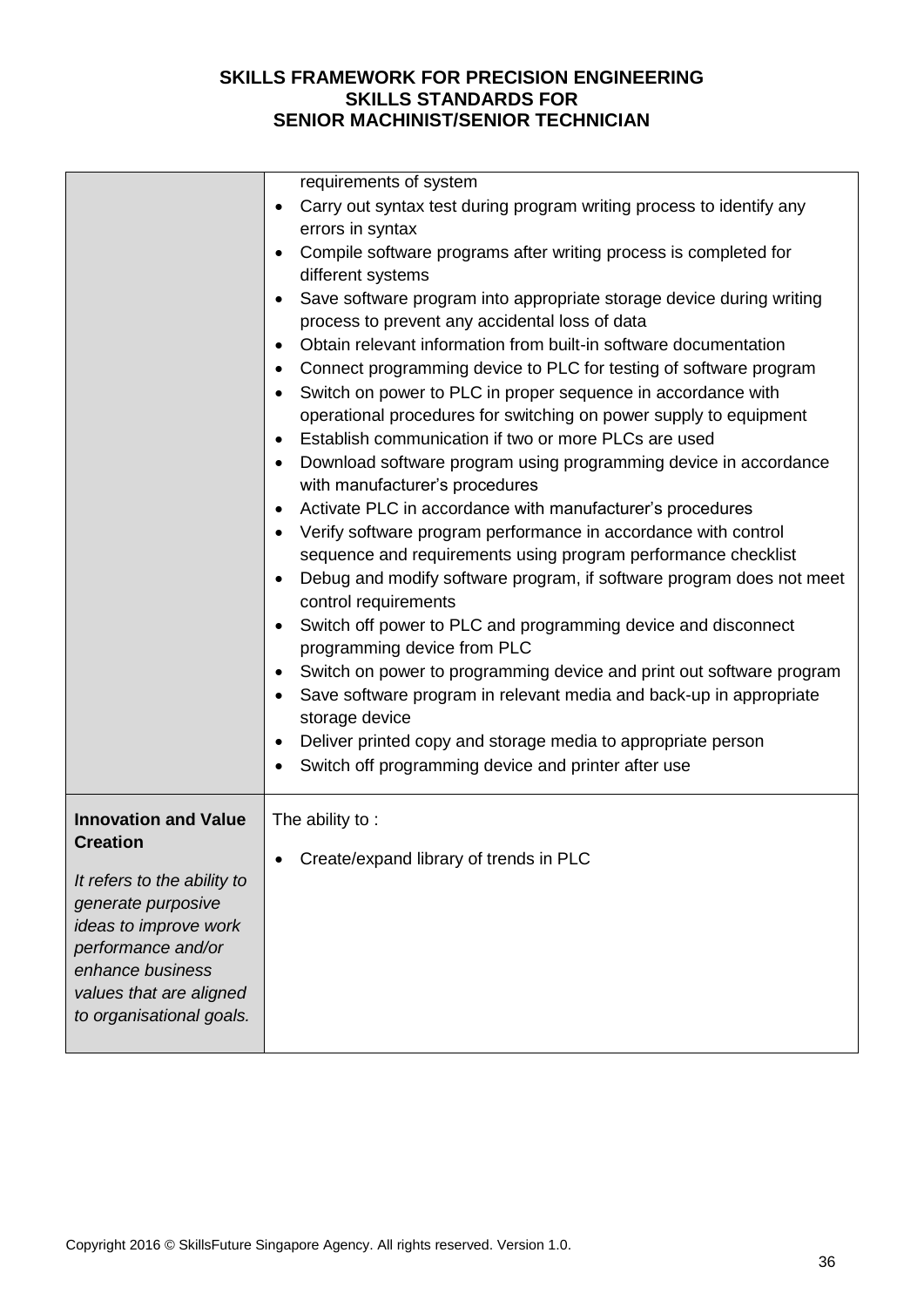| | |
|---|---|
| | requirements of system<br>• Carry out syntax test during program writing process to identify any errors in syntax<br>• Compile software programs after writing process is completed for different systems<br>• Save software program into appropriate storage device during writing process to prevent any accidental loss of data<br>• Obtain relevant information from built-in software documentation<br>• Connect programming device to PLC for testing of software program<br>• Switch on power to PLC in proper sequence in accordance with operational procedures for switching on power supply to equipment<br>• Establish communication if two or more PLCs are used<br>• Download software program using programming device in accordance with manufacturer's procedures<br>• Activate PLC in accordance with manufacturer's procedures<br>• Verify software program performance in accordance with control sequence and requirements using program performance checklist<br>• Debug and modify software program, if software program does not meet control requirements<br>• Switch off power to PLC and programming device and disconnect programming device from PLC<br>• Switch on power to programming device and print out software program<br>• Save software program in relevant media and back-up in appropriate storage device<br>• Deliver printed copy and storage media to appropriate person<br>• Switch off programming device and printer after use |
| **Innovation and Value Creation**<br><br>*It refers to the ability to generate purposive ideas to improve work performance and/or enhance business values that are aligned to organisational goals.* | The ability to :<br><br>• Create/expand library of trends in PLC |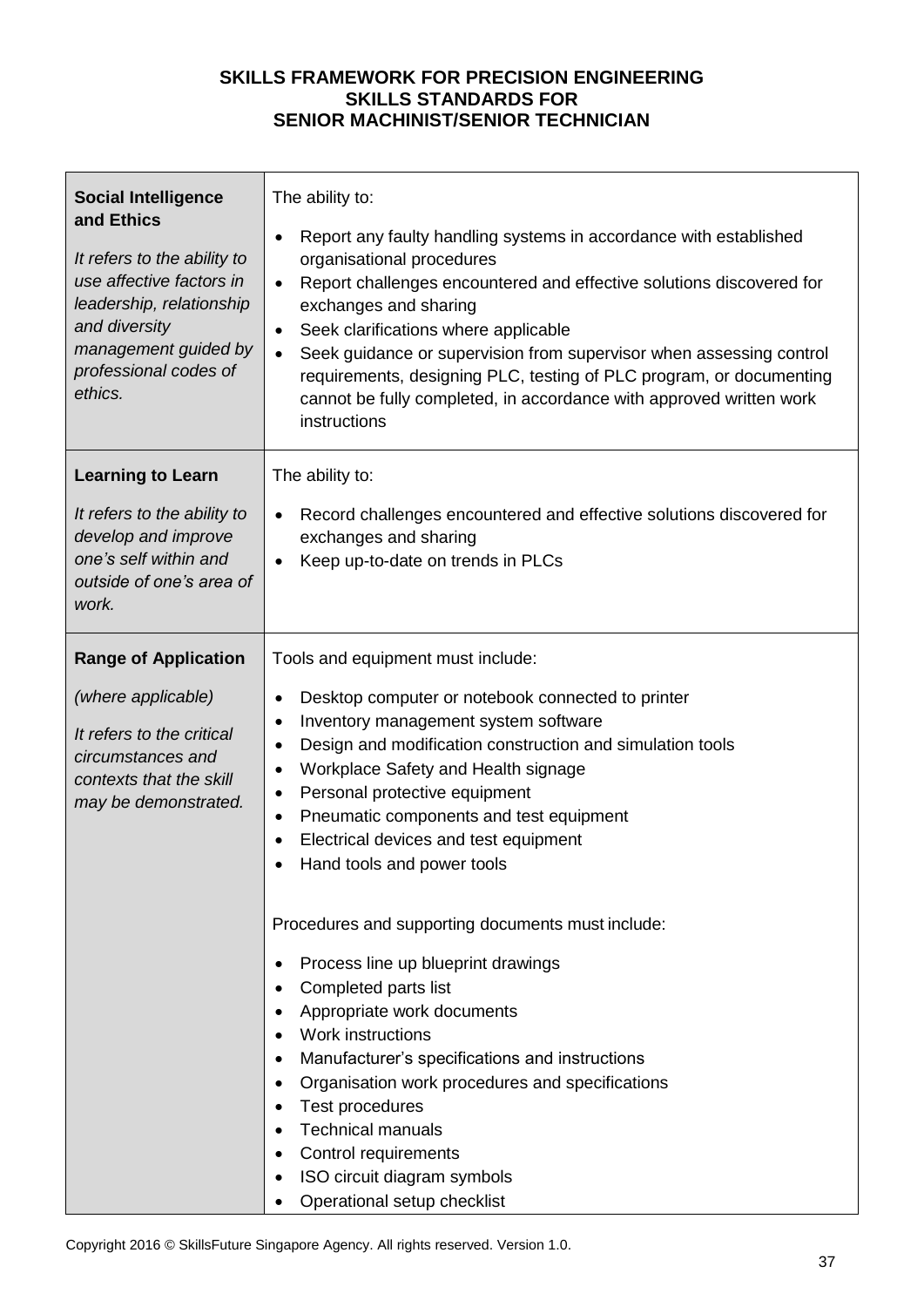**SKILLS FRAMEWORK FOR PRECISION ENGINEERING**
**SKILLS STANDARDS FOR**
**SENIOR MACHINIST/SENIOR TECHNICIAN**

| | |
|---|---|
| **Social Intelligence and Ethics**<br><br>*It refers to the ability to use affective factors in leadership, relationship and diversity management guided by professional codes of ethics.* | The ability to:<br><br>• Report any faulty handling systems in accordance with established organisational procedures<br>• Report challenges encountered and effective solutions discovered for exchanges and sharing<br>• Seek clarifications where applicable<br>• Seek guidance or supervision from supervisor when assessing control requirements, designing PLC, testing of PLC program, or documenting cannot be fully completed, in accordance with approved written work instructions |
| **Learning to Learn**<br><br>*It refers to the ability to develop and improve one's self within and outside of one's area of work.* | The ability to:<br><br>• Record challenges encountered and effective solutions discovered for exchanges and sharing<br>• Keep up-to-date on trends in PLCs |
| **Range of Application**<br><br>*(where applicable)*<br><br>*It refers to the critical circumstances and contexts that the skill may be demonstrated.* | Tools and equipment must include:<br><br>• Desktop computer or notebook connected to printer<br>• Inventory management system software<br>• Design and modification construction and simulation tools<br>• Workplace Safety and Health signage<br>• Personal protective equipment<br>• Pneumatic components and test equipment<br>• Electrical devices and test equipment<br>• Hand tools and power tools<br><br>Procedures and supporting documents must include:<br><br>• Process line up blueprint drawings<br>• Completed parts list<br>• Appropriate work documents<br>• Work instructions<br>• Manufacturer's specifications and instructions<br>• Organisation work procedures and specifications<br>• Test procedures<br>• Technical manuals<br>• Control requirements<br>• ISO circuit diagram symbols<br>• Operational setup checklist |

Copyright 2016 © SkillsFuture Singapore Agency. All rights reserved. Version 1.0.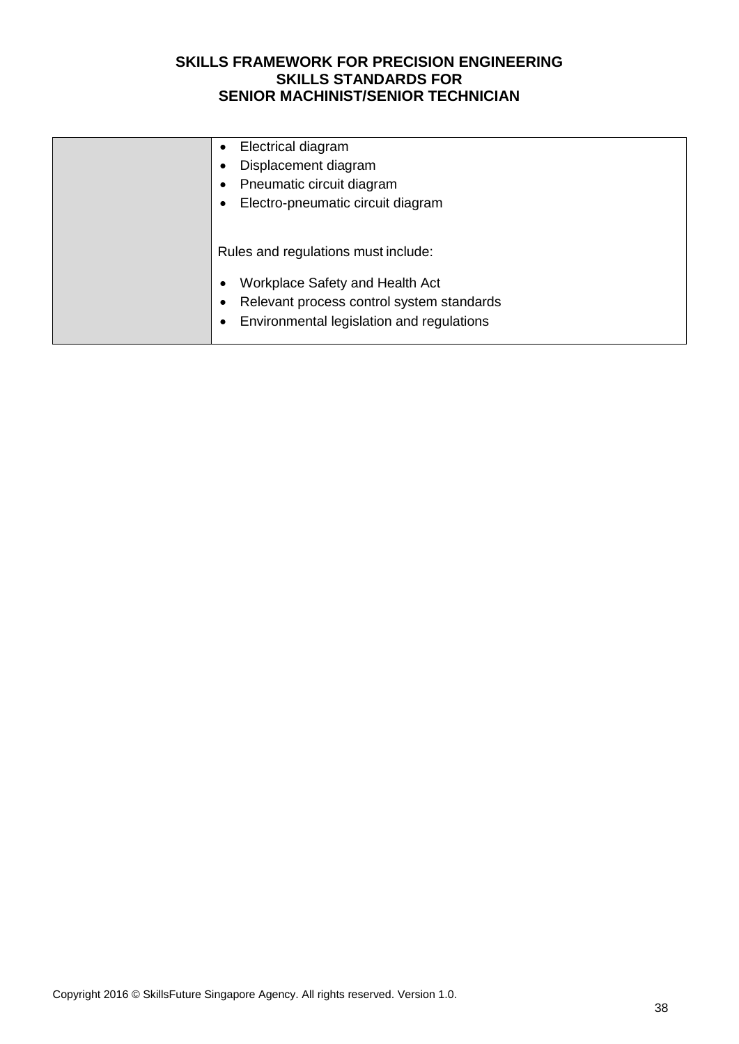| | |
|---|---|
| | • Electrical diagram<br>• Displacement diagram<br>• Pneumatic circuit diagram<br>• Electro-pneumatic circuit diagram<br><br>Rules and regulations must include:<br><br>• Workplace Safety and Health Act<br>• Relevant process control system standards<br>• Environmental legislation and regulations |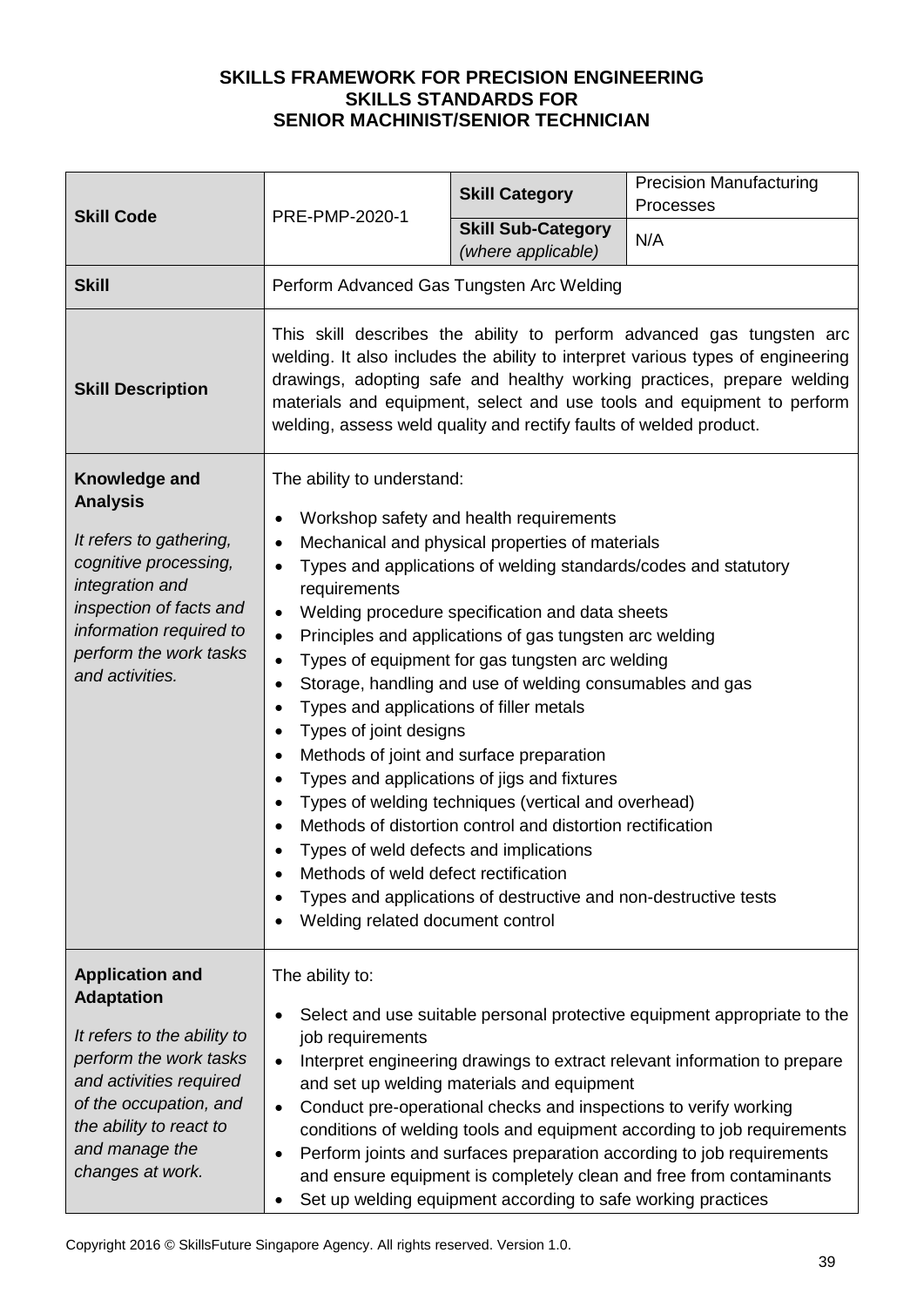**SKILLS FRAMEWORK FOR PRECISION ENGINEERING**
**SKILLS STANDARDS FOR**
**SENIOR MACHINIST/SENIOR TECHNICIAN**

| **Skill Code** | PRE-PMP-2020-1 | **Skill Category** | Precision Manufacturing Processes |
|---|---|---|---|
| | | **Skill Sub-Category** *(where applicable)* | N/A |
| **Skill** | Perform Advanced Gas Tungsten Arc Welding | | |
| **Skill Description** | This skill describes the ability to perform advanced gas tungsten arc welding. It also includes the ability to interpret various types of engineering drawings, adopting safe and healthy working practices, prepare welding materials and equipment, select and use tools and equipment to perform welding, assess weld quality and rectify faults of welded product. | | |
| **Knowledge and Analysis**<br><br>*It refers to gathering, cognitive processing, integration and inspection of facts and information required to perform the work tasks and activities.* | The ability to understand:<br><br>• Workshop safety and health requirements<br>• Mechanical and physical properties of materials<br>• Types and applications of welding standards/codes and statutory requirements<br>• Welding procedure specification and data sheets<br>• Principles and applications of gas tungsten arc welding<br>• Types of equipment for gas tungsten arc welding<br>• Storage, handling and use of welding consumables and gas<br>• Types and applications of filler metals<br>• Types of joint designs<br>• Methods of joint and surface preparation<br>• Types and applications of jigs and fixtures<br>• Types of welding techniques (vertical and overhead)<br>• Methods of distortion control and distortion rectification<br>• Types of weld defects and implications<br>• Methods of weld defect rectification<br>• Types and applications of destructive and non-destructive tests<br>• Welding related document control | | |
| **Application and Adaptation**<br><br>*It refers to the ability to perform the work tasks and activities required of the occupation, and the ability to react to and manage the changes at work.* | The ability to:<br><br>• Select and use suitable personal protective equipment appropriate to the job requirements<br>• Interpret engineering drawings to extract relevant information to prepare and set up welding materials and equipment<br>• Conduct pre-operational checks and inspections to verify working conditions of welding tools and equipment according to job requirements<br>• Perform joints and surfaces preparation according to job requirements and ensure equipment is completely clean and free from contaminants<br>• Set up welding equipment according to safe working practices | | |

Copyright 2016 © SkillsFuture Singapore Agency. All rights reserved. Version 1.0.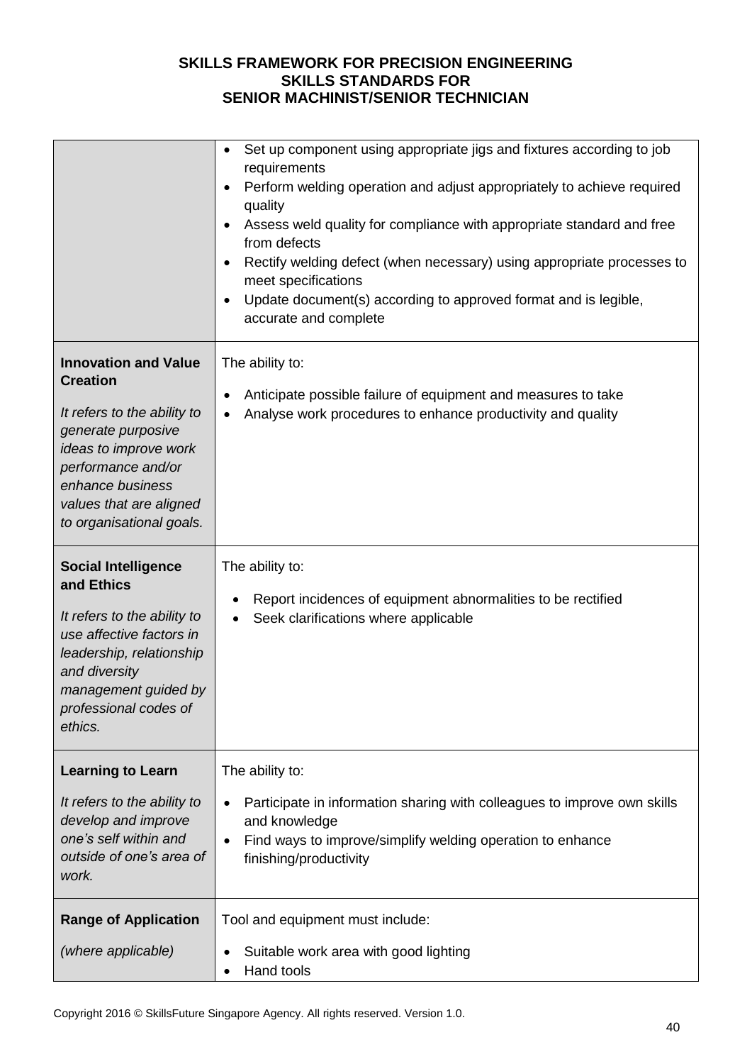| | |
|---|---|
| | • Set up component using appropriate jigs and fixtures according to job requirements<br>• Perform welding operation and adjust appropriately to achieve required quality<br>• Assess weld quality for compliance with appropriate standard and free from defects<br>• Rectify welding defect (when necessary) using appropriate processes to meet specifications<br>• Update document(s) according to approved format and is legible, accurate and complete |
| **Innovation and Value Creation**<br><br>*It refers to the ability to generate purposive ideas to improve work performance and/or enhance business values that are aligned to organisational goals.* | The ability to:<br><br>• Anticipate possible failure of equipment and measures to take<br>• Analyse work procedures to enhance productivity and quality |
| **Social Intelligence and Ethics**<br><br>*It refers to the ability to use affective factors in leadership, relationship and diversity management guided by professional codes of ethics.* | The ability to:<br><br>• Report incidences of equipment abnormalities to be rectified<br>• Seek clarifications where applicable |
| **Learning to Learn**<br><br>*It refers to the ability to develop and improve one's self within and outside of one's area of work.* | The ability to:<br><br>• Participate in information sharing with colleagues to improve own skills and knowledge<br>• Find ways to improve/simplify welding operation to enhance finishing/productivity |
| **Range of Application**<br><br>*(where applicable)* | Tool and equipment must include:<br><br>• Suitable work area with good lighting<br>• Hand tools |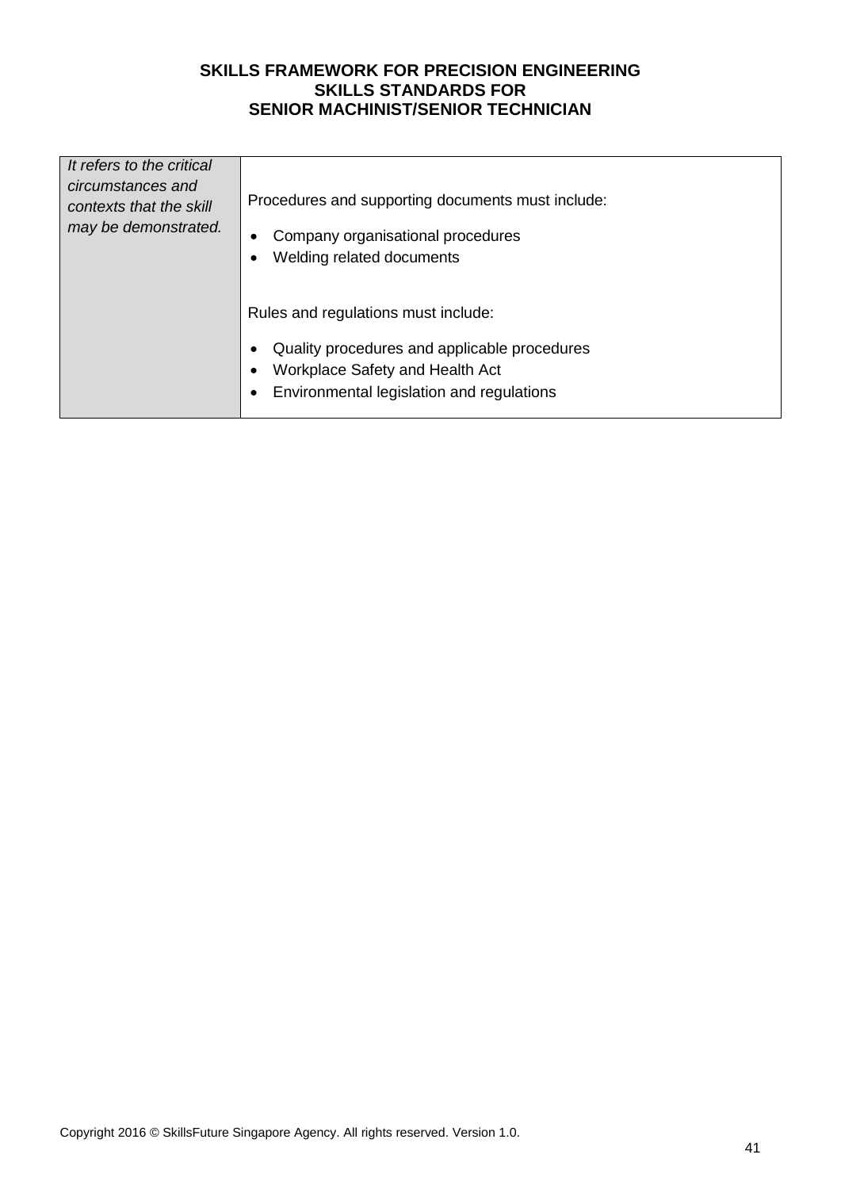| *It refers to the critical circumstances and contexts that the skill may be demonstrated.* | Procedures and supporting documents must include:<br><br>• Company organisational procedures<br>• Welding related documents<br><br>Rules and regulations must include:<br><br>• Quality procedures and applicable procedures<br>• Workplace Safety and Health Act<br>• Environmental legislation and regulations |
|---|---|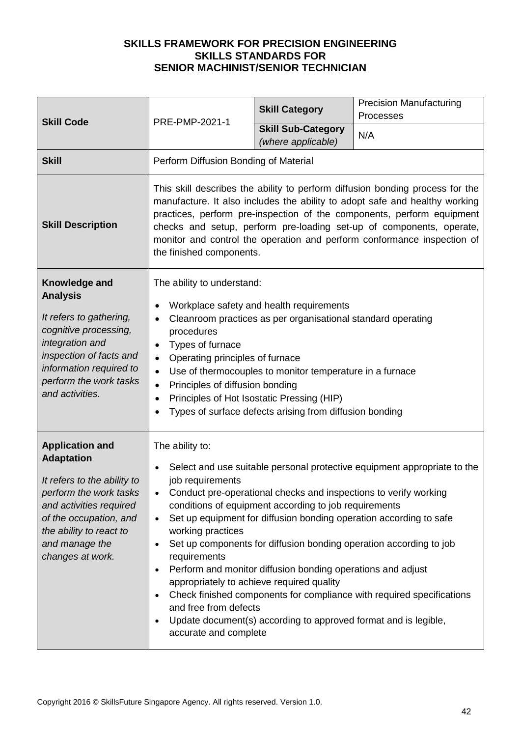**SKILLS FRAMEWORK FOR PRECISION ENGINEERING**
**SKILLS STANDARDS FOR**
**SENIOR MACHINIST/SENIOR TECHNICIAN**

| **Skill Code** | PRE-PMP-2021-1 | **Skill Category** | Precision Manufacturing Processes |
|---|---|---|---|
| | | **Skill Sub-Category** *(where applicable)* | N/A |
| **Skill** | Perform Diffusion Bonding of Material | | |
| **Skill Description** | This skill describes the ability to perform diffusion bonding process for the manufacture. It also includes the ability to adopt safe and healthy working practices, perform pre-inspection of the components, perform equipment checks and setup, perform pre-loading set-up of components, operate, monitor and control the operation and perform conformance inspection of the finished components. | | |
| **Knowledge and Analysis** *It refers to gathering, cognitive processing, integration and inspection of facts and information required to perform the work tasks and activities.* | The ability to understand:<br>• Workplace safety and health requirements<br>• Cleanroom practices as per organisational standard operating procedures<br>• Types of furnace<br>• Operating principles of furnace<br>• Use of thermocouples to monitor temperature in a furnace<br>• Principles of diffusion bonding<br>• Principles of Hot Isostatic Pressing (HIP)<br>• Types of surface defects arising from diffusion bonding | | |
| **Application and Adaptation** *It refers to the ability to perform the work tasks and activities required of the occupation, and the ability to react to and manage the changes at work.* | The ability to:<br>• Select and use suitable personal protective equipment appropriate to the job requirements<br>• Conduct pre-operational checks and inspections to verify working conditions of equipment according to job requirements<br>• Set up equipment for diffusion bonding operation according to safe working practices<br>• Set up components for diffusion bonding operation according to job requirements<br>• Perform and monitor diffusion bonding operations and adjust appropriately to achieve required quality<br>• Check finished components for compliance with required specifications and free from defects<br>• Update document(s) according to approved format and is legible, accurate and complete | | |

Copyright 2016 © SkillsFuture Singapore Agency. All rights reserved. Version 1.0.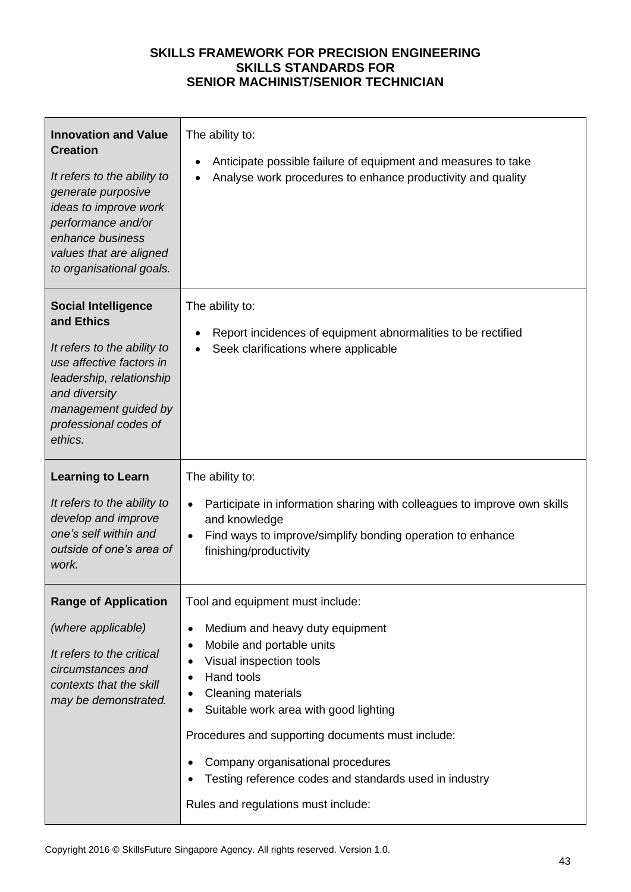**SKILLS FRAMEWORK FOR PRECISION ENGINEERING**
**SKILLS STANDARDS FOR**
**SENIOR MACHINIST/SENIOR TECHNICIAN**

| | |
|---|---|
| **Innovation and Value Creation**<br><br>*It refers to the ability to generate purposive ideas to improve work performance and/or enhance business values that are aligned to organisational goals.* | The ability to:<br><br>• Anticipate possible failure of equipment and measures to take<br>• Analyse work procedures to enhance productivity and quality |
| **Social Intelligence and Ethics**<br><br>*It refers to the ability to use affective factors in leadership, relationship and diversity management guided by professional codes of ethics.* | The ability to:<br><br>• Report incidences of equipment abnormalities to be rectified<br>• Seek clarifications where applicable |
| **Learning to Learn**<br><br>*It refers to the ability to develop and improve one's self within and outside of one's area of work.* | The ability to:<br><br>• Participate in information sharing with colleagues to improve own skills and knowledge<br>• Find ways to improve/simplify bonding operation to enhance finishing/productivity |
| **Range of Application**<br><br>*(where applicable)*<br><br>*It refers to the critical circumstances and contexts that the skill may be demonstrated.* | Tool and equipment must include:<br><br>• Medium and heavy duty equipment<br>• Mobile and portable units<br>• Visual inspection tools<br>• Hand tools<br>• Cleaning materials<br>• Suitable work area with good lighting<br><br>Procedures and supporting documents must include:<br><br>• Company organisational procedures<br>• Testing reference codes and standards used in industry<br><br>Rules and regulations must include: |

Copyright 2016 © SkillsFuture Singapore Agency. All rights reserved. Version 1.0.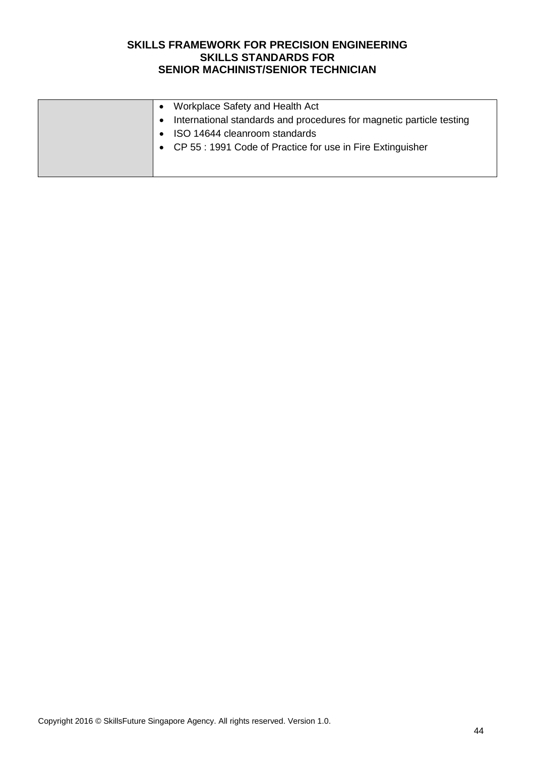| | |
|---|---|
| | • Workplace Safety and Health Act<br>• International standards and procedures for magnetic particle testing<br>• ISO 14644 cleanroom standards<br>• CP 55 : 1991 Code of Practice for use in Fire Extinguisher |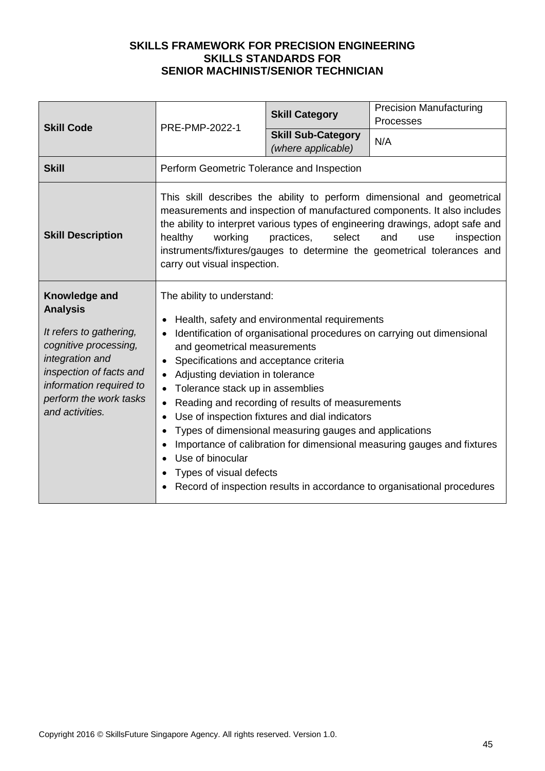# SKILLS FRAMEWORK FOR PRECISION ENGINEERING
## SKILLS STANDARDS FOR
## SENIOR MACHINIST/SENIOR TECHNICIAN

| **Skill Code** | PRE-PMP-2022-1 | **Skill Category** | Precision Manufacturing Processes |
|---|---|---|---|
| | | **Skill Sub-Category** *(where applicable)* | N/A |
| **Skill** | Perform Geometric Tolerance and Inspection | | |
| **Skill Description** | This skill describes the ability to perform dimensional and geometrical measurements and inspection of manufactured components. It also includes the ability to interpret various types of engineering drawings, adopt safe and healthy working practices, select and use inspection instruments/fixtures/gauges to determine the geometrical tolerances and carry out visual inspection. | | |
| **Knowledge and Analysis** *It refers to gathering, cognitive processing, integration and inspection of facts and information required to perform the work tasks and activities.* | The ability to understand: <br>• Health, safety and environmental requirements <br>• Identification of organisational procedures on carrying out dimensional and geometrical measurements <br>• Specifications and acceptance criteria <br>• Adjusting deviation in tolerance <br>• Tolerance stack up in assemblies <br>• Reading and recording of results of measurements <br>• Use of inspection fixtures and dial indicators <br>• Types of dimensional measuring gauges and applications <br>• Importance of calibration for dimensional measuring gauges and fixtures <br>• Use of binocular <br>• Types of visual defects <br>• Record of inspection results in accordance to organisational procedures | | |

Copyright 2016 © SkillsFuture Singapore Agency. All rights reserved. Version 1.0.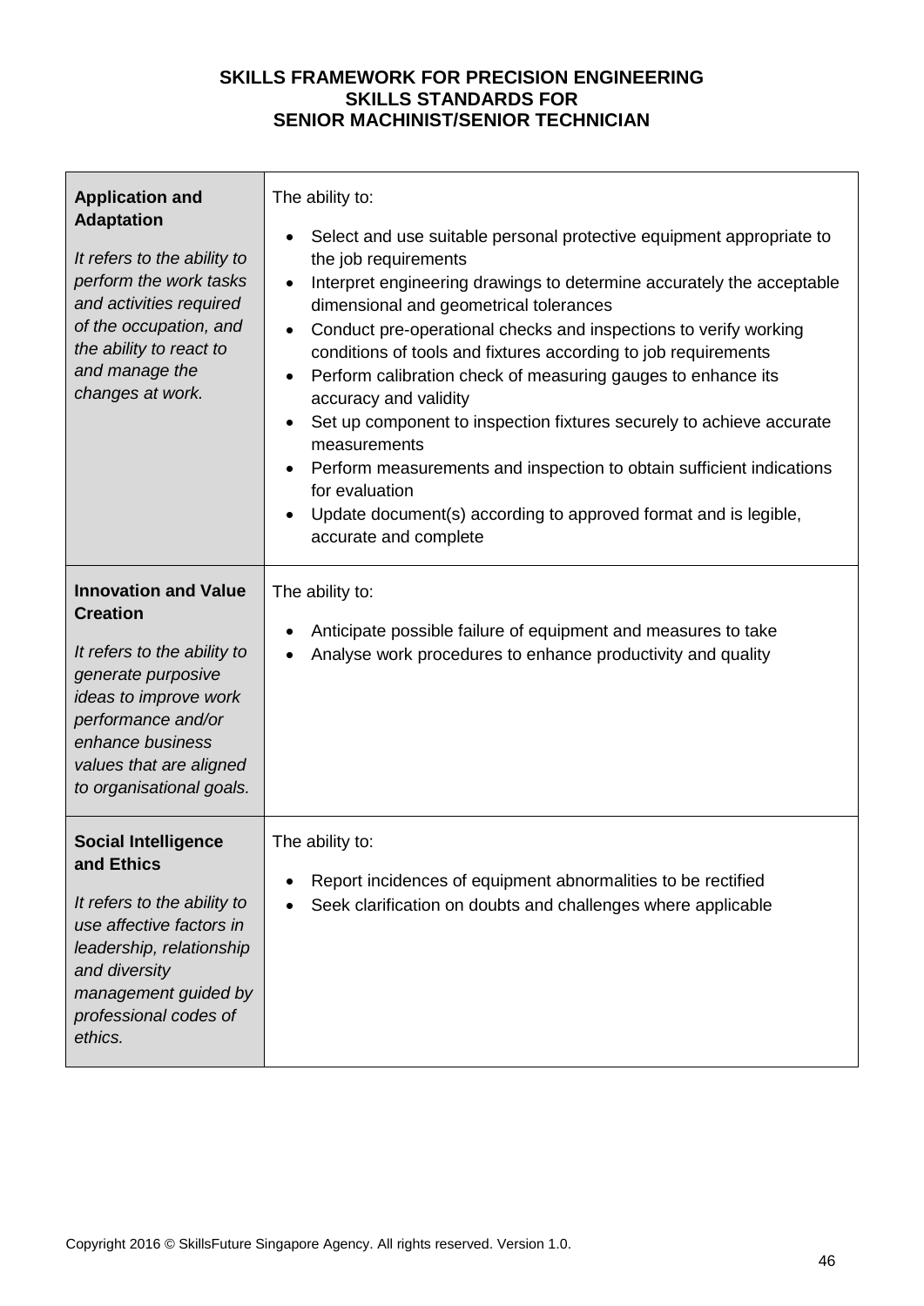**SKILLS FRAMEWORK FOR PRECISION ENGINEERING**
**SKILLS STANDARDS FOR**
**SENIOR MACHINIST/SENIOR TECHNICIAN**

| | |
|---|---|
| **Application and Adaptation**<br><br>*It refers to the ability to perform the work tasks and activities required of the occupation, and the ability to react to and manage the changes at work.* | The ability to:<br><br>• Select and use suitable personal protective equipment appropriate to the job requirements<br>• Interpret engineering drawings to determine accurately the acceptable dimensional and geometrical tolerances<br>• Conduct pre-operational checks and inspections to verify working conditions of tools and fixtures according to job requirements<br>• Perform calibration check of measuring gauges to enhance its accuracy and validity<br>• Set up component to inspection fixtures securely to achieve accurate measurements<br>• Perform measurements and inspection to obtain sufficient indications for evaluation<br>• Update document(s) according to approved format and is legible, accurate and complete |
| **Innovation and Value Creation**<br><br>*It refers to the ability to generate purposive ideas to improve work performance and/or enhance business values that are aligned to organisational goals.* | The ability to:<br><br>• Anticipate possible failure of equipment and measures to take<br>• Analyse work procedures to enhance productivity and quality |
| **Social Intelligence and Ethics**<br><br>*It refers to the ability to use affective factors in leadership, relationship and diversity management guided by professional codes of ethics.* | The ability to:<br><br>• Report incidences of equipment abnormalities to be rectified<br>• Seek clarification on doubts and challenges where applicable |

Copyright 2016 © SkillsFuture Singapore Agency. All rights reserved. Version 1.0.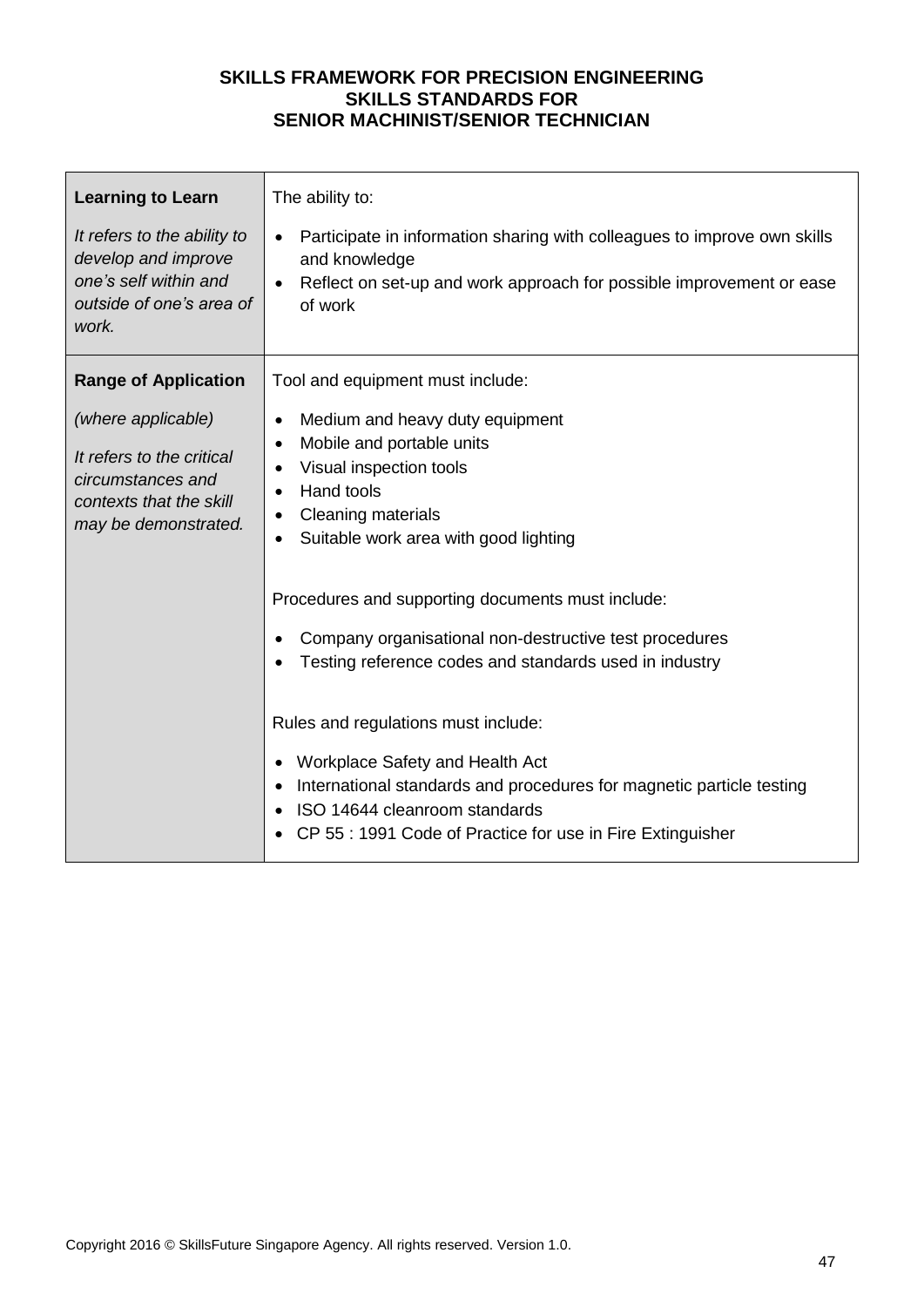**SKILLS FRAMEWORK FOR PRECISION ENGINEERING**
**SKILLS STANDARDS FOR**
**SENIOR MACHINIST/SENIOR TECHNICIAN**

| | |
|---|---|
| **Learning to Learn**<br><br>*It refers to the ability to develop and improve one's self within and outside of one's area of work.* | The ability to:<br><br>• Participate in information sharing with colleagues to improve own skills and knowledge<br>• Reflect on set-up and work approach for possible improvement or ease of work |
| **Range of Application**<br><br>*(where applicable)*<br><br>*It refers to the critical circumstances and contexts that the skill may be demonstrated.* | Tool and equipment must include:<br><br>• Medium and heavy duty equipment<br>• Mobile and portable units<br>• Visual inspection tools<br>• Hand tools<br>• Cleaning materials<br>• Suitable work area with good lighting<br><br>Procedures and supporting documents must include:<br><br>• Company organisational non-destructive test procedures<br>• Testing reference codes and standards used in industry<br><br>Rules and regulations must include:<br><br>• Workplace Safety and Health Act<br>• International standards and procedures for magnetic particle testing<br>• ISO 14644 cleanroom standards<br>• CP 55 : 1991 Code of Practice for use in Fire Extinguisher |

Copyright 2016 © SkillsFuture Singapore Agency. All rights reserved. Version 1.0.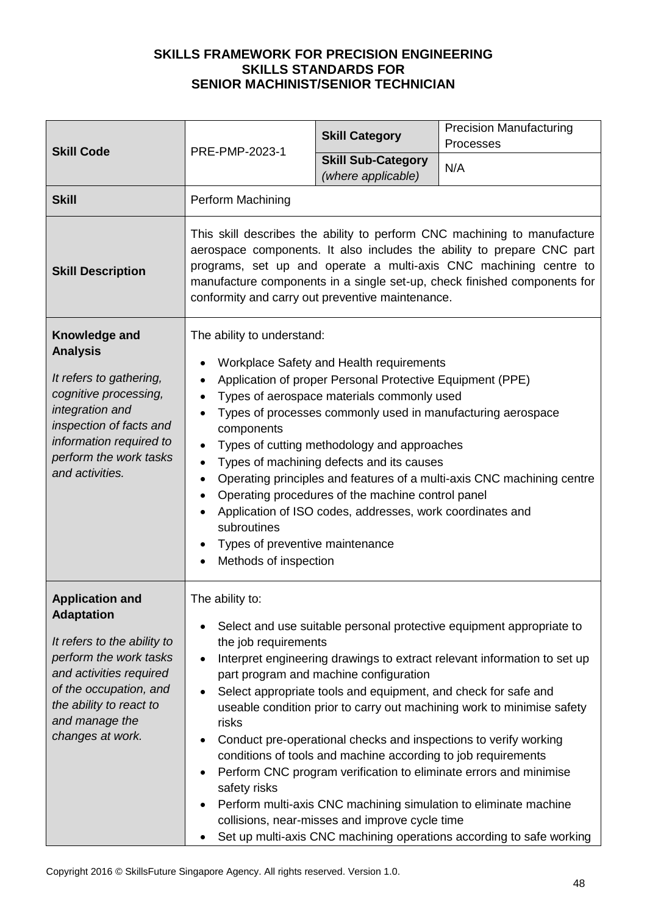**SKILLS FRAMEWORK FOR PRECISION ENGINEERING**
**SKILLS STANDARDS FOR**
**SENIOR MACHINIST/SENIOR TECHNICIAN**

| **Skill Code** | PRE-PMP-2023-1 | **Skill Category** | Precision Manufacturing Processes |
|---|---|---|---|
| | | **Skill Sub-Category** *(where applicable)* | N/A |
| **Skill** | Perform Machining | | |
| **Skill Description** | This skill describes the ability to perform CNC machining to manufacture aerospace components. It also includes the ability to prepare CNC part programs, set up and operate a multi-axis CNC machining centre to manufacture components in a single set-up, check finished components for conformity and carry out preventive maintenance. | | |
| **Knowledge and Analysis** *It refers to gathering, cognitive processing, integration and inspection of facts and information required to perform the work tasks and activities.* | The ability to understand:<br>• Workplace Safety and Health requirements<br>• Application of proper Personal Protective Equipment (PPE)<br>• Types of aerospace materials commonly used<br>• Types of processes commonly used in manufacturing aerospace components<br>• Types of cutting methodology and approaches<br>• Types of machining defects and its causes<br>• Operating principles and features of a multi-axis CNC machining centre<br>• Operating procedures of the machine control panel<br>• Application of ISO codes, addresses, work coordinates and subroutines<br>• Types of preventive maintenance<br>• Methods of inspection | | |
| **Application and Adaptation** *It refers to the ability to perform the work tasks and activities required of the occupation, and the ability to react to and manage the changes at work.* | The ability to:<br>• Select and use suitable personal protective equipment appropriate to the job requirements<br>• Interpret engineering drawings to extract relevant information to set up part program and machine configuration<br>• Select appropriate tools and equipment, and check for safe and useable condition prior to carry out machining work to minimise safety risks<br>• Conduct pre-operational checks and inspections to verify working conditions of tools and machine according to job requirements<br>• Perform CNC program verification to eliminate errors and minimise safety risks<br>• Perform multi-axis CNC machining simulation to eliminate machine collisions, near-misses and improve cycle time<br>• Set up multi-axis CNC machining operations according to safe working | | |

Copyright 2016 © SkillsFuture Singapore Agency. All rights reserved. Version 1.0.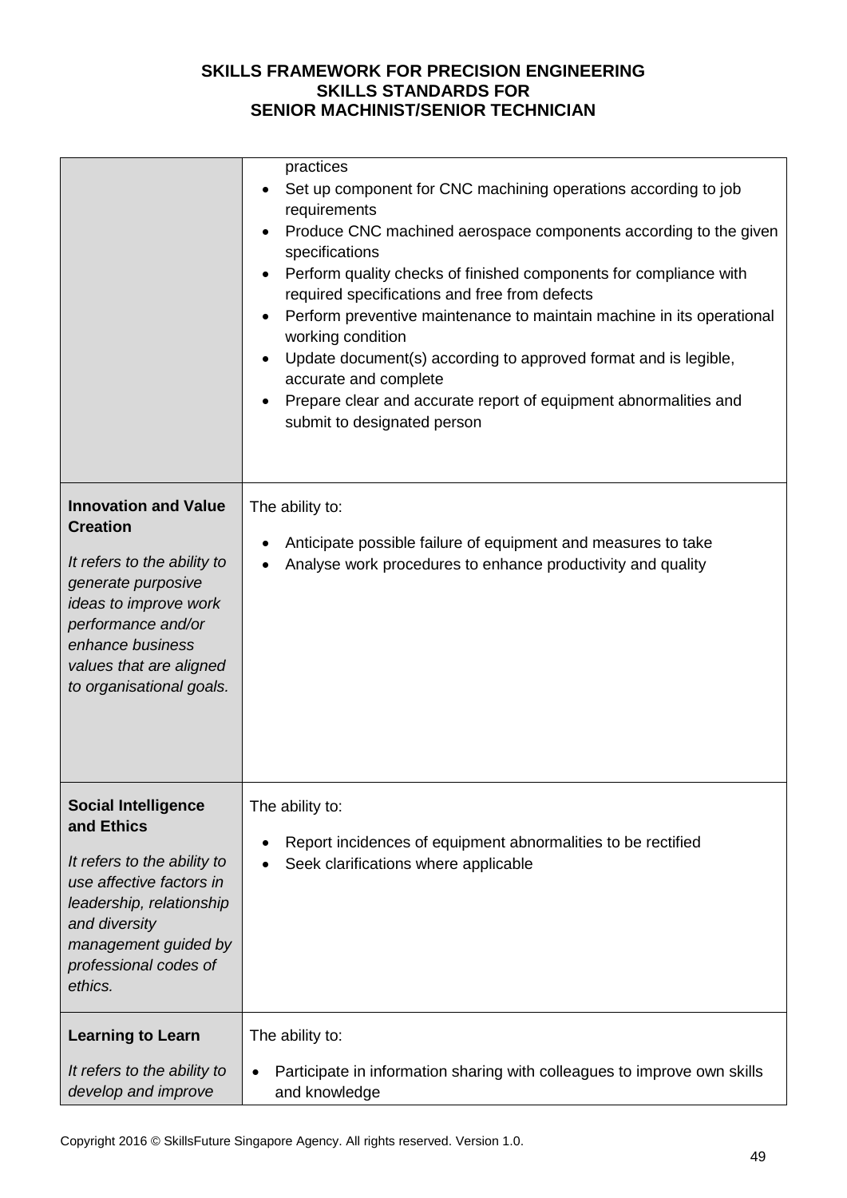| | |
|---|---|
| | practices<br>• Set up component for CNC machining operations according to job requirements<br>• Produce CNC machined aerospace components according to the given specifications<br>• Perform quality checks of finished components for compliance with required specifications and free from defects<br>• Perform preventive maintenance to maintain machine in its operational working condition<br>• Update document(s) according to approved format and is legible, accurate and complete<br>• Prepare clear and accurate report of equipment abnormalities and submit to designated person |
| **Innovation and Value Creation**<br><br>*It refers to the ability to generate purposive ideas to improve work performance and/or enhance business values that are aligned to organisational goals.* | The ability to:<br><br>• Anticipate possible failure of equipment and measures to take<br>• Analyse work procedures to enhance productivity and quality |
| **Social Intelligence and Ethics**<br><br>*It refers to the ability to use affective factors in leadership, relationship and diversity management guided by professional codes of ethics.* | The ability to:<br><br>• Report incidences of equipment abnormalities to be rectified<br>• Seek clarifications where applicable |
| **Learning to Learn**<br><br>*It refers to the ability to develop and improve* | The ability to:<br><br>• Participate in information sharing with colleagues to improve own skills and knowledge |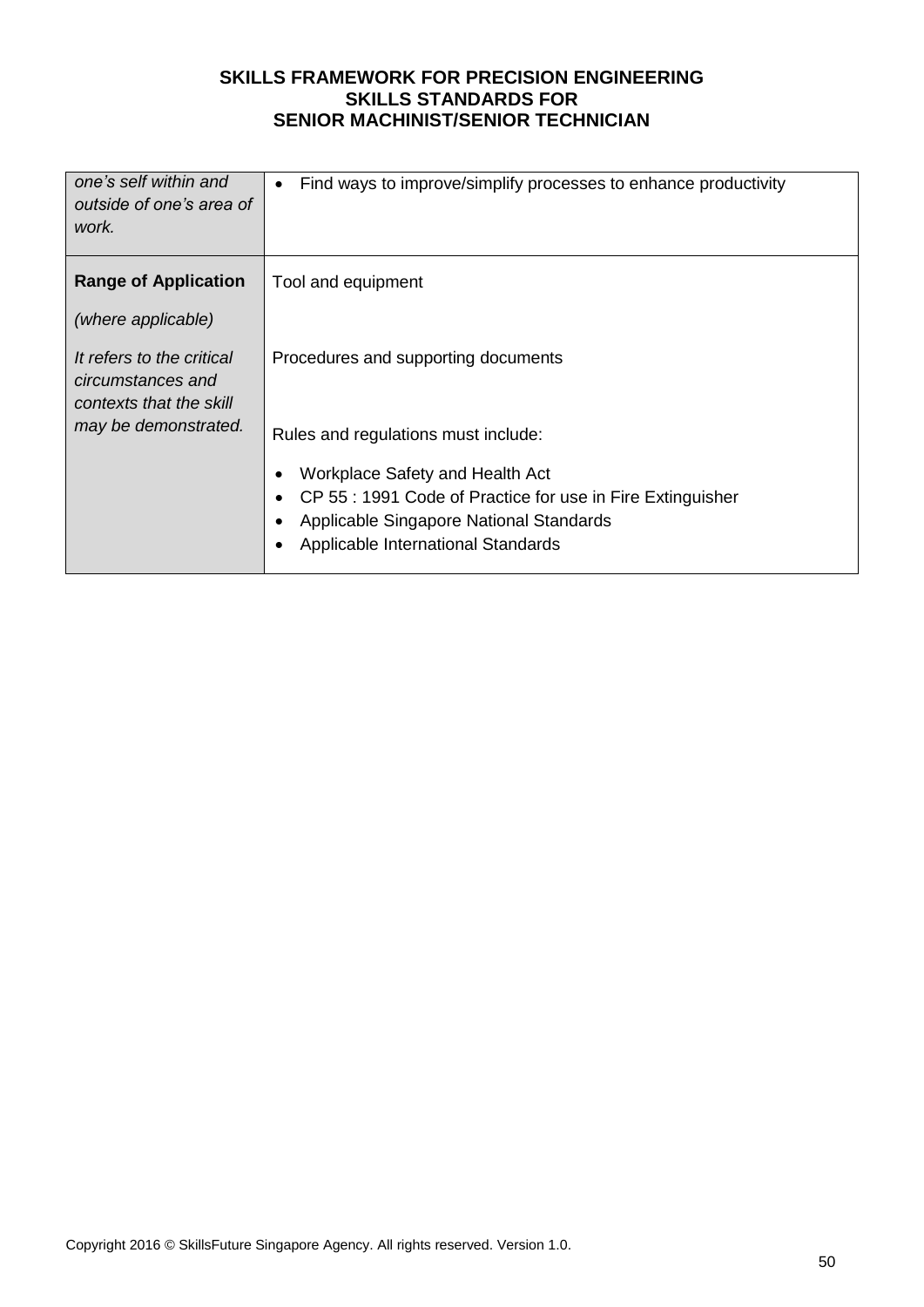| | |
|---|---|
| *one's self within and outside of one's area of work.* | • Find ways to improve/simplify processes to enhance productivity |
| **Range of Application**<br><br>*(where applicable)*<br><br>*It refers to the critical circumstances and contexts that the skill may be demonstrated.* | Tool and equipment<br><br>Procedures and supporting documents<br><br>Rules and regulations must include:<br>• Workplace Safety and Health Act<br>• CP 55 : 1991 Code of Practice for use in Fire Extinguisher<br>• Applicable Singapore National Standards<br>• Applicable International Standards |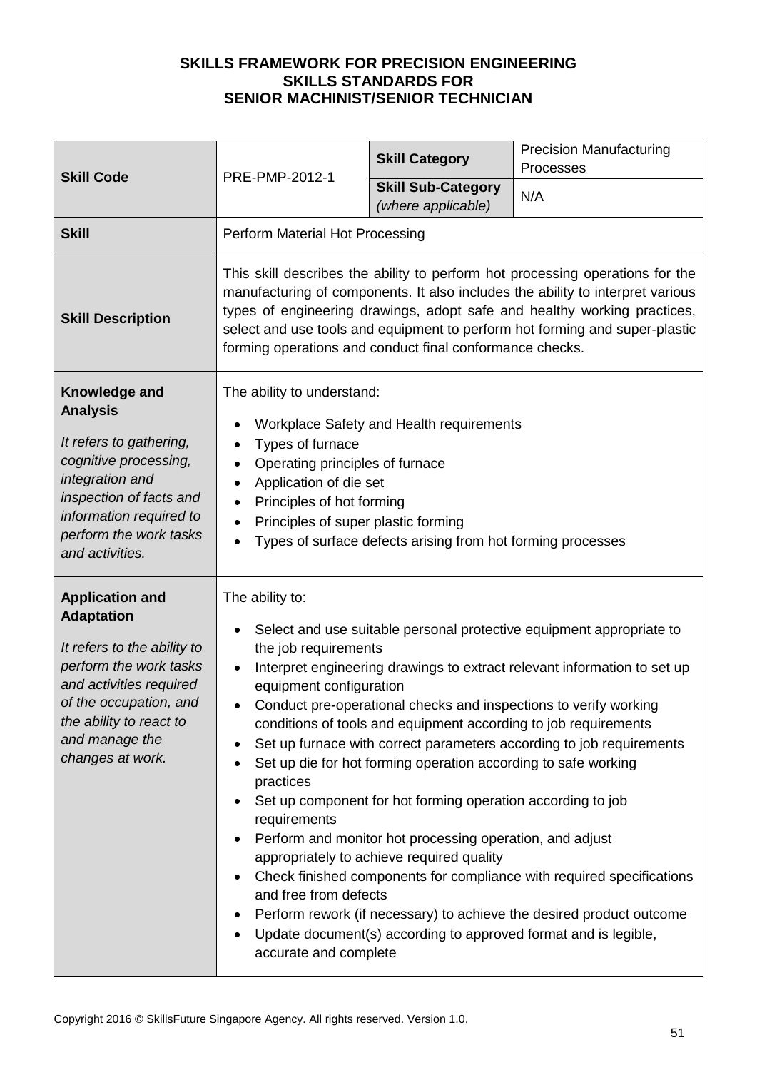**SKILLS FRAMEWORK FOR PRECISION ENGINEERING**
**SKILLS STANDARDS FOR**
**SENIOR MACHINIST/SENIOR TECHNICIAN**

| **Skill Code** | PRE-PMP-2012-1 | **Skill Category** | Precision Manufacturing Processes |
|---|---|---|---|
| | | **Skill Sub-Category** *(where applicable)* | N/A |
| **Skill** | Perform Material Hot Processing | | |
| **Skill Description** | This skill describes the ability to perform hot processing operations for the manufacturing of components. It also includes the ability to interpret various types of engineering drawings, adopt safe and healthy working practices, select and use tools and equipment to perform hot forming and super-plastic forming operations and conduct final conformance checks. | | |
| **Knowledge and Analysis**<br><br>*It refers to gathering, cognitive processing, integration and inspection of facts and information required to perform the work tasks and activities.* | The ability to understand:<br><br>• Workplace Safety and Health requirements<br>• Types of furnace<br>• Operating principles of furnace<br>• Application of die set<br>• Principles of hot forming<br>• Principles of super plastic forming<br>• Types of surface defects arising from hot forming processes | | |
| **Application and Adaptation**<br><br>*It refers to the ability to perform the work tasks and activities required of the occupation, and the ability to react to and manage the changes at work.* | The ability to:<br><br>• Select and use suitable personal protective equipment appropriate to the job requirements<br>• Interpret engineering drawings to extract relevant information to set up equipment configuration<br>• Conduct pre-operational checks and inspections to verify working conditions of tools and equipment according to job requirements<br>• Set up furnace with correct parameters according to job requirements<br>• Set up die for hot forming operation according to safe working practices<br>• Set up component for hot forming operation according to job requirements<br>• Perform and monitor hot processing operation, and adjust appropriately to achieve required quality<br>• Check finished components for compliance with required specifications and free from defects<br>• Perform rework (if necessary) to achieve the desired product outcome<br>• Update document(s) according to approved format and is legible, accurate and complete | | |

Copyright 2016 © SkillsFuture Singapore Agency. All rights reserved. Version 1.0.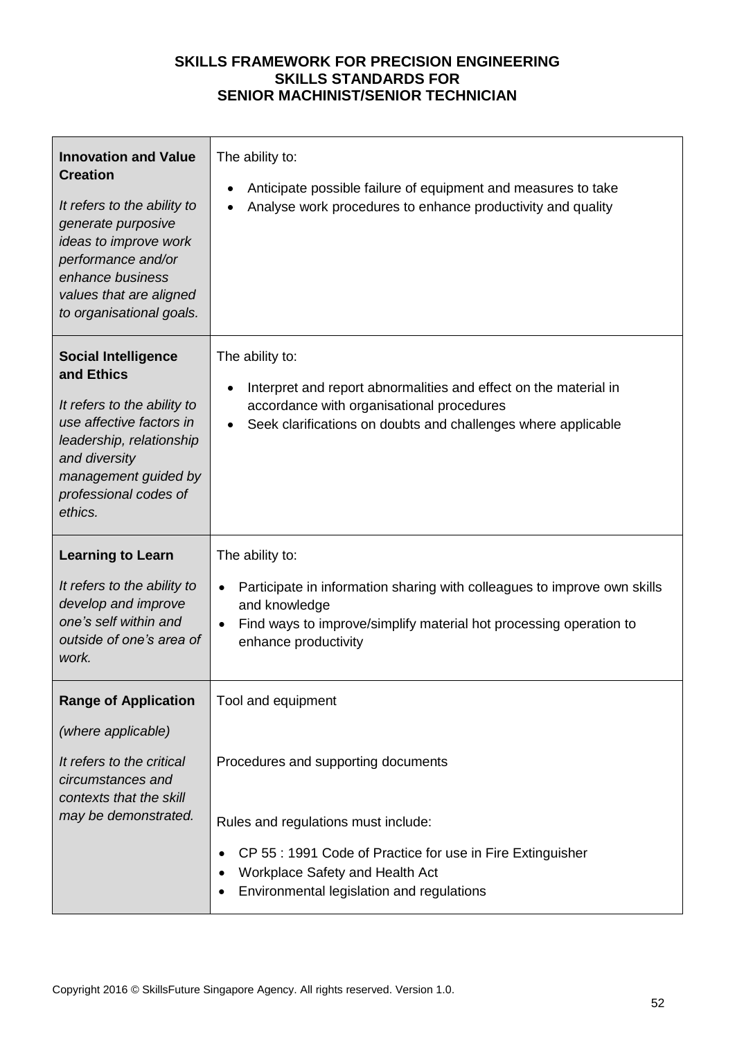**SKILLS FRAMEWORK FOR PRECISION ENGINEERING**
**SKILLS STANDARDS FOR**
**SENIOR MACHINIST/SENIOR TECHNICIAN**

| | |
|---|---|
| **Innovation and Value Creation**<br><br>*It refers to the ability to generate purposive ideas to improve work performance and/or enhance business values that are aligned to organisational goals.* | The ability to:<br><br>• Anticipate possible failure of equipment and measures to take<br>• Analyse work procedures to enhance productivity and quality |
| **Social Intelligence and Ethics**<br><br>*It refers to the ability to use affective factors in leadership, relationship and diversity management guided by professional codes of ethics.* | The ability to:<br><br>• Interpret and report abnormalities and effect on the material in accordance with organisational procedures<br>• Seek clarifications on doubts and challenges where applicable |
| **Learning to Learn**<br><br>*It refers to the ability to develop and improve one's self within and outside of one's area of work.* | The ability to:<br><br>• Participate in information sharing with colleagues to improve own skills and knowledge<br>• Find ways to improve/simplify material hot processing operation to enhance productivity |
| **Range of Application**<br><br>*(where applicable)*<br><br>*It refers to the critical circumstances and contexts that the skill may be demonstrated.* | Tool and equipment<br><br>Procedures and supporting documents<br><br>Rules and regulations must include:<br><br>• CP 55 : 1991 Code of Practice for use in Fire Extinguisher<br>• Workplace Safety and Health Act<br>• Environmental legislation and regulations |

Copyright 2016 © SkillsFuture Singapore Agency. All rights reserved. Version 1.0.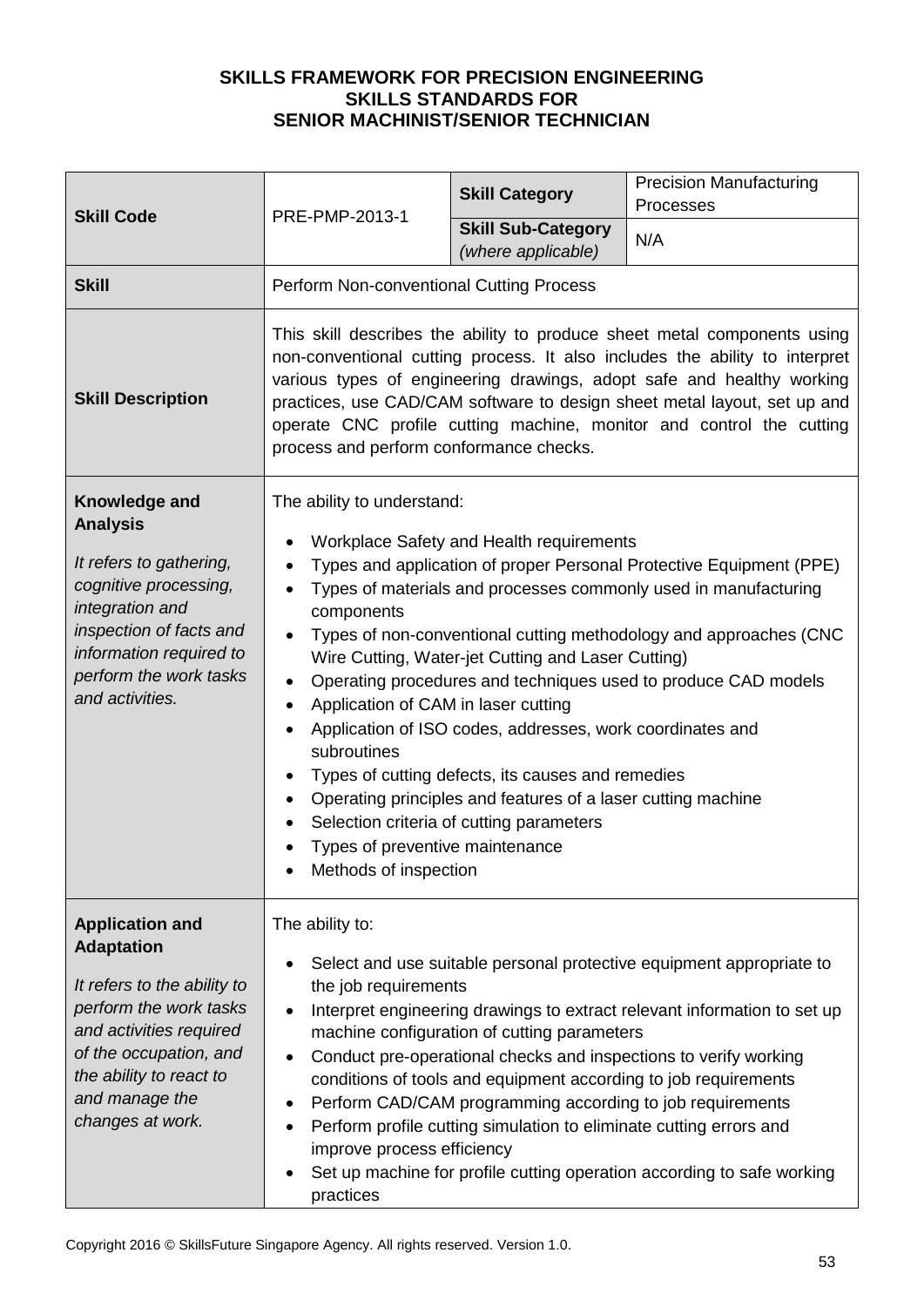**SKILLS FRAMEWORK FOR PRECISION ENGINEERING**
**SKILLS STANDARDS FOR**
**SENIOR MACHINIST/SENIOR TECHNICIAN**

| **Skill Code** | PRE-PMP-2013-1 | **Skill Category** | Precision Manufacturing Processes |
|---|---|---|---|
| | | **Skill Sub-Category** *(where applicable)* | N/A |
| **Skill** | Perform Non-conventional Cutting Process | | |
| **Skill Description** | This skill describes the ability to produce sheet metal components using non-conventional cutting process. It also includes the ability to interpret various types of engineering drawings, adopt safe and healthy working practices, use CAD/CAM software to design sheet metal layout, set up and operate CNC profile cutting machine, monitor and control the cutting process and perform conformance checks. | | |
| **Knowledge and Analysis** *It refers to gathering, cognitive processing, integration and inspection of facts and information required to perform the work tasks and activities.* | The ability to understand: <br>• Workplace Safety and Health requirements <br>• Types and application of proper Personal Protective Equipment (PPE) <br>• Types of materials and processes commonly used in manufacturing components <br>• Types of non-conventional cutting methodology and approaches (CNC Wire Cutting, Water-jet Cutting and Laser Cutting) <br>• Operating procedures and techniques used to produce CAD models <br>• Application of CAM in laser cutting <br>• Application of ISO codes, addresses, work coordinates and subroutines <br>• Types of cutting defects, its causes and remedies <br>• Operating principles and features of a laser cutting machine <br>• Selection criteria of cutting parameters <br>• Types of preventive maintenance <br>• Methods of inspection | | |
| **Application and Adaptation** *It refers to the ability to perform the work tasks and activities required of the occupation, and the ability to react to and manage the changes at work.* | The ability to: <br>• Select and use suitable personal protective equipment appropriate to the job requirements <br>• Interpret engineering drawings to extract relevant information to set up machine configuration of cutting parameters <br>• Conduct pre-operational checks and inspections to verify working conditions of tools and equipment according to job requirements <br>• Perform CAD/CAM programming according to job requirements <br>• Perform profile cutting simulation to eliminate cutting errors and improve process efficiency <br>• Set up machine for profile cutting operation according to safe working practices | | |

Copyright 2016 © SkillsFuture Singapore Agency. All rights reserved. Version 1.0.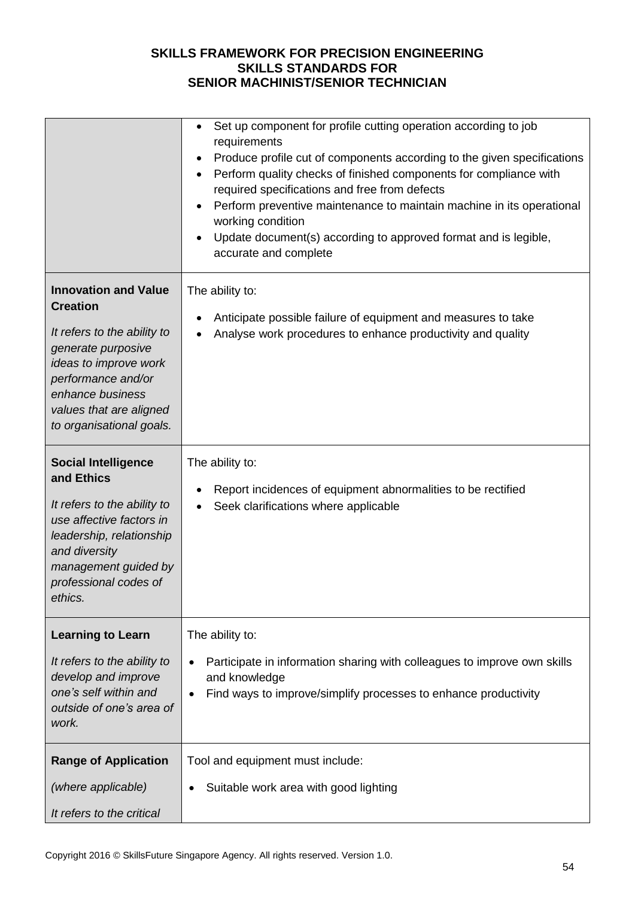## SKILLS FRAMEWORK FOR PRECISION ENGINEERING
## SKILLS STANDARDS FOR
## SENIOR MACHINIST/SENIOR TECHNICIAN

| | |
|---|---|
| | • Set up component for profile cutting operation according to job requirements<br>• Produce profile cut of components according to the given specifications<br>• Perform quality checks of finished components for compliance with required specifications and free from defects<br>• Perform preventive maintenance to maintain machine in its operational working condition<br>• Update document(s) according to approved format and is legible, accurate and complete |
| **Innovation and Value Creation**<br><br>*It refers to the ability to generate purposive ideas to improve work performance and/or enhance business values that are aligned to organisational goals.* | The ability to:<br><br>• Anticipate possible failure of equipment and measures to take<br>• Analyse work procedures to enhance productivity and quality |
| **Social Intelligence and Ethics**<br><br>*It refers to the ability to use affective factors in leadership, relationship and diversity management guided by professional codes of ethics.* | The ability to:<br><br>• Report incidences of equipment abnormalities to be rectified<br>• Seek clarifications where applicable |
| **Learning to Learn**<br><br>*It refers to the ability to develop and improve one's self within and outside of one's area of work.* | The ability to:<br><br>• Participate in information sharing with colleagues to improve own skills and knowledge<br>• Find ways to improve/simplify processes to enhance productivity |
| **Range of Application**<br><br>*(where applicable)*<br><br>*It refers to the critical* | Tool and equipment must include:<br><br>• Suitable work area with good lighting |

Copyright 2016 © SkillsFuture Singapore Agency. All rights reserved. Version 1.0.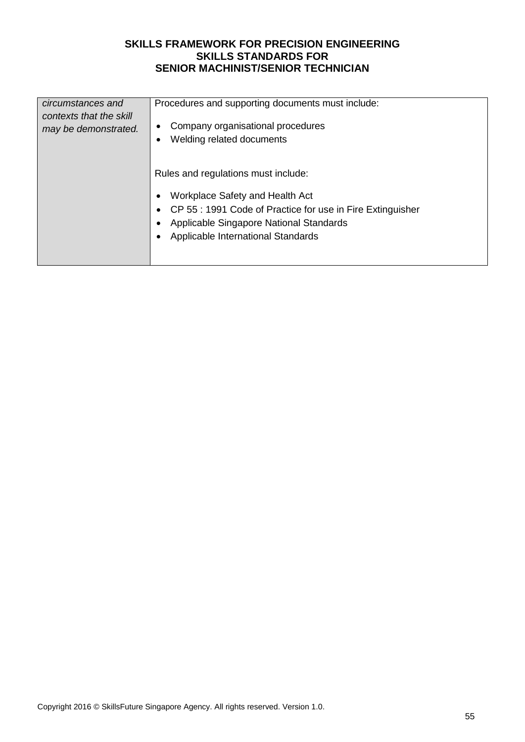| | |
|---|---|
| *circumstances and contexts that the skill may be demonstrated.* | Procedures and supporting documents must include:<br><br>• Company organisational procedures<br>• Welding related documents<br><br>Rules and regulations must include:<br><br>• Workplace Safety and Health Act<br>• CP 55 : 1991 Code of Practice for use in Fire Extinguisher<br>• Applicable Singapore National Standards<br>• Applicable International Standards |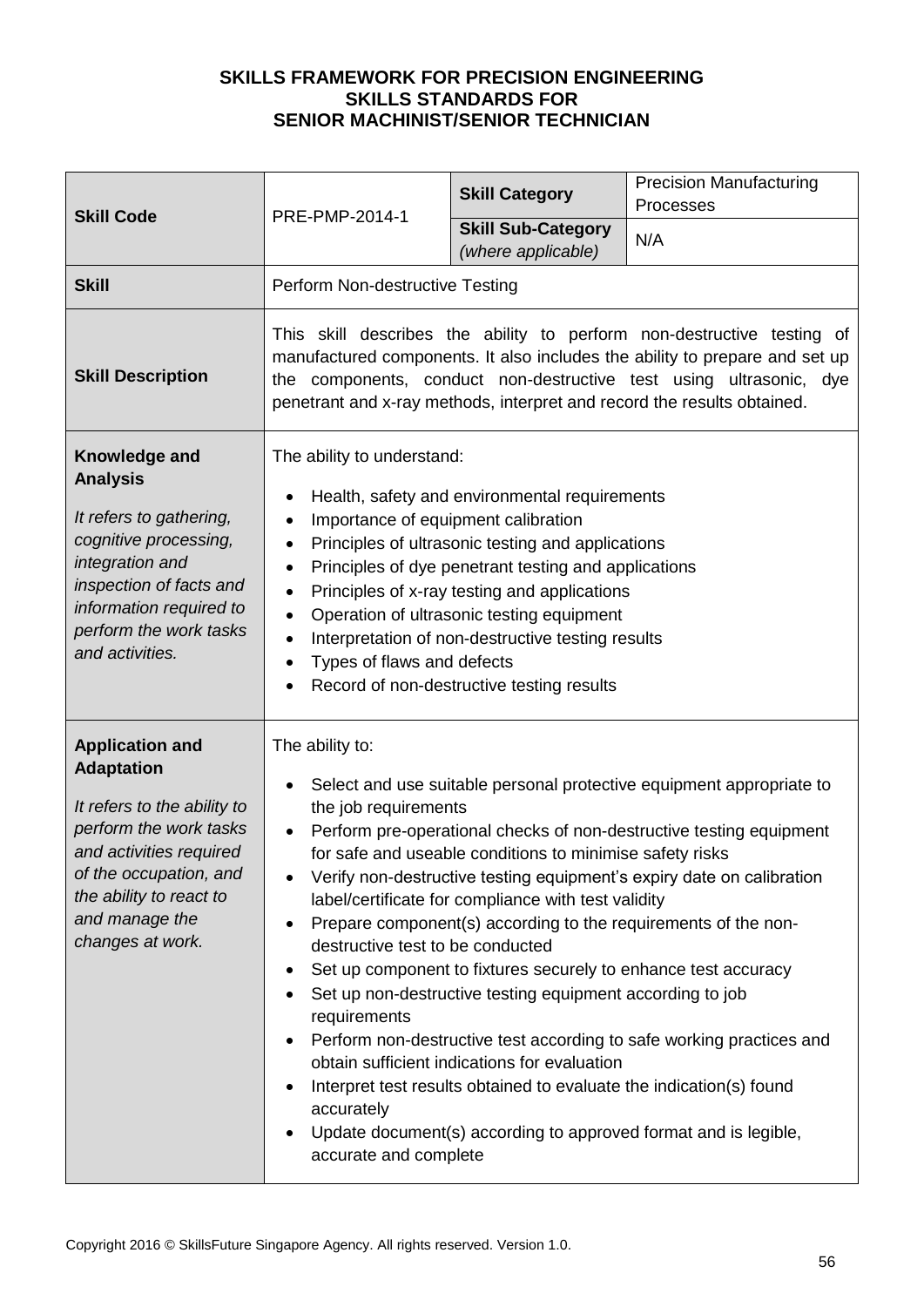**SKILLS FRAMEWORK FOR PRECISION ENGINEERING**
**SKILLS STANDARDS FOR**
**SENIOR MACHINIST/SENIOR TECHNICIAN**

| **Skill Code** | PRE-PMP-2014-1 | **Skill Category** | Precision Manufacturing Processes |
|---|---|---|---|
| | | **Skill Sub-Category** *(where applicable)* | N/A |
| **Skill** | Perform Non-destructive Testing | | |
| **Skill Description** | This skill describes the ability to perform non-destructive testing of manufactured components. It also includes the ability to prepare and set up the components, conduct non-destructive test using ultrasonic, dye penetrant and x-ray methods, interpret and record the results obtained. | | |
| **Knowledge and Analysis**<br><br>*It refers to gathering, cognitive processing, integration and inspection of facts and information required to perform the work tasks and activities.* | The ability to understand:<br><br>• Health, safety and environmental requirements<br>• Importance of equipment calibration<br>• Principles of ultrasonic testing and applications<br>• Principles of dye penetrant testing and applications<br>• Principles of x-ray testing and applications<br>• Operation of ultrasonic testing equipment<br>• Interpretation of non-destructive testing results<br>• Types of flaws and defects<br>• Record of non-destructive testing results | | |
| **Application and Adaptation**<br><br>*It refers to the ability to perform the work tasks and activities required of the occupation, and the ability to react to and manage the changes at work.* | The ability to:<br><br>• Select and use suitable personal protective equipment appropriate to the job requirements<br>• Perform pre-operational checks of non-destructive testing equipment for safe and useable conditions to minimise safety risks<br>• Verify non-destructive testing equipment's expiry date on calibration label/certificate for compliance with test validity<br>• Prepare component(s) according to the requirements of the non-destructive test to be conducted<br>• Set up component to fixtures securely to enhance test accuracy<br>• Set up non-destructive testing equipment according to job requirements<br>• Perform non-destructive test according to safe working practices and obtain sufficient indications for evaluation<br>• Interpret test results obtained to evaluate the indication(s) found accurately<br>• Update document(s) according to approved format and is legible, accurate and complete | | |

Copyright 2016 © SkillsFuture Singapore Agency. All rights reserved. Version 1.0.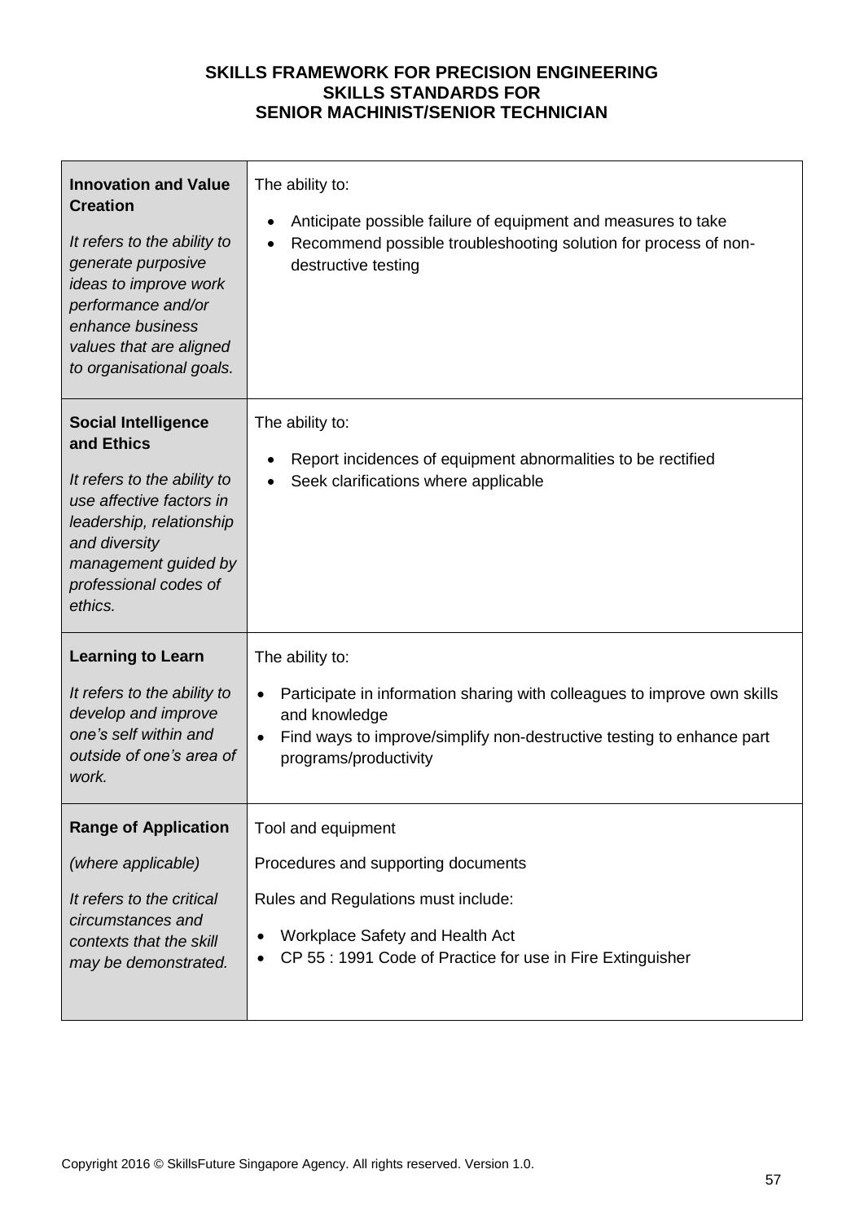**SKILLS FRAMEWORK FOR PRECISION ENGINEERING**
**SKILLS STANDARDS FOR**
**SENIOR MACHINIST/SENIOR TECHNICIAN**

| | |
|---|---|
| **Innovation and Value Creation**<br><br>*It refers to the ability to generate purposive ideas to improve work performance and/or enhance business values that are aligned to organisational goals.* | The ability to:<br><br>• Anticipate possible failure of equipment and measures to take<br>• Recommend possible troubleshooting solution for process of non-destructive testing |
| **Social Intelligence and Ethics**<br><br>*It refers to the ability to use affective factors in leadership, relationship and diversity management guided by professional codes of ethics.* | The ability to:<br><br>• Report incidences of equipment abnormalities to be rectified<br>• Seek clarifications where applicable |
| **Learning to Learn**<br><br>*It refers to the ability to develop and improve one's self within and outside of one's area of work.* | The ability to:<br><br>• Participate in information sharing with colleagues to improve own skills and knowledge<br>• Find ways to improve/simplify non-destructive testing to enhance part programs/productivity |
| **Range of Application**<br><br>*(where applicable)*<br><br>*It refers to the critical circumstances and contexts that the skill may be demonstrated.* | Tool and equipment<br><br>Procedures and supporting documents<br><br>Rules and Regulations must include:<br><br>• Workplace Safety and Health Act<br>• CP 55 : 1991 Code of Practice for use in Fire Extinguisher |

Copyright 2016 © SkillsFuture Singapore Agency. All rights reserved. Version 1.0.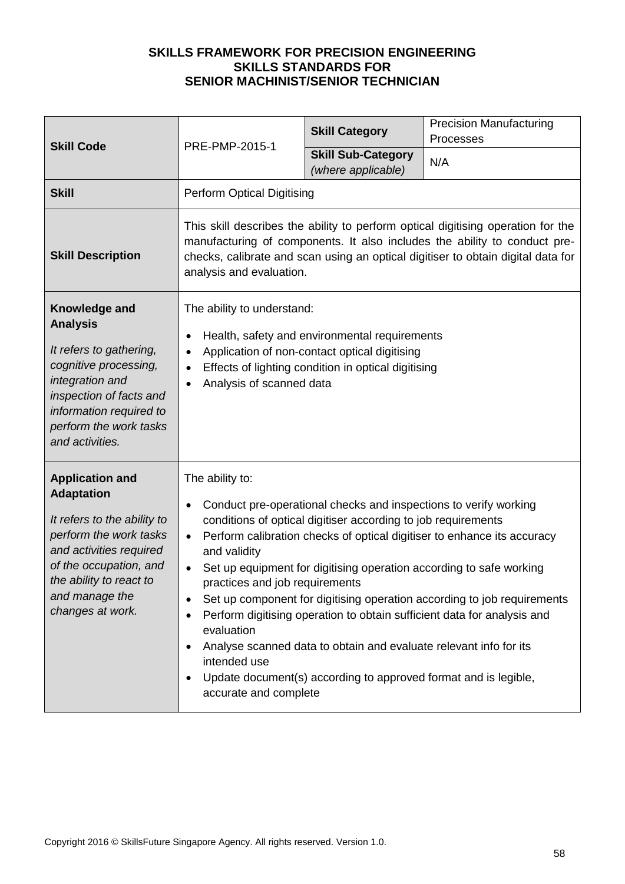**SKILLS FRAMEWORK FOR PRECISION ENGINEERING**
**SKILLS STANDARDS FOR**
**SENIOR MACHINIST/SENIOR TECHNICIAN**

| **Skill Code** | PRE-PMP-2015-1 | **Skill Category** | Precision Manufacturing Processes |
|---|---|---|---|
| | | **Skill Sub-Category** *(where applicable)* | N/A |
| **Skill** | Perform Optical Digitising | | |
| **Skill Description** | This skill describes the ability to perform optical digitising operation for the manufacturing of components. It also includes the ability to conduct pre-checks, calibrate and scan using an optical digitiser to obtain digital data for analysis and evaluation. | | |
| **Knowledge and Analysis**<br><br>*It refers to gathering, cognitive processing, integration and inspection of facts and information required to perform the work tasks and activities.* | The ability to understand:<br><br>• Health, safety and environmental requirements<br>• Application of non-contact optical digitising<br>• Effects of lighting condition in optical digitising<br>• Analysis of scanned data | | |
| **Application and Adaptation**<br><br>*It refers to the ability to perform the work tasks and activities required of the occupation, and the ability to react to and manage the changes at work.* | The ability to:<br><br>• Conduct pre-operational checks and inspections to verify working conditions of optical digitiser according to job requirements<br>• Perform calibration checks of optical digitiser to enhance its accuracy and validity<br>• Set up equipment for digitising operation according to safe working practices and job requirements<br>• Set up component for digitising operation according to job requirements<br>• Perform digitising operation to obtain sufficient data for analysis and evaluation<br>• Analyse scanned data to obtain and evaluate relevant info for its intended use<br>• Update document(s) according to approved format and is legible, accurate and complete | | |

Copyright 2016 © SkillsFuture Singapore Agency. All rights reserved. Version 1.0.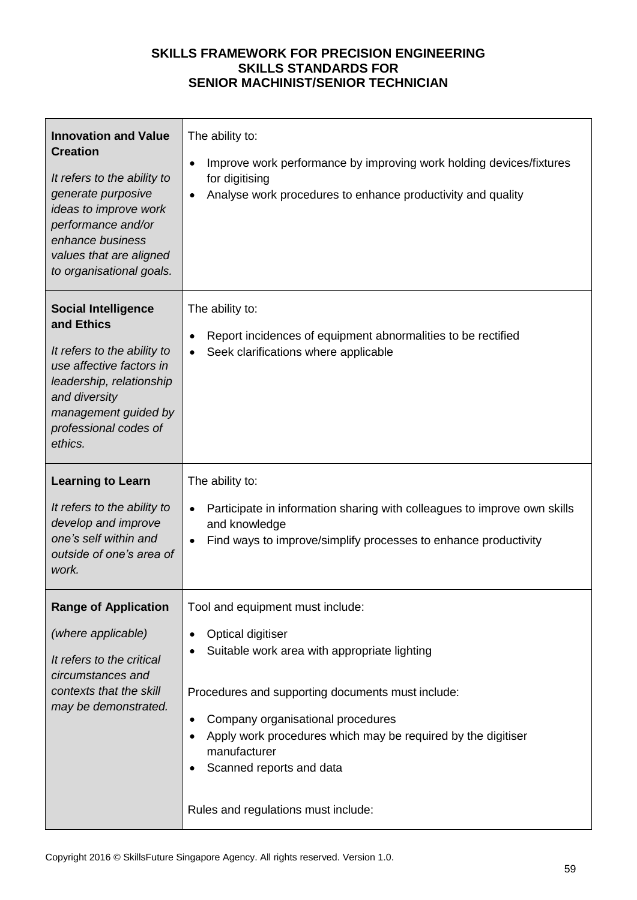**SKILLS FRAMEWORK FOR PRECISION ENGINEERING**
**SKILLS STANDARDS FOR**
**SENIOR MACHINIST/SENIOR TECHNICIAN**

| | |
|---|---|
| **Innovation and Value Creation**<br><br>*It refers to the ability to generate purposive ideas to improve work performance and/or enhance business values that are aligned to organisational goals.* | The ability to:<br><br>• Improve work performance by improving work holding devices/fixtures for digitising<br>• Analyse work procedures to enhance productivity and quality |
| **Social Intelligence and Ethics**<br><br>*It refers to the ability to use affective factors in leadership, relationship and diversity management guided by professional codes of ethics.* | The ability to:<br><br>• Report incidences of equipment abnormalities to be rectified<br>• Seek clarifications where applicable |
| **Learning to Learn**<br><br>*It refers to the ability to develop and improve one's self within and outside of one's area of work.* | The ability to:<br><br>• Participate in information sharing with colleagues to improve own skills and knowledge<br>• Find ways to improve/simplify processes to enhance productivity |
| **Range of Application**<br><br>*(where applicable)*<br><br>*It refers to the critical circumstances and contexts that the skill may be demonstrated.* | Tool and equipment must include:<br><br>• Optical digitiser<br>• Suitable work area with appropriate lighting<br><br>Procedures and supporting documents must include:<br><br>• Company organisational procedures<br>• Apply work procedures which may be required by the digitiser manufacturer<br>• Scanned reports and data<br><br>Rules and regulations must include: |

Copyright 2016 © SkillsFuture Singapore Agency. All rights reserved. Version 1.0.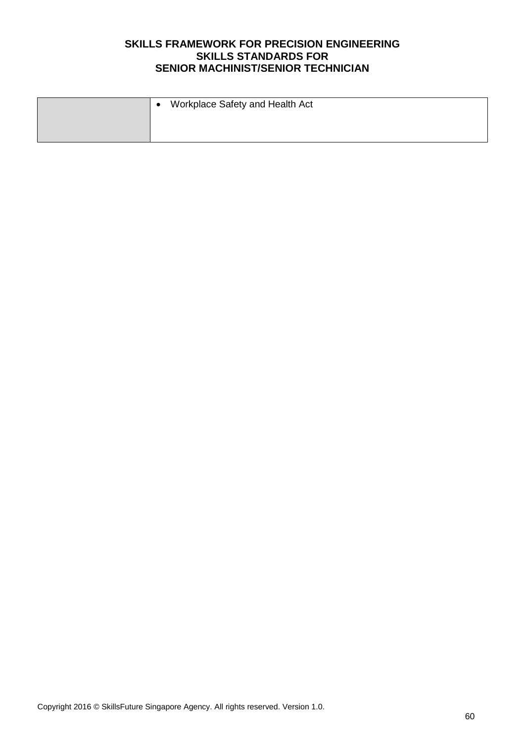| | |
|---|---|
| | • Workplace Safety and Health Act |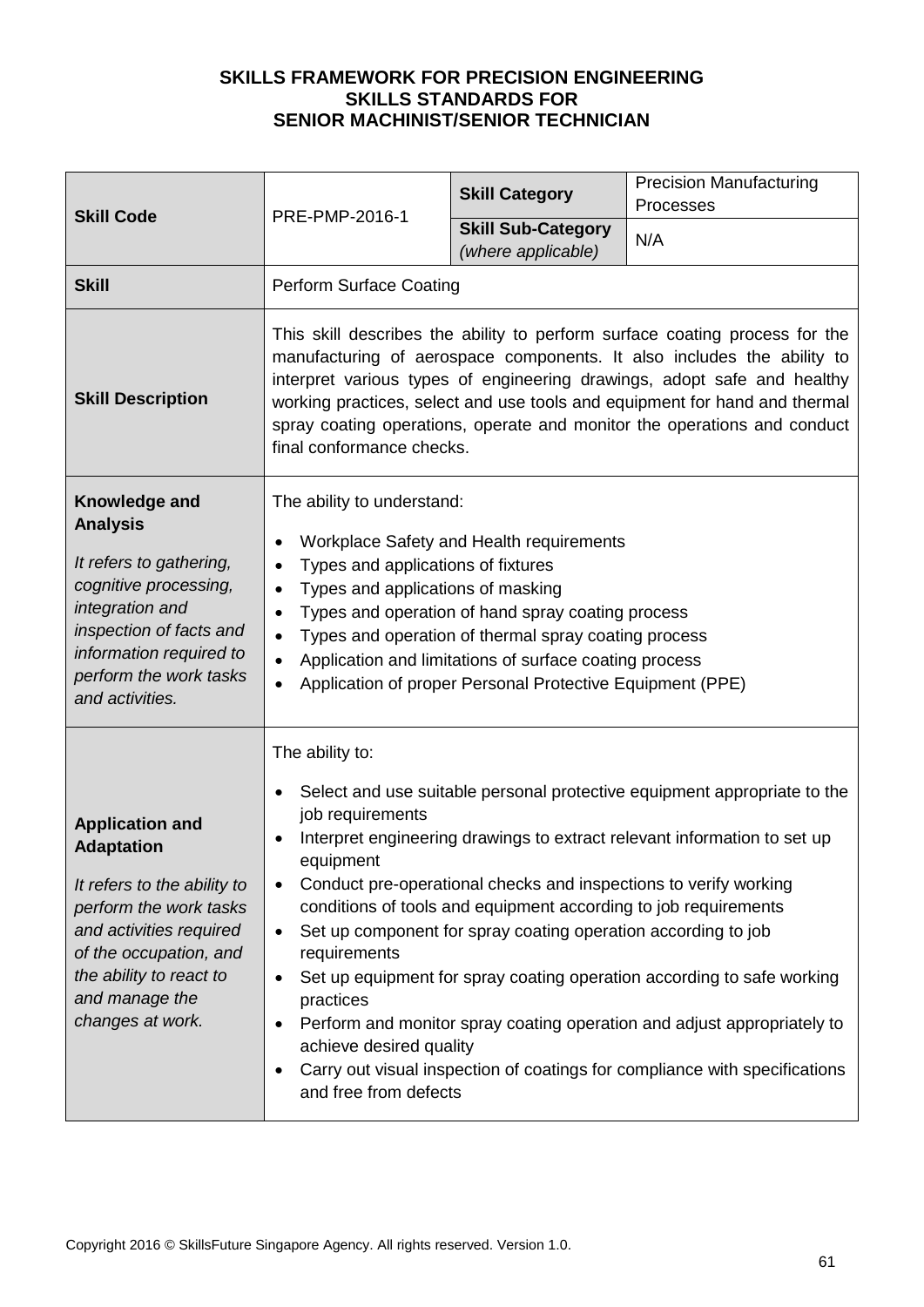**SKILLS FRAMEWORK FOR PRECISION ENGINEERING**
**SKILLS STANDARDS FOR**
**SENIOR MACHINIST/SENIOR TECHNICIAN**

| **Skill Code** | PRE-PMP-2016-1 | **Skill Category** | Precision Manufacturing Processes |
|---|---|---|---|
| | | **Skill Sub-Category** *(where applicable)* | N/A |
| **Skill** | Perform Surface Coating | | |
| **Skill Description** | This skill describes the ability to perform surface coating process for the manufacturing of aerospace components. It also includes the ability to interpret various types of engineering drawings, adopt safe and healthy working practices, select and use tools and equipment for hand and thermal spray coating operations, operate and monitor the operations and conduct final conformance checks. | | |
| **Knowledge and Analysis** *It refers to gathering, cognitive processing, integration and inspection of facts and information required to perform the work tasks and activities.* | The ability to understand: <br>• Workplace Safety and Health requirements <br>• Types and applications of fixtures <br>• Types and applications of masking <br>• Types and operation of hand spray coating process <br>• Types and operation of thermal spray coating process <br>• Application and limitations of surface coating process <br>• Application of proper Personal Protective Equipment (PPE) | | |
| **Application and Adaptation** *It refers to the ability to perform the work tasks and activities required of the occupation, and the ability to react to and manage the changes at work.* | The ability to: <br>• Select and use suitable personal protective equipment appropriate to the job requirements <br>• Interpret engineering drawings to extract relevant information to set up equipment <br>• Conduct pre-operational checks and inspections to verify working conditions of tools and equipment according to job requirements <br>• Set up component for spray coating operation according to job requirements <br>• Set up equipment for spray coating operation according to safe working practices <br>• Perform and monitor spray coating operation and adjust appropriately to achieve desired quality <br>• Carry out visual inspection of coatings for compliance with specifications and free from defects | | |

Copyright 2016 © SkillsFuture Singapore Agency. All rights reserved. Version 1.0.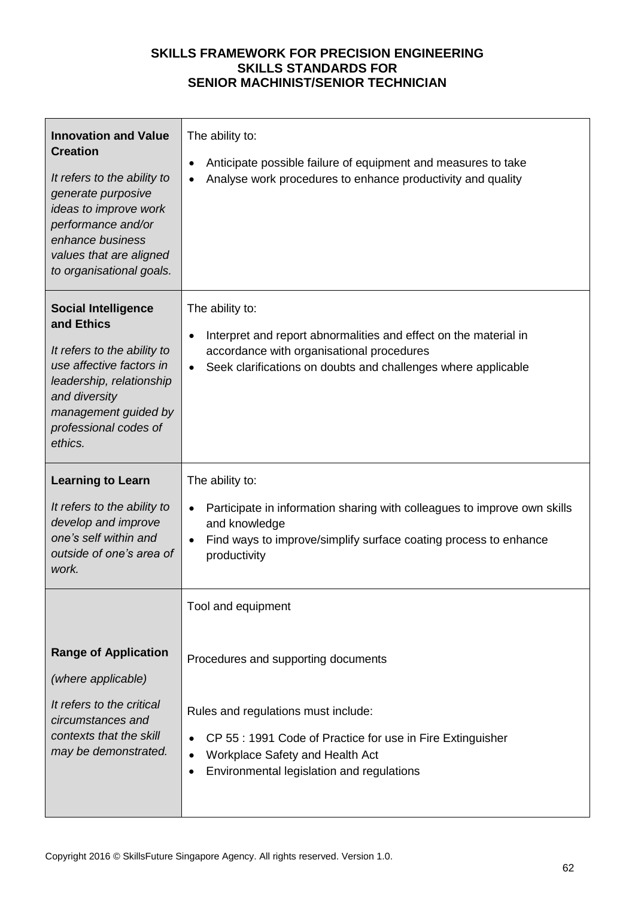**SKILLS FRAMEWORK FOR PRECISION ENGINEERING**
**SKILLS STANDARDS FOR**
**SENIOR MACHINIST/SENIOR TECHNICIAN**

| | |
|---|---|
| **Innovation and Value Creation**<br><br>*It refers to the ability to generate purposive ideas to improve work performance and/or enhance business values that are aligned to organisational goals.* | The ability to:<br><br>• Anticipate possible failure of equipment and measures to take<br>• Analyse work procedures to enhance productivity and quality |
| **Social Intelligence and Ethics**<br><br>*It refers to the ability to use affective factors in leadership, relationship and diversity management guided by professional codes of ethics.* | The ability to:<br><br>• Interpret and report abnormalities and effect on the material in accordance with organisational procedures<br>• Seek clarifications on doubts and challenges where applicable |
| **Learning to Learn**<br><br>*It refers to the ability to develop and improve one's self within and outside of one's area of work.* | The ability to:<br><br>• Participate in information sharing with colleagues to improve own skills and knowledge<br>• Find ways to improve/simplify surface coating process to enhance productivity |
| **Range of Application**<br><br>*(where applicable)*<br><br>*It refers to the critical circumstances and contexts that the skill may be demonstrated.* | Tool and equipment<br><br>Procedures and supporting documents<br><br>Rules and regulations must include:<br><br>• CP 55 : 1991 Code of Practice for use in Fire Extinguisher<br>• Workplace Safety and Health Act<br>• Environmental legislation and regulations |

Copyright 2016 © SkillsFuture Singapore Agency. All rights reserved. Version 1.0.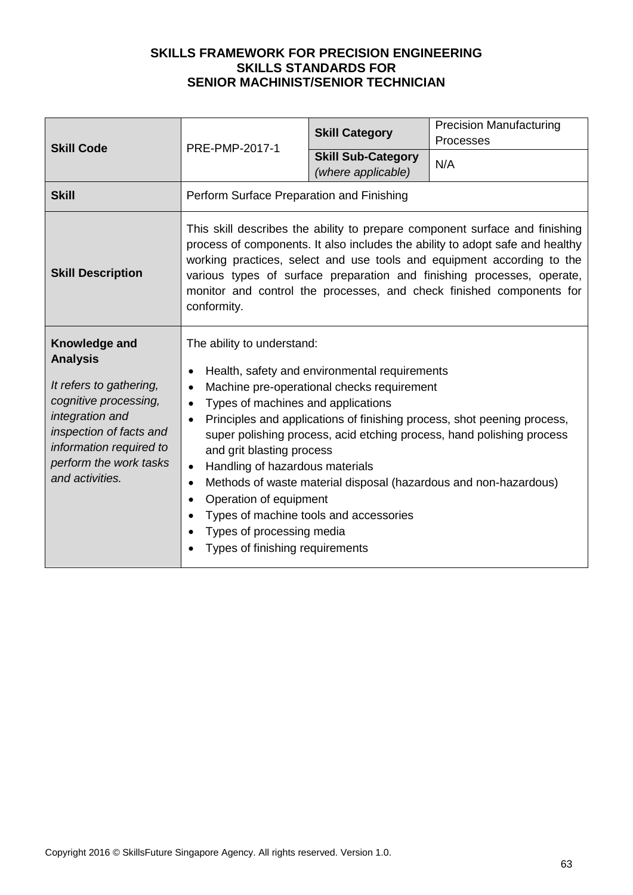**SKILLS FRAMEWORK FOR PRECISION ENGINEERING**
**SKILLS STANDARDS FOR**
**SENIOR MACHINIST/SENIOR TECHNICIAN**

| **Skill Code** | PRE-PMP-2017-1 | **Skill Category** | Precision Manufacturing Processes |
|---|---|---|---|
| | | **Skill Sub-Category** *(where applicable)* | N/A |
| **Skill** | Perform Surface Preparation and Finishing | | |
| **Skill Description** | This skill describes the ability to prepare component surface and finishing process of components. It also includes the ability to adopt safe and healthy working practices, select and use tools and equipment according to the various types of surface preparation and finishing processes, operate, monitor and control the processes, and check finished components for conformity. | | |
| **Knowledge and Analysis** *It refers to gathering, cognitive processing, integration and inspection of facts and information required to perform the work tasks and activities.* | The ability to understand: <br>• Health, safety and environmental requirements <br>• Machine pre-operational checks requirement <br>• Types of machines and applications <br>• Principles and applications of finishing process, shot peening process, super polishing process, acid etching process, hand polishing process and grit blasting process <br>• Handling of hazardous materials <br>• Methods of waste material disposal (hazardous and non-hazardous) <br>• Operation of equipment <br>• Types of machine tools and accessories <br>• Types of processing media <br>• Types of finishing requirements | | |

Copyright 2016 © SkillsFuture Singapore Agency. All rights reserved. Version 1.0.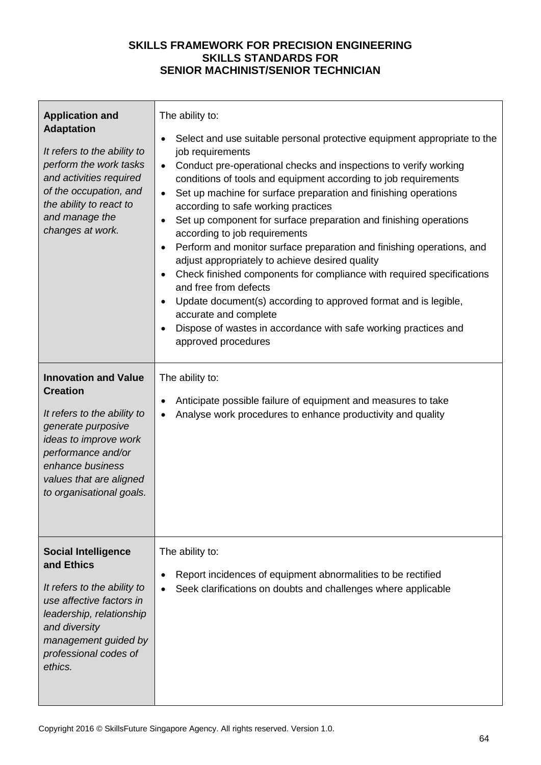**SKILLS FRAMEWORK FOR PRECISION ENGINEERING**
**SKILLS STANDARDS FOR**
**SENIOR MACHINIST/SENIOR TECHNICIAN**

| | |
|---|---|
| **Application and Adaptation**<br><br>*It refers to the ability to perform the work tasks and activities required of the occupation, and the ability to react to and manage the changes at work.* | The ability to:<br><br>• Select and use suitable personal protective equipment appropriate to the job requirements<br>• Conduct pre-operational checks and inspections to verify working conditions of tools and equipment according to job requirements<br>• Set up machine for surface preparation and finishing operations according to safe working practices<br>• Set up component for surface preparation and finishing operations according to job requirements<br>• Perform and monitor surface preparation and finishing operations, and adjust appropriately to achieve desired quality<br>• Check finished components for compliance with required specifications and free from defects<br>• Update document(s) according to approved format and is legible, accurate and complete<br>• Dispose of wastes in accordance with safe working practices and approved procedures |
| **Innovation and Value Creation**<br><br>*It refers to the ability to generate purposive ideas to improve work performance and/or enhance business values that are aligned to organisational goals.* | The ability to:<br><br>• Anticipate possible failure of equipment and measures to take<br>• Analyse work procedures to enhance productivity and quality |
| **Social Intelligence and Ethics**<br><br>*It refers to the ability to use affective factors in leadership, relationship and diversity management guided by professional codes of ethics.* | The ability to:<br><br>• Report incidences of equipment abnormalities to be rectified<br>• Seek clarifications on doubts and challenges where applicable |

Copyright 2016 © SkillsFuture Singapore Agency. All rights reserved. Version 1.0.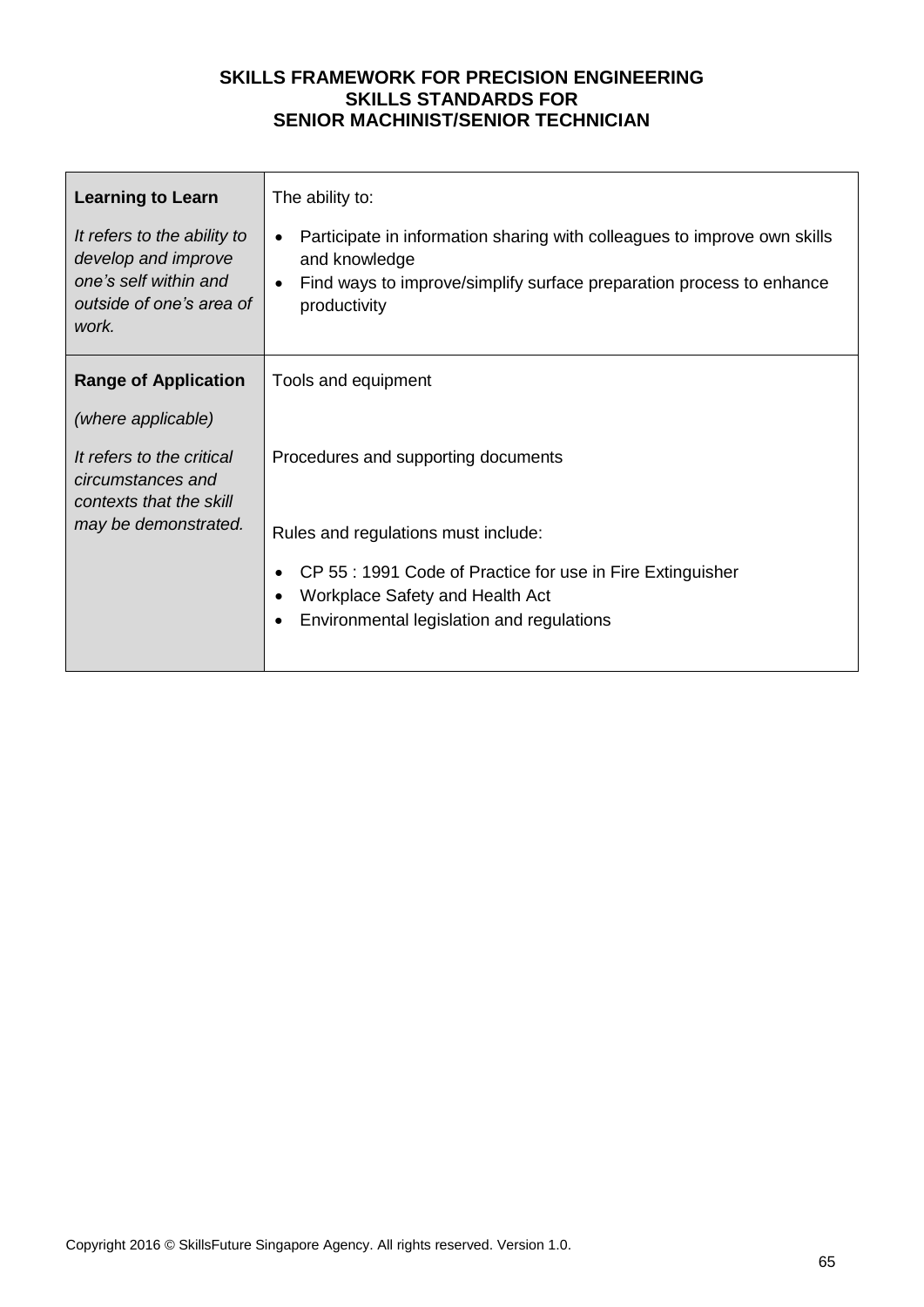| Learning to Learn<br><br>*It refers to the ability to develop and improve one's self within and outside of one's area of work.* | The ability to:<br><br>• Participate in information sharing with colleagues to improve own skills and knowledge<br>• Find ways to improve/simplify surface preparation process to enhance productivity |
|---|---|
| **Range of Application**<br><br>*(where applicable)*<br><br>*It refers to the critical circumstances and contexts that the skill may be demonstrated.* | Tools and equipment<br><br>Procedures and supporting documents<br><br>Rules and regulations must include:<br><br>• CP 55 : 1991 Code of Practice for use in Fire Extinguisher<br>• Workplace Safety and Health Act<br>• Environmental legislation and regulations |

Copyright 2016 © SkillsFuture Singapore Agency. All rights reserved. Version 1.0.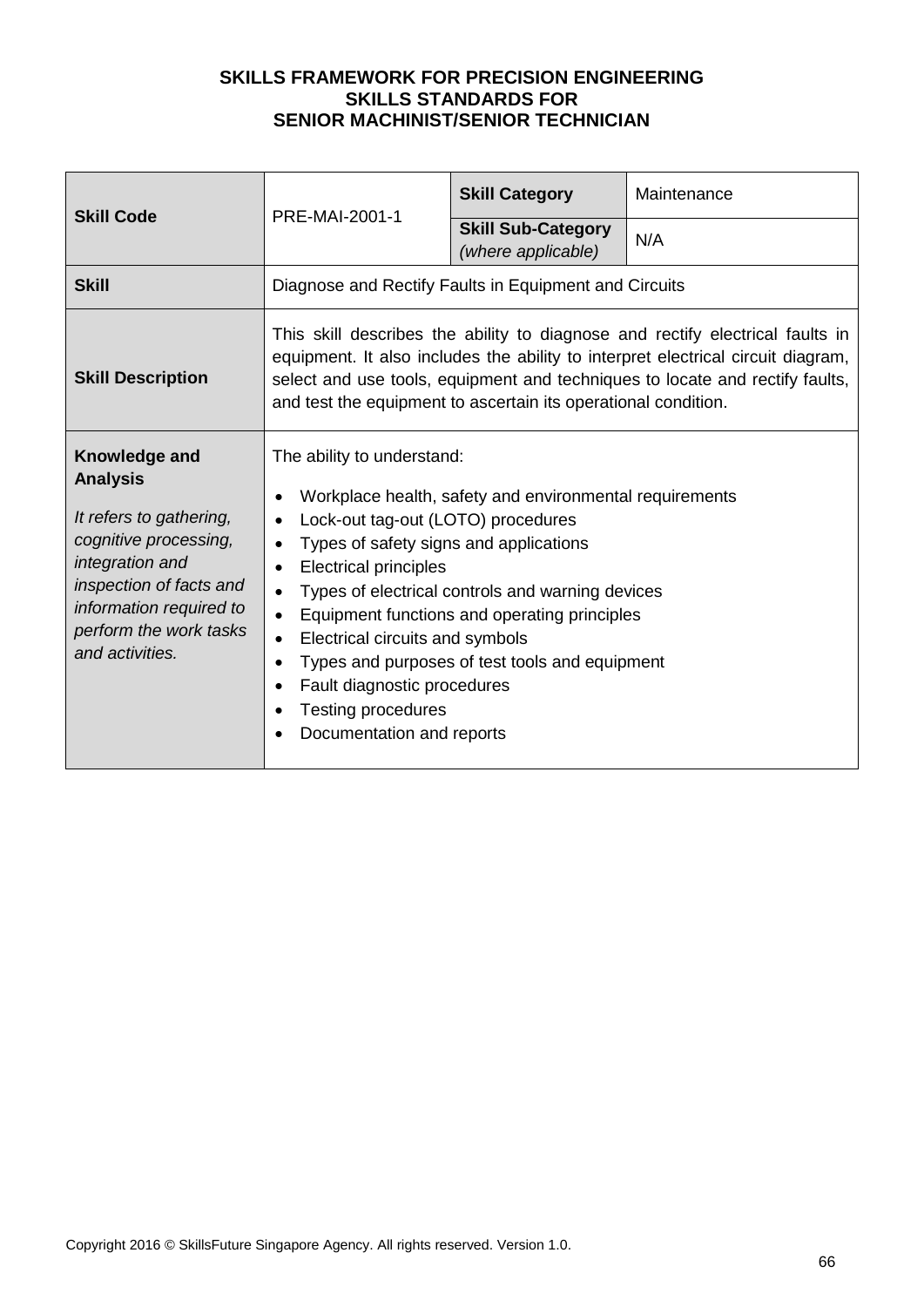**SKILLS FRAMEWORK FOR PRECISION ENGINEERING**
**SKILLS STANDARDS FOR**
**SENIOR MACHINIST/SENIOR TECHNICIAN**

| **Skill Code** | PRE-MAI-2001-1 | **Skill Category** | Maintenance |
|---|---|---|---|
| | | **Skill Sub-Category** *(where applicable)* | N/A |
| **Skill** | Diagnose and Rectify Faults in Equipment and Circuits | | |
| **Skill Description** | This skill describes the ability to diagnose and rectify electrical faults in equipment. It also includes the ability to interpret electrical circuit diagram, select and use tools, equipment and techniques to locate and rectify faults, and test the equipment to ascertain its operational condition. | | |
| **Knowledge and Analysis**<br><br>*It refers to gathering, cognitive processing, integration and inspection of facts and information required to perform the work tasks and activities.* | The ability to understand:<br><br>• Workplace health, safety and environmental requirements<br>• Lock-out tag-out (LOTO) procedures<br>• Types of safety signs and applications<br>• Electrical principles<br>• Types of electrical controls and warning devices<br>• Equipment functions and operating principles<br>• Electrical circuits and symbols<br>• Types and purposes of test tools and equipment<br>• Fault diagnostic procedures<br>• Testing procedures<br>• Documentation and reports | | |

Copyright 2016 © SkillsFuture Singapore Agency. All rights reserved. Version 1.0.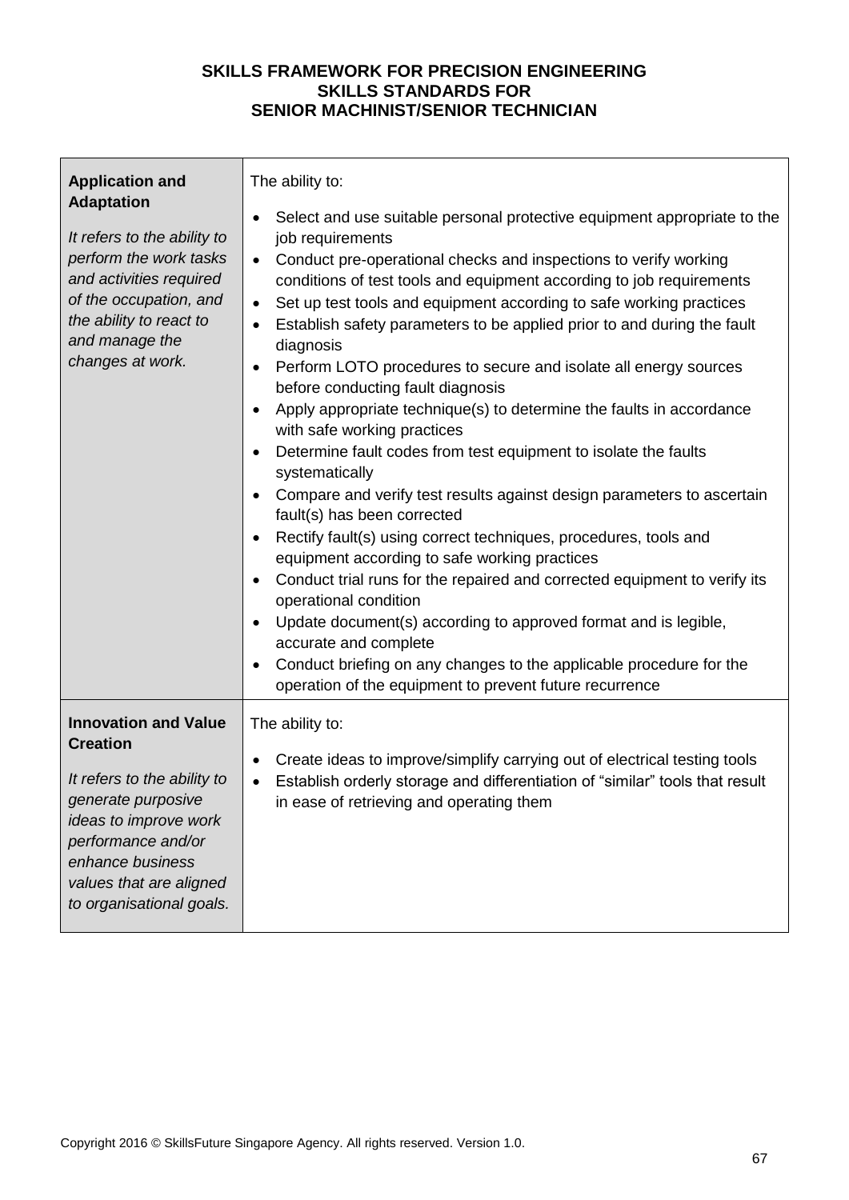**SKILLS FRAMEWORK FOR PRECISION ENGINEERING**
**SKILLS STANDARDS FOR**
**SENIOR MACHINIST/SENIOR TECHNICIAN**

| | |
|---|---|
| **Application and Adaptation**<br><br>*It refers to the ability to perform the work tasks and activities required of the occupation, and the ability to react to and manage the changes at work.* | The ability to:<br><br>• Select and use suitable personal protective equipment appropriate to the job requirements<br>• Conduct pre-operational checks and inspections to verify working conditions of test tools and equipment according to job requirements<br>• Set up test tools and equipment according to safe working practices<br>• Establish safety parameters to be applied prior to and during the fault diagnosis<br>• Perform LOTO procedures to secure and isolate all energy sources before conducting fault diagnosis<br>• Apply appropriate technique(s) to determine the faults in accordance with safe working practices<br>• Determine fault codes from test equipment to isolate the faults systematically<br>• Compare and verify test results against design parameters to ascertain fault(s) has been corrected<br>• Rectify fault(s) using correct techniques, procedures, tools and equipment according to safe working practices<br>• Conduct trial runs for the repaired and corrected equipment to verify its operational condition<br>• Update document(s) according to approved format and is legible, accurate and complete<br>• Conduct briefing on any changes to the applicable procedure for the operation of the equipment to prevent future recurrence |
| **Innovation and Value Creation**<br><br>*It refers to the ability to generate purposive ideas to improve work performance and/or enhance business values that are aligned to organisational goals.* | The ability to:<br><br>• Create ideas to improve/simplify carrying out of electrical testing tools<br>• Establish orderly storage and differentiation of "similar" tools that result in ease of retrieving and operating them |

Copyright 2016 © SkillsFuture Singapore Agency. All rights reserved. Version 1.0.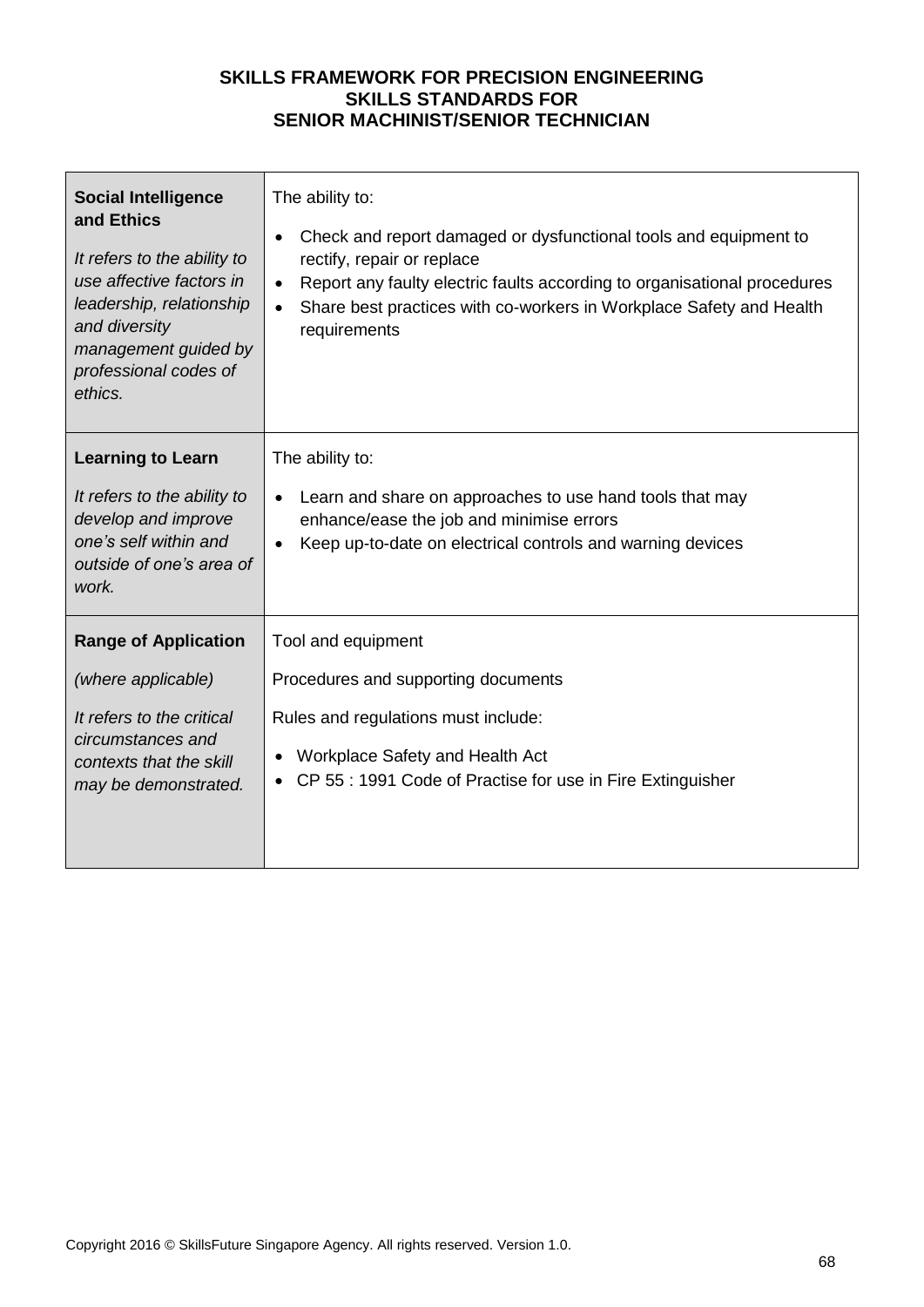**SKILLS FRAMEWORK FOR PRECISION ENGINEERING**
**SKILLS STANDARDS FOR**
**SENIOR MACHINIST/SENIOR TECHNICIAN**

| | |
|---|---|
| **Social Intelligence and Ethics**<br><br>*It refers to the ability to use affective factors in leadership, relationship and diversity management guided by professional codes of ethics.* | The ability to:<br><br>• Check and report damaged or dysfunctional tools and equipment to rectify, repair or replace<br>• Report any faulty electric faults according to organisational procedures<br>• Share best practices with co-workers in Workplace Safety and Health requirements |
| **Learning to Learn**<br><br>*It refers to the ability to develop and improve one's self within and outside of one's area of work.* | The ability to:<br><br>• Learn and share on approaches to use hand tools that may enhance/ease the job and minimise errors<br>• Keep up-to-date on electrical controls and warning devices |
| **Range of Application**<br><br>*(where applicable)*<br><br>*It refers to the critical circumstances and contexts that the skill may be demonstrated.* | Tool and equipment<br><br>Procedures and supporting documents<br><br>Rules and regulations must include:<br><br>• Workplace Safety and Health Act<br>• CP 55 : 1991 Code of Practise for use in Fire Extinguisher |

Copyright 2016 © SkillsFuture Singapore Agency. All rights reserved. Version 1.0.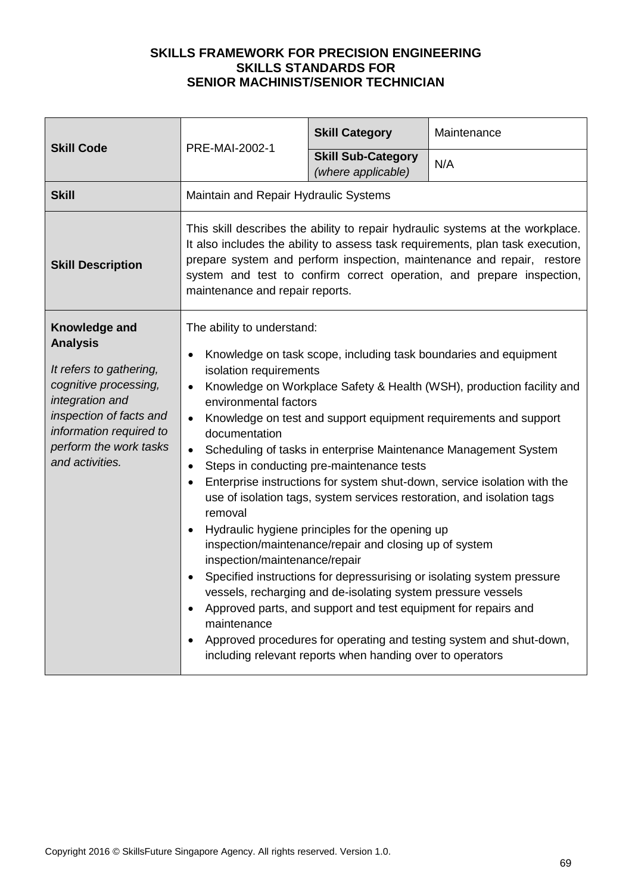**SKILLS FRAMEWORK FOR PRECISION ENGINEERING**
**SKILLS STANDARDS FOR**
**SENIOR MACHINIST/SENIOR TECHNICIAN**

| **Skill Code** | PRE-MAI-2002-1 | **Skill Category** | Maintenance |
|---|---|---|---|
| | | **Skill Sub-Category** *(where applicable)* | N/A |
| **Skill** | Maintain and Repair Hydraulic Systems | | |
| **Skill Description** | This skill describes the ability to repair hydraulic systems at the workplace. It also includes the ability to assess task requirements, plan task execution, prepare system and perform inspection, maintenance and repair, restore system and test to confirm correct operation, and prepare inspection, maintenance and repair reports. | | |
| **Knowledge and Analysis**<br><br>*It refers to gathering, cognitive processing, integration and inspection of facts and information required to perform the work tasks and activities.* | The ability to understand:<br>• Knowledge on task scope, including task boundaries and equipment isolation requirements<br>• Knowledge on Workplace Safety & Health (WSH), production facility and environmental factors<br>• Knowledge on test and support equipment requirements and support documentation<br>• Scheduling of tasks in enterprise Maintenance Management System<br>• Steps in conducting pre-maintenance tests<br>• Enterprise instructions for system shut-down, service isolation with the use of isolation tags, system services restoration, and isolation tags removal<br>• Hydraulic hygiene principles for the opening up inspection/maintenance/repair and closing up of system inspection/maintenance/repair<br>• Specified instructions for depressurising or isolating system pressure vessels, recharging and de-isolating system pressure vessels<br>• Approved parts, and support and test equipment for repairs and maintenance<br>• Approved procedures for operating and testing system and shut-down, including relevant reports when handing over to operators | | |

Copyright 2016 © SkillsFuture Singapore Agency. All rights reserved. Version 1.0.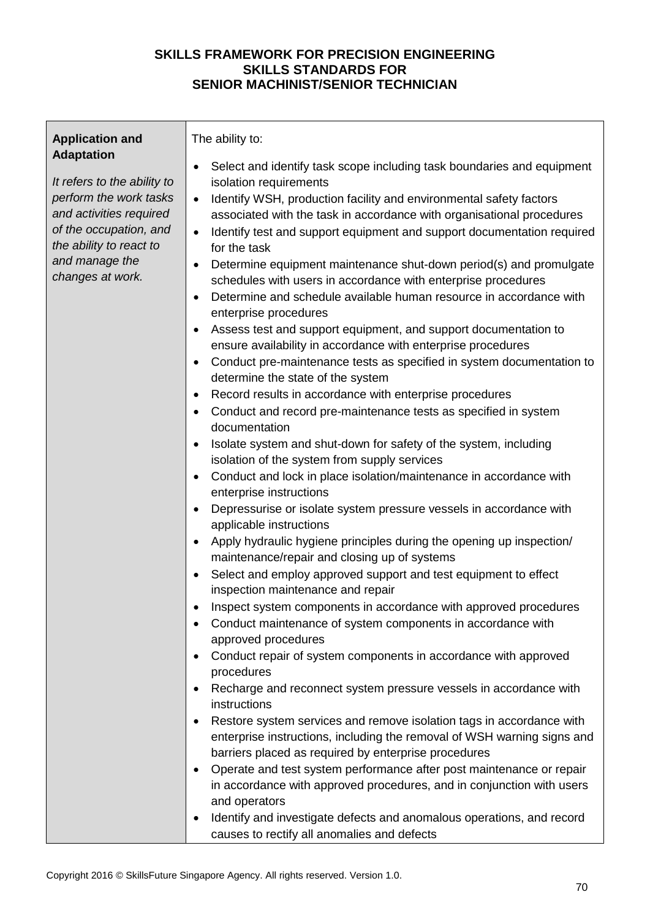**SKILLS FRAMEWORK FOR PRECISION ENGINEERING**
**SKILLS STANDARDS FOR**
**SENIOR MACHINIST/SENIOR TECHNICIAN**

| | |
|---|---|
| **Application and Adaptation**<br><br>*It refers to the ability to perform the work tasks and activities required of the occupation, and the ability to react to and manage the changes at work.* | The ability to:<br>• Select and identify task scope including task boundaries and equipment isolation requirements<br>• Identify WSH, production facility and environmental safety factors associated with the task in accordance with organisational procedures<br>• Identify test and support equipment and support documentation required for the task<br>• Determine equipment maintenance shut-down period(s) and promulgate schedules with users in accordance with enterprise procedures<br>• Determine and schedule available human resource in accordance with enterprise procedures<br>• Assess test and support equipment, and support documentation to ensure availability in accordance with enterprise procedures<br>• Conduct pre-maintenance tests as specified in system documentation to determine the state of the system<br>• Record results in accordance with enterprise procedures<br>• Conduct and record pre-maintenance tests as specified in system documentation<br>• Isolate system and shut-down for safety of the system, including isolation of the system from supply services<br>• Conduct and lock in place isolation/maintenance in accordance with enterprise instructions<br>• Depressurise or isolate system pressure vessels in accordance with applicable instructions<br>• Apply hydraulic hygiene principles during the opening up inspection/ maintenance/repair and closing up of systems<br>• Select and employ approved support and test equipment to effect inspection maintenance and repair<br>• Inspect system components in accordance with approved procedures<br>• Conduct maintenance of system components in accordance with approved procedures<br>• Conduct repair of system components in accordance with approved procedures<br>• Recharge and reconnect system pressure vessels in accordance with instructions<br>• Restore system services and remove isolation tags in accordance with enterprise instructions, including the removal of WSH warning signs and barriers placed as required by enterprise procedures<br>• Operate and test system performance after post maintenance or repair in accordance with approved procedures, and in conjunction with users and operators<br>• Identify and investigate defects and anomalous operations, and record causes to rectify all anomalies and defects |

Copyright 2016 © SkillsFuture Singapore Agency. All rights reserved. Version 1.0.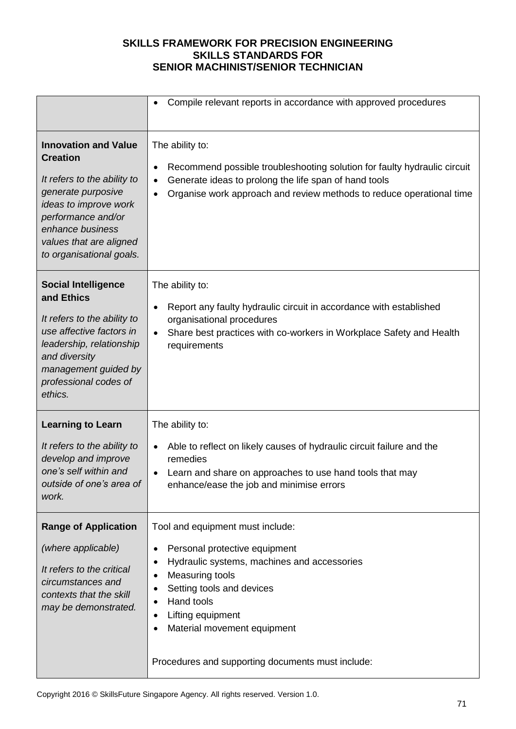| | |
|---|---|
| | • Compile relevant reports in accordance with approved procedures |
| **Innovation and Value Creation**<br><br>*It refers to the ability to generate purposive ideas to improve work performance and/or enhance business values that are aligned to organisational goals.* | The ability to:<br><br>• Recommend possible troubleshooting solution for faulty hydraulic circuit<br>• Generate ideas to prolong the life span of hand tools<br>• Organise work approach and review methods to reduce operational time |
| **Social Intelligence and Ethics**<br><br>*It refers to the ability to use affective factors in leadership, relationship and diversity management guided by professional codes of ethics.* | The ability to:<br><br>• Report any faulty hydraulic circuit in accordance with established organisational procedures<br>• Share best practices with co-workers in Workplace Safety and Health requirements |
| **Learning to Learn**<br><br>*It refers to the ability to develop and improve one's self within and outside of one's area of work.* | The ability to:<br><br>• Able to reflect on likely causes of hydraulic circuit failure and the remedies<br>• Learn and share on approaches to use hand tools that may enhance/ease the job and minimise errors |
| **Range of Application**<br><br>*(where applicable)*<br><br>*It refers to the critical circumstances and contexts that the skill may be demonstrated.* | Tool and equipment must include:<br><br>• Personal protective equipment<br>• Hydraulic systems, machines and accessories<br>• Measuring tools<br>• Setting tools and devices<br>• Hand tools<br>• Lifting equipment<br>• Material movement equipment<br><br>Procedures and supporting documents must include: |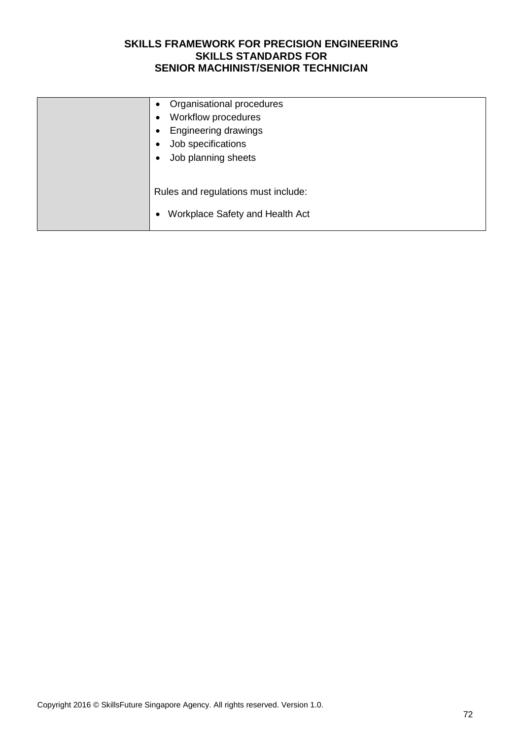| | |
|---|---|
| | • Organisational procedures<br>• Workflow procedures<br>• Engineering drawings<br>• Job specifications<br>• Job planning sheets<br><br>Rules and regulations must include:<br><br>• Workplace Safety and Health Act |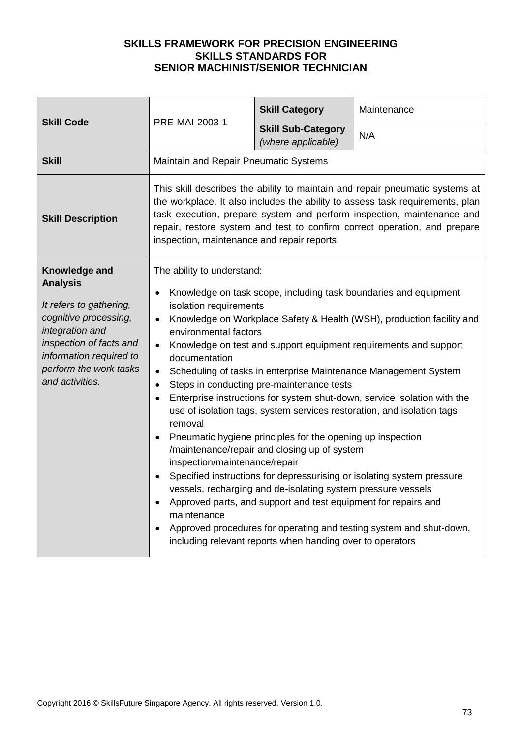**SKILLS FRAMEWORK FOR PRECISION ENGINEERING**
**SKILLS STANDARDS FOR**
**SENIOR MACHINIST/SENIOR TECHNICIAN**

| **Skill Code** | PRE-MAI-2003-1 | **Skill Category** | Maintenance |
|---|---|---|---|
| | | **Skill Sub-Category** *(where applicable)* | N/A |
| **Skill** | Maintain and Repair Pneumatic Systems | | |
| **Skill Description** | This skill describes the ability to maintain and repair pneumatic systems at the workplace. It also includes the ability to assess task requirements, plan task execution, prepare system and perform inspection, maintenance and repair, restore system and test to confirm correct operation, and prepare inspection, maintenance and repair reports. | | |
| **Knowledge and Analysis**<br><br>*It refers to gathering, cognitive processing, integration and inspection of facts and information required to perform the work tasks and activities.* | The ability to understand:<br>• Knowledge on task scope, including task boundaries and equipment isolation requirements<br>• Knowledge on Workplace Safety & Health (WSH), production facility and environmental factors<br>• Knowledge on test and support equipment requirements and support documentation<br>• Scheduling of tasks in enterprise Maintenance Management System<br>• Steps in conducting pre-maintenance tests<br>• Enterprise instructions for system shut-down, service isolation with the use of isolation tags, system services restoration, and isolation tags removal<br>• Pneumatic hygiene principles for the opening up inspection /maintenance/repair and closing up of system inspection/maintenance/repair<br>• Specified instructions for depressurising or isolating system pressure vessels, recharging and de-isolating system pressure vessels<br>• Approved parts, and support and test equipment for repairs and maintenance<br>• Approved procedures for operating and testing system and shut-down, including relevant reports when handing over to operators | | |

Copyright 2016 © SkillsFuture Singapore Agency. All rights reserved. Version 1.0.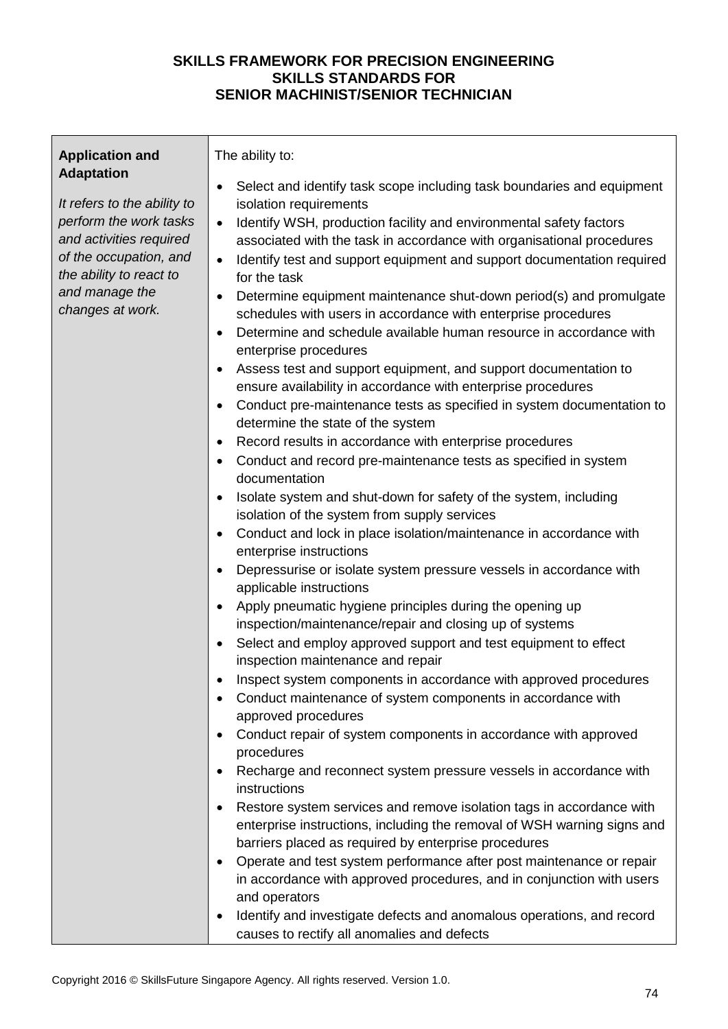**SKILLS FRAMEWORK FOR PRECISION ENGINEERING**
**SKILLS STANDARDS FOR**
**SENIOR MACHINIST/SENIOR TECHNICIAN**

| | |
|---|---|
| **Application and Adaptation**<br><br>*It refers to the ability to perform the work tasks and activities required of the occupation, and the ability to react to and manage the changes at work.* | The ability to:<br><br>• Select and identify task scope including task boundaries and equipment isolation requirements<br>• Identify WSH, production facility and environmental safety factors associated with the task in accordance with organisational procedures<br>• Identify test and support equipment and support documentation required for the task<br>• Determine equipment maintenance shut-down period(s) and promulgate schedules with users in accordance with enterprise procedures<br>• Determine and schedule available human resource in accordance with enterprise procedures<br>• Assess test and support equipment, and support documentation to ensure availability in accordance with enterprise procedures<br>• Conduct pre-maintenance tests as specified in system documentation to determine the state of the system<br>• Record results in accordance with enterprise procedures<br>• Conduct and record pre-maintenance tests as specified in system documentation<br>• Isolate system and shut-down for safety of the system, including isolation of the system from supply services<br>• Conduct and lock in place isolation/maintenance in accordance with enterprise instructions<br>• Depressurise or isolate system pressure vessels in accordance with applicable instructions<br>• Apply pneumatic hygiene principles during the opening up inspection/maintenance/repair and closing up of systems<br>• Select and employ approved support and test equipment to effect inspection maintenance and repair<br>• Inspect system components in accordance with approved procedures<br>• Conduct maintenance of system components in accordance with approved procedures<br>• Conduct repair of system components in accordance with approved procedures<br>• Recharge and reconnect system pressure vessels in accordance with instructions<br>• Restore system services and remove isolation tags in accordance with enterprise instructions, including the removal of WSH warning signs and barriers placed as required by enterprise procedures<br>• Operate and test system performance after post maintenance or repair in accordance with approved procedures, and in conjunction with users and operators<br>• Identify and investigate defects and anomalous operations, and record causes to rectify all anomalies and defects |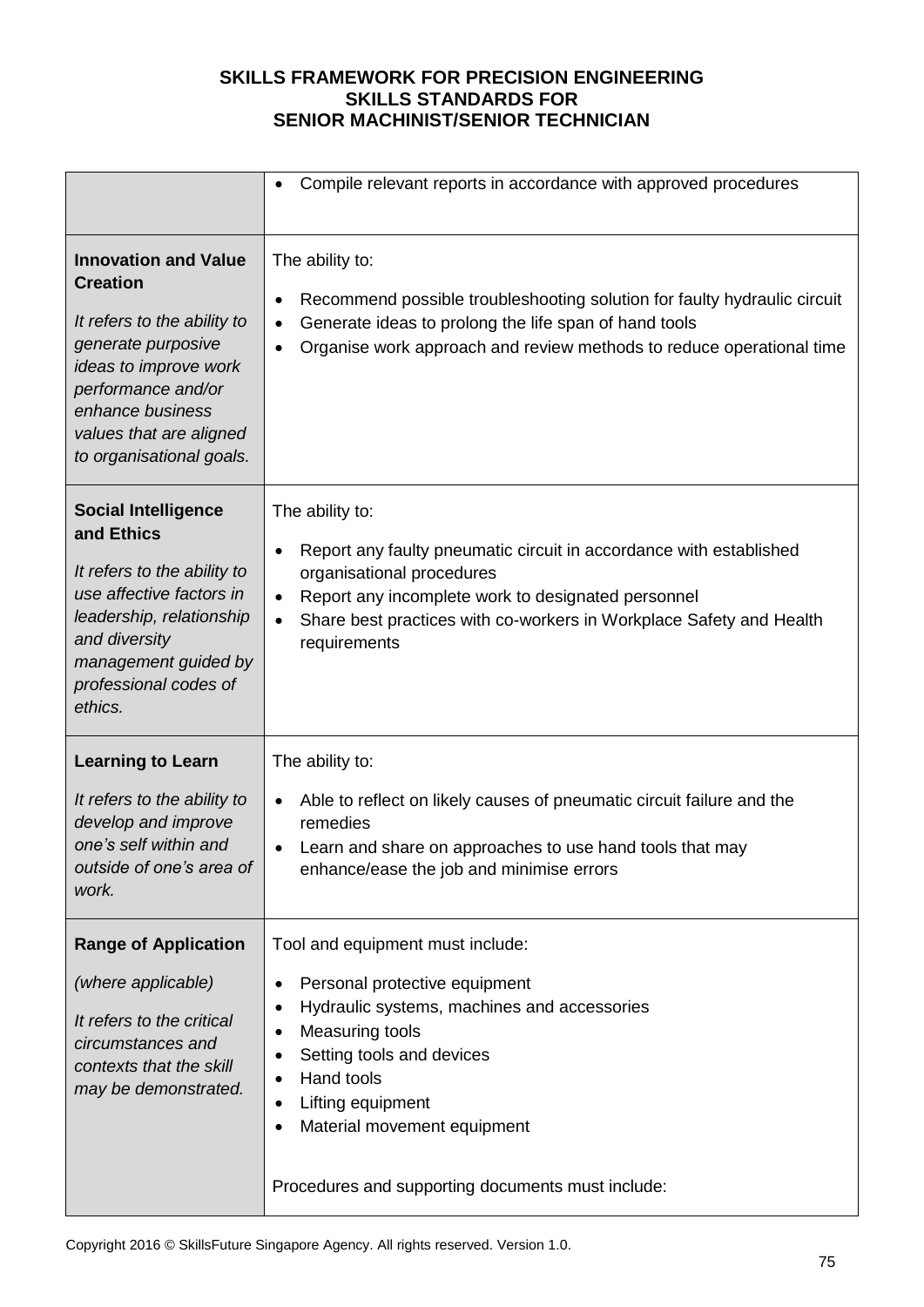| | |
|---|---|
| | • Compile relevant reports in accordance with approved procedures |
| **Innovation and Value Creation**<br><br>*It refers to the ability to generate purposive ideas to improve work performance and/or enhance business values that are aligned to organisational goals.* | The ability to:<br><br>• Recommend possible troubleshooting solution for faulty hydraulic circuit<br>• Generate ideas to prolong the life span of hand tools<br>• Organise work approach and review methods to reduce operational time |
| **Social Intelligence and Ethics**<br><br>*It refers to the ability to use affective factors in leadership, relationship and diversity management guided by professional codes of ethics.* | The ability to:<br><br>• Report any faulty pneumatic circuit in accordance with established organisational procedures<br>• Report any incomplete work to designated personnel<br>• Share best practices with co-workers in Workplace Safety and Health requirements |
| **Learning to Learn**<br><br>*It refers to the ability to develop and improve one's self within and outside of one's area of work.* | The ability to:<br><br>• Able to reflect on likely causes of pneumatic circuit failure and the remedies<br>• Learn and share on approaches to use hand tools that may enhance/ease the job and minimise errors |
| **Range of Application**<br><br>*(where applicable)*<br><br>*It refers to the critical circumstances and contexts that the skill may be demonstrated.* | Tool and equipment must include:<br><br>• Personal protective equipment<br>• Hydraulic systems, machines and accessories<br>• Measuring tools<br>• Setting tools and devices<br>• Hand tools<br>• Lifting equipment<br>• Material movement equipment<br><br>Procedures and supporting documents must include: |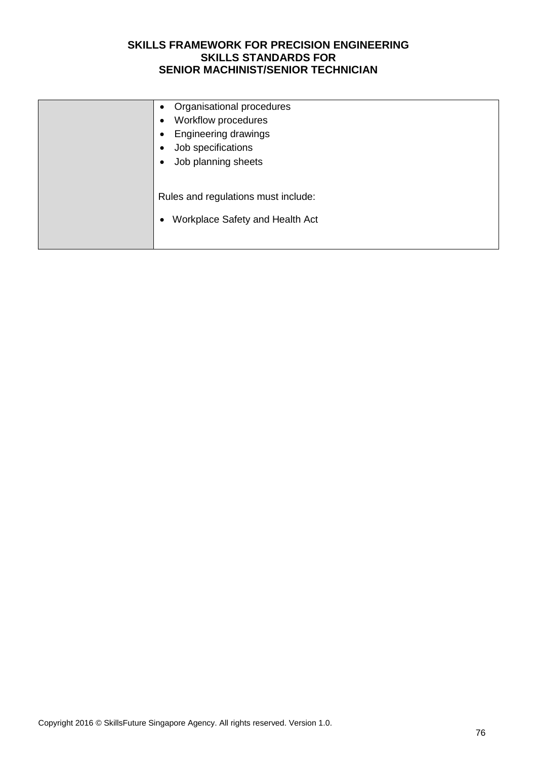| | <ul><li>Organisational procedures</li><li>Workflow procedures</li><li>Engineering drawings</li><li>Job specifications</li><li>Job planning sheets</li></ul><br>Rules and regulations must include:<br><ul><li>Workplace Safety and Health Act</li></ul> |
|---|---|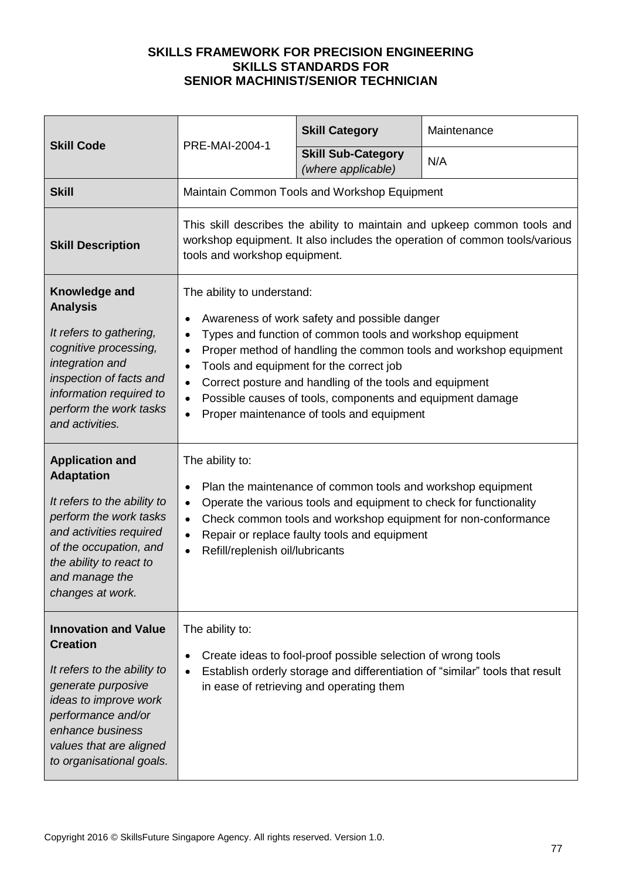**SKILLS FRAMEWORK FOR PRECISION ENGINEERING**
**SKILLS STANDARDS FOR**
**SENIOR MACHINIST/SENIOR TECHNICIAN**

| **Skill Code** | PRE-MAI-2004-1 | **Skill Category** | Maintenance |
|---|---|---|---|
| | | **Skill Sub-Category** *(where applicable)* | N/A |
| **Skill** | Maintain Common Tools and Workshop Equipment | | |
| **Skill Description** | This skill describes the ability to maintain and upkeep common tools and workshop equipment. It also includes the operation of common tools/various tools and workshop equipment. | | |
| **Knowledge and Analysis**<br><br>*It refers to gathering, cognitive processing, integration and inspection of facts and information required to perform the work tasks and activities.* | The ability to understand:<br>• Awareness of work safety and possible danger<br>• Types and function of common tools and workshop equipment<br>• Proper method of handling the common tools and workshop equipment<br>• Tools and equipment for the correct job<br>• Correct posture and handling of the tools and equipment<br>• Possible causes of tools, components and equipment damage<br>• Proper maintenance of tools and equipment | | |
| **Application and Adaptation**<br><br>*It refers to the ability to perform the work tasks and activities required of the occupation, and the ability to react to and manage the changes at work.* | The ability to:<br>• Plan the maintenance of common tools and workshop equipment<br>• Operate the various tools and equipment to check for functionality<br>• Check common tools and workshop equipment for non-conformance<br>• Repair or replace faulty tools and equipment<br>• Refill/replenish oil/lubricants | | |
| **Innovation and Value Creation**<br><br>*It refers to the ability to generate purposive ideas to improve work performance and/or enhance business values that are aligned to organisational goals.* | The ability to:<br>• Create ideas to fool-proof possible selection of wrong tools<br>• Establish orderly storage and differentiation of "similar" tools that result in ease of retrieving and operating them | | |

Copyright 2016 © SkillsFuture Singapore Agency. All rights reserved. Version 1.0.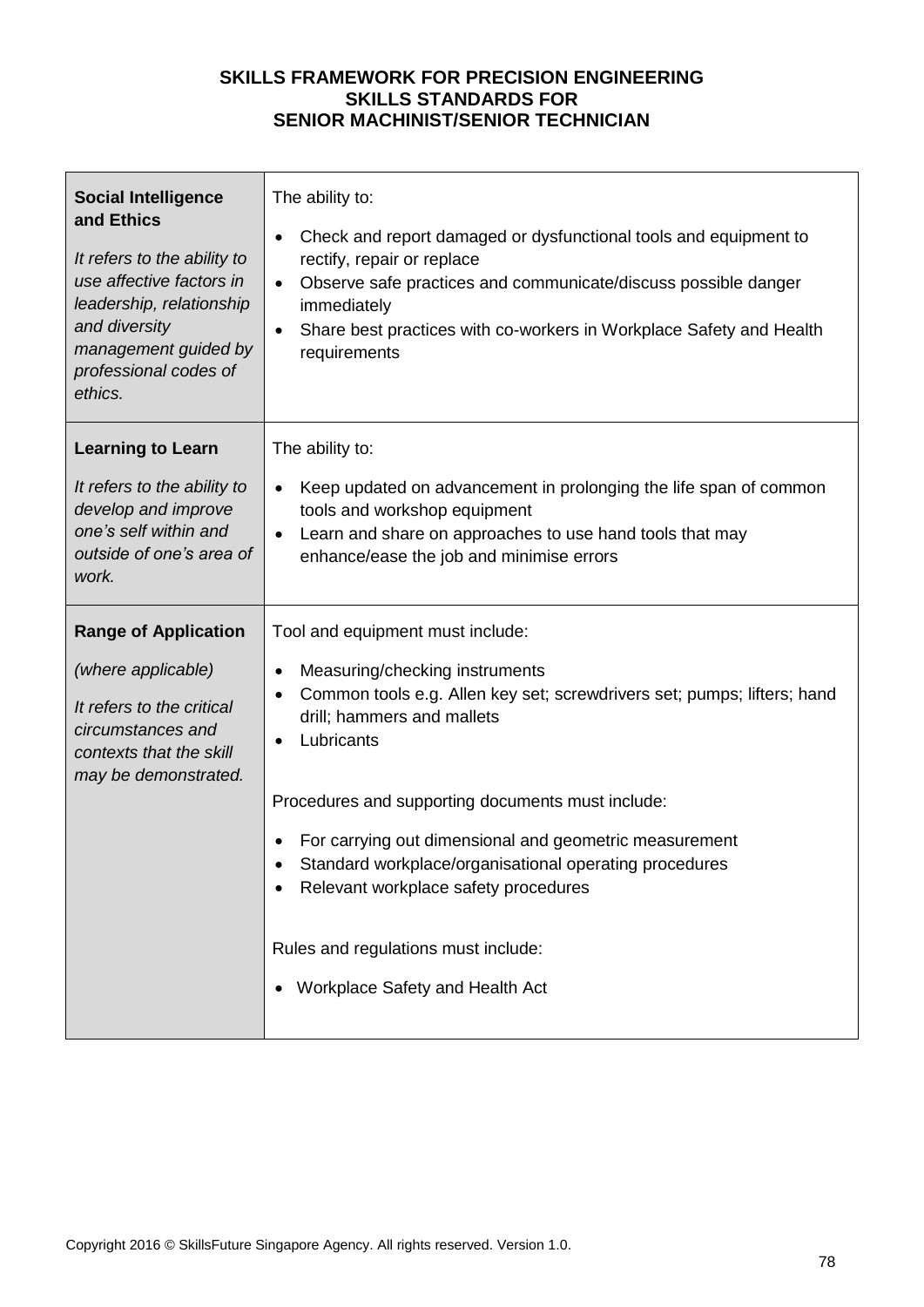| | |
|---|---|
| **Social Intelligence and Ethics**<br><br>*It refers to the ability to use affective factors in leadership, relationship and diversity management guided by professional codes of ethics.* | The ability to:<br><br>• Check and report damaged or dysfunctional tools and equipment to rectify, repair or replace<br>• Observe safe practices and communicate/discuss possible danger immediately<br>• Share best practices with co-workers in Workplace Safety and Health requirements |
| **Learning to Learn**<br><br>*It refers to the ability to develop and improve one's self within and outside of one's area of work.* | The ability to:<br><br>• Keep updated on advancement in prolonging the life span of common tools and workshop equipment<br>• Learn and share on approaches to use hand tools that may enhance/ease the job and minimise errors |
| **Range of Application**<br><br>*(where applicable)*<br><br>*It refers to the critical circumstances and contexts that the skill may be demonstrated.* | Tool and equipment must include:<br><br>• Measuring/checking instruments<br>• Common tools e.g. Allen key set; screwdrivers set; pumps; lifters; hand drill; hammers and mallets<br>• Lubricants<br><br>Procedures and supporting documents must include:<br><br>• For carrying out dimensional and geometric measurement<br>• Standard workplace/organisational operating procedures<br>• Relevant workplace safety procedures<br><br>Rules and regulations must include:<br><br>• Workplace Safety and Health Act |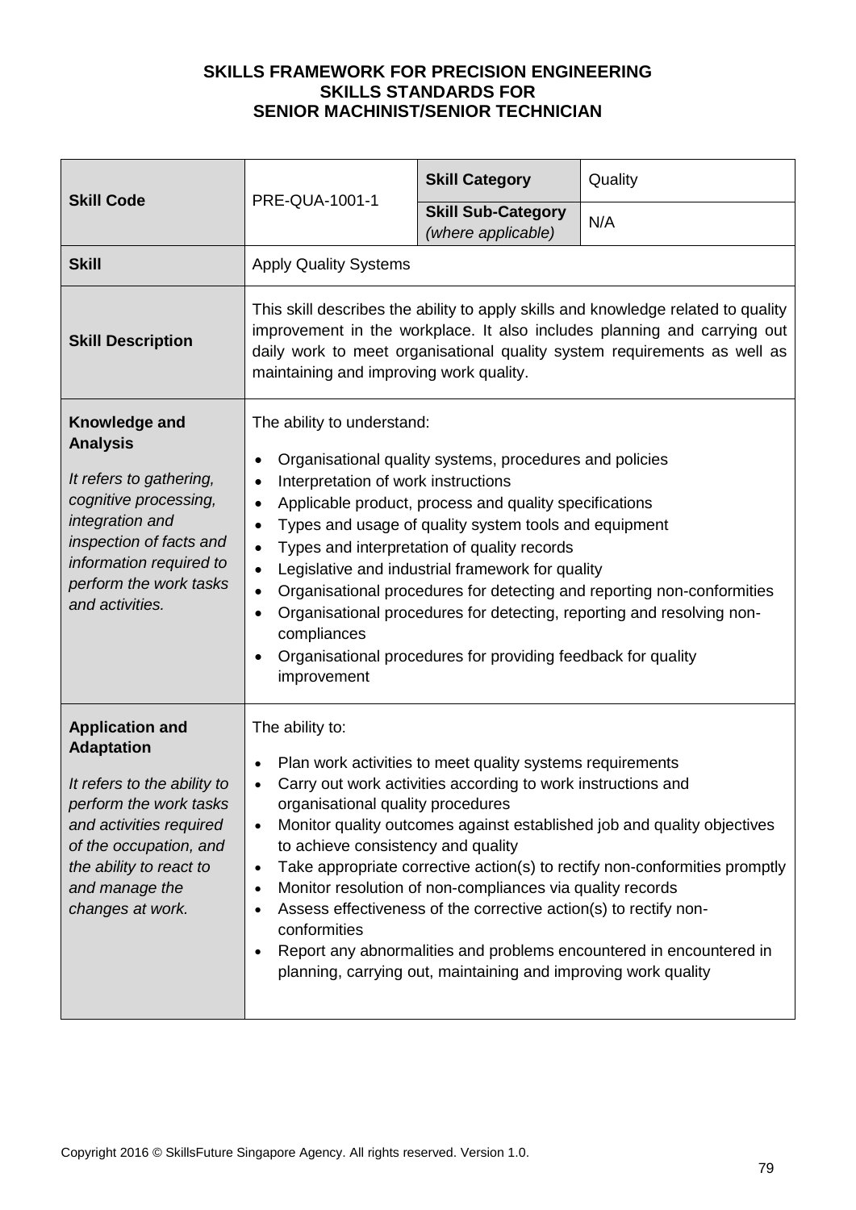**SKILLS FRAMEWORK FOR PRECISION ENGINEERING**
**SKILLS STANDARDS FOR**
**SENIOR MACHINIST/SENIOR TECHNICIAN**

| **Skill Code** | PRE-QUA-1001-1 | **Skill Category** | Quality |
|---|---|---|---|
| | | **Skill Sub-Category** *(where applicable)* | N/A |
| **Skill** | Apply Quality Systems | | |
| **Skill Description** | This skill describes the ability to apply skills and knowledge related to quality improvement in the workplace. It also includes planning and carrying out daily work to meet organisational quality system requirements as well as maintaining and improving work quality. | | |
| **Knowledge and Analysis**<br><br>*It refers to gathering, cognitive processing, integration and inspection of facts and information required to perform the work tasks and activities.* | The ability to understand:<br>• Organisational quality systems, procedures and policies<br>• Interpretation of work instructions<br>• Applicable product, process and quality specifications<br>• Types and usage of quality system tools and equipment<br>• Types and interpretation of quality records<br>• Legislative and industrial framework for quality<br>• Organisational procedures for detecting and reporting non-conformities<br>• Organisational procedures for detecting, reporting and resolving non-compliances<br>• Organisational procedures for providing feedback for quality improvement | | |
| **Application and Adaptation**<br><br>*It refers to the ability to perform the work tasks and activities required of the occupation, and the ability to react to and manage the changes at work.* | The ability to:<br>• Plan work activities to meet quality systems requirements<br>• Carry out work activities according to work instructions and organisational quality procedures<br>• Monitor quality outcomes against established job and quality objectives to achieve consistency and quality<br>• Take appropriate corrective action(s) to rectify non-conformities promptly<br>• Monitor resolution of non-compliances via quality records<br>• Assess effectiveness of the corrective action(s) to rectify non-conformities<br>• Report any abnormalities and problems encountered in encountered in planning, carrying out, maintaining and improving work quality | | |

Copyright 2016 © SkillsFuture Singapore Agency. All rights reserved. Version 1.0.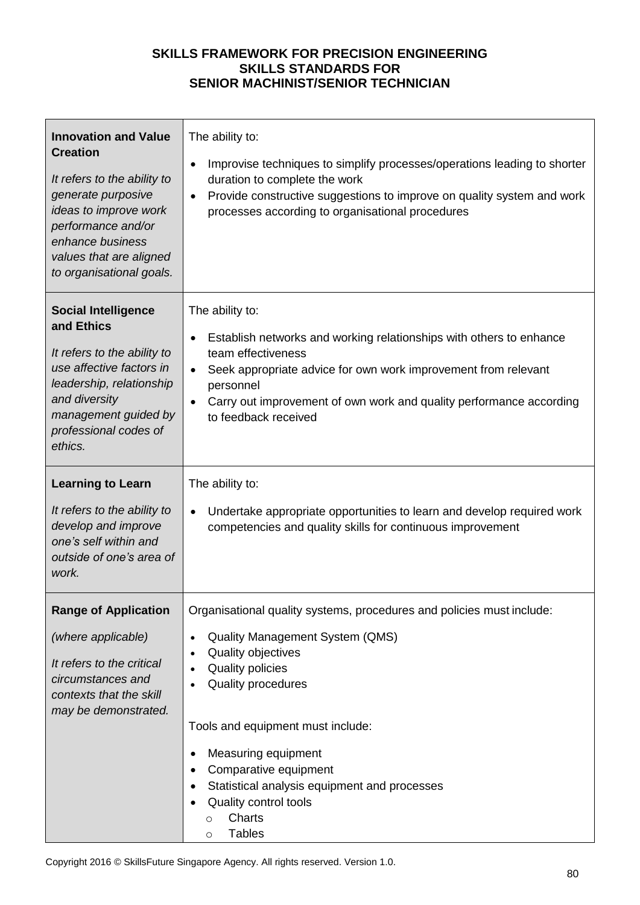**SKILLS FRAMEWORK FOR PRECISION ENGINEERING**
**SKILLS STANDARDS FOR**
**SENIOR MACHINIST/SENIOR TECHNICIAN**

| | |
|---|---|
| **Innovation and Value Creation**<br><br>*It refers to the ability to generate purposive ideas to improve work performance and/or enhance business values that are aligned to organisational goals.* | The ability to:<br><br>• Improvise techniques to simplify processes/operations leading to shorter duration to complete the work<br>• Provide constructive suggestions to improve on quality system and work processes according to organisational procedures |
| **Social Intelligence and Ethics**<br><br>*It refers to the ability to use affective factors in leadership, relationship and diversity management guided by professional codes of ethics.* | The ability to:<br><br>• Establish networks and working relationships with others to enhance team effectiveness<br>• Seek appropriate advice for own work improvement from relevant personnel<br>• Carry out improvement of own work and quality performance according to feedback received |
| **Learning to Learn**<br><br>*It refers to the ability to develop and improve one's self within and outside of one's area of work.* | The ability to:<br><br>• Undertake appropriate opportunities to learn and develop required work competencies and quality skills for continuous improvement |
| **Range of Application**<br><br>*(where applicable)*<br><br>*It refers to the critical circumstances and contexts that the skill may be demonstrated.* | Organisational quality systems, procedures and policies must include:<br><br>• Quality Management System (QMS)<br>• Quality objectives<br>• Quality policies<br>• Quality procedures<br><br>Tools and equipment must include:<br><br>• Measuring equipment<br>• Comparative equipment<br>• Statistical analysis equipment and processes<br>• Quality control tools<br>&nbsp;&nbsp;&nbsp;&nbsp;○ Charts<br>&nbsp;&nbsp;&nbsp;&nbsp;○ Tables |

Copyright 2016 © SkillsFuture Singapore Agency. All rights reserved. Version 1.0.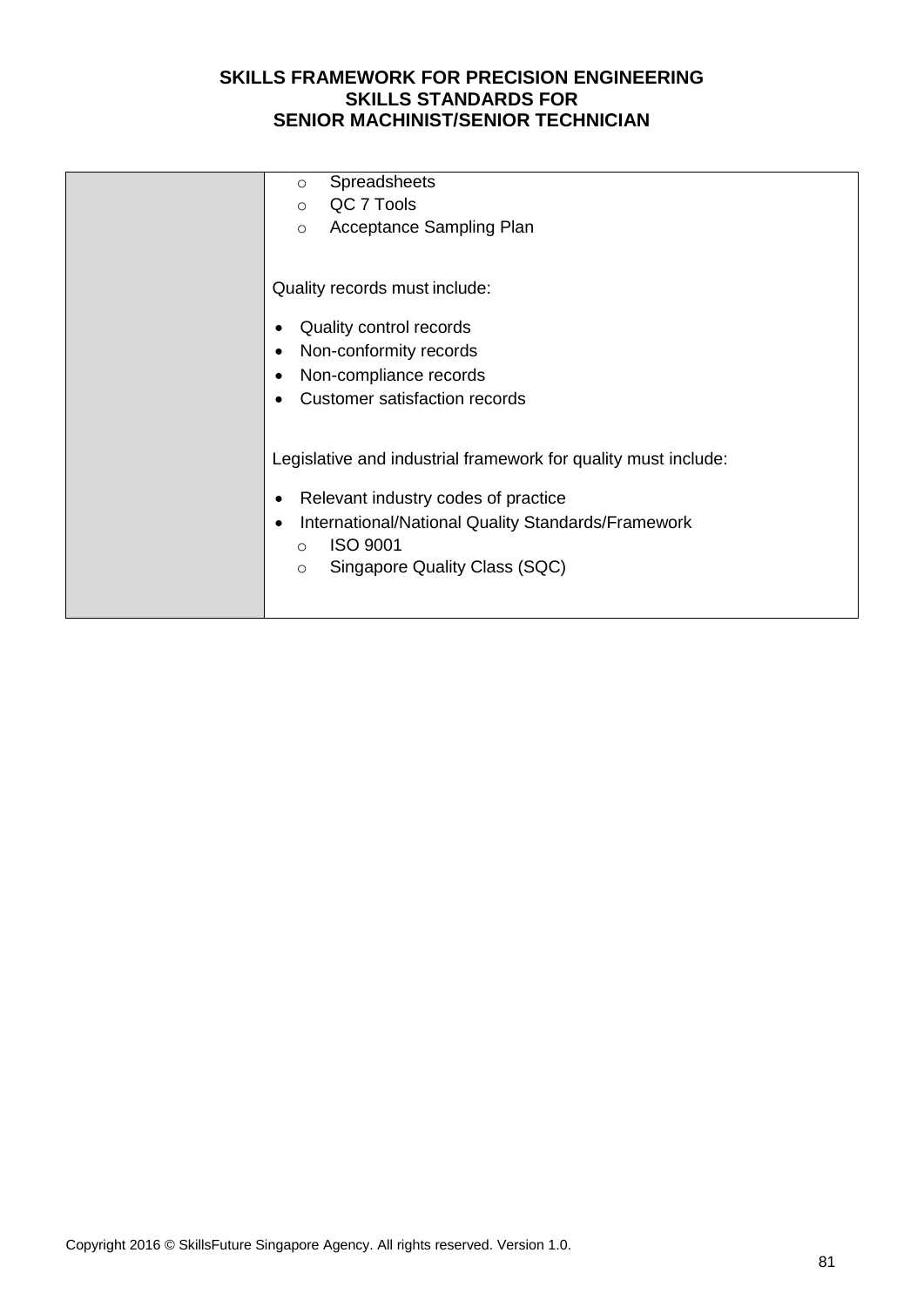| | - Spreadsheets<br>- QC 7 Tools<br>- Acceptance Sampling Plan<br><br>Quality records must include:<br><br>• Quality control records<br>• Non-conformity records<br>• Non-compliance records<br>• Customer satisfaction records<br><br>Legislative and industrial framework for quality must include:<br><br>• Relevant industry codes of practice<br>• International/National Quality Standards/Framework<br>  - ISO 9001<br>  - Singapore Quality Class (SQC) |
|---|---|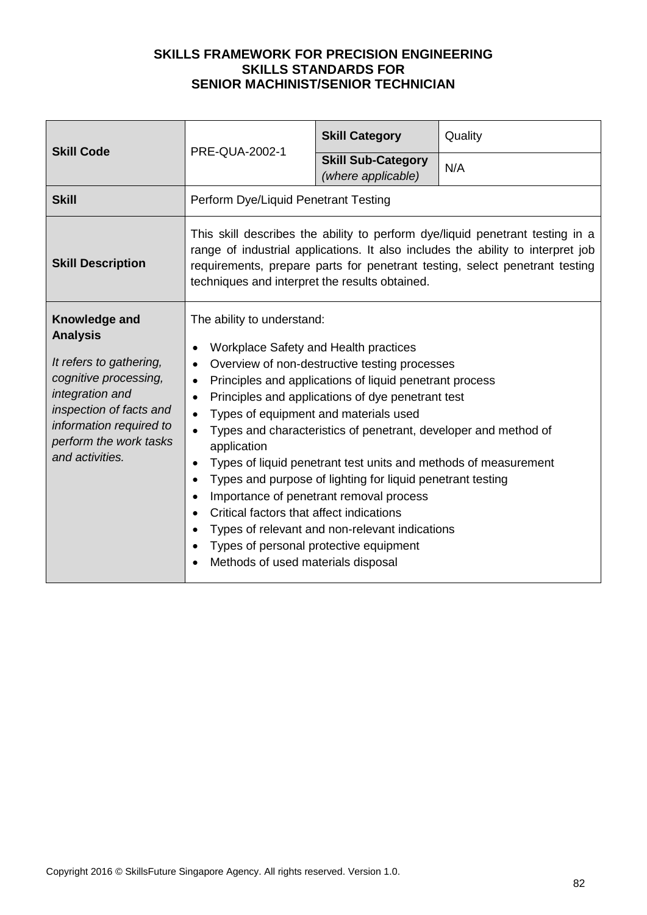**SKILLS FRAMEWORK FOR PRECISION ENGINEERING**
**SKILLS STANDARDS FOR**
**SENIOR MACHINIST/SENIOR TECHNICIAN**

| **Skill Code** | PRE-QUA-2002-1 | **Skill Category** | Quality |
|---|---|---|---|
| | | **Skill Sub-Category** *(where applicable)* | N/A |
| **Skill** | Perform Dye/Liquid Penetrant Testing | | |
| **Skill Description** | This skill describes the ability to perform dye/liquid penetrant testing in a range of industrial applications. It also includes the ability to interpret job requirements, prepare parts for penetrant testing, select penetrant testing techniques and interpret the results obtained. | | |
| **Knowledge and Analysis**<br><br>*It refers to gathering, cognitive processing, integration and inspection of facts and information required to perform the work tasks and activities.* | The ability to understand:<br><br>• Workplace Safety and Health practices<br>• Overview of non-destructive testing processes<br>• Principles and applications of liquid penetrant process<br>• Principles and applications of dye penetrant test<br>• Types of equipment and materials used<br>• Types and characteristics of penetrant, developer and method of application<br>• Types of liquid penetrant test units and methods of measurement<br>• Types and purpose of lighting for liquid penetrant testing<br>• Importance of penetrant removal process<br>• Critical factors that affect indications<br>• Types of relevant and non-relevant indications<br>• Types of personal protective equipment<br>• Methods of used materials disposal | | |

Copyright 2016 © SkillsFuture Singapore Agency. All rights reserved. Version 1.0.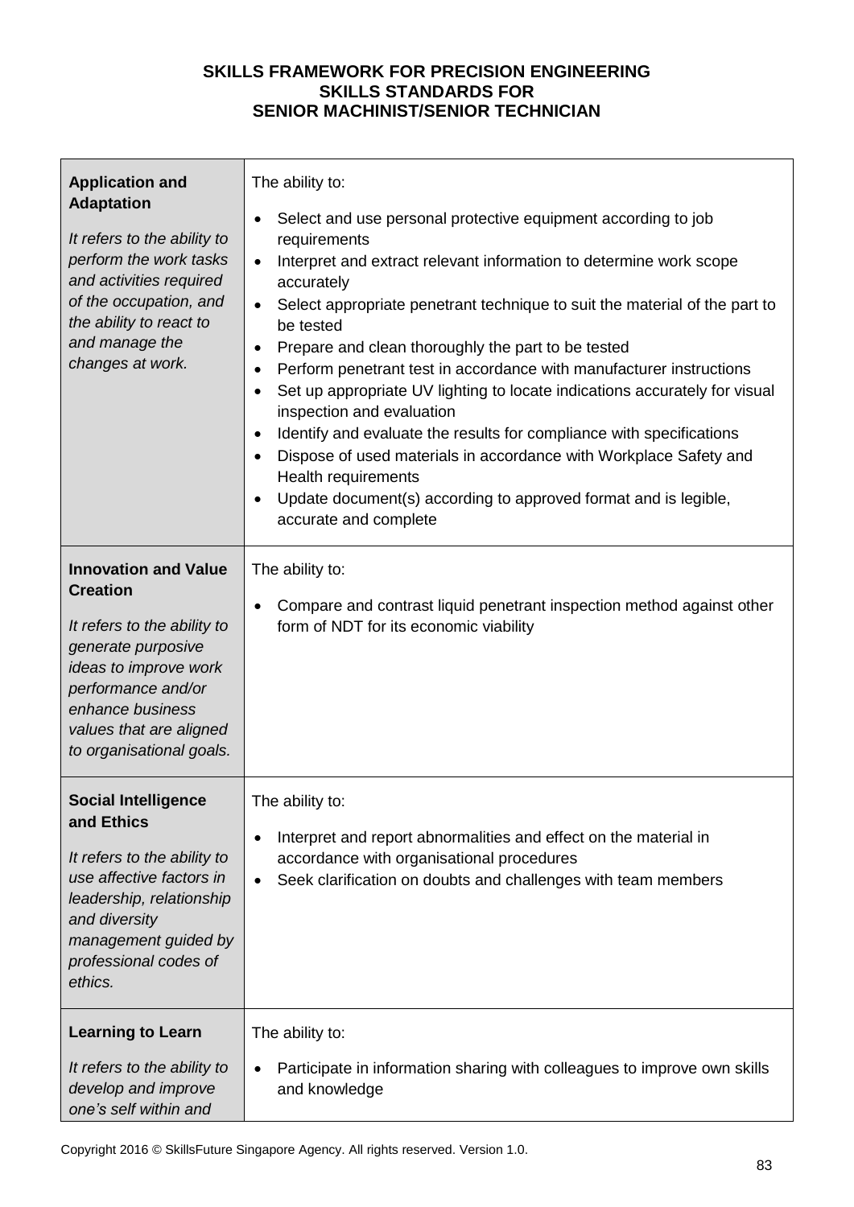**SKILLS FRAMEWORK FOR PRECISION ENGINEERING**
**SKILLS STANDARDS FOR**
**SENIOR MACHINIST/SENIOR TECHNICIAN**

| | |
|---|---|
| **Application and Adaptation**<br><br>*It refers to the ability to perform the work tasks and activities required of the occupation, and the ability to react to and manage the changes at work.* | The ability to:<br><br>• Select and use personal protective equipment according to job requirements<br>• Interpret and extract relevant information to determine work scope accurately<br>• Select appropriate penetrant technique to suit the material of the part to be tested<br>• Prepare and clean thoroughly the part to be tested<br>• Perform penetrant test in accordance with manufacturer instructions<br>• Set up appropriate UV lighting to locate indications accurately for visual inspection and evaluation<br>• Identify and evaluate the results for compliance with specifications<br>• Dispose of used materials in accordance with Workplace Safety and Health requirements<br>• Update document(s) according to approved format and is legible, accurate and complete |
| **Innovation and Value Creation**<br><br>*It refers to the ability to generate purposive ideas to improve work performance and/or enhance business values that are aligned to organisational goals.* | The ability to:<br><br>• Compare and contrast liquid penetrant inspection method against other form of NDT for its economic viability |
| **Social Intelligence and Ethics**<br><br>*It refers to the ability to use affective factors in leadership, relationship and diversity management guided by professional codes of ethics.* | The ability to:<br><br>• Interpret and report abnormalities and effect on the material in accordance with organisational procedures<br>• Seek clarification on doubts and challenges with team members |
| **Learning to Learn**<br><br>*It refers to the ability to develop and improve one's self within and* | The ability to:<br><br>• Participate in information sharing with colleagues to improve own skills and knowledge |

Copyright 2016 © SkillsFuture Singapore Agency. All rights reserved. Version 1.0.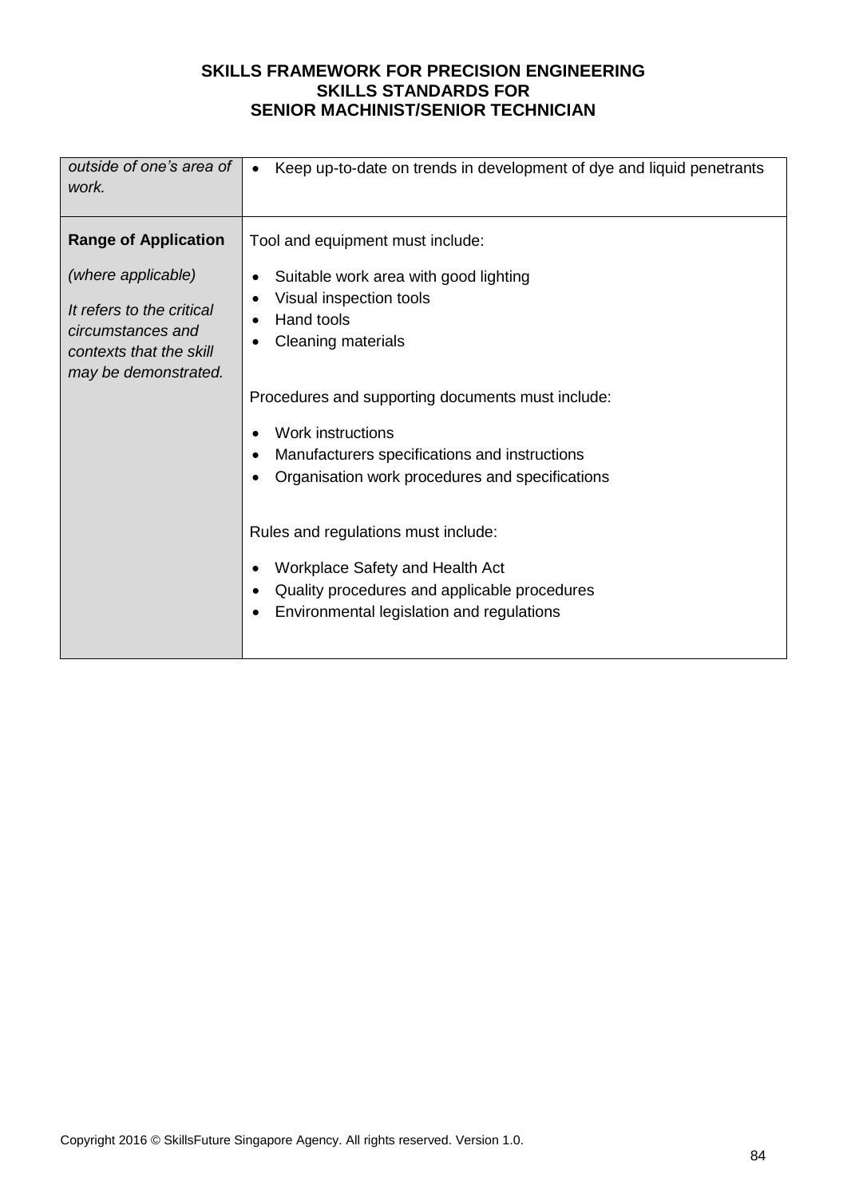| | |
|---|---|
| *outside of one's area of work.* | • Keep up-to-date on trends in development of dye and liquid penetrants |
| **Range of Application**<br><br>*(where applicable)*<br><br>*It refers to the critical circumstances and contexts that the skill may be demonstrated.* | Tool and equipment must include:<br><br>• Suitable work area with good lighting<br>• Visual inspection tools<br>• Hand tools<br>• Cleaning materials<br><br>Procedures and supporting documents must include:<br><br>• Work instructions<br>• Manufacturers specifications and instructions<br>• Organisation work procedures and specifications<br><br>Rules and regulations must include:<br><br>• Workplace Safety and Health Act<br>• Quality procedures and applicable procedures<br>• Environmental legislation and regulations |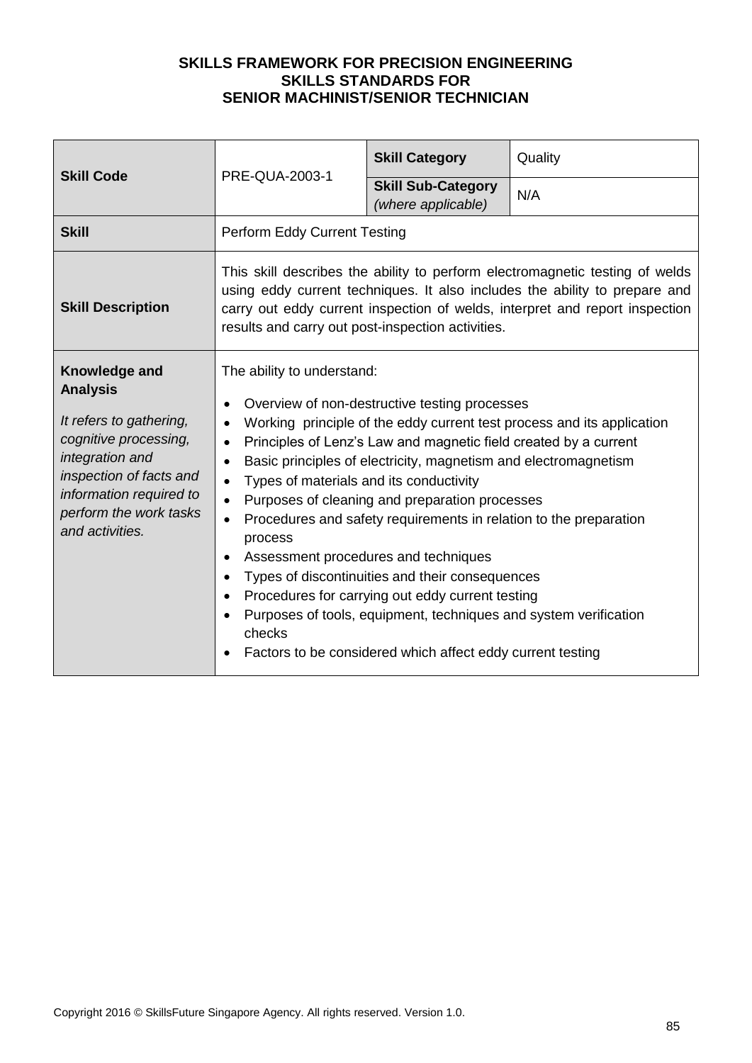**SKILLS FRAMEWORK FOR PRECISION ENGINEERING**
**SKILLS STANDARDS FOR**
**SENIOR MACHINIST/SENIOR TECHNICIAN**

| **Skill Code** | PRE-QUA-2003-1 | **Skill Category** | Quality |
|---|---|---|---|
| | | **Skill Sub-Category** *(where applicable)* | N/A |
| **Skill** | Perform Eddy Current Testing | | |
| **Skill Description** | This skill describes the ability to perform electromagnetic testing of welds using eddy current techniques. It also includes the ability to prepare and carry out eddy current inspection of welds, interpret and report inspection results and carry out post-inspection activities. | | |
| **Knowledge and Analysis**<br><br>*It refers to gathering, cognitive processing, integration and inspection of facts and information required to perform the work tasks and activities.* | The ability to understand:<br><br>• Overview of non-destructive testing processes<br>• Working principle of the eddy current test process and its application<br>• Principles of Lenz's Law and magnetic field created by a current<br>• Basic principles of electricity, magnetism and electromagnetism<br>• Types of materials and its conductivity<br>• Purposes of cleaning and preparation processes<br>• Procedures and safety requirements in relation to the preparation process<br>• Assessment procedures and techniques<br>• Types of discontinuities and their consequences<br>• Procedures for carrying out eddy current testing<br>• Purposes of tools, equipment, techniques and system verification checks<br>• Factors to be considered which affect eddy current testing | | |

Copyright 2016 © SkillsFuture Singapore Agency. All rights reserved. Version 1.0.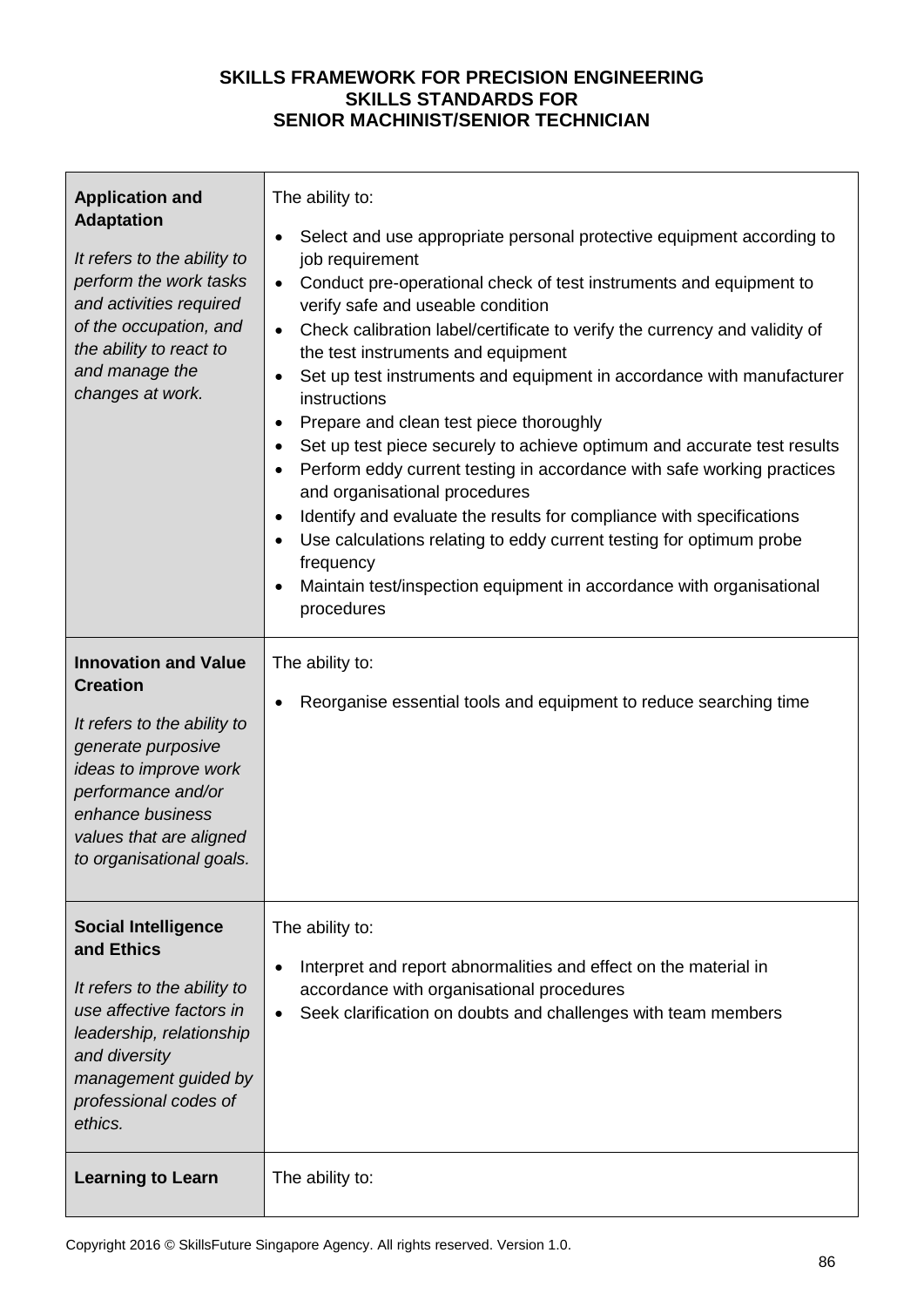**SKILLS FRAMEWORK FOR PRECISION ENGINEERING**
**SKILLS STANDARDS FOR**
**SENIOR MACHINIST/SENIOR TECHNICIAN**

| | |
|---|---|
| **Application and Adaptation**<br><br>*It refers to the ability to perform the work tasks and activities required of the occupation, and the ability to react to and manage the changes at work.* | The ability to:<br>• Select and use appropriate personal protective equipment according to job requirement<br>• Conduct pre-operational check of test instruments and equipment to verify safe and useable condition<br>• Check calibration label/certificate to verify the currency and validity of the test instruments and equipment<br>• Set up test instruments and equipment in accordance with manufacturer instructions<br>• Prepare and clean test piece thoroughly<br>• Set up test piece securely to achieve optimum and accurate test results<br>• Perform eddy current testing in accordance with safe working practices and organisational procedures<br>• Identify and evaluate the results for compliance with specifications<br>• Use calculations relating to eddy current testing for optimum probe frequency<br>• Maintain test/inspection equipment in accordance with organisational procedures |
| **Innovation and Value Creation**<br><br>*It refers to the ability to generate purposive ideas to improve work performance and/or enhance business values that are aligned to organisational goals.* | The ability to:<br>• Reorganise essential tools and equipment to reduce searching time |
| **Social Intelligence and Ethics**<br><br>*It refers to the ability to use affective factors in leadership, relationship and diversity management guided by professional codes of ethics.* | The ability to:<br>• Interpret and report abnormalities and effect on the material in accordance with organisational procedures<br>• Seek clarification on doubts and challenges with team members |
| **Learning to Learn** | The ability to: |

Copyright 2016 © SkillsFuture Singapore Agency. All rights reserved. Version 1.0.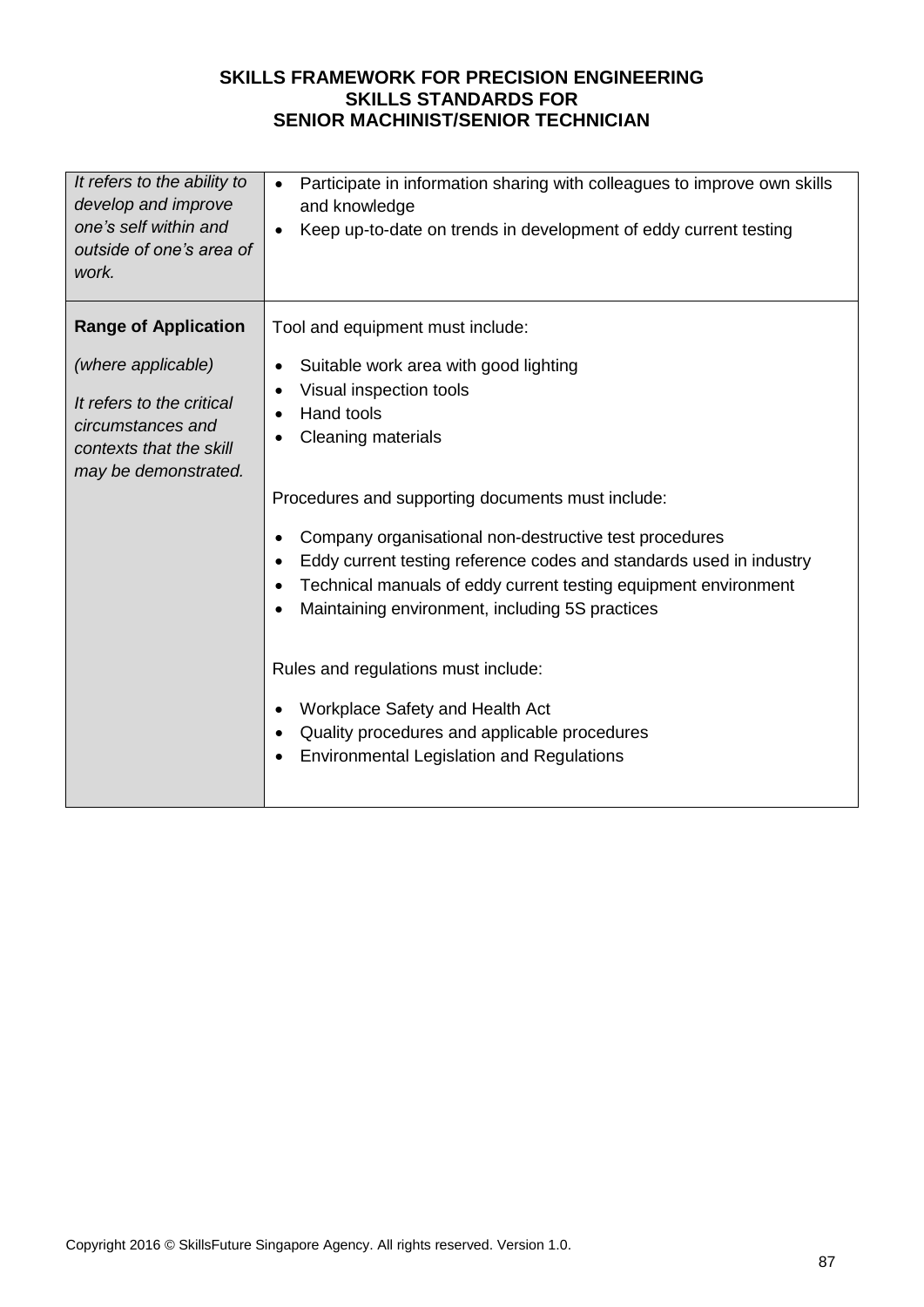| | |
|---|---|
| *It refers to the ability to develop and improve one's self within and outside of one's area of work.* | • Participate in information sharing with colleagues to improve own skills and knowledge<br>• Keep up-to-date on trends in development of eddy current testing |
| **Range of Application**<br><br>*(where applicable)*<br><br>*It refers to the critical circumstances and contexts that the skill may be demonstrated.* | Tool and equipment must include:<br><br>• Suitable work area with good lighting<br>• Visual inspection tools<br>• Hand tools<br>• Cleaning materials<br><br>Procedures and supporting documents must include:<br><br>• Company organisational non-destructive test procedures<br>• Eddy current testing reference codes and standards used in industry<br>• Technical manuals of eddy current testing equipment environment<br>• Maintaining environment, including 5S practices<br><br>Rules and regulations must include:<br><br>• Workplace Safety and Health Act<br>• Quality procedures and applicable procedures<br>• Environmental Legislation and Regulations |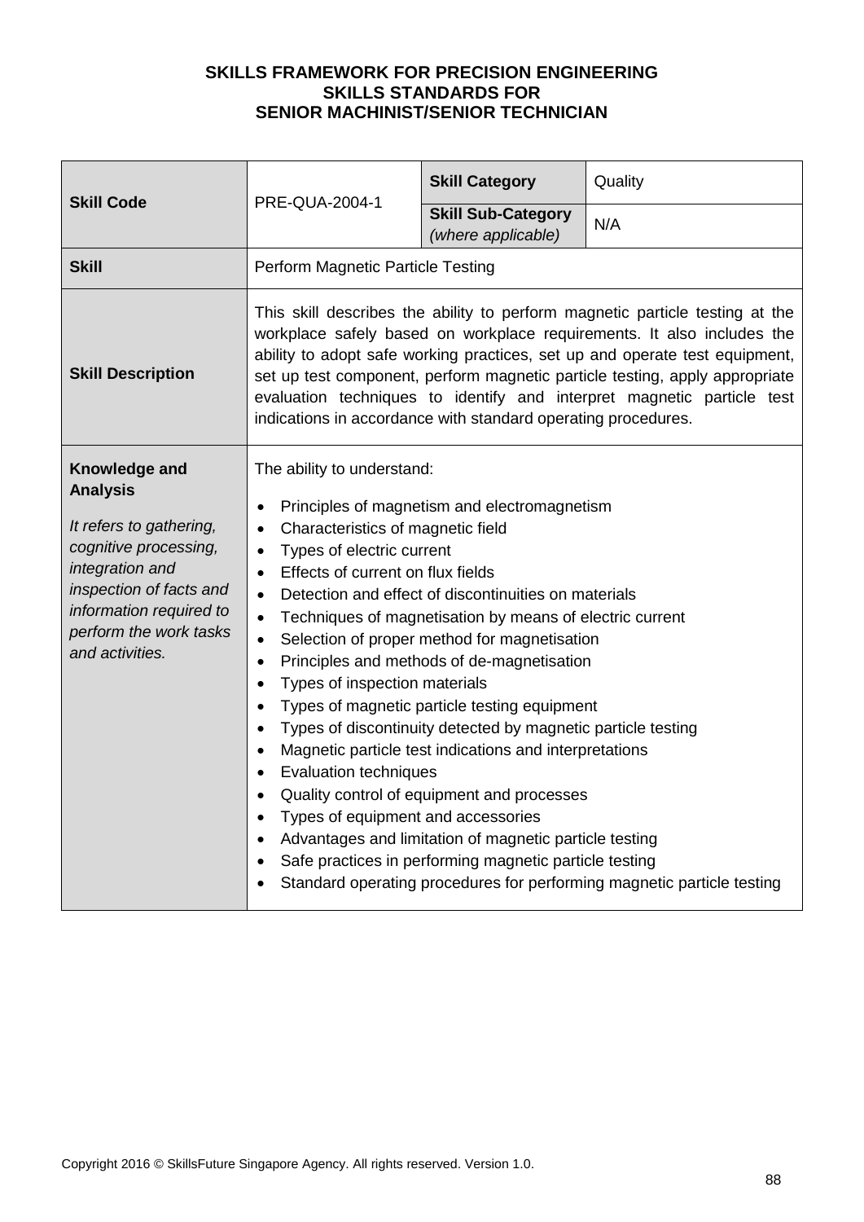**SKILLS FRAMEWORK FOR PRECISION ENGINEERING**
**SKILLS STANDARDS FOR**
**SENIOR MACHINIST/SENIOR TECHNICIAN**

| **Skill Code** | PRE-QUA-2004-1 | **Skill Category** | Quality |
|---|---|---|---|
| | | **Skill Sub-Category** *(where applicable)* | N/A |
| **Skill** | Perform Magnetic Particle Testing | | |
| **Skill Description** | This skill describes the ability to perform magnetic particle testing at the workplace safely based on workplace requirements. It also includes the ability to adopt safe working practices, set up and operate test equipment, set up test component, perform magnetic particle testing, apply appropriate evaluation techniques to identify and interpret magnetic particle test indications in accordance with standard operating procedures. | | |
| **Knowledge and Analysis** *It refers to gathering, cognitive processing, integration and inspection of facts and information required to perform the work tasks and activities.* | The ability to understand: <br>• Principles of magnetism and electromagnetism <br>• Characteristics of magnetic field <br>• Types of electric current <br>• Effects of current on flux fields <br>• Detection and effect of discontinuities on materials <br>• Techniques of magnetisation by means of electric current <br>• Selection of proper method for magnetisation <br>• Principles and methods of de-magnetisation <br>• Types of inspection materials <br>• Types of magnetic particle testing equipment <br>• Types of discontinuity detected by magnetic particle testing <br>• Magnetic particle test indications and interpretations <br>• Evaluation techniques <br>• Quality control of equipment and processes <br>• Types of equipment and accessories <br>• Advantages and limitation of magnetic particle testing <br>• Safe practices in performing magnetic particle testing <br>• Standard operating procedures for performing magnetic particle testing | | |

Copyright 2016 © SkillsFuture Singapore Agency. All rights reserved. Version 1.0.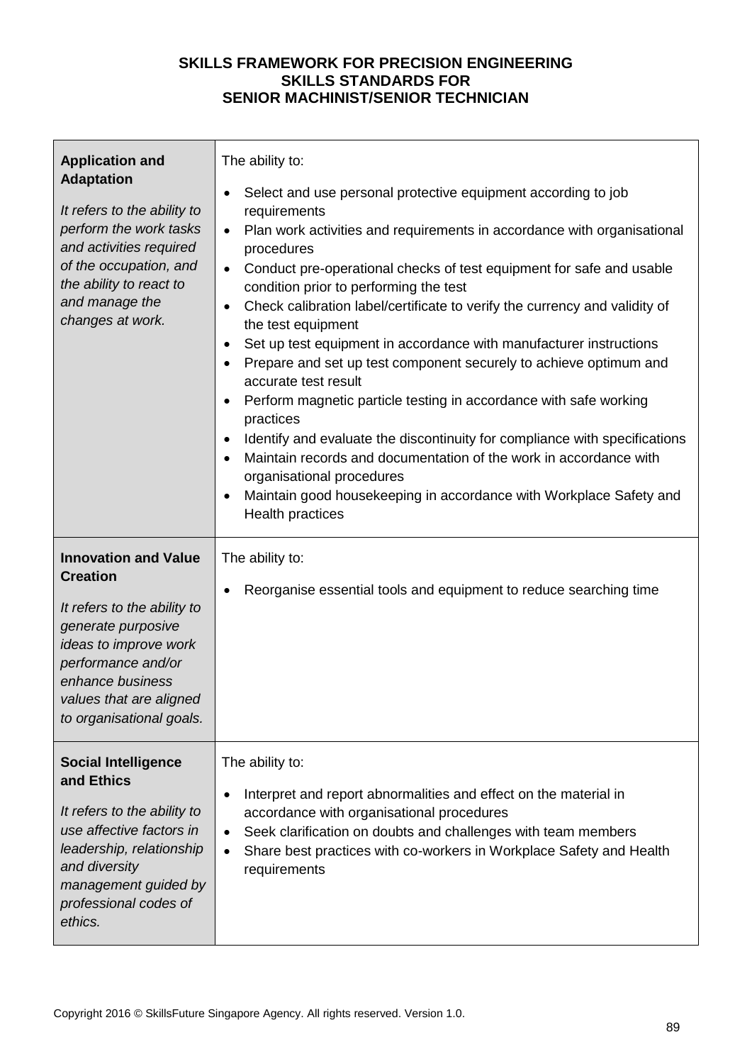**SKILLS FRAMEWORK FOR PRECISION ENGINEERING**
**SKILLS STANDARDS FOR**
**SENIOR MACHINIST/SENIOR TECHNICIAN**

| | |
|---|---|
| **Application and Adaptation**<br><br>*It refers to the ability to perform the work tasks and activities required of the occupation, and the ability to react to and manage the changes at work.* | The ability to:<br><br>• Select and use personal protective equipment according to job requirements<br>• Plan work activities and requirements in accordance with organisational procedures<br>• Conduct pre-operational checks of test equipment for safe and usable condition prior to performing the test<br>• Check calibration label/certificate to verify the currency and validity of the test equipment<br>• Set up test equipment in accordance with manufacturer instructions<br>• Prepare and set up test component securely to achieve optimum and accurate test result<br>• Perform magnetic particle testing in accordance with safe working practices<br>• Identify and evaluate the discontinuity for compliance with specifications<br>• Maintain records and documentation of the work in accordance with organisational procedures<br>• Maintain good housekeeping in accordance with Workplace Safety and Health practices |
| **Innovation and Value Creation**<br><br>*It refers to the ability to generate purposive ideas to improve work performance and/or enhance business values that are aligned to organisational goals.* | The ability to:<br><br>• Reorganise essential tools and equipment to reduce searching time |
| **Social Intelligence and Ethics**<br><br>*It refers to the ability to use affective factors in leadership, relationship and diversity management guided by professional codes of ethics.* | The ability to:<br><br>• Interpret and report abnormalities and effect on the material in accordance with organisational procedures<br>• Seek clarification on doubts and challenges with team members<br>• Share best practices with co-workers in Workplace Safety and Health requirements |

Copyright 2016 © SkillsFuture Singapore Agency. All rights reserved. Version 1.0.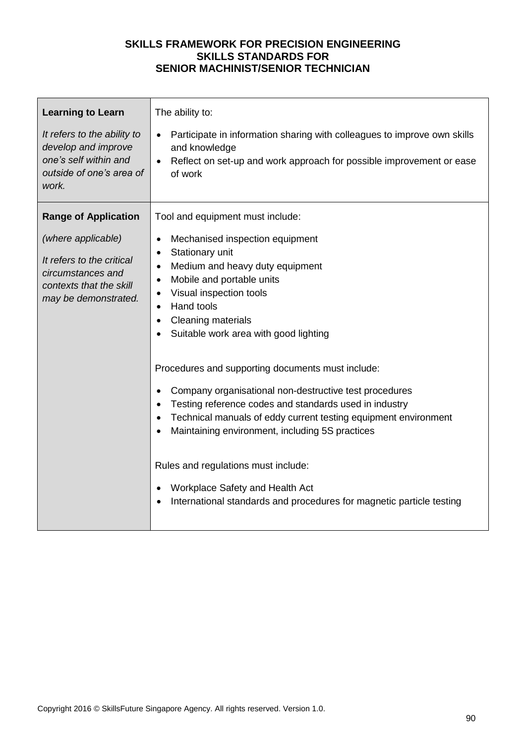**SKILLS FRAMEWORK FOR PRECISION ENGINEERING**
**SKILLS STANDARDS FOR**
**SENIOR MACHINIST/SENIOR TECHNICIAN**

| | |
|---|---|
| **Learning to Learn**<br><br>*It refers to the ability to develop and improve one's self within and outside of one's area of work.* | The ability to:<br><br>• Participate in information sharing with colleagues to improve own skills and knowledge<br>• Reflect on set-up and work approach for possible improvement or ease of work |
| **Range of Application**<br><br>*(where applicable)*<br><br>*It refers to the critical circumstances and contexts that the skill may be demonstrated.* | Tool and equipment must include:<br><br>• Mechanised inspection equipment<br>• Stationary unit<br>• Medium and heavy duty equipment<br>• Mobile and portable units<br>• Visual inspection tools<br>• Hand tools<br>• Cleaning materials<br>• Suitable work area with good lighting<br><br>Procedures and supporting documents must include:<br><br>• Company organisational non-destructive test procedures<br>• Testing reference codes and standards used in industry<br>• Technical manuals of eddy current testing equipment environment<br>• Maintaining environment, including 5S practices<br><br>Rules and regulations must include:<br><br>• Workplace Safety and Health Act<br>• International standards and procedures for magnetic particle testing |

Copyright 2016 © SkillsFuture Singapore Agency. All rights reserved. Version 1.0.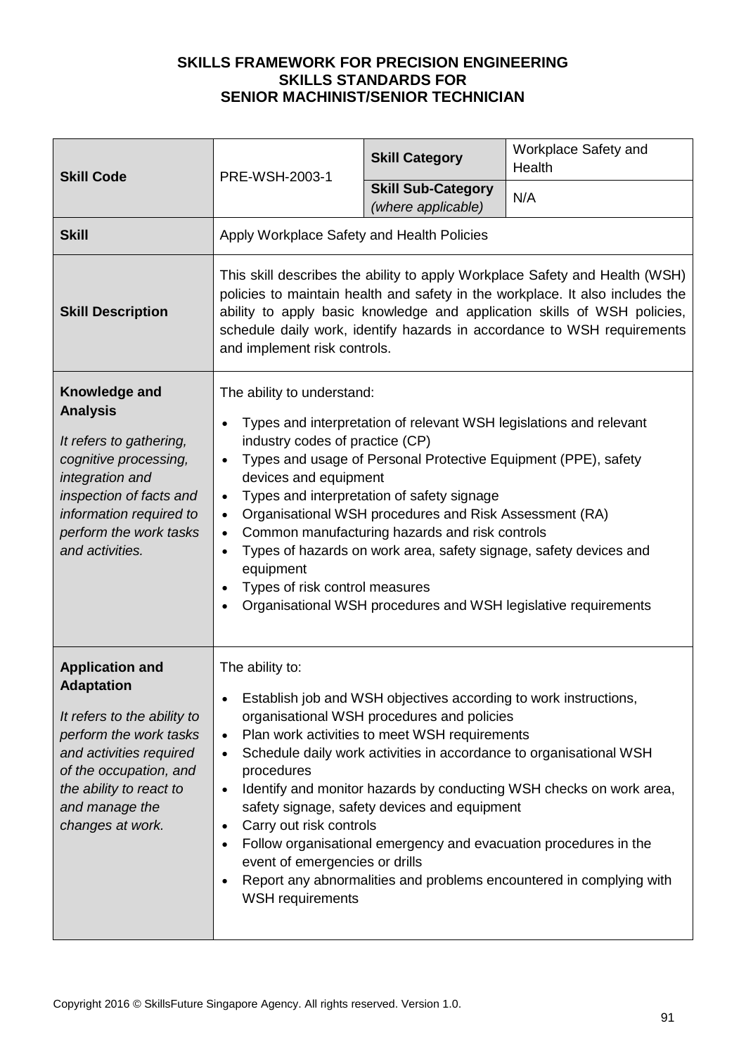**SKILLS FRAMEWORK FOR PRECISION ENGINEERING**
**SKILLS STANDARDS FOR**
**SENIOR MACHINIST/SENIOR TECHNICIAN**

| **Skill Code** | PRE-WSH-2003-1 | **Skill Category** | Workplace Safety and Health |
|---|---|---|---|
| | | **Skill Sub-Category** *(where applicable)* | N/A |
| **Skill** | Apply Workplace Safety and Health Policies | | |
| **Skill Description** | This skill describes the ability to apply Workplace Safety and Health (WSH) policies to maintain health and safety in the workplace. It also includes the ability to apply basic knowledge and application skills of WSH policies, schedule daily work, identify hazards in accordance to WSH requirements and implement risk controls. | | |
| **Knowledge and Analysis** *It refers to gathering, cognitive processing, integration and inspection of facts and information required to perform the work tasks and activities.* | The ability to understand:<br>• Types and interpretation of relevant WSH legislations and relevant industry codes of practice (CP)<br>• Types and usage of Personal Protective Equipment (PPE), safety devices and equipment<br>• Types and interpretation of safety signage<br>• Organisational WSH procedures and Risk Assessment (RA)<br>• Common manufacturing hazards and risk controls<br>• Types of hazards on work area, safety signage, safety devices and equipment<br>• Types of risk control measures<br>• Organisational WSH procedures and WSH legislative requirements | | |
| **Application and Adaptation** *It refers to the ability to perform the work tasks and activities required of the occupation, and the ability to react to and manage the changes at work.* | The ability to:<br>• Establish job and WSH objectives according to work instructions, organisational WSH procedures and policies<br>• Plan work activities to meet WSH requirements<br>• Schedule daily work activities in accordance to organisational WSH procedures<br>• Identify and monitor hazards by conducting WSH checks on work area, safety signage, safety devices and equipment<br>• Carry out risk controls<br>• Follow organisational emergency and evacuation procedures in the event of emergencies or drills<br>• Report any abnormalities and problems encountered in complying with WSH requirements | | |

Copyright 2016 © SkillsFuture Singapore Agency. All rights reserved. Version 1.0.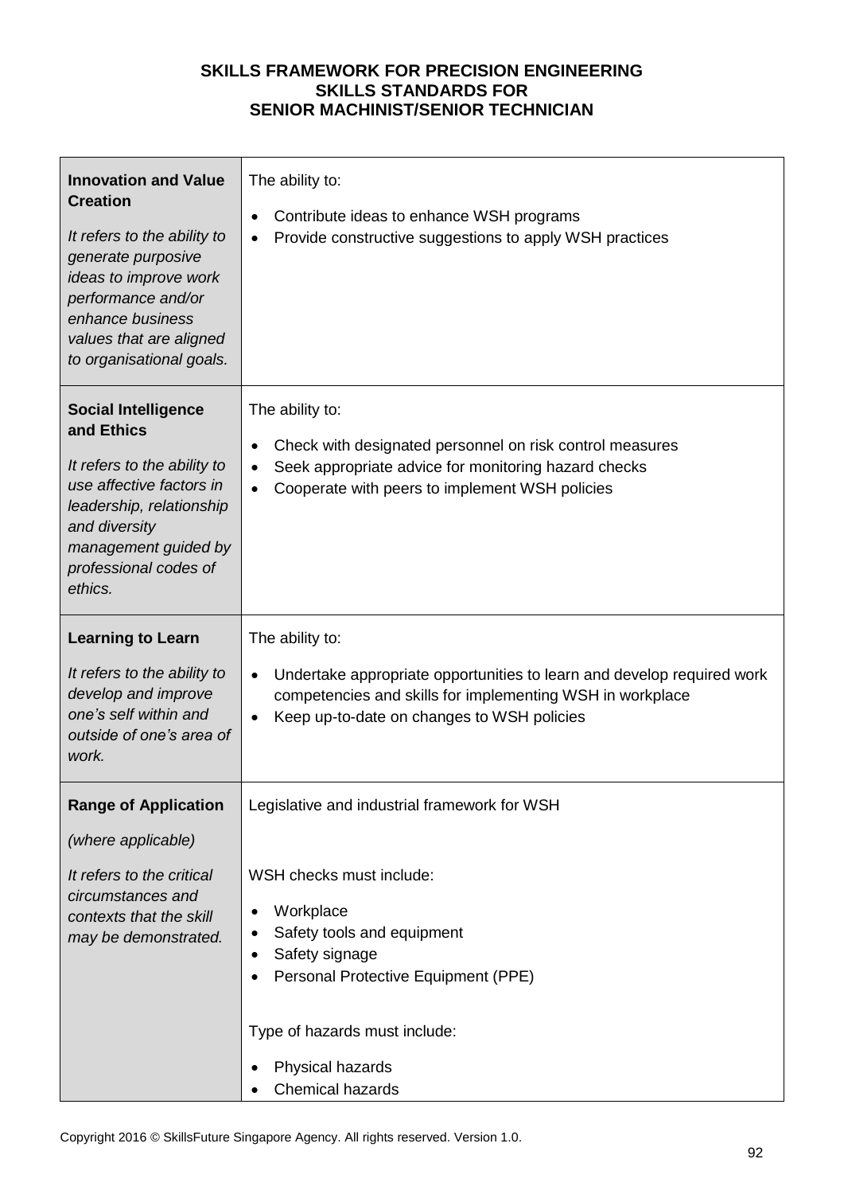**SKILLS FRAMEWORK FOR PRECISION ENGINEERING**
**SKILLS STANDARDS FOR**
**SENIOR MACHINIST/SENIOR TECHNICIAN**

| | |
|---|---|
| **Innovation and Value Creation**<br><br>*It refers to the ability to generate purposive ideas to improve work performance and/or enhance business values that are aligned to organisational goals.* | The ability to:<br><br>• Contribute ideas to enhance WSH programs<br>• Provide constructive suggestions to apply WSH practices |
| **Social Intelligence and Ethics**<br><br>*It refers to the ability to use affective factors in leadership, relationship and diversity management guided by professional codes of ethics.* | The ability to:<br><br>• Check with designated personnel on risk control measures<br>• Seek appropriate advice for monitoring hazard checks<br>• Cooperate with peers to implement WSH policies |
| **Learning to Learn**<br><br>*It refers to the ability to develop and improve one's self within and outside of one's area of work.* | The ability to:<br><br>• Undertake appropriate opportunities to learn and develop required work competencies and skills for implementing WSH in workplace<br>• Keep up-to-date on changes to WSH policies |
| **Range of Application**<br><br>*(where applicable)*<br><br>*It refers to the critical circumstances and contexts that the skill may be demonstrated.* | Legislative and industrial framework for WSH<br><br>WSH checks must include:<br><br>• Workplace<br>• Safety tools and equipment<br>• Safety signage<br>• Personal Protective Equipment (PPE)<br><br>Type of hazards must include:<br><br>• Physical hazards<br>• Chemical hazards |

Copyright 2016 © SkillsFuture Singapore Agency. All rights reserved. Version 1.0.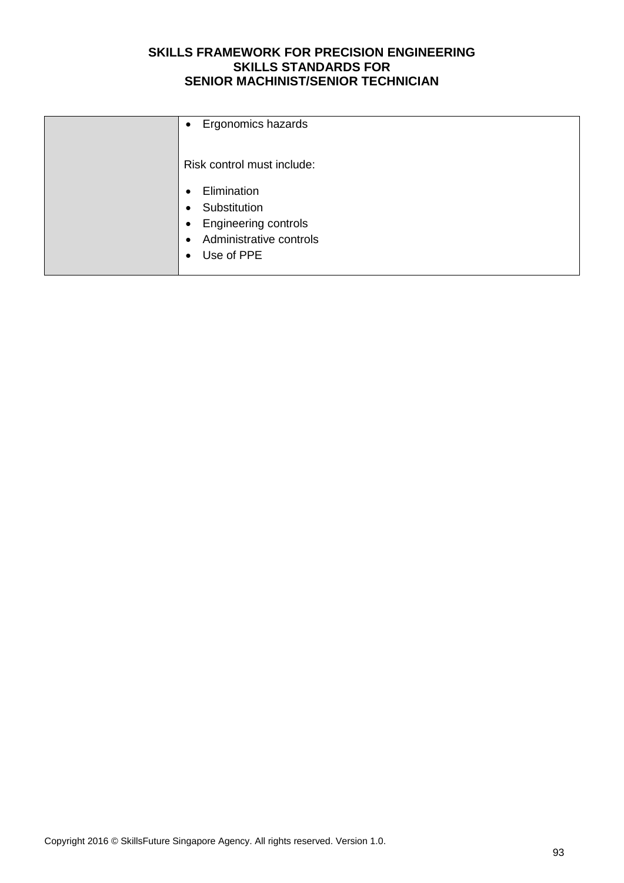| | |
|---|---|
| | • Ergonomics hazards<br><br>Risk control must include:<br>• Elimination<br>• Substitution<br>• Engineering controls<br>• Administrative controls<br>• Use of PPE |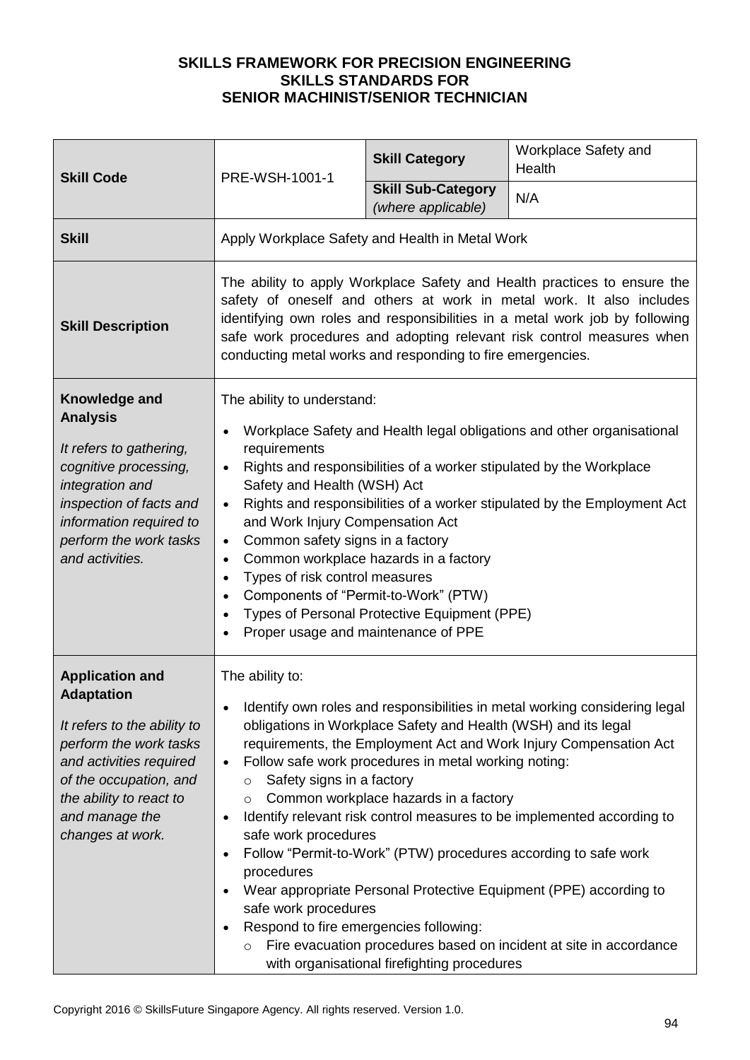**SKILLS FRAMEWORK FOR PRECISION ENGINEERING**
**SKILLS STANDARDS FOR**
**SENIOR MACHINIST/SENIOR TECHNICIAN**

| **Skill Code** | PRE-WSH-1001-1 | **Skill Category** | Workplace Safety and Health |
|---|---|---|---|
| | | **Skill Sub-Category** *(where applicable)* | N/A |
| **Skill** | Apply Workplace Safety and Health in Metal Work | | |
| **Skill Description** | The ability to apply Workplace Safety and Health practices to ensure the safety of oneself and others at work in metal work. It also includes identifying own roles and responsibilities in a metal work job by following safe work procedures and adopting relevant risk control measures when conducting metal works and responding to fire emergencies. | | |
| **Knowledge and Analysis**<br><br>*It refers to gathering, cognitive processing, integration and inspection of facts and information required to perform the work tasks and activities.* | The ability to understand:<br><br>• Workplace Safety and Health legal obligations and other organisational requirements<br>• Rights and responsibilities of a worker stipulated by the Workplace Safety and Health (WSH) Act<br>• Rights and responsibilities of a worker stipulated by the Employment Act and Work Injury Compensation Act<br>• Common safety signs in a factory<br>• Common workplace hazards in a factory<br>• Types of risk control measures<br>• Components of "Permit-to-Work" (PTW)<br>• Types of Personal Protective Equipment (PPE)<br>• Proper usage and maintenance of PPE | | |
| **Application and Adaptation**<br><br>*It refers to the ability to perform the work tasks and activities required of the occupation, and the ability to react to and manage the changes at work.* | The ability to:<br><br>• Identify own roles and responsibilities in metal working considering legal obligations in Workplace Safety and Health (WSH) and its legal requirements, the Employment Act and Work Injury Compensation Act<br>• Follow safe work procedures in metal working noting:<br>&nbsp;&nbsp;&nbsp;&nbsp;○ Safety signs in a factory<br>&nbsp;&nbsp;&nbsp;&nbsp;○ Common workplace hazards in a factory<br>• Identify relevant risk control measures to be implemented according to safe work procedures<br>• Follow "Permit-to-Work" (PTW) procedures according to safe work procedures<br>• Wear appropriate Personal Protective Equipment (PPE) according to safe work procedures<br>• Respond to fire emergencies following:<br>&nbsp;&nbsp;&nbsp;&nbsp;○ Fire evacuation procedures based on incident at site in accordance with organisational firefighting procedures | | |

Copyright 2016 © SkillsFuture Singapore Agency. All rights reserved. Version 1.0.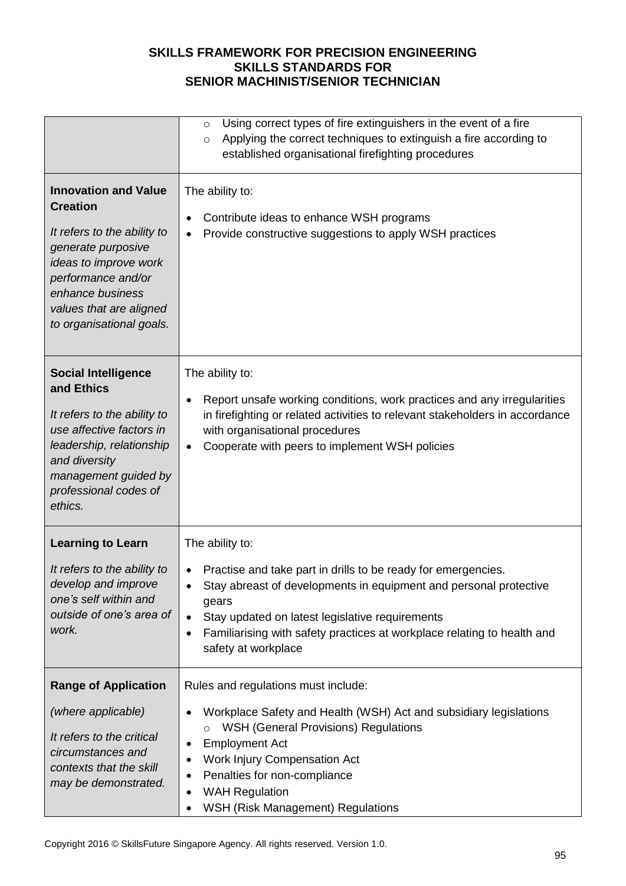**SKILLS FRAMEWORK FOR PRECISION ENGINEERING**
**SKILLS STANDARDS FOR**
**SENIOR MACHINIST/SENIOR TECHNICIAN**

| | |
|---|---|
| | ○ Using correct types of fire extinguishers in the event of a fire<br>○ Applying the correct techniques to extinguish a fire according to established organisational firefighting procedures |
| **Innovation and Value Creation**<br><br>*It refers to the ability to generate purposive ideas to improve work performance and/or enhance business values that are aligned to organisational goals.* | The ability to:<br><br>• Contribute ideas to enhance WSH programs<br>• Provide constructive suggestions to apply WSH practices |
| **Social Intelligence and Ethics**<br><br>*It refers to the ability to use affective factors in leadership, relationship and diversity management guided by professional codes of ethics.* | The ability to:<br><br>• Report unsafe working conditions, work practices and any irregularities in firefighting or related activities to relevant stakeholders in accordance with organisational procedures<br>• Cooperate with peers to implement WSH policies |
| **Learning to Learn**<br><br>*It refers to the ability to develop and improve one's self within and outside of one's area of work.* | The ability to:<br><br>• Practise and take part in drills to be ready for emergencies.<br>• Stay abreast of developments in equipment and personal protective gears<br>• Stay updated on latest legislative requirements<br>• Familiarising with safety practices at workplace relating to health and safety at workplace |
| **Range of Application**<br><br>*(where applicable)*<br><br>*It refers to the critical circumstances and contexts that the skill may be demonstrated.* | Rules and regulations must include:<br><br>• Workplace Safety and Health (WSH) Act and subsidiary legislations<br>  ○ WSH (General Provisions) Regulations<br>• Employment Act<br>• Work Injury Compensation Act<br>• Penalties for non-compliance<br>• WAH Regulation<br>• WSH (Risk Management) Regulations |

Copyright 2016 © SkillsFuture Singapore Agency. All rights reserved. Version 1.0.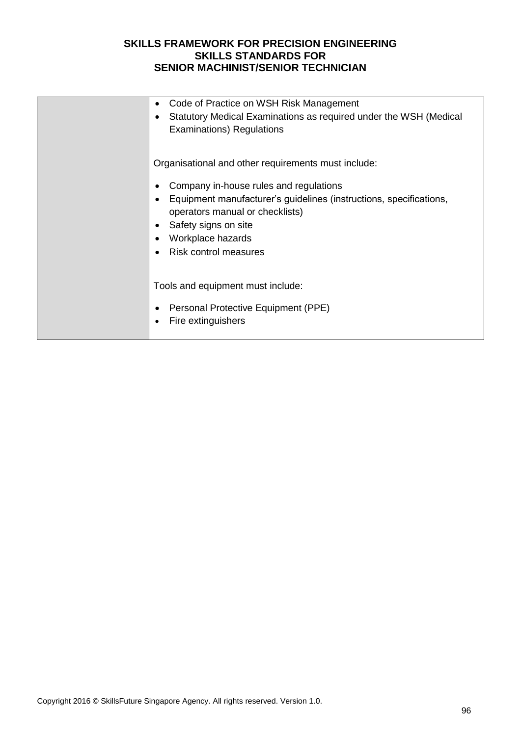| | |
|---|---|
| | • Code of Practice on WSH Risk Management<br>• Statutory Medical Examinations as required under the WSH (Medical Examinations) Regulations<br><br>Organisational and other requirements must include:<br><br>• Company in-house rules and regulations<br>• Equipment manufacturer's guidelines (instructions, specifications, operators manual or checklists)<br>• Safety signs on site<br>• Workplace hazards<br>• Risk control measures<br><br>Tools and equipment must include:<br><br>• Personal Protective Equipment (PPE)<br>• Fire extinguishers |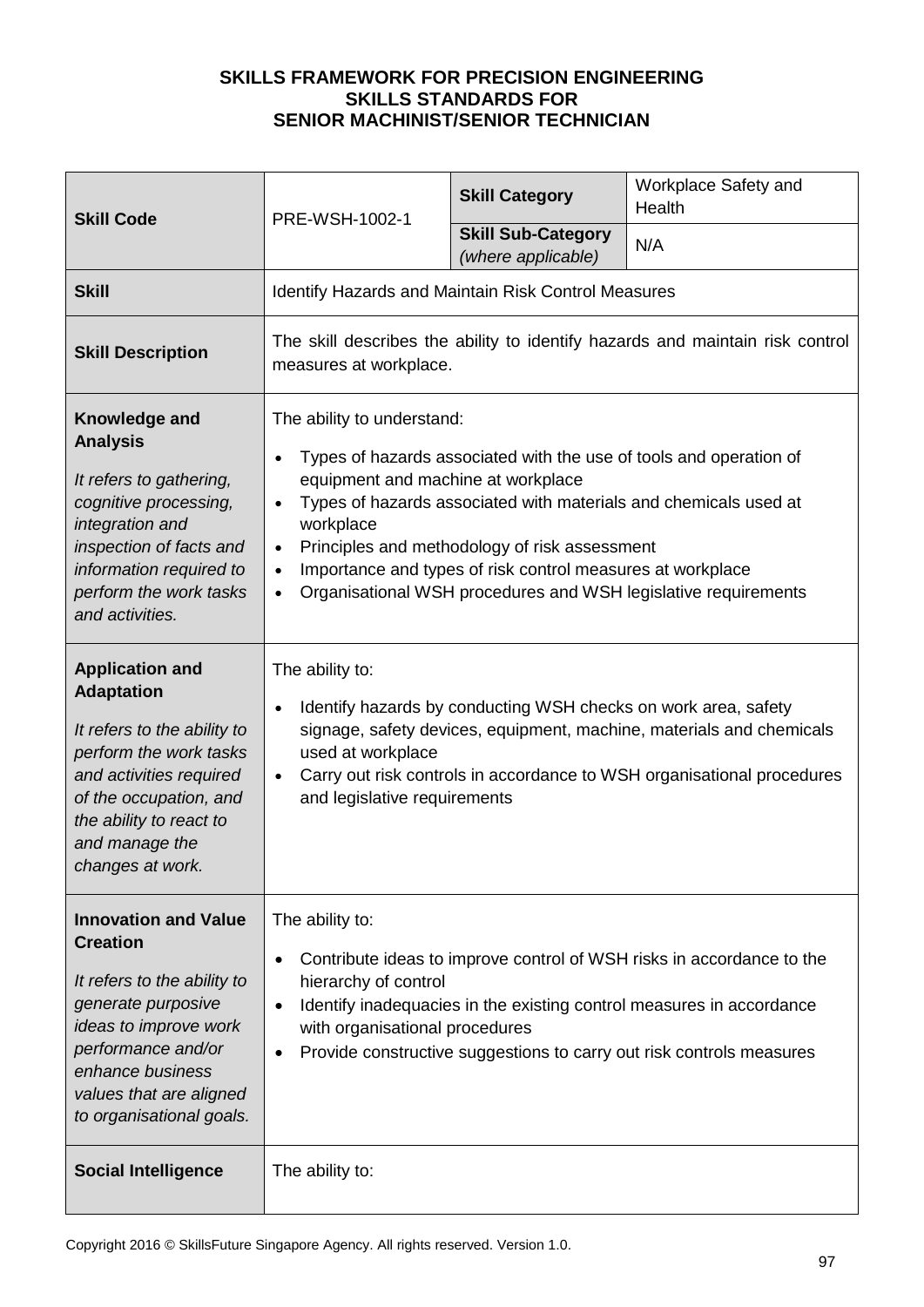**SKILLS FRAMEWORK FOR PRECISION ENGINEERING**
**SKILLS STANDARDS FOR**
**SENIOR MACHINIST/SENIOR TECHNICIAN**

| **Skill Code** | PRE-WSH-1002-1 | **Skill Category** | Workplace Safety and Health |
|---|---|---|---|
| | | **Skill Sub-Category** *(where applicable)* | N/A |
| **Skill** | Identify Hazards and Maintain Risk Control Measures | | |
| **Skill Description** | The skill describes the ability to identify hazards and maintain risk control measures at workplace. | | |
| **Knowledge and Analysis**<br><br>*It refers to gathering, cognitive processing, integration and inspection of facts and information required to perform the work tasks and activities.* | The ability to understand:<br>• Types of hazards associated with the use of tools and operation of equipment and machine at workplace<br>• Types of hazards associated with materials and chemicals used at workplace<br>• Principles and methodology of risk assessment<br>• Importance and types of risk control measures at workplace<br>• Organisational WSH procedures and WSH legislative requirements | | |
| **Application and Adaptation**<br><br>*It refers to the ability to perform the work tasks and activities required of the occupation, and the ability to react to and manage the changes at work.* | The ability to:<br>• Identify hazards by conducting WSH checks on work area, safety signage, safety devices, equipment, machine, materials and chemicals used at workplace<br>• Carry out risk controls in accordance to WSH organisational procedures and legislative requirements | | |
| **Innovation and Value Creation**<br><br>*It refers to the ability to generate purposive ideas to improve work performance and/or enhance business values that are aligned to organisational goals.* | The ability to:<br>• Contribute ideas to improve control of WSH risks in accordance to the hierarchy of control<br>• Identify inadequacies in the existing control measures in accordance with organisational procedures<br>• Provide constructive suggestions to carry out risk controls measures | | |
| **Social Intelligence** | The ability to: | | |

Copyright 2016 © SkillsFuture Singapore Agency. All rights reserved. Version 1.0.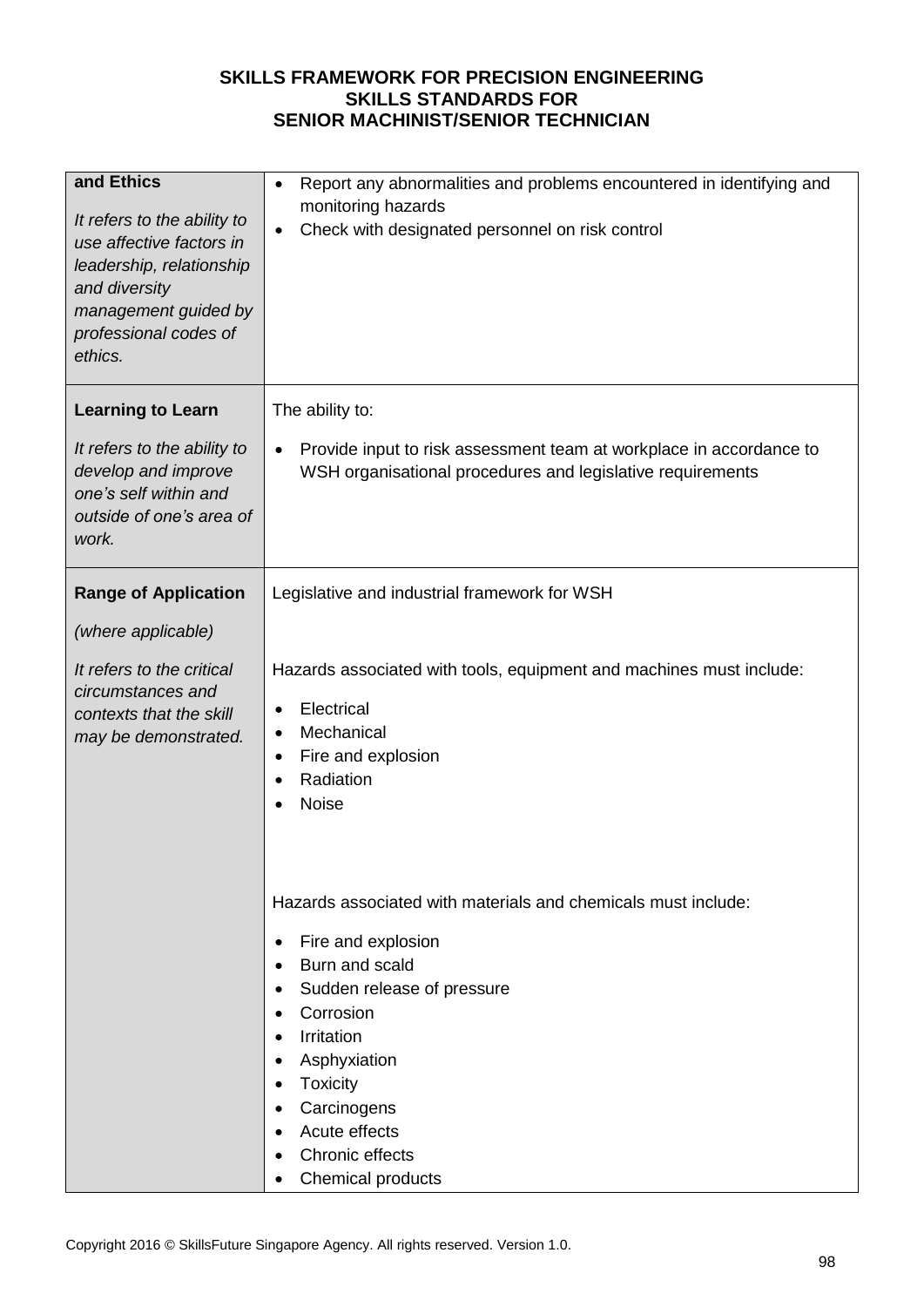**SKILLS FRAMEWORK FOR PRECISION ENGINEERING**
**SKILLS STANDARDS FOR**
**SENIOR MACHINIST/SENIOR TECHNICIAN**

| | |
|---|---|
| **and Ethics**<br><br>*It refers to the ability to use affective factors in leadership, relationship and diversity management guided by professional codes of ethics.* | • Report any abnormalities and problems encountered in identifying and monitoring hazards<br>• Check with designated personnel on risk control |
| **Learning to Learn**<br><br>*It refers to the ability to develop and improve one's self within and outside of one's area of work.* | The ability to:<br><br>• Provide input to risk assessment team at workplace in accordance to WSH organisational procedures and legislative requirements |
| **Range of Application**<br><br>*(where applicable)*<br><br>*It refers to the critical circumstances and contexts that the skill may be demonstrated.* | Legislative and industrial framework for WSH<br><br>Hazards associated with tools, equipment and machines must include:<br><br>• Electrical<br>• Mechanical<br>• Fire and explosion<br>• Radiation<br>• Noise<br><br>Hazards associated with materials and chemicals must include:<br><br>• Fire and explosion<br>• Burn and scald<br>• Sudden release of pressure<br>• Corrosion<br>• Irritation<br>• Asphyxiation<br>• Toxicity<br>• Carcinogens<br>• Acute effects<br>• Chronic effects<br>• Chemical products |

Copyright 2016 © SkillsFuture Singapore Agency. All rights reserved. Version 1.0.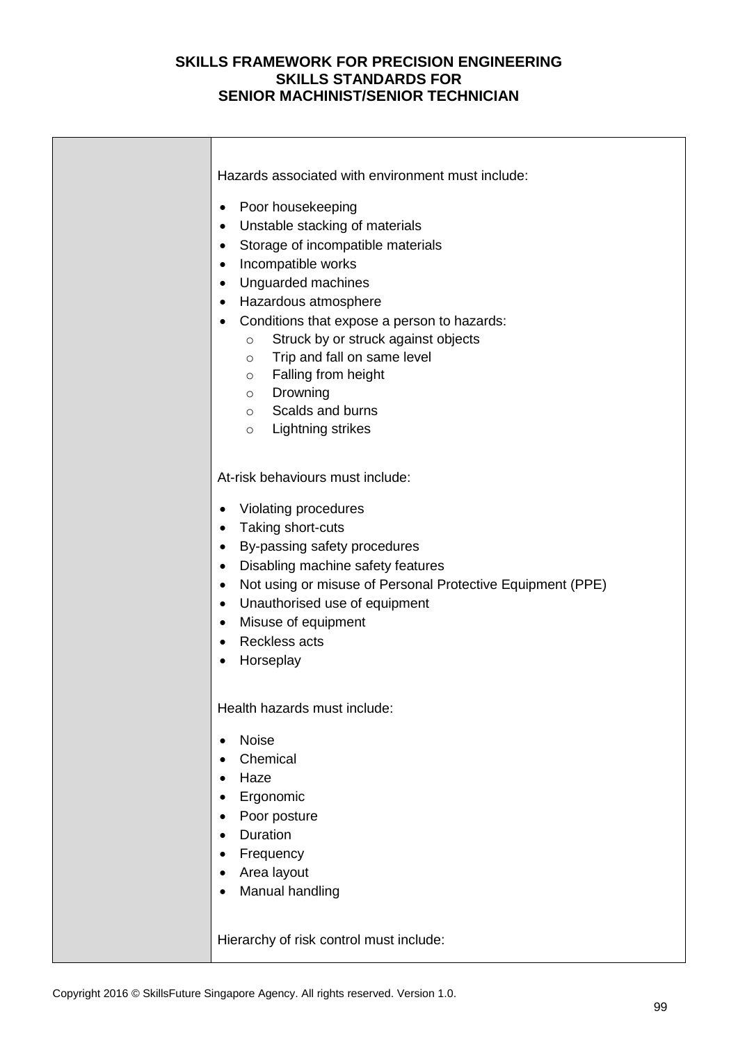| | |
|---|---|
| | Hazards associated with environment must include:<br><br>• Poor housekeeping<br>• Unstable stacking of materials<br>• Storage of incompatible materials<br>• Incompatible works<br>• Unguarded machines<br>• Hazardous atmosphere<br>• Conditions that expose a person to hazards:<br>&nbsp;&nbsp;&nbsp;&nbsp;o Struck by or struck against objects<br>&nbsp;&nbsp;&nbsp;&nbsp;o Trip and fall on same level<br>&nbsp;&nbsp;&nbsp;&nbsp;o Falling from height<br>&nbsp;&nbsp;&nbsp;&nbsp;o Drowning<br>&nbsp;&nbsp;&nbsp;&nbsp;o Scalds and burns<br>&nbsp;&nbsp;&nbsp;&nbsp;o Lightning strikes<br><br>At-risk behaviours must include:<br><br>• Violating procedures<br>• Taking short-cuts<br>• By-passing safety procedures<br>• Disabling machine safety features<br>• Not using or misuse of Personal Protective Equipment (PPE)<br>• Unauthorised use of equipment<br>• Misuse of equipment<br>• Reckless acts<br>• Horseplay<br><br>Health hazards must include:<br><br>• Noise<br>• Chemical<br>• Haze<br>• Ergonomic<br>• Poor posture<br>• Duration<br>• Frequency<br>• Area layout<br>• Manual handling<br><br>Hierarchy of risk control must include: |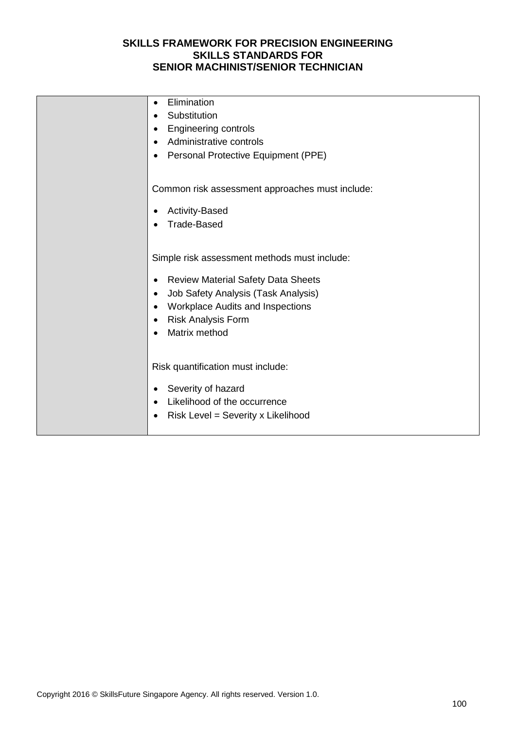| | |
|---|---|
| | • Elimination<br>• Substitution<br>• Engineering controls<br>• Administrative controls<br>• Personal Protective Equipment (PPE)<br><br>Common risk assessment approaches must include:<br><br>• Activity-Based<br>• Trade-Based<br><br>Simple risk assessment methods must include:<br><br>• Review Material Safety Data Sheets<br>• Job Safety Analysis (Task Analysis)<br>• Workplace Audits and Inspections<br>• Risk Analysis Form<br>• Matrix method<br><br>Risk quantification must include:<br><br>• Severity of hazard<br>• Likelihood of the occurrence<br>• Risk Level = Severity x Likelihood |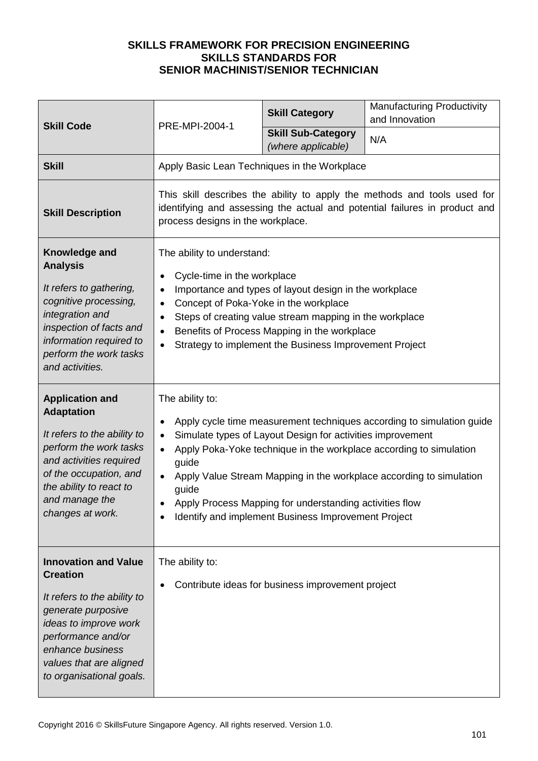**SKILLS FRAMEWORK FOR PRECISION ENGINEERING**
**SKILLS STANDARDS FOR**
**SENIOR MACHINIST/SENIOR TECHNICIAN**

| **Skill Code** | PRE-MPI-2004-1 | **Skill Category** | Manufacturing Productivity and Innovation |
|---|---|---|---|
| | | **Skill Sub-Category** *(where applicable)* | N/A |
| **Skill** | Apply Basic Lean Techniques in the Workplace | | |
| **Skill Description** | This skill describes the ability to apply the methods and tools used for identifying and assessing the actual and potential failures in product and process designs in the workplace. | | |
| **Knowledge and Analysis** *It refers to gathering, cognitive processing, integration and inspection of facts and information required to perform the work tasks and activities.* | The ability to understand: <br>• Cycle-time in the workplace <br>• Importance and types of layout design in the workplace <br>• Concept of Poka-Yoke in the workplace <br>• Steps of creating value stream mapping in the workplace <br>• Benefits of Process Mapping in the workplace <br>• Strategy to implement the Business Improvement Project | | |
| **Application and Adaptation** *It refers to the ability to perform the work tasks and activities required of the occupation, and the ability to react to and manage the changes at work.* | The ability to: <br>• Apply cycle time measurement techniques according to simulation guide <br>• Simulate types of Layout Design for activities improvement <br>• Apply Poka-Yoke technique in the workplace according to simulation guide <br>• Apply Value Stream Mapping in the workplace according to simulation guide <br>• Apply Process Mapping for understanding activities flow <br>• Identify and implement Business Improvement Project | | |
| **Innovation and Value Creation** *It refers to the ability to generate purposive ideas to improve work performance and/or enhance business values that are aligned to organisational goals.* | The ability to: <br>• Contribute ideas for business improvement project | | |

Copyright 2016 © SkillsFuture Singapore Agency. All rights reserved. Version 1.0.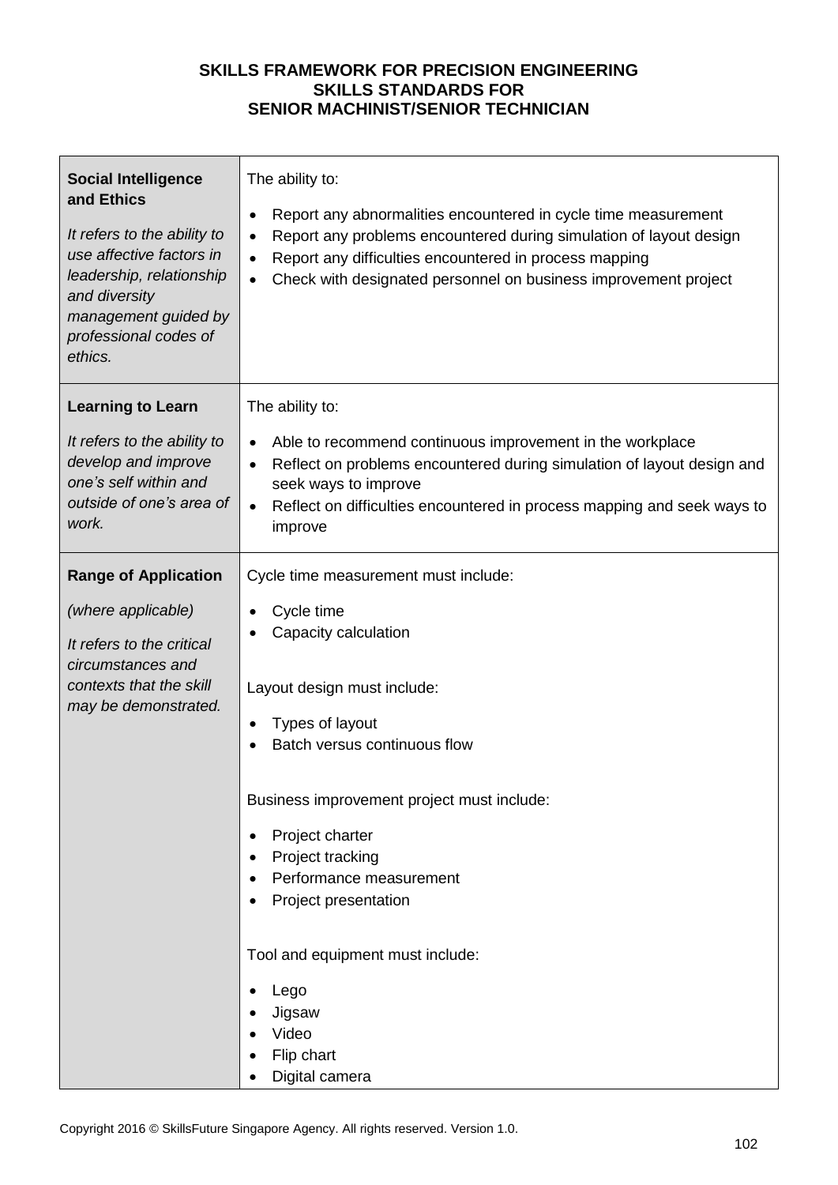**SKILLS FRAMEWORK FOR PRECISION ENGINEERING**
**SKILLS STANDARDS FOR**
**SENIOR MACHINIST/SENIOR TECHNICIAN**

| | |
|---|---|
| **Social Intelligence and Ethics**<br><br>*It refers to the ability to use affective factors in leadership, relationship and diversity management guided by professional codes of ethics.* | The ability to:<br><br>• Report any abnormalities encountered in cycle time measurement<br>• Report any problems encountered during simulation of layout design<br>• Report any difficulties encountered in process mapping<br>• Check with designated personnel on business improvement project |
| **Learning to Learn**<br><br>*It refers to the ability to develop and improve one's self within and outside of one's area of work.* | The ability to:<br><br>• Able to recommend continuous improvement in the workplace<br>• Reflect on problems encountered during simulation of layout design and seek ways to improve<br>• Reflect on difficulties encountered in process mapping and seek ways to improve |
| **Range of Application**<br><br>*(where applicable)*<br><br>*It refers to the critical circumstances and contexts that the skill may be demonstrated.* | Cycle time measurement must include:<br><br>• Cycle time<br>• Capacity calculation<br><br>Layout design must include:<br><br>• Types of layout<br>• Batch versus continuous flow<br><br>Business improvement project must include:<br><br>• Project charter<br>• Project tracking<br>• Performance measurement<br>• Project presentation<br><br>Tool and equipment must include:<br><br>• Lego<br>• Jigsaw<br>• Video<br>• Flip chart<br>• Digital camera |

Copyright 2016 © SkillsFuture Singapore Agency. All rights reserved. Version 1.0.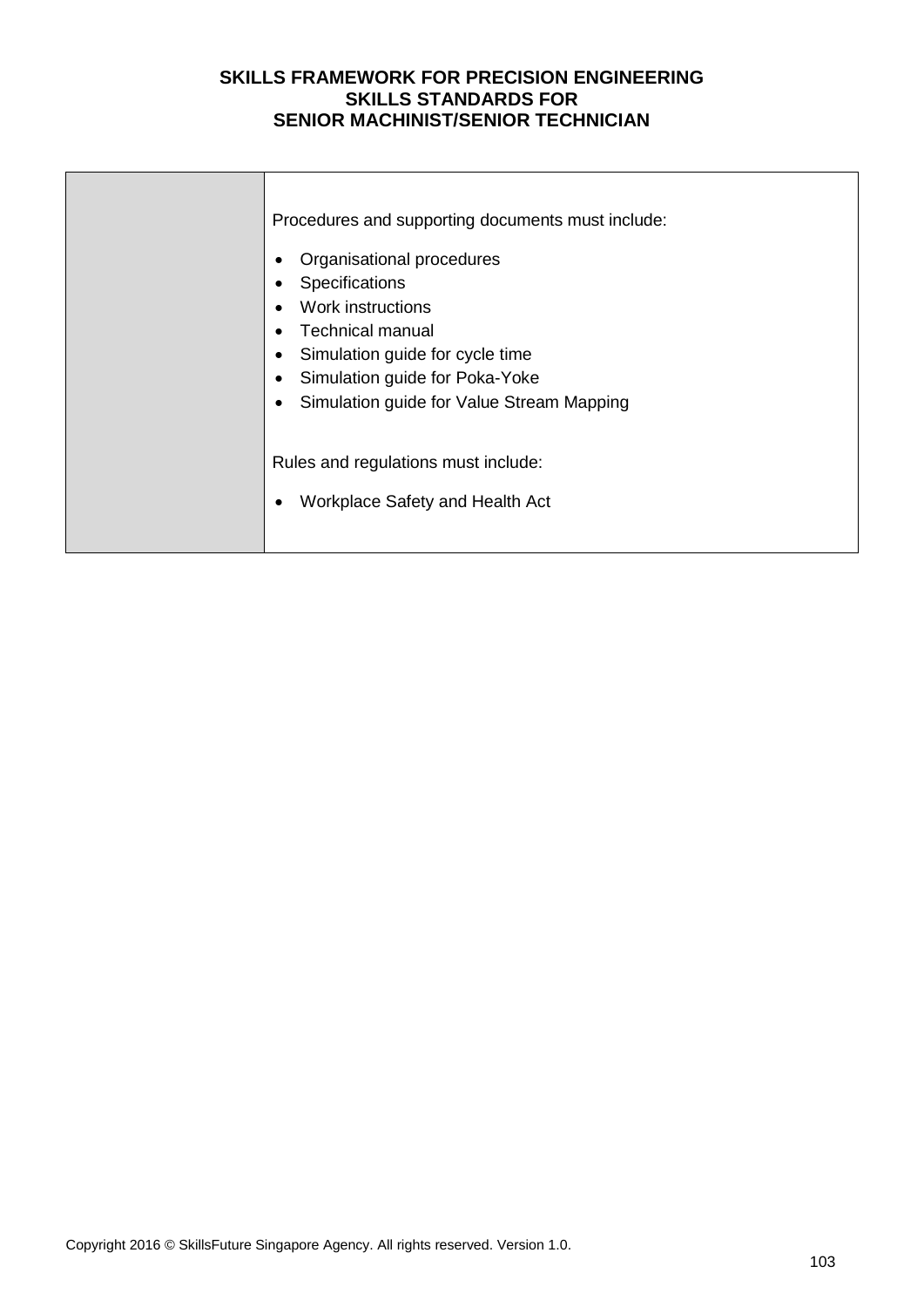| | Procedures and supporting documents must include:<br><br>• Organisational procedures<br>• Specifications<br>• Work instructions<br>• Technical manual<br>• Simulation guide for cycle time<br>• Simulation guide for Poka-Yoke<br>• Simulation guide for Value Stream Mapping<br><br>Rules and regulations must include:<br><br>• Workplace Safety and Health Act |
|---|---|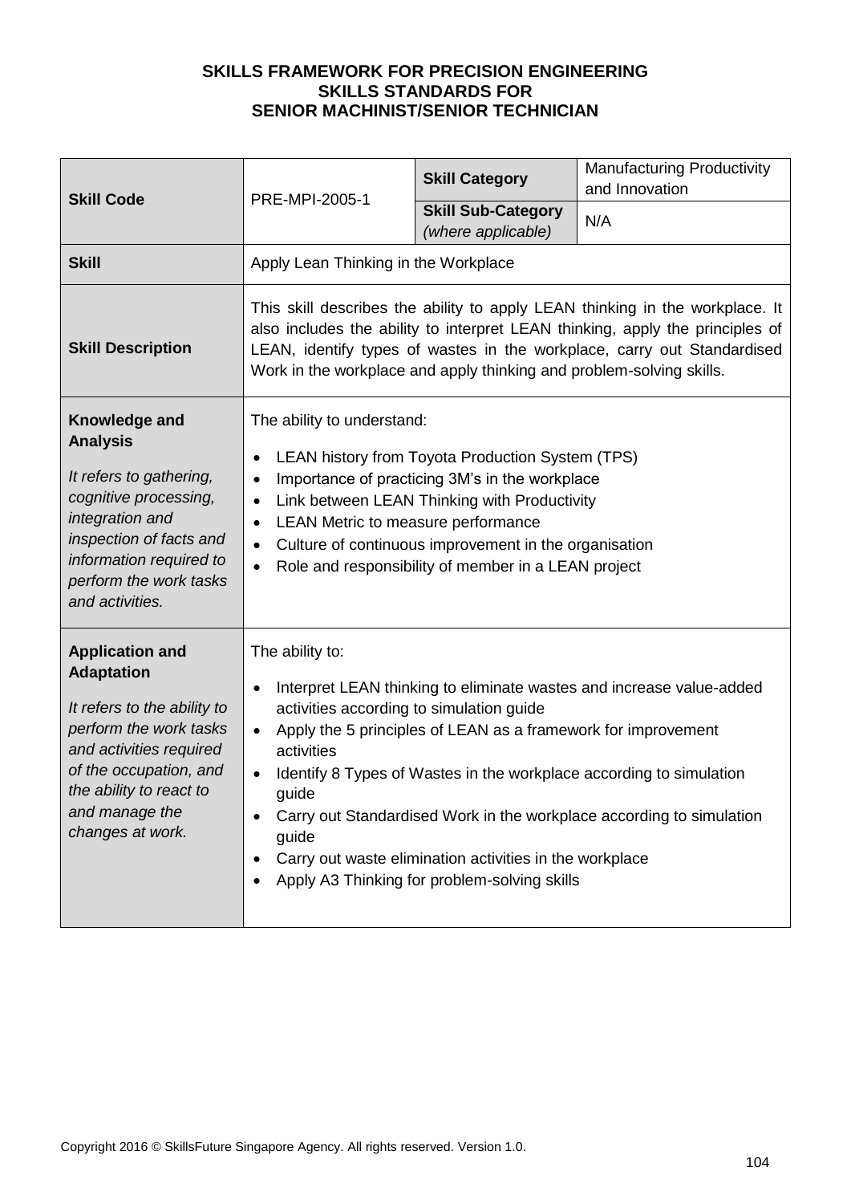**SKILLS FRAMEWORK FOR PRECISION ENGINEERING**
**SKILLS STANDARDS FOR**
**SENIOR MACHINIST/SENIOR TECHNICIAN**

| **Skill Code** | PRE-MPI-2005-1 | **Skill Category** | Manufacturing Productivity and Innovation |
|---|---|---|---|
| | | **Skill Sub-Category** *(where applicable)* | N/A |
| **Skill** | Apply Lean Thinking in the Workplace | | |
| **Skill Description** | This skill describes the ability to apply LEAN thinking in the workplace. It also includes the ability to interpret LEAN thinking, apply the principles of LEAN, identify types of wastes in the workplace, carry out Standardised Work in the workplace and apply thinking and problem-solving skills. | | |
| **Knowledge and Analysis** *It refers to gathering, cognitive processing, integration and inspection of facts and information required to perform the work tasks and activities.* | The ability to understand: <br>• LEAN history from Toyota Production System (TPS) <br>• Importance of practicing 3M's in the workplace <br>• Link between LEAN Thinking with Productivity <br>• LEAN Metric to measure performance <br>• Culture of continuous improvement in the organisation <br>• Role and responsibility of member in a LEAN project | | |
| **Application and Adaptation** *It refers to the ability to perform the work tasks and activities required of the occupation, and the ability to react to and manage the changes at work.* | The ability to: <br>• Interpret LEAN thinking to eliminate wastes and increase value-added activities according to simulation guide <br>• Apply the 5 principles of LEAN as a framework for improvement activities <br>• Identify 8 Types of Wastes in the workplace according to simulation guide <br>• Carry out Standardised Work in the workplace according to simulation guide <br>• Carry out waste elimination activities in the workplace <br>• Apply A3 Thinking for problem-solving skills | | |

Copyright 2016 © SkillsFuture Singapore Agency. All rights reserved. Version 1.0.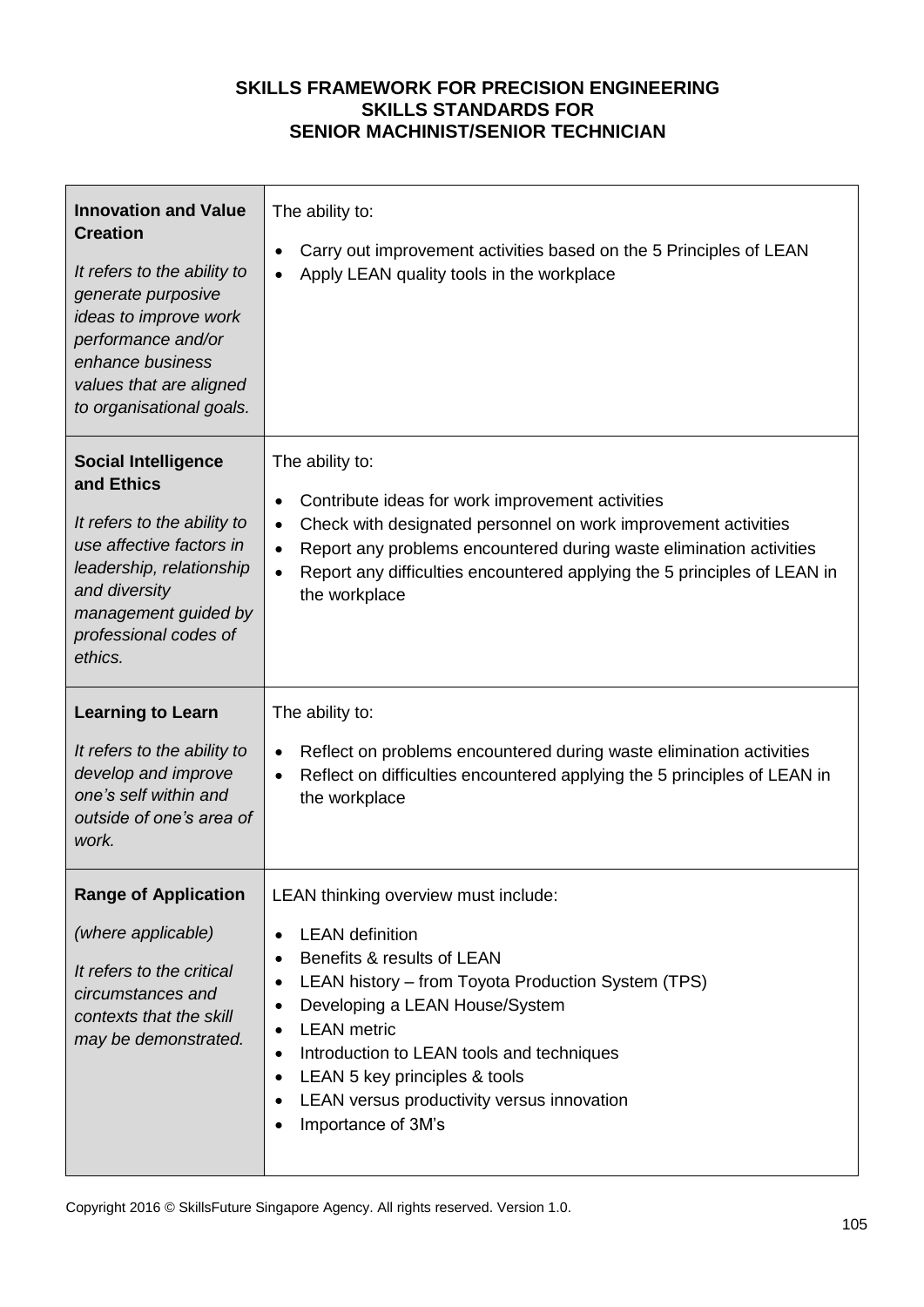**SKILLS FRAMEWORK FOR PRECISION ENGINEERING**
**SKILLS STANDARDS FOR**
**SENIOR MACHINIST/SENIOR TECHNICIAN**

| | |
|---|---|
| **Innovation and Value Creation**<br><br>*It refers to the ability to generate purposive ideas to improve work performance and/or enhance business values that are aligned to organisational goals.* | The ability to:<br><br>• Carry out improvement activities based on the 5 Principles of LEAN<br>• Apply LEAN quality tools in the workplace |
| **Social Intelligence and Ethics**<br><br>*It refers to the ability to use affective factors in leadership, relationship and diversity management guided by professional codes of ethics.* | The ability to:<br><br>• Contribute ideas for work improvement activities<br>• Check with designated personnel on work improvement activities<br>• Report any problems encountered during waste elimination activities<br>• Report any difficulties encountered applying the 5 principles of LEAN in the workplace |
| **Learning to Learn**<br><br>*It refers to the ability to develop and improve one's self within and outside of one's area of work.* | The ability to:<br><br>• Reflect on problems encountered during waste elimination activities<br>• Reflect on difficulties encountered applying the 5 principles of LEAN in the workplace |
| **Range of Application**<br><br>*(where applicable)*<br><br>*It refers to the critical circumstances and contexts that the skill may be demonstrated.* | LEAN thinking overview must include:<br><br>• LEAN definition<br>• Benefits & results of LEAN<br>• LEAN history – from Toyota Production System (TPS)<br>• Developing a LEAN House/System<br>• LEAN metric<br>• Introduction to LEAN tools and techniques<br>• LEAN 5 key principles & tools<br>• LEAN versus productivity versus innovation<br>• Importance of 3M's |

Copyright 2016 © SkillsFuture Singapore Agency. All rights reserved. Version 1.0.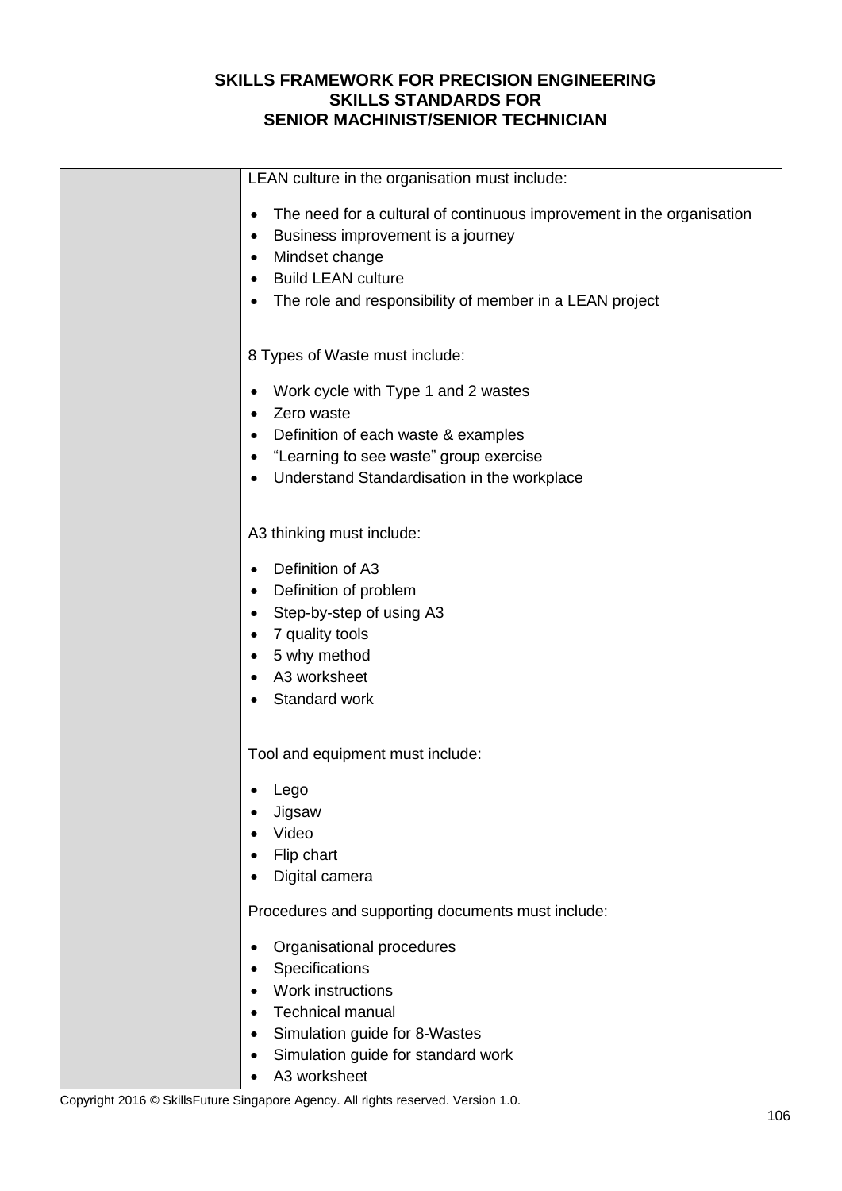## SKILLS FRAMEWORK FOR PRECISION ENGINEERING
## SKILLS STANDARDS FOR
## SENIOR MACHINIST/SENIOR TECHNICIAN

| | |
|---|---|
| | LEAN culture in the organisation must include:<br><br>• The need for a cultural of continuous improvement in the organisation<br>• Business improvement is a journey<br>• Mindset change<br>• Build LEAN culture<br>• The role and responsibility of member in a LEAN project<br><br>8 Types of Waste must include:<br><br>• Work cycle with Type 1 and 2 wastes<br>• Zero waste<br>• Definition of each waste & examples<br>• "Learning to see waste" group exercise<br>• Understand Standardisation in the workplace<br><br>A3 thinking must include:<br><br>• Definition of A3<br>• Definition of problem<br>• Step-by-step of using A3<br>• 7 quality tools<br>• 5 why method<br>• A3 worksheet<br>• Standard work<br><br>Tool and equipment must include:<br><br>• Lego<br>• Jigsaw<br>• Video<br>• Flip chart<br>• Digital camera<br><br>Procedures and supporting documents must include:<br><br>• Organisational procedures<br>• Specifications<br>• Work instructions<br>• Technical manual<br>• Simulation guide for 8-Wastes<br>• Simulation guide for standard work<br>• A3 worksheet |

Copyright 2016 © SkillsFuture Singapore Agency. All rights reserved. Version 1.0.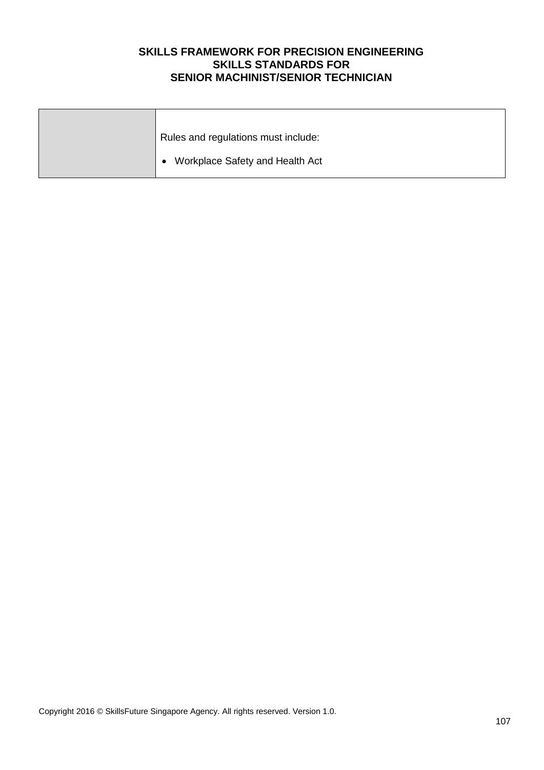| | |
|---|---|
| | Rules and regulations must include:<br>• Workplace Safety and Health Act |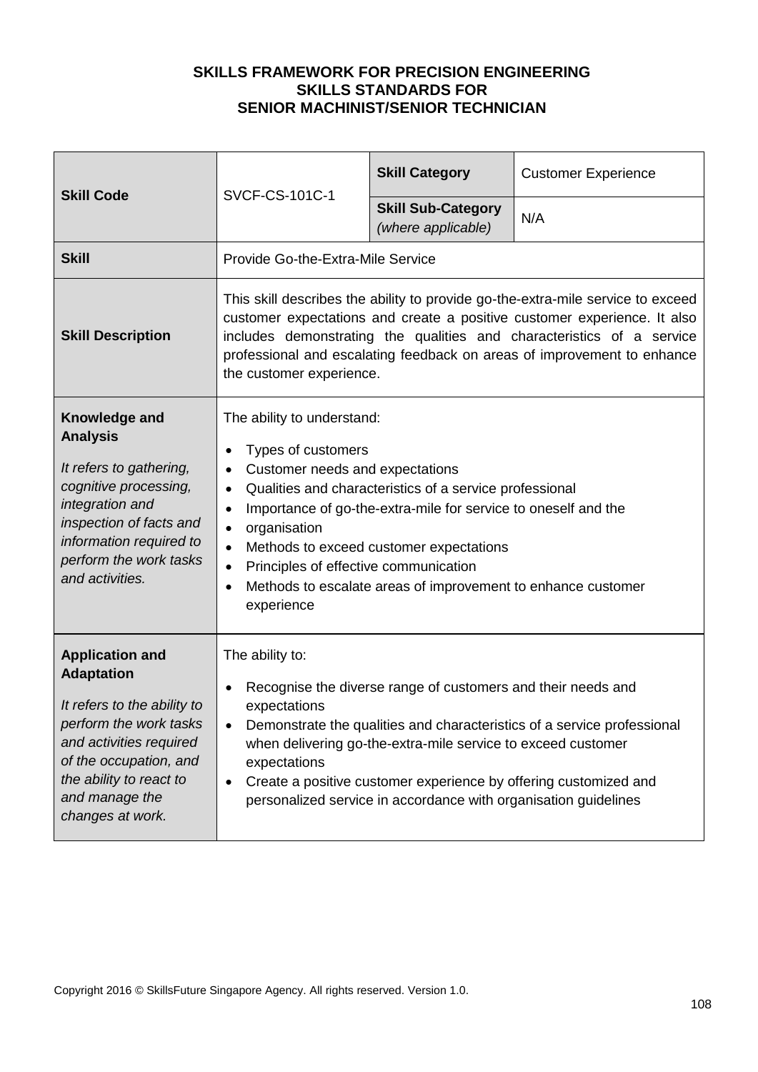**SKILLS FRAMEWORK FOR PRECISION ENGINEERING**
**SKILLS STANDARDS FOR**
**SENIOR MACHINIST/SENIOR TECHNICIAN**

| **Skill Code** | SVCF-CS-101C-1 | **Skill Category** | Customer Experience |
|---|---|---|---|
| | | **Skill Sub-Category** *(where applicable)* | N/A |
| **Skill** | Provide Go-the-Extra-Mile Service | | |
| **Skill Description** | This skill describes the ability to provide go-the-extra-mile service to exceed customer expectations and create a positive customer experience. It also includes demonstrating the qualities and characteristics of a service professional and escalating feedback on areas of improvement to enhance the customer experience. | | |
| **Knowledge and Analysis**<br><br>*It refers to gathering, cognitive processing, integration and inspection of facts and information required to perform the work tasks and activities.* | The ability to understand:<br><br>• Types of customers<br>• Customer needs and expectations<br>• Qualities and characteristics of a service professional<br>• Importance of go-the-extra-mile for service to oneself and the<br>• organisation<br>• Methods to exceed customer expectations<br>• Principles of effective communication<br>• Methods to escalate areas of improvement to enhance customer experience | | |
| **Application and Adaptation**<br><br>*It refers to the ability to perform the work tasks and activities required of the occupation, and the ability to react to and manage the changes at work.* | The ability to:<br><br>• Recognise the diverse range of customers and their needs and expectations<br>• Demonstrate the qualities and characteristics of a service professional when delivering go-the-extra-mile service to exceed customer expectations<br>• Create a positive customer experience by offering customized and personalized service in accordance with organisation guidelines | | |

Copyright 2016 © SkillsFuture Singapore Agency. All rights reserved. Version 1.0.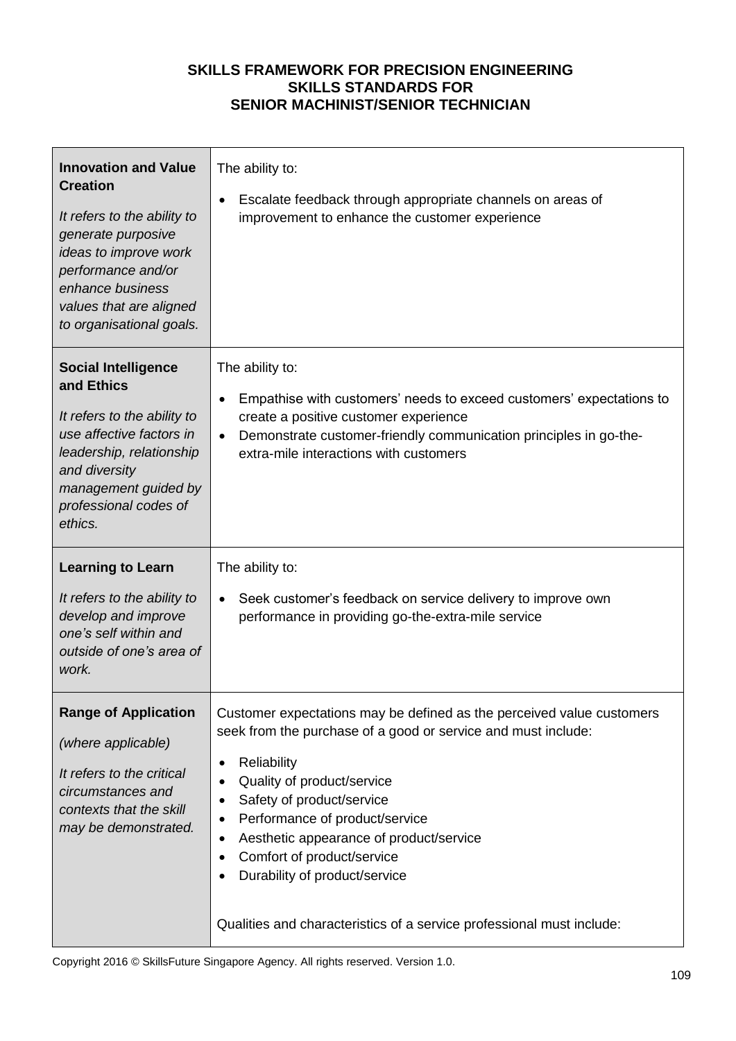**SKILLS FRAMEWORK FOR PRECISION ENGINEERING**
**SKILLS STANDARDS FOR**
**SENIOR MACHINIST/SENIOR TECHNICIAN**

| | |
|---|---|
| **Innovation and Value Creation**<br><br>*It refers to the ability to generate purposive ideas to improve work performance and/or enhance business values that are aligned to organisational goals.* | The ability to:<br><br>• Escalate feedback through appropriate channels on areas of improvement to enhance the customer experience |
| **Social Intelligence and Ethics**<br><br>*It refers to the ability to use affective factors in leadership, relationship and diversity management guided by professional codes of ethics.* | The ability to:<br><br>• Empathise with customers' needs to exceed customers' expectations to create a positive customer experience<br>• Demonstrate customer-friendly communication principles in go-the-extra-mile interactions with customers |
| **Learning to Learn**<br><br>*It refers to the ability to develop and improve one's self within and outside of one's area of work.* | The ability to:<br><br>• Seek customer's feedback on service delivery to improve own performance in providing go-the-extra-mile service |
| **Range of Application**<br><br>*(where applicable)*<br><br>*It refers to the critical circumstances and contexts that the skill may be demonstrated.* | Customer expectations may be defined as the perceived value customers seek from the purchase of a good or service and must include:<br><br>• Reliability<br>• Quality of product/service<br>• Safety of product/service<br>• Performance of product/service<br>• Aesthetic appearance of product/service<br>• Comfort of product/service<br>• Durability of product/service<br><br>Qualities and characteristics of a service professional must include: |

Copyright 2016 © SkillsFuture Singapore Agency. All rights reserved. Version 1.0.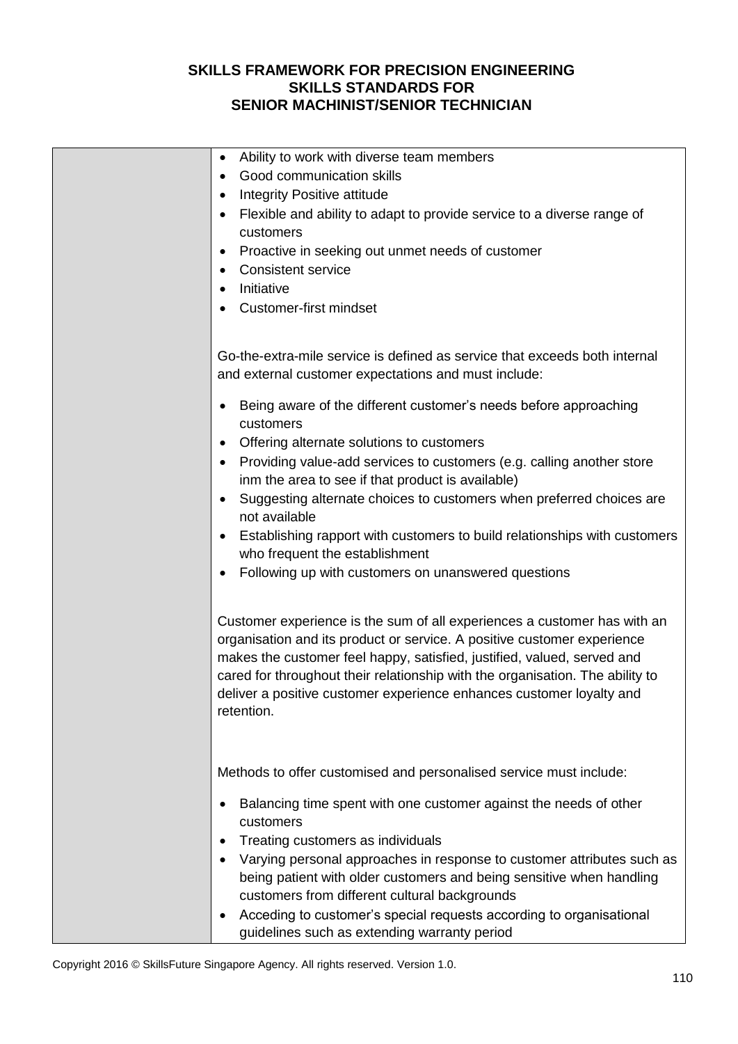# SKILLS FRAMEWORK FOR PRECISION ENGINEERING
## SKILLS STANDARDS FOR
## SENIOR MACHINIST/SENIOR TECHNICIAN

| | |
|---|---|
| | • Ability to work with diverse team members<br>• Good communication skills<br>• Integrity Positive attitude<br>• Flexible and ability to adapt to provide service to a diverse range of customers<br>• Proactive in seeking out unmet needs of customer<br>• Consistent service<br>• Initiative<br>• Customer-first mindset<br><br>Go-the-extra-mile service is defined as service that exceeds both internal and external customer expectations and must include:<br><br>• Being aware of the different customer's needs before approaching customers<br>• Offering alternate solutions to customers<br>• Providing value-add services to customers (e.g. calling another store inm the area to see if that product is available)<br>• Suggesting alternate choices to customers when preferred choices are not available<br>• Establishing rapport with customers to build relationships with customers who frequent the establishment<br>• Following up with customers on unanswered questions<br><br>Customer experience is the sum of all experiences a customer has with an organisation and its product or service. A positive customer experience makes the customer feel happy, satisfied, justified, valued, served and cared for throughout their relationship with the organisation. The ability to deliver a positive customer experience enhances customer loyalty and retention.<br><br>Methods to offer customised and personalised service must include:<br><br>• Balancing time spent with one customer against the needs of other customers<br>• Treating customers as individuals<br>• Varying personal approaches in response to customer attributes such as being patient with older customers and being sensitive when handling customers from different cultural backgrounds<br>• Acceding to customer's special requests according to organisational guidelines such as extending warranty period |

Copyright 2016 © SkillsFuture Singapore Agency. All rights reserved. Version 1.0.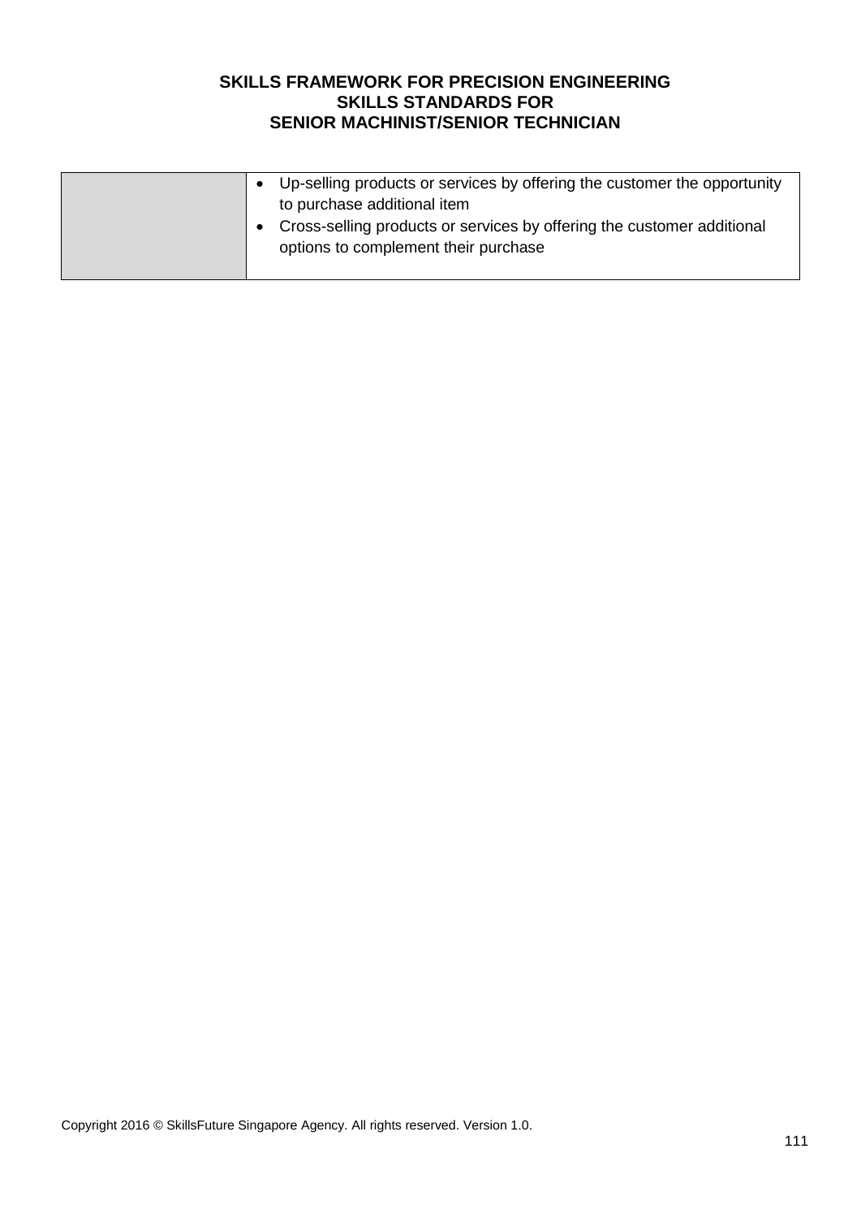| | |
|---|---|
| | • Up-selling products or services by offering the customer the opportunity to purchase additional item<br>• Cross-selling products or services by offering the customer additional options to complement their purchase |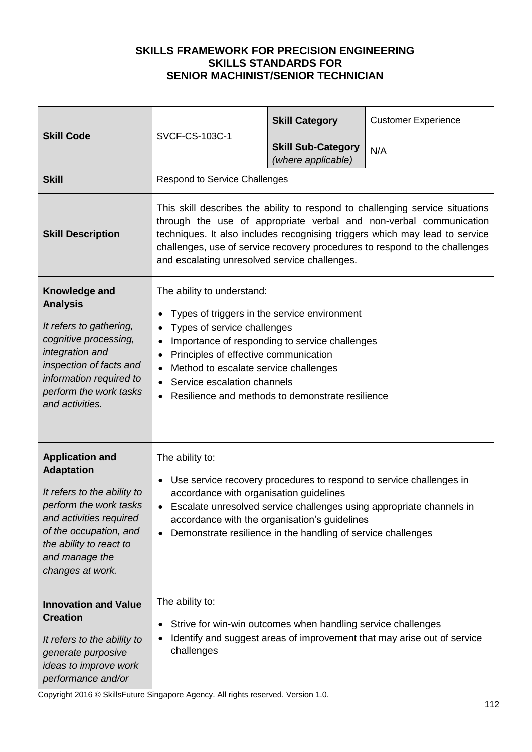**SKILLS FRAMEWORK FOR PRECISION ENGINEERING**
**SKILLS STANDARDS FOR**
**SENIOR MACHINIST/SENIOR TECHNICIAN**

| | | | |
|---|---|---|---|
| **Skill Code** | SVCF-CS-103C-1 | **Skill Category** | Customer Experience |
| | | **Skill Sub-Category** *(where applicable)* | N/A |
| **Skill** | Respond to Service Challenges | | |
| **Skill Description** | This skill describes the ability to respond to challenging service situations through the use of appropriate verbal and non-verbal communication techniques. It also includes recognising triggers which may lead to service challenges, use of service recovery procedures to respond to the challenges and escalating unresolved service challenges. | | |
| **Knowledge and Analysis** *It refers to gathering, cognitive processing, integration and inspection of facts and information required to perform the work tasks and activities.* | The ability to understand:<br>• Types of triggers in the service environment<br>• Types of service challenges<br>• Importance of responding to service challenges<br>• Principles of effective communication<br>• Method to escalate service challenges<br>• Service escalation channels<br>• Resilience and methods to demonstrate resilience | | |
| **Application and Adaptation** *It refers to the ability to perform the work tasks and activities required of the occupation, and the ability to react to and manage the changes at work.* | The ability to:<br>• Use service recovery procedures to respond to service challenges in accordance with organisation guidelines<br>• Escalate unresolved service challenges using appropriate channels in accordance with the organisation's guidelines<br>• Demonstrate resilience in the handling of service challenges | | |
| **Innovation and Value Creation** *It refers to the ability to generate purposive ideas to improve work performance and/or* | The ability to:<br>• Strive for win-win outcomes when handling service challenges<br>• Identify and suggest areas of improvement that may arise out of service challenges | | |

Copyright 2016 © SkillsFuture Singapore Agency. All rights reserved. Version 1.0.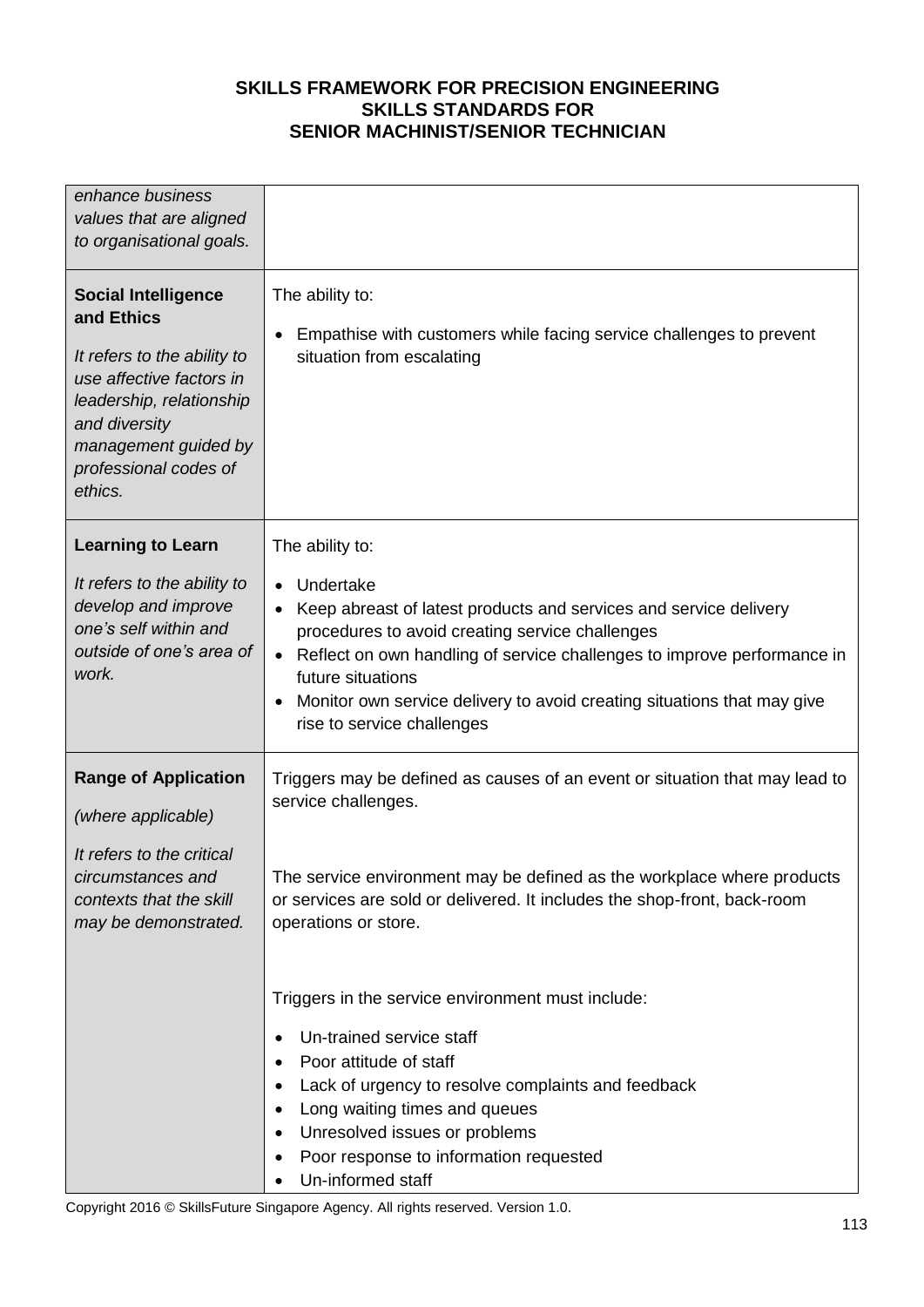| | |
|---|---|
| *enhance business values that are aligned to organisational goals.* | |
| **Social Intelligence and Ethics**<br><br>*It refers to the ability to use affective factors in leadership, relationship and diversity management guided by professional codes of ethics.* | The ability to:<br><br>• Empathise with customers while facing service challenges to prevent situation from escalating |
| **Learning to Learn**<br><br>*It refers to the ability to develop and improve one's self within and outside of one's area of work.* | The ability to:<br><br>• Undertake<br>• Keep abreast of latest products and services and service delivery procedures to avoid creating service challenges<br>• Reflect on own handling of service challenges to improve performance in future situations<br>• Monitor own service delivery to avoid creating situations that may give rise to service challenges |
| **Range of Application**<br><br>*(where applicable)*<br><br>*It refers to the critical circumstances and contexts that the skill may be demonstrated.* | Triggers may be defined as causes of an event or situation that may lead to service challenges.<br><br>The service environment may be defined as the workplace where products or services are sold or delivered. It includes the shop-front, back-room operations or store.<br><br>Triggers in the service environment must include:<br><br>• Un-trained service staff<br>• Poor attitude of staff<br>• Lack of urgency to resolve complaints and feedback<br>• Long waiting times and queues<br>• Unresolved issues or problems<br>• Poor response to information requested<br>• Un-informed staff |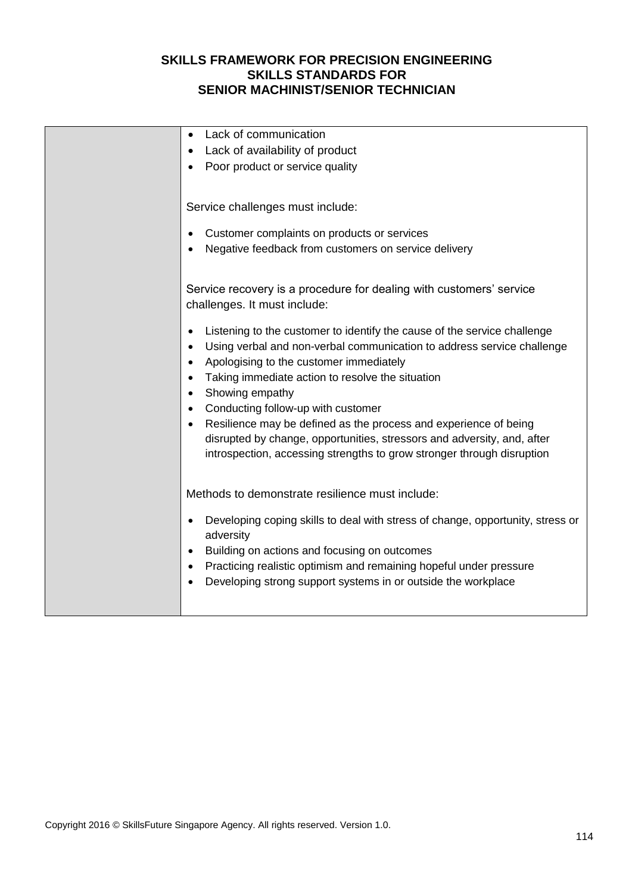| | |
|---|---|
| | • Lack of communication<br>• Lack of availability of product<br>• Poor product or service quality<br><br>Service challenges must include:<br><br>• Customer complaints on products or services<br>• Negative feedback from customers on service delivery<br><br>Service recovery is a procedure for dealing with customers' service challenges. It must include:<br><br>• Listening to the customer to identify the cause of the service challenge<br>• Using verbal and non-verbal communication to address service challenge<br>• Apologising to the customer immediately<br>• Taking immediate action to resolve the situation<br>• Showing empathy<br>• Conducting follow-up with customer<br>• Resilience may be defined as the process and experience of being disrupted by change, opportunities, stressors and adversity, and, after introspection, accessing strengths to grow stronger through disruption<br><br>Methods to demonstrate resilience must include:<br><br>• Developing coping skills to deal with stress of change, opportunity, stress or adversity<br>• Building on actions and focusing on outcomes<br>• Practicing realistic optimism and remaining hopeful under pressure<br>• Developing strong support systems in or outside the workplace |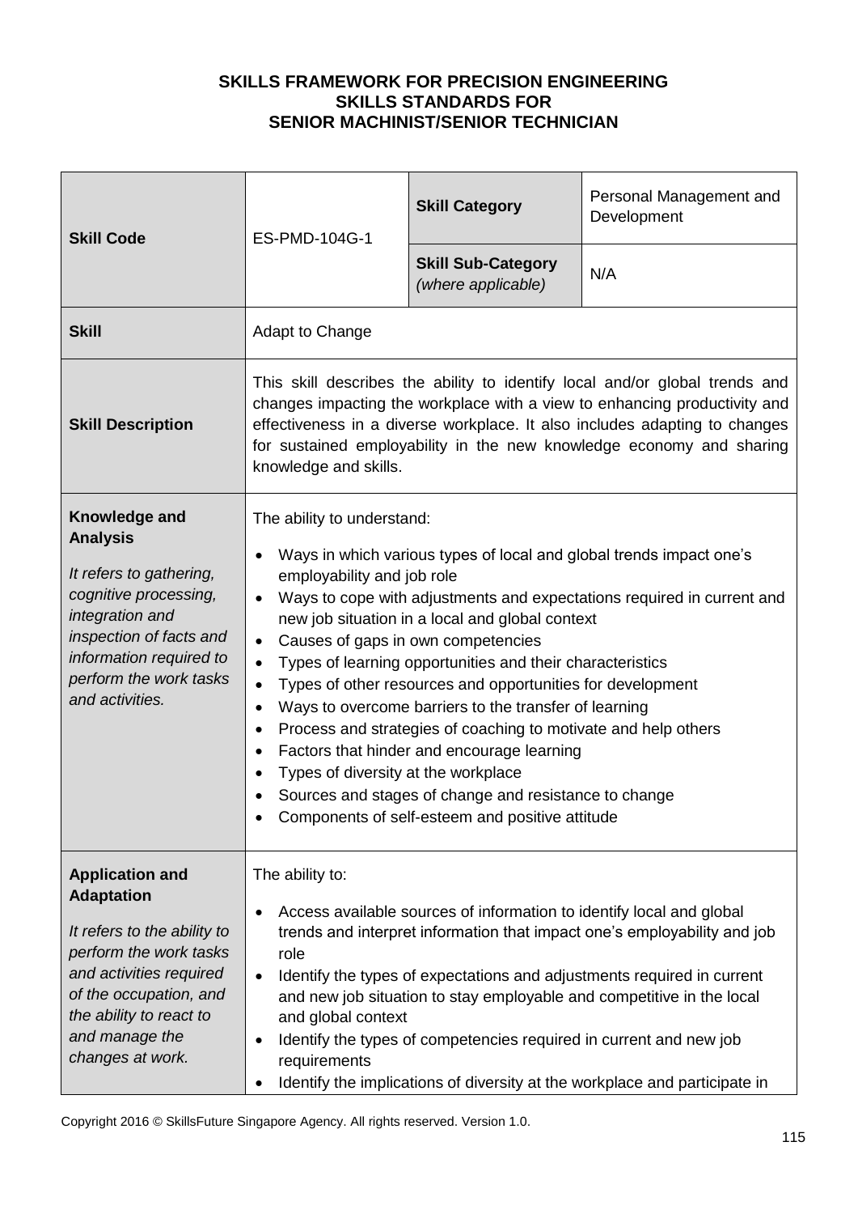**SKILLS FRAMEWORK FOR PRECISION ENGINEERING**
**SKILLS STANDARDS FOR**
**SENIOR MACHINIST/SENIOR TECHNICIAN**

| **Skill Code** | ES-PMD-104G-1 | **Skill Category** | Personal Management and Development |
|---|---|---|---|
| | | **Skill Sub-Category** *(where applicable)* | N/A |
| **Skill** | Adapt to Change | | |
| **Skill Description** | This skill describes the ability to identify local and/or global trends and changes impacting the workplace with a view to enhancing productivity and effectiveness in a diverse workplace. It also includes adapting to changes for sustained employability in the new knowledge economy and sharing knowledge and skills. | | |
| **Knowledge and Analysis**<br><br>*It refers to gathering, cognitive processing, integration and inspection of facts and information required to perform the work tasks and activities.* | The ability to understand:<br><br>• Ways in which various types of local and global trends impact one's employability and job role<br>• Ways to cope with adjustments and expectations required in current and new job situation in a local and global context<br>• Causes of gaps in own competencies<br>• Types of learning opportunities and their characteristics<br>• Types of other resources and opportunities for development<br>• Ways to overcome barriers to the transfer of learning<br>• Process and strategies of coaching to motivate and help others<br>• Factors that hinder and encourage learning<br>• Types of diversity at the workplace<br>• Sources and stages of change and resistance to change<br>• Components of self-esteem and positive attitude | | |
| **Application and Adaptation**<br><br>*It refers to the ability to perform the work tasks and activities required of the occupation, and the ability to react to and manage the changes at work.* | The ability to:<br><br>• Access available sources of information to identify local and global trends and interpret information that impact one's employability and job role<br>• Identify the types of expectations and adjustments required in current and new job situation to stay employable and competitive in the local and global context<br>• Identify the types of competencies required in current and new job requirements<br>• Identify the implications of diversity at the workplace and participate in | | |

Copyright 2016 © SkillsFuture Singapore Agency. All rights reserved. Version 1.0.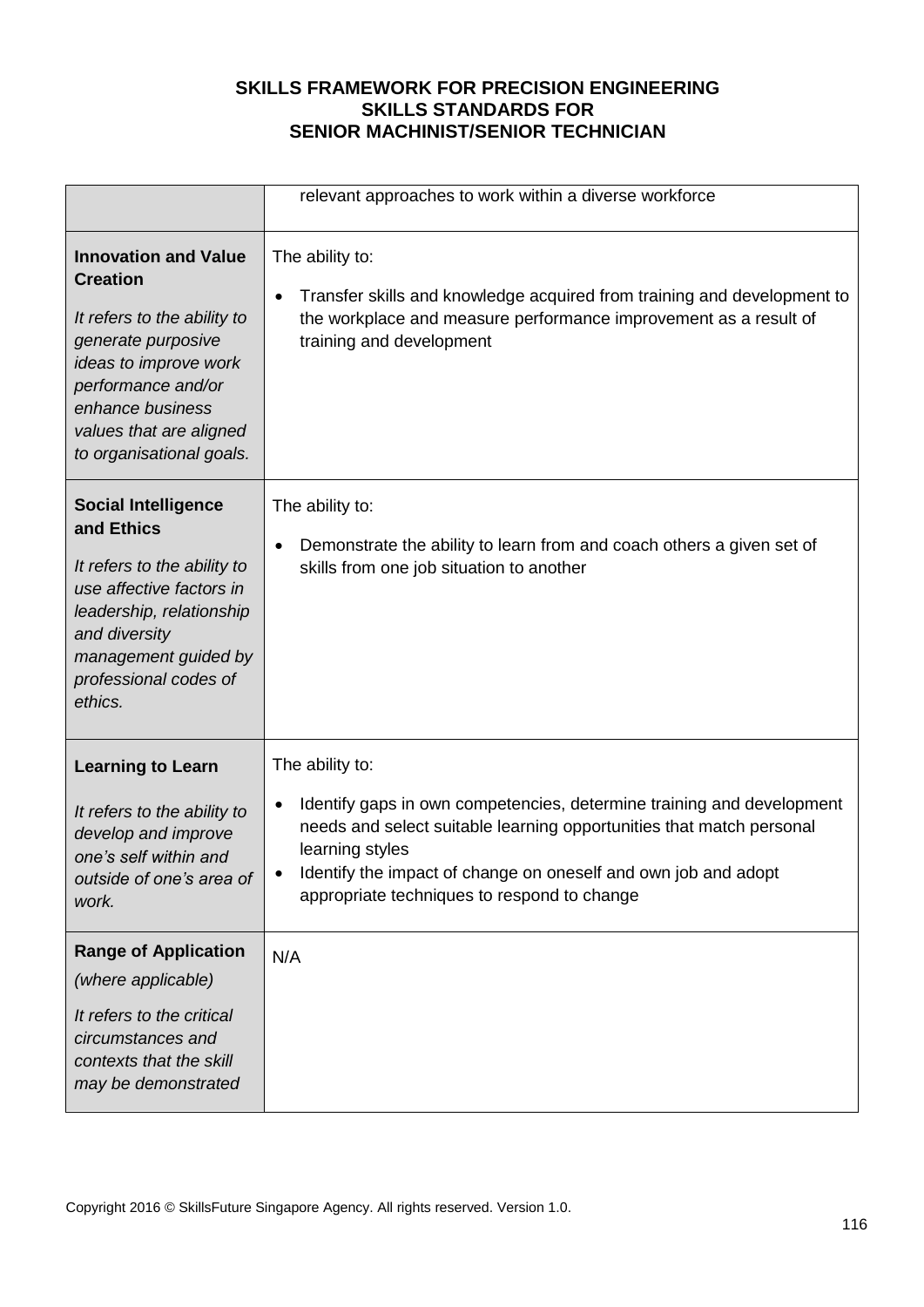**SKILLS FRAMEWORK FOR PRECISION ENGINEERING**
**SKILLS STANDARDS FOR**
**SENIOR MACHINIST/SENIOR TECHNICIAN**

| | |
|---|---|
| | relevant approaches to work within a diverse workforce |
| **Innovation and Value Creation**<br><br>*It refers to the ability to generate purposive ideas to improve work performance and/or enhance business values that are aligned to organisational goals.* | The ability to:<br><br>• Transfer skills and knowledge acquired from training and development to the workplace and measure performance improvement as a result of training and development |
| **Social Intelligence and Ethics**<br><br>*It refers to the ability to use affective factors in leadership, relationship and diversity management guided by professional codes of ethics.* | The ability to:<br><br>• Demonstrate the ability to learn from and coach others a given set of skills from one job situation to another |
| **Learning to Learn**<br><br>*It refers to the ability to develop and improve one's self within and outside of one's area of work.* | The ability to:<br><br>• Identify gaps in own competencies, determine training and development needs and select suitable learning opportunities that match personal learning styles<br>• Identify the impact of change on oneself and own job and adopt appropriate techniques to respond to change |
| **Range of Application** *(where applicable)*<br><br>*It refers to the critical circumstances and contexts that the skill may be demonstrated* | N/A |

Copyright 2016 © SkillsFuture Singapore Agency. All rights reserved. Version 1.0.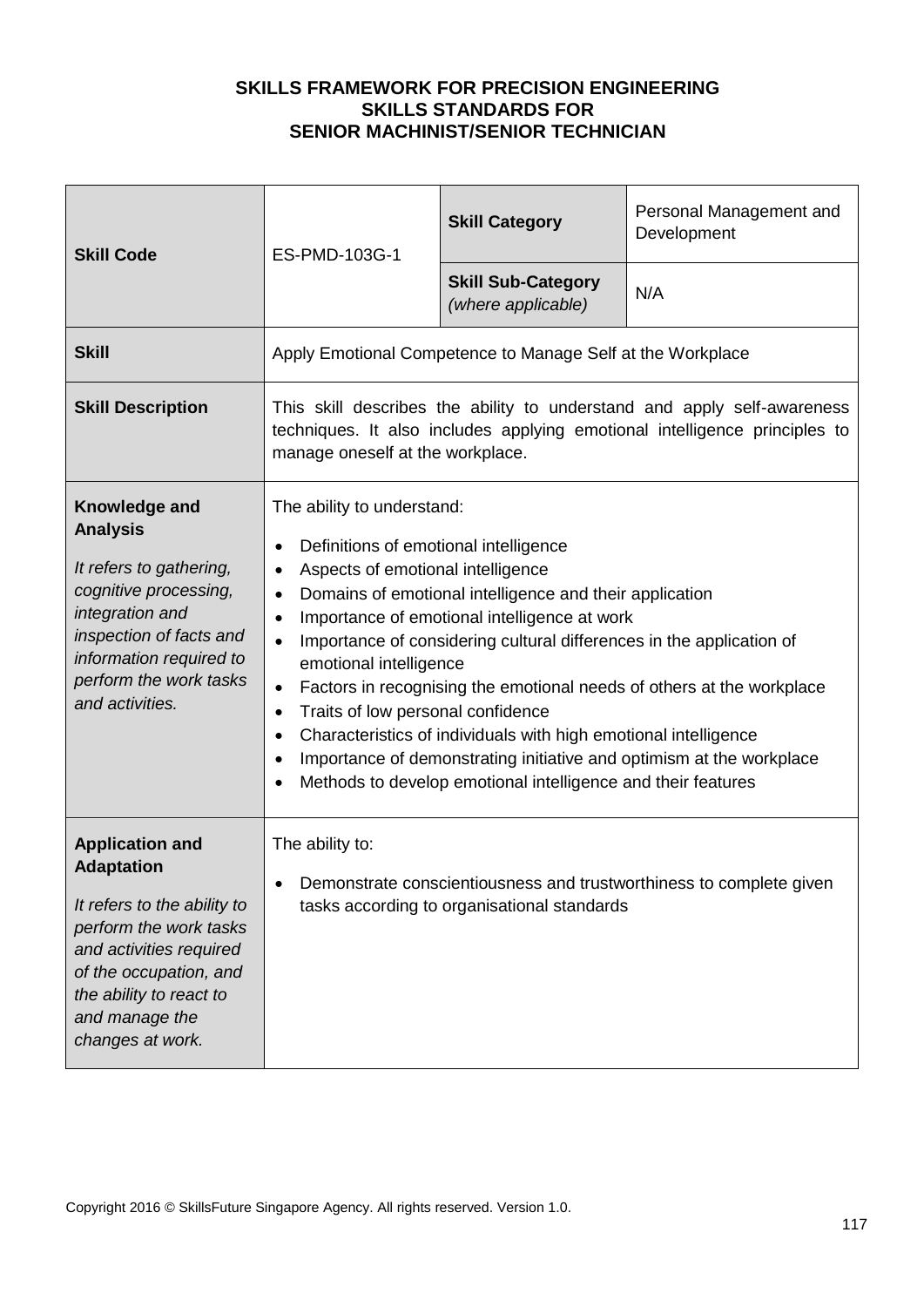**SKILLS FRAMEWORK FOR PRECISION ENGINEERING**
**SKILLS STANDARDS FOR**
**SENIOR MACHINIST/SENIOR TECHNICIAN**

| **Skill Code** | ES-PMD-103G-1 | **Skill Category** | Personal Management and Development |
|---|---|---|---|
| | | **Skill Sub-Category** *(where applicable)* | N/A |
| **Skill** | Apply Emotional Competence to Manage Self at the Workplace | | |
| **Skill Description** | This skill describes the ability to understand and apply self-awareness techniques. It also includes applying emotional intelligence principles to manage oneself at the workplace. | | |
| **Knowledge and Analysis** *It refers to gathering, cognitive processing, integration and inspection of facts and information required to perform the work tasks and activities.* | The ability to understand: <br>• Definitions of emotional intelligence <br>• Aspects of emotional intelligence <br>• Domains of emotional intelligence and their application <br>• Importance of emotional intelligence at work <br>• Importance of considering cultural differences in the application of emotional intelligence <br>• Factors in recognising the emotional needs of others at the workplace <br>• Traits of low personal confidence <br>• Characteristics of individuals with high emotional intelligence <br>• Importance of demonstrating initiative and optimism at the workplace <br>• Methods to develop emotional intelligence and their features | | |
| **Application and Adaptation** *It refers to the ability to perform the work tasks and activities required of the occupation, and the ability to react to and manage the changes at work.* | The ability to: <br>• Demonstrate conscientiousness and trustworthiness to complete given tasks according to organisational standards | | |

Copyright 2016 © SkillsFuture Singapore Agency. All rights reserved. Version 1.0.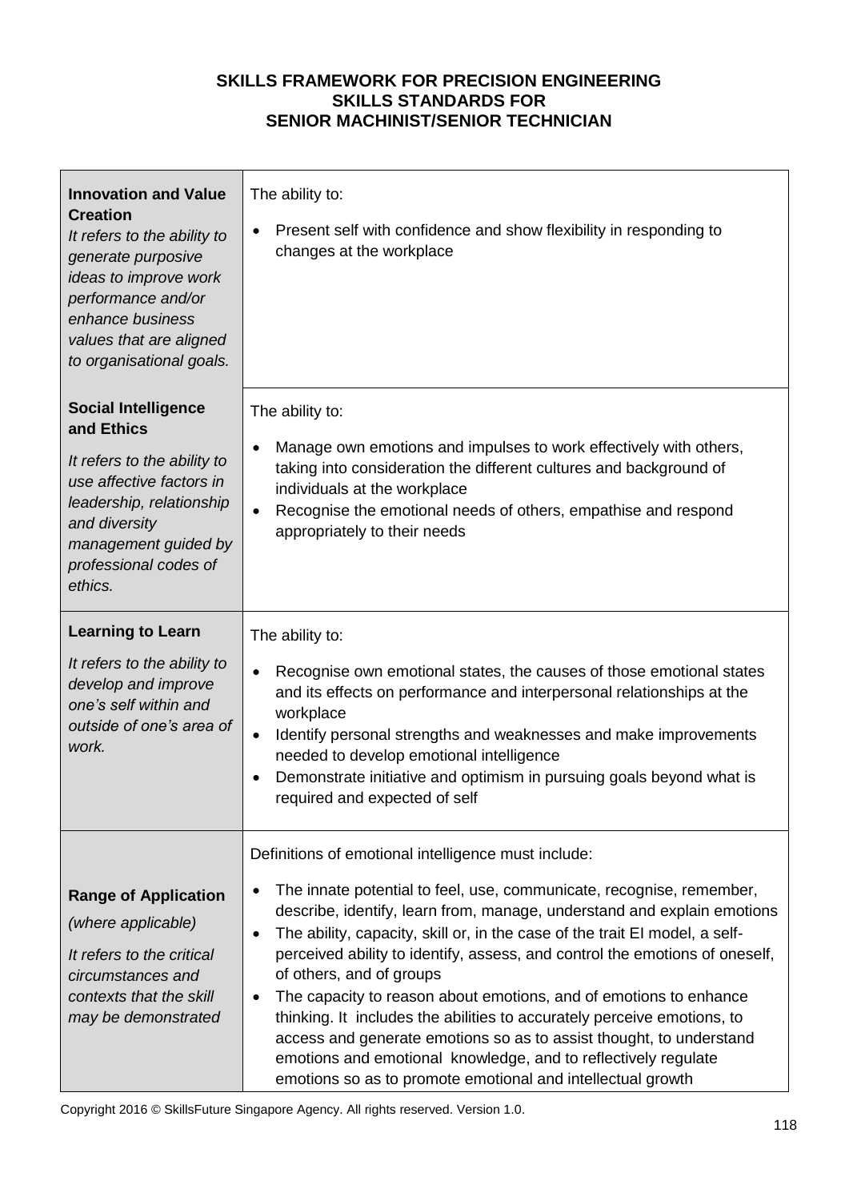**SKILLS FRAMEWORK FOR PRECISION ENGINEERING**
**SKILLS STANDARDS FOR**
**SENIOR MACHINIST/SENIOR TECHNICIAN**

| | |
|---|---|
| **Innovation and Value Creation**<br>*It refers to the ability to generate purposive ideas to improve work performance and/or enhance business values that are aligned to organisational goals.* | The ability to:<br>• Present self with confidence and show flexibility in responding to changes at the workplace |
| **Social Intelligence and Ethics**<br>*It refers to the ability to use affective factors in leadership, relationship and diversity management guided by professional codes of ethics.* | The ability to:<br>• Manage own emotions and impulses to work effectively with others, taking into consideration the different cultures and background of individuals at the workplace<br>• Recognise the emotional needs of others, empathise and respond appropriately to their needs |
| **Learning to Learn**<br>*It refers to the ability to develop and improve one's self within and outside of one's area of work.* | The ability to:<br>• Recognise own emotional states, the causes of those emotional states and its effects on performance and interpersonal relationships at the workplace<br>• Identify personal strengths and weaknesses and make improvements needed to develop emotional intelligence<br>• Demonstrate initiative and optimism in pursuing goals beyond what is required and expected of self |
| **Range of Application**<br>*(where applicable)*<br>*It refers to the critical circumstances and contexts that the skill may be demonstrated* | Definitions of emotional intelligence must include:<br>• The innate potential to feel, use, communicate, recognise, remember, describe, identify, learn from, manage, understand and explain emotions<br>• The ability, capacity, skill or, in the case of the trait EI model, a self-perceived ability to identify, assess, and control the emotions of oneself, of others, and of groups<br>• The capacity to reason about emotions, and of emotions to enhance thinking. It includes the abilities to accurately perceive emotions, to access and generate emotions so as to assist thought, to understand emotions and emotional knowledge, and to reflectively regulate emotions so as to promote emotional and intellectual growth |

Copyright 2016 © SkillsFuture Singapore Agency. All rights reserved. Version 1.0.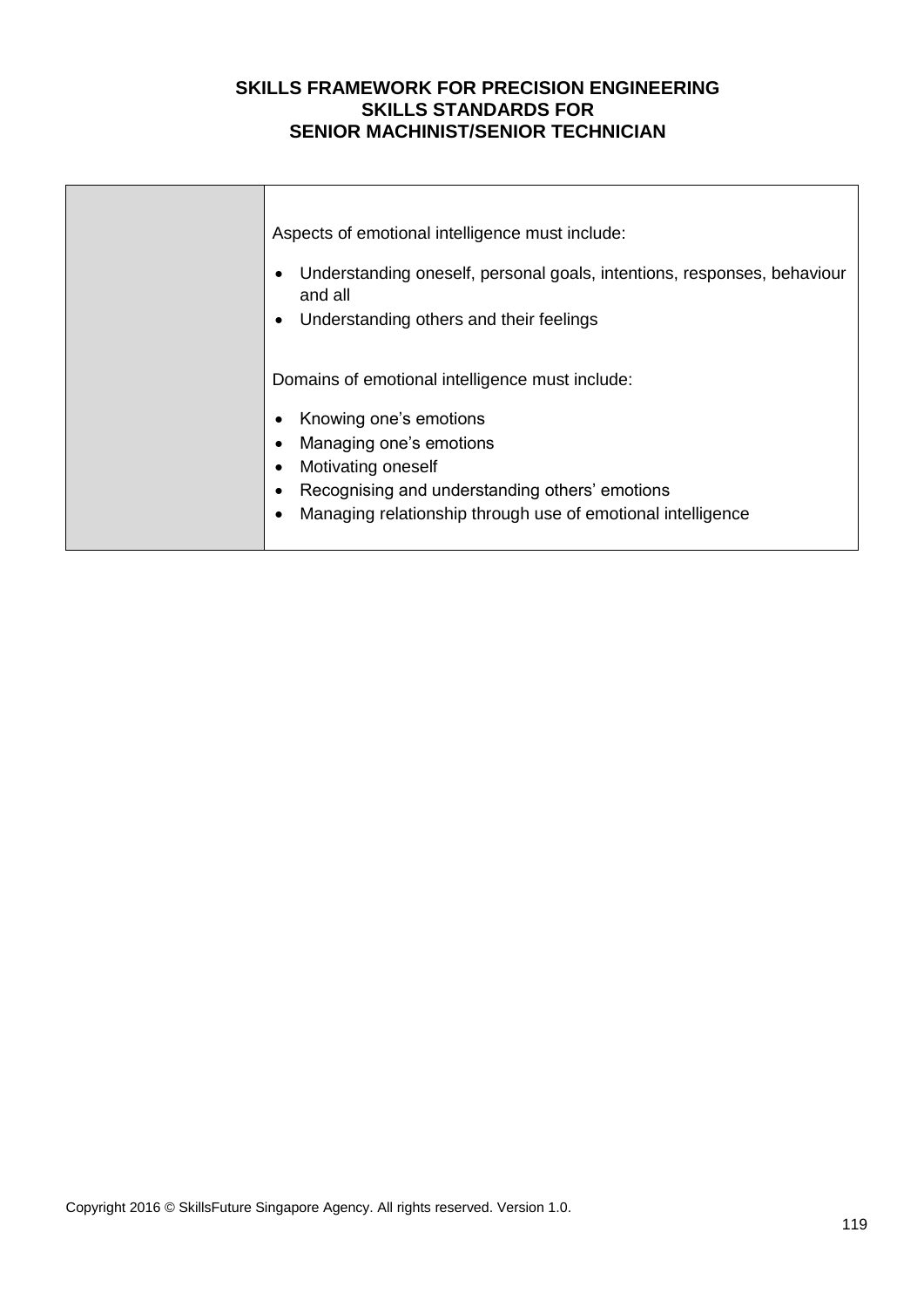| | |
|---|---|
| | Aspects of emotional intelligence must include:<br><br>• Understanding oneself, personal goals, intentions, responses, behaviour and all<br>• Understanding others and their feelings<br><br>Domains of emotional intelligence must include:<br><br>• Knowing one's emotions<br>• Managing one's emotions<br>• Motivating oneself<br>• Recognising and understanding others' emotions<br>• Managing relationship through use of emotional intelligence |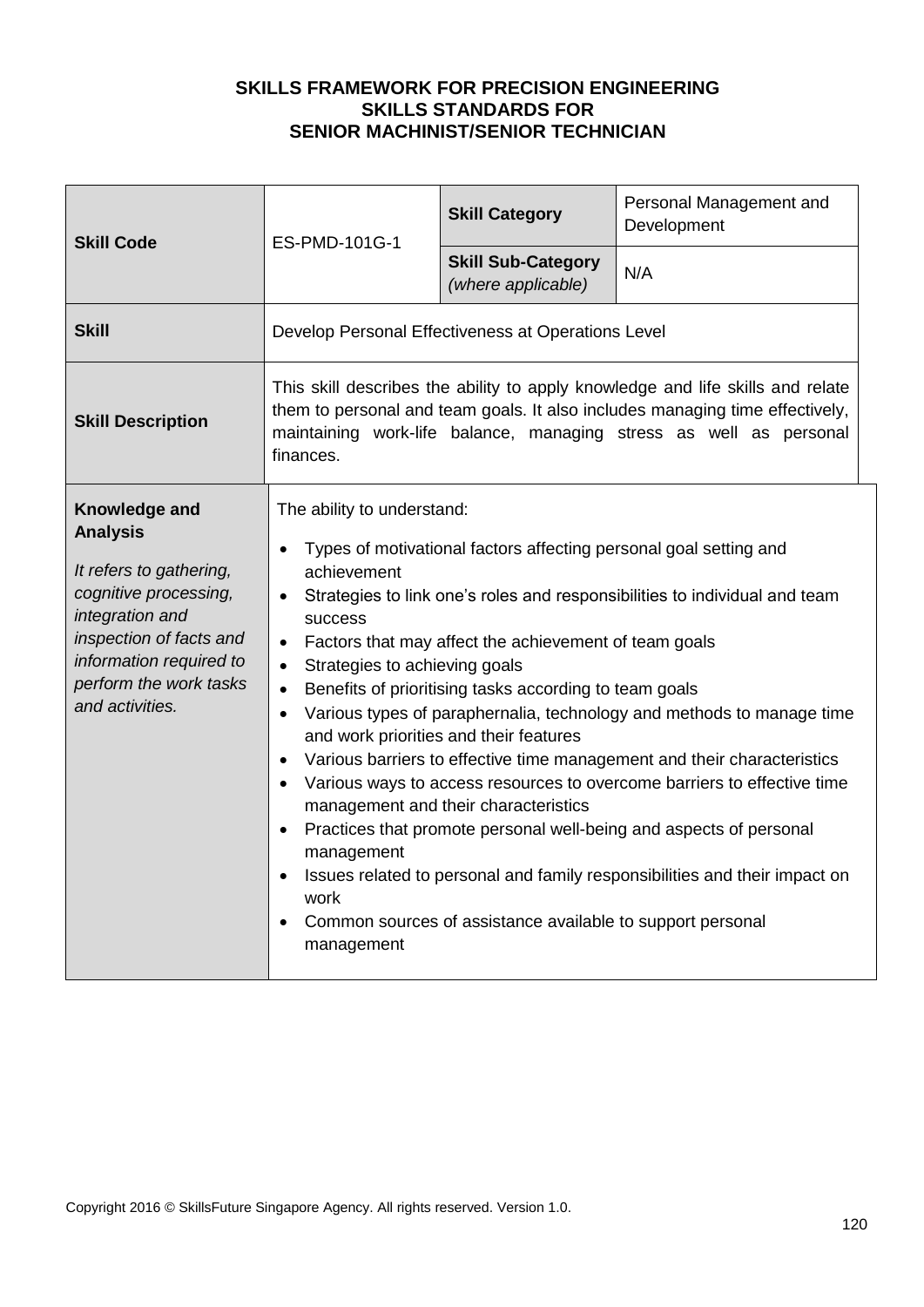**SKILLS FRAMEWORK FOR PRECISION ENGINEERING**
**SKILLS STANDARDS FOR**
**SENIOR MACHINIST/SENIOR TECHNICIAN**

| **Skill Code** | ES-PMD-101G-1 | **Skill Category** | Personal Management and Development |
|---|---|---|---|
| | | **Skill Sub-Category** *(where applicable)* | N/A |
| **Skill** | Develop Personal Effectiveness at Operations Level | | |
| **Skill Description** | This skill describes the ability to apply knowledge and life skills and relate them to personal and team goals. It also includes managing time effectively, maintaining work-life balance, managing stress as well as personal finances. | | |
| **Knowledge and Analysis** <br> *It refers to gathering, cognitive processing, integration and inspection of facts and information required to perform the work tasks and activities.* | The ability to understand: <br> • Types of motivational factors affecting personal goal setting and achievement <br> • Strategies to link one's roles and responsibilities to individual and team success <br> • Factors that may affect the achievement of team goals <br> • Strategies to achieving goals <br> • Benefits of prioritising tasks according to team goals <br> • Various types of paraphernalia, technology and methods to manage time and work priorities and their features <br> • Various barriers to effective time management and their characteristics <br> • Various ways to access resources to overcome barriers to effective time management and their characteristics <br> • Practices that promote personal well-being and aspects of personal management <br> • Issues related to personal and family responsibilities and their impact on work <br> • Common sources of assistance available to support personal management | | |

Copyright 2016 © SkillsFuture Singapore Agency. All rights reserved. Version 1.0.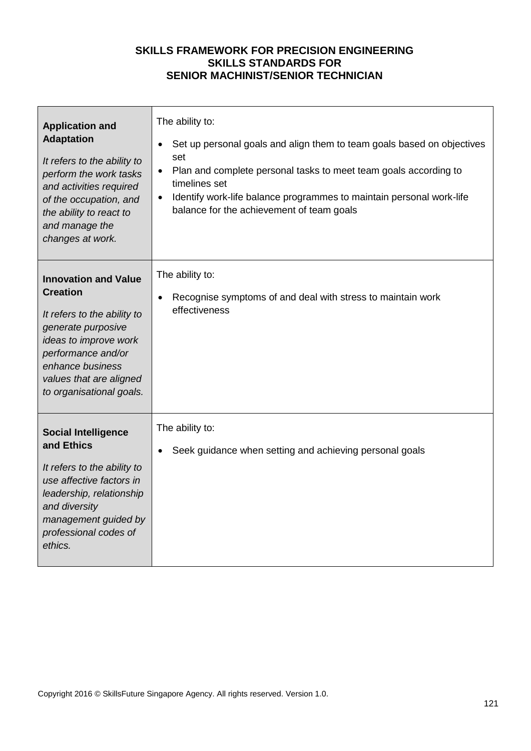**SKILLS FRAMEWORK FOR PRECISION ENGINEERING**
**SKILLS STANDARDS FOR**
**SENIOR MACHINIST/SENIOR TECHNICIAN**

| | |
|---|---|
| **Application and Adaptation**<br><br>*It refers to the ability to perform the work tasks and activities required of the occupation, and the ability to react to and manage the changes at work.* | The ability to:<br><br>• Set up personal goals and align them to team goals based on objectives set<br>• Plan and complete personal tasks to meet team goals according to timelines set<br>• Identify work-life balance programmes to maintain personal work-life balance for the achievement of team goals |
| **Innovation and Value Creation**<br><br>*It refers to the ability to generate purposive ideas to improve work performance and/or enhance business values that are aligned to organisational goals.* | The ability to:<br><br>• Recognise symptoms of and deal with stress to maintain work effectiveness |
| **Social Intelligence and Ethics**<br><br>*It refers to the ability to use affective factors in leadership, relationship and diversity management guided by professional codes of ethics.* | The ability to:<br><br>• Seek guidance when setting and achieving personal goals |

Copyright 2016 © SkillsFuture Singapore Agency. All rights reserved. Version 1.0.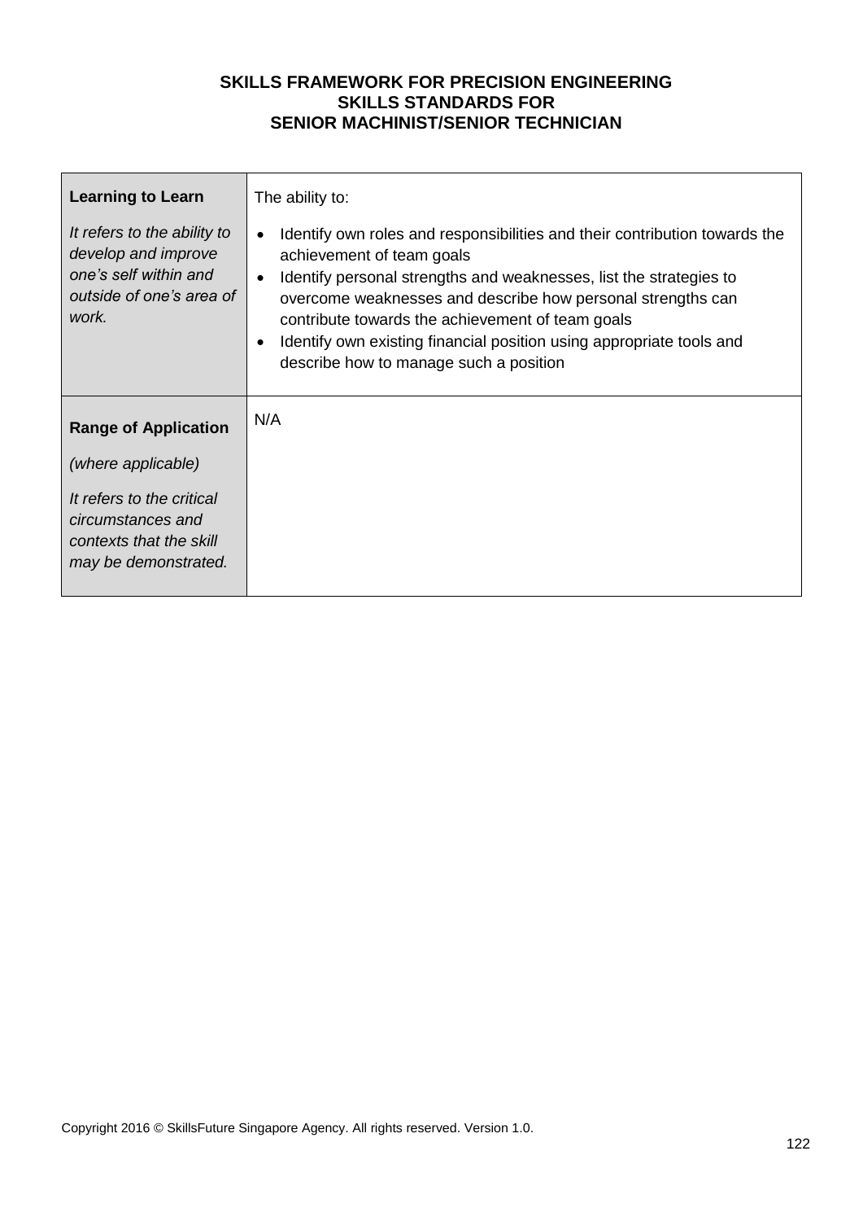**SKILLS FRAMEWORK FOR PRECISION ENGINEERING**
**SKILLS STANDARDS FOR**
**SENIOR MACHINIST/SENIOR TECHNICIAN**

| | |
|---|---|
| **Learning to Learn**<br><br>*It refers to the ability to develop and improve one's self within and outside of one's area of work.* | The ability to:<br><br>• Identify own roles and responsibilities and their contribution towards the achievement of team goals<br>• Identify personal strengths and weaknesses, list the strategies to overcome weaknesses and describe how personal strengths can contribute towards the achievement of team goals<br>• Identify own existing financial position using appropriate tools and describe how to manage such a position |
| **Range of Application**<br><br>*(where applicable)*<br><br>*It refers to the critical circumstances and contexts that the skill may be demonstrated.* | N/A |

Copyright 2016 © SkillsFuture Singapore Agency. All rights reserved. Version 1.0.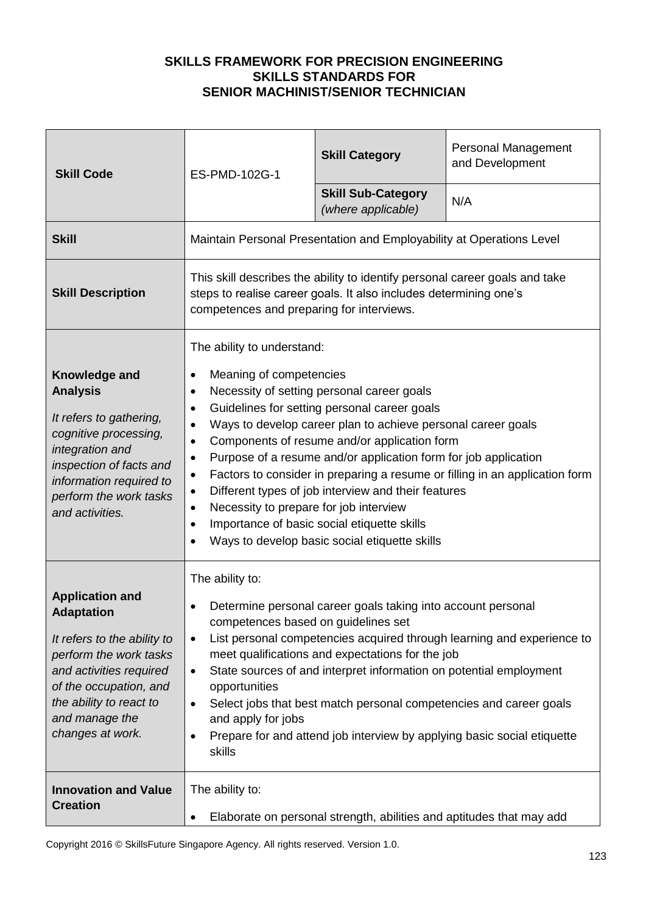**SKILLS FRAMEWORK FOR PRECISION ENGINEERING**
**SKILLS STANDARDS FOR**
**SENIOR MACHINIST/SENIOR TECHNICIAN**

| **Skill Code** | ES-PMD-102G-1 | **Skill Category** | Personal Management and Development |
|---|---|---|---|
| | | **Skill Sub-Category** *(where applicable)* | N/A |
| **Skill** | Maintain Personal Presentation and Employability at Operations Level | | |
| **Skill Description** | This skill describes the ability to identify personal career goals and take steps to realise career goals. It also includes determining one's competences and preparing for interviews. | | |
| **Knowledge and Analysis** <br> *It refers to gathering, cognitive processing, integration and inspection of facts and information required to perform the work tasks and activities.* | The ability to understand: <br> • Meaning of competencies <br> • Necessity of setting personal career goals <br> • Guidelines for setting personal career goals <br> • Ways to develop career plan to achieve personal career goals <br> • Components of resume and/or application form <br> • Purpose of a resume and/or application form for job application <br> • Factors to consider in preparing a resume or filling in an application form <br> • Different types of job interview and their features <br> • Necessity to prepare for job interview <br> • Importance of basic social etiquette skills <br> • Ways to develop basic social etiquette skills | | |
| **Application and Adaptation** <br> *It refers to the ability to perform the work tasks and activities required of the occupation, and the ability to react to and manage the changes at work.* | The ability to: <br> • Determine personal career goals taking into account personal competences based on guidelines set <br> • List personal competencies acquired through learning and experience to meet qualifications and expectations for the job <br> • State sources of and interpret information on potential employment opportunities <br> • Select jobs that best match personal competencies and career goals and apply for jobs <br> • Prepare for and attend job interview by applying basic social etiquette skills | | |
| **Innovation and Value Creation** | The ability to: <br> • Elaborate on personal strength, abilities and aptitudes that may add | | |

Copyright 2016 © SkillsFuture Singapore Agency. All rights reserved. Version 1.0.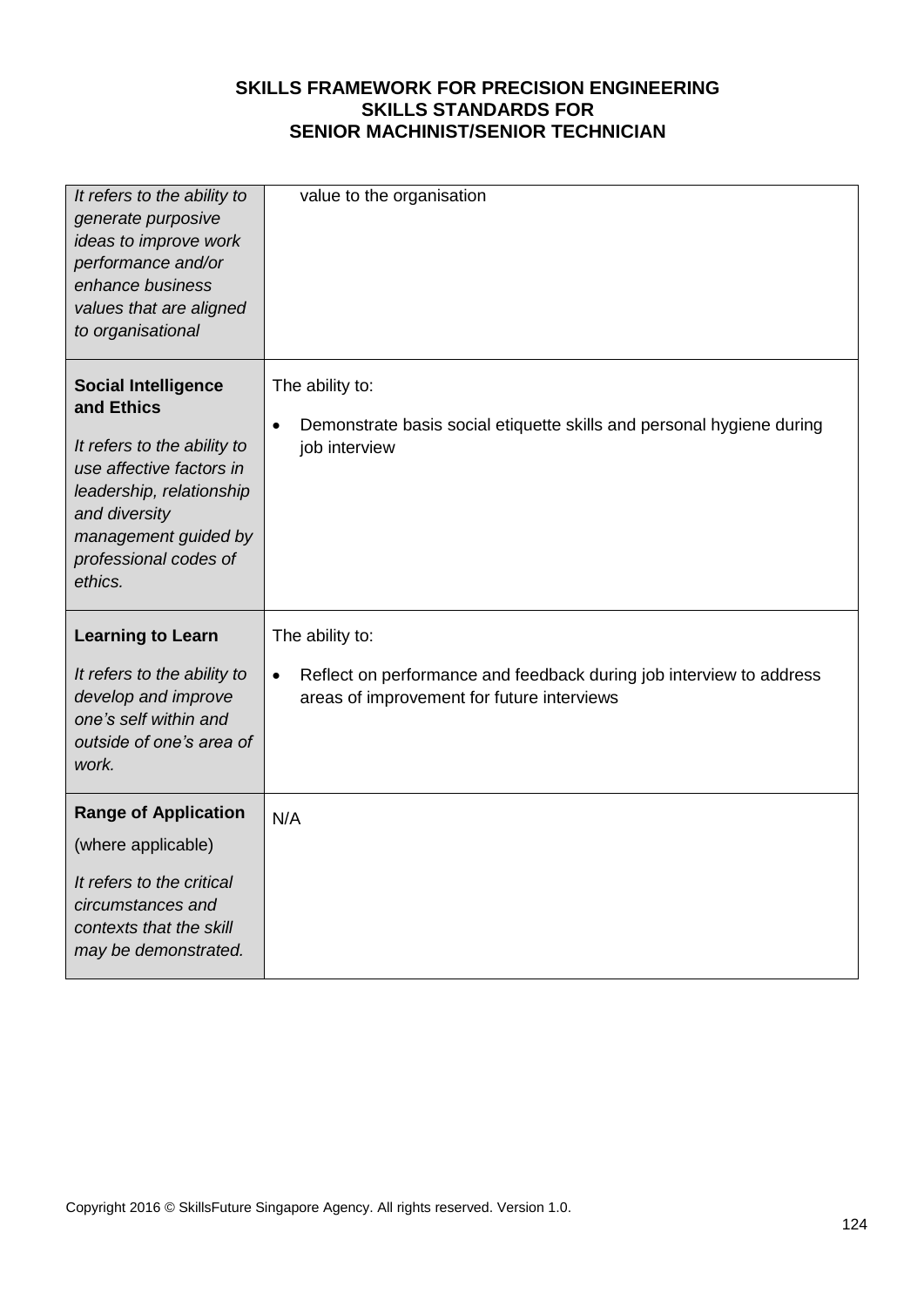| | |
|---|---|
| *It refers to the ability to generate purposive ideas to improve work performance and/or enhance business values that are aligned to organisational* | value to the organisation |
| **Social Intelligence and Ethics**<br><br>*It refers to the ability to use affective factors in leadership, relationship and diversity management guided by professional codes of ethics.* | The ability to:<br><br>• Demonstrate basis social etiquette skills and personal hygiene during job interview |
| **Learning to Learn**<br><br>*It refers to the ability to develop and improve one's self within and outside of one's area of work.* | The ability to:<br><br>• Reflect on performance and feedback during job interview to address areas of improvement for future interviews |
| **Range of Application**<br><br>(where applicable)<br><br>*It refers to the critical circumstances and contexts that the skill may be demonstrated.* | N/A |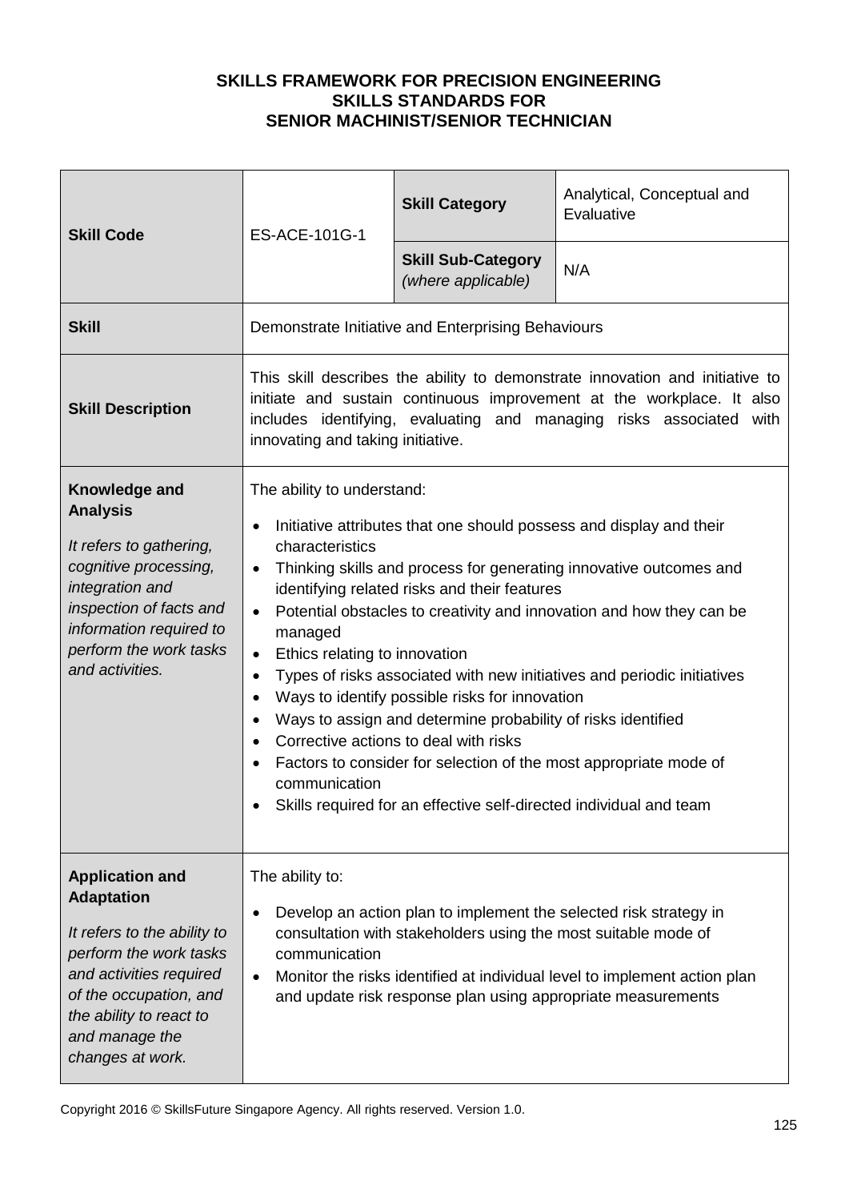**SKILLS FRAMEWORK FOR PRECISION ENGINEERING**
**SKILLS STANDARDS FOR**
**SENIOR MACHINIST/SENIOR TECHNICIAN**

| **Skill Code** | ES-ACE-101G-1 | **Skill Category** | Analytical, Conceptual and Evaluative |
|---|---|---|---|
| | | **Skill Sub-Category** *(where applicable)* | N/A |
| **Skill** | Demonstrate Initiative and Enterprising Behaviours | | |
| **Skill Description** | This skill describes the ability to demonstrate innovation and initiative to initiate and sustain continuous improvement at the workplace. It also includes identifying, evaluating and managing risks associated with innovating and taking initiative. | | |
| **Knowledge and Analysis**<br><br>*It refers to gathering, cognitive processing, integration and inspection of facts and information required to perform the work tasks and activities.* | The ability to understand:<br>• Initiative attributes that one should possess and display and their characteristics<br>• Thinking skills and process for generating innovative outcomes and identifying related risks and their features<br>• Potential obstacles to creativity and innovation and how they can be managed<br>• Ethics relating to innovation<br>• Types of risks associated with new initiatives and periodic initiatives<br>• Ways to identify possible risks for innovation<br>• Ways to assign and determine probability of risks identified<br>• Corrective actions to deal with risks<br>• Factors to consider for selection of the most appropriate mode of communication<br>• Skills required for an effective self-directed individual and team | | |
| **Application and Adaptation**<br><br>*It refers to the ability to perform the work tasks and activities required of the occupation, and the ability to react to and manage the changes at work.* | The ability to:<br>• Develop an action plan to implement the selected risk strategy in consultation with stakeholders using the most suitable mode of communication<br>• Monitor the risks identified at individual level to implement action plan and update risk response plan using appropriate measurements | | |

Copyright 2016 © SkillsFuture Singapore Agency. All rights reserved. Version 1.0.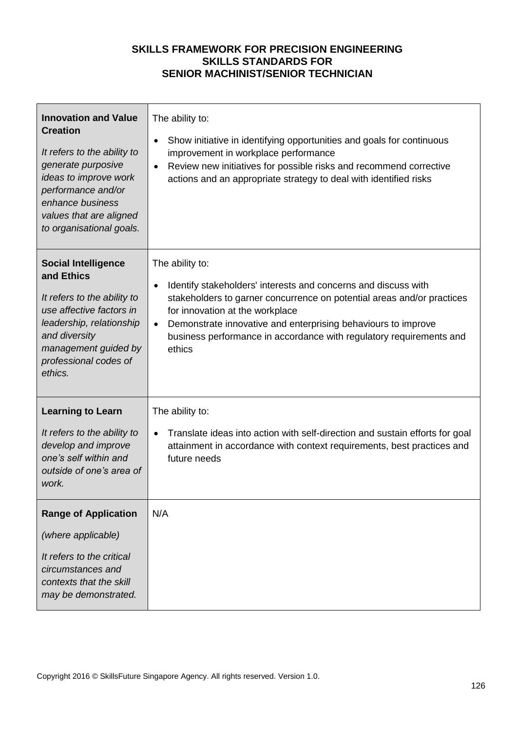**SKILLS FRAMEWORK FOR PRECISION ENGINEERING**
**SKILLS STANDARDS FOR**
**SENIOR MACHINIST/SENIOR TECHNICIAN**

| | |
|---|---|
| **Innovation and Value Creation**<br><br>*It refers to the ability to generate purposive ideas to improve work performance and/or enhance business values that are aligned to organisational goals.* | The ability to:<br><br>• Show initiative in identifying opportunities and goals for continuous improvement in workplace performance<br>• Review new initiatives for possible risks and recommend corrective actions and an appropriate strategy to deal with identified risks |
| **Social Intelligence and Ethics**<br><br>*It refers to the ability to use affective factors in leadership, relationship and diversity management guided by professional codes of ethics.* | The ability to:<br><br>• Identify stakeholders' interests and concerns and discuss with stakeholders to garner concurrence on potential areas and/or practices for innovation at the workplace<br>• Demonstrate innovative and enterprising behaviours to improve business performance in accordance with regulatory requirements and ethics |
| **Learning to Learn**<br><br>*It refers to the ability to develop and improve one's self within and outside of one's area of work.* | The ability to:<br><br>• Translate ideas into action with self-direction and sustain efforts for goal attainment in accordance with context requirements, best practices and future needs |
| **Range of Application**<br><br>*(where applicable)*<br><br>*It refers to the critical circumstances and contexts that the skill may be demonstrated.* | N/A |

Copyright 2016 © SkillsFuture Singapore Agency. All rights reserved. Version 1.0.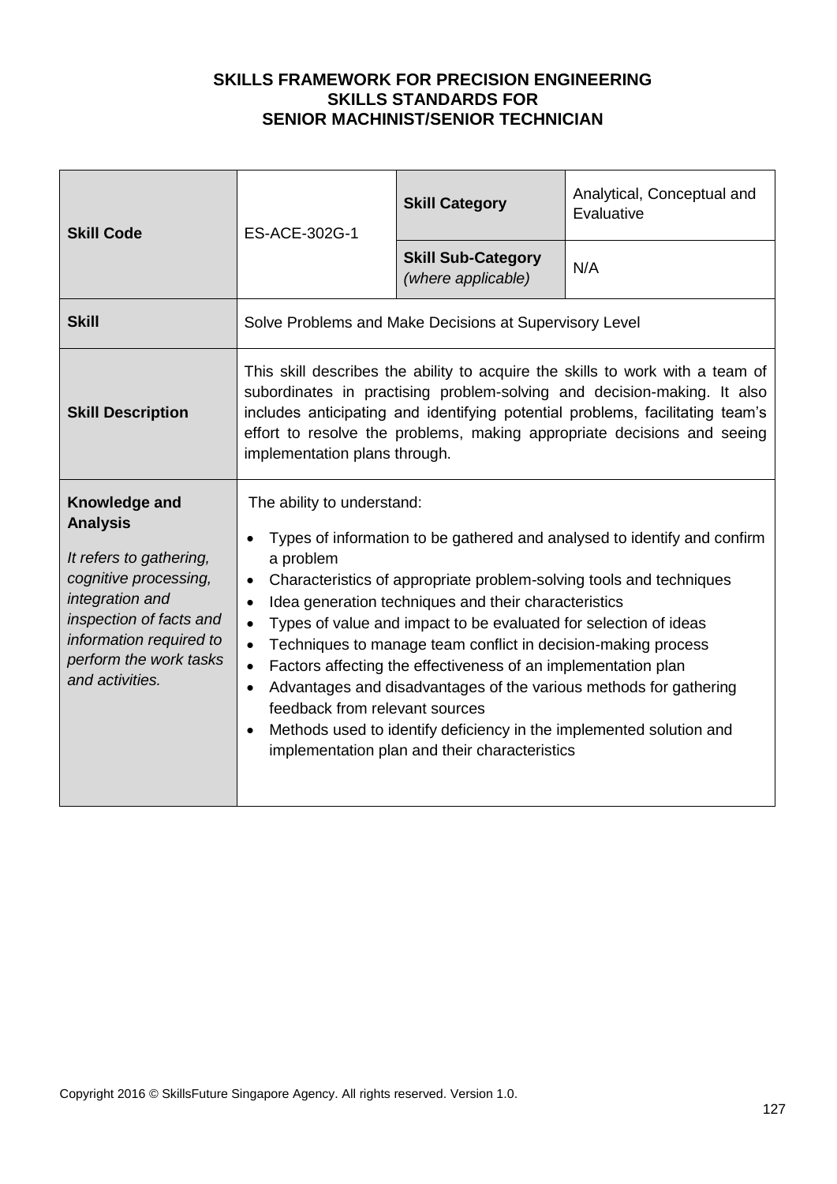**SKILLS FRAMEWORK FOR PRECISION ENGINEERING**
**SKILLS STANDARDS FOR**
**SENIOR MACHINIST/SENIOR TECHNICIAN**

| **Skill Code** | ES-ACE-302G-1 | **Skill Category** | Analytical, Conceptual and Evaluative |
|---|---|---|---|
| | | **Skill Sub-Category** *(where applicable)* | N/A |
| **Skill** | Solve Problems and Make Decisions at Supervisory Level | | |
| **Skill Description** | This skill describes the ability to acquire the skills to work with a team of subordinates in practising problem-solving and decision-making. It also includes anticipating and identifying potential problems, facilitating team's effort to resolve the problems, making appropriate decisions and seeing implementation plans through. | | |
| **Knowledge and Analysis** *It refers to gathering, cognitive processing, integration and inspection of facts and information required to perform the work tasks and activities.* | The ability to understand: <br>• Types of information to be gathered and analysed to identify and confirm a problem <br>• Characteristics of appropriate problem-solving tools and techniques <br>• Idea generation techniques and their characteristics <br>• Types of value and impact to be evaluated for selection of ideas <br>• Techniques to manage team conflict in decision-making process <br>• Factors affecting the effectiveness of an implementation plan <br>• Advantages and disadvantages of the various methods for gathering feedback from relevant sources <br>• Methods used to identify deficiency in the implemented solution and implementation plan and their characteristics | | |

Copyright 2016 © SkillsFuture Singapore Agency. All rights reserved. Version 1.0.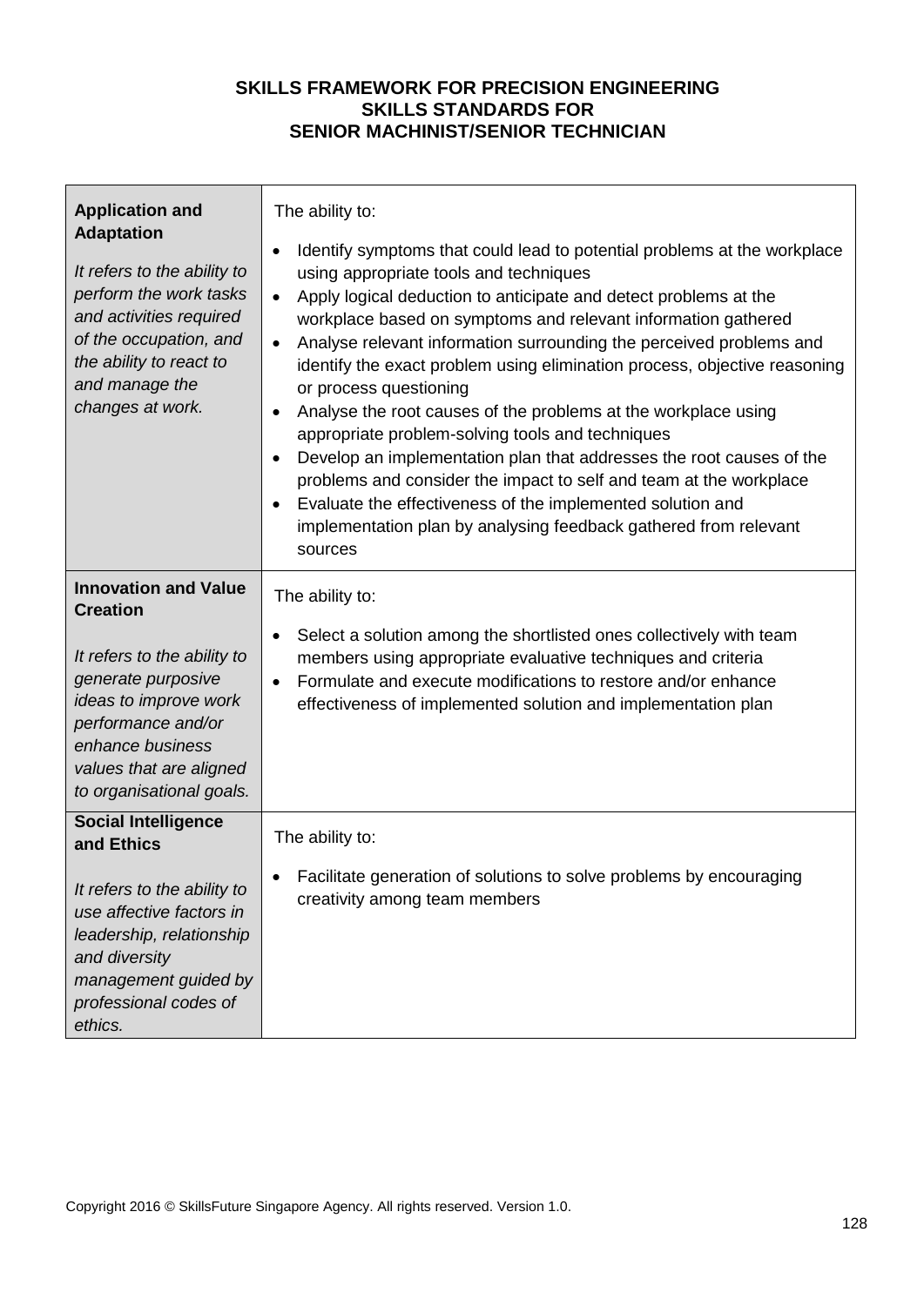**SKILLS FRAMEWORK FOR PRECISION ENGINEERING**
**SKILLS STANDARDS FOR**
**SENIOR MACHINIST/SENIOR TECHNICIAN**

| | |
|---|---|
| **Application and Adaptation**<br><br>*It refers to the ability to perform the work tasks and activities required of the occupation, and the ability to react to and manage the changes at work.* | The ability to:<br><br>• Identify symptoms that could lead to potential problems at the workplace using appropriate tools and techniques<br>• Apply logical deduction to anticipate and detect problems at the workplace based on symptoms and relevant information gathered<br>• Analyse relevant information surrounding the perceived problems and identify the exact problem using elimination process, objective reasoning or process questioning<br>• Analyse the root causes of the problems at the workplace using appropriate problem-solving tools and techniques<br>• Develop an implementation plan that addresses the root causes of the problems and consider the impact to self and team at the workplace<br>• Evaluate the effectiveness of the implemented solution and implementation plan by analysing feedback gathered from relevant sources |
| **Innovation and Value Creation**<br><br>*It refers to the ability to generate purposive ideas to improve work performance and/or enhance business values that are aligned to organisational goals.* | The ability to:<br><br>• Select a solution among the shortlisted ones collectively with team members using appropriate evaluative techniques and criteria<br>• Formulate and execute modifications to restore and/or enhance effectiveness of implemented solution and implementation plan |
| **Social Intelligence and Ethics**<br><br>*It refers to the ability to use affective factors in leadership, relationship and diversity management guided by professional codes of ethics.* | The ability to:<br><br>• Facilitate generation of solutions to solve problems by encouraging creativity among team members |

Copyright 2016 © SkillsFuture Singapore Agency. All rights reserved. Version 1.0.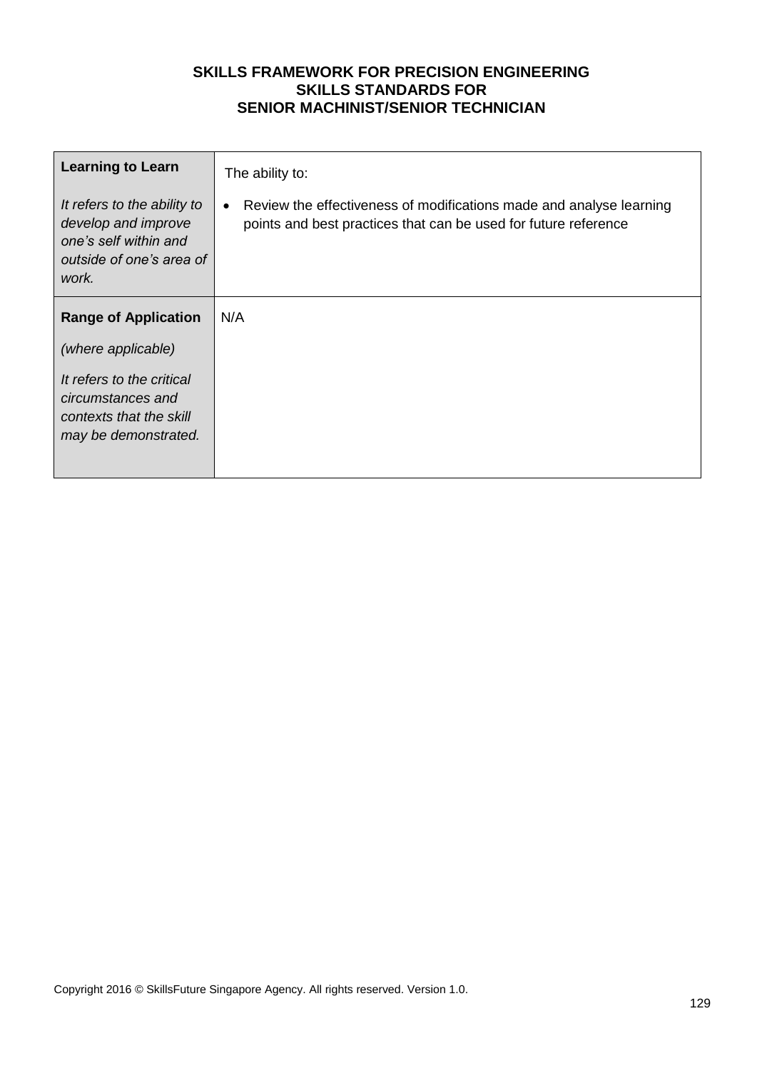**SKILLS FRAMEWORK FOR PRECISION ENGINEERING**
**SKILLS STANDARDS FOR**
**SENIOR MACHINIST/SENIOR TECHNICIAN**

| | |
|---|---|
| **Learning to Learn**<br><br>*It refers to the ability to develop and improve one's self within and outside of one's area of work.* | The ability to:<br><br>• Review the effectiveness of modifications made and analyse learning points and best practices that can be used for future reference |
| **Range of Application**<br><br>*(where applicable)*<br><br>*It refers to the critical circumstances and contexts that the skill may be demonstrated.* | N/A |

Copyright 2016 © SkillsFuture Singapore Agency. All rights reserved. Version 1.0.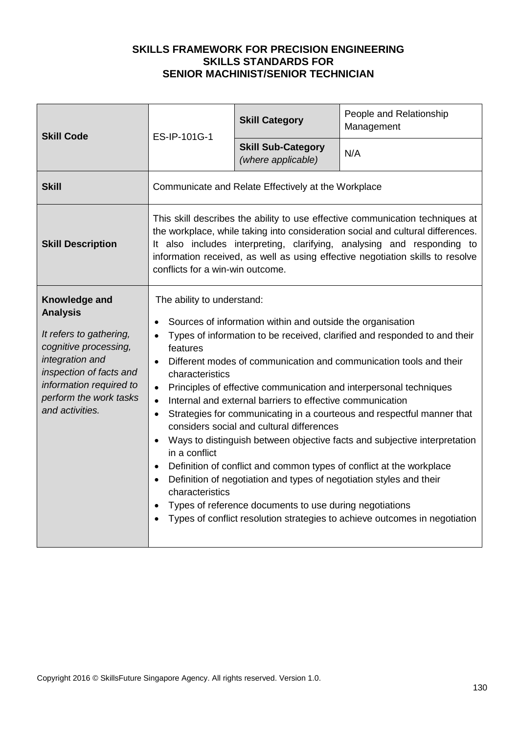**SKILLS FRAMEWORK FOR PRECISION ENGINEERING**
**SKILLS STANDARDS FOR**
**SENIOR MACHINIST/SENIOR TECHNICIAN**

| **Skill Code** | ES-IP-101G-1 | **Skill Category** | People and Relationship Management |
|---|---|---|---|
| | | **Skill Sub-Category** *(where applicable)* | N/A |
| **Skill** | Communicate and Relate Effectively at the Workplace | | |
| **Skill Description** | This skill describes the ability to use effective communication techniques at the workplace, while taking into consideration social and cultural differences. It also includes interpreting, clarifying, analysing and responding to information received, as well as using effective negotiation skills to resolve conflicts for a win-win outcome. | | |
| **Knowledge and Analysis** *It refers to gathering, cognitive processing, integration and inspection of facts and information required to perform the work tasks and activities.* | The ability to understand: <br>• Sources of information within and outside the organisation <br>• Types of information to be received, clarified and responded to and their features <br>• Different modes of communication and communication tools and their characteristics <br>• Principles of effective communication and interpersonal techniques <br>• Internal and external barriers to effective communication <br>• Strategies for communicating in a courteous and respectful manner that considers social and cultural differences <br>• Ways to distinguish between objective facts and subjective interpretation in a conflict <br>• Definition of conflict and common types of conflict at the workplace <br>• Definition of negotiation and types of negotiation styles and their characteristics <br>• Types of reference documents to use during negotiations <br>• Types of conflict resolution strategies to achieve outcomes in negotiation | | |

Copyright 2016 © SkillsFuture Singapore Agency. All rights reserved. Version 1.0.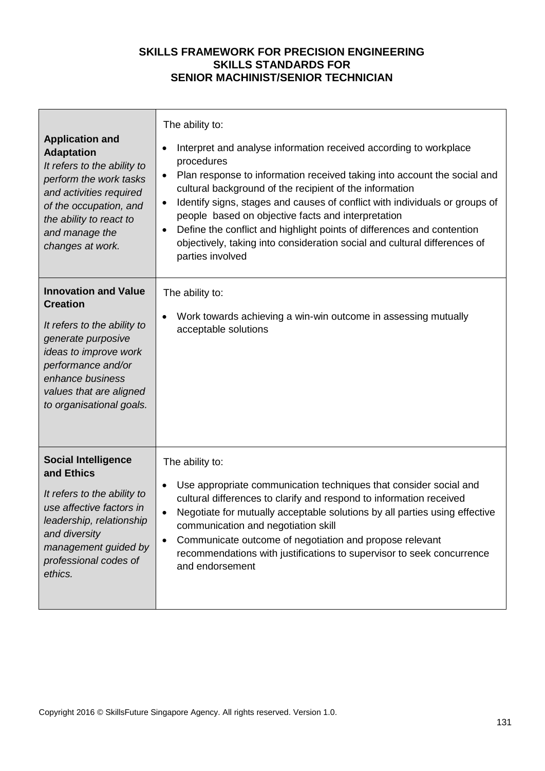**SKILLS FRAMEWORK FOR PRECISION ENGINEERING**
**SKILLS STANDARDS FOR**
**SENIOR MACHINIST/SENIOR TECHNICIAN**

| | |
|---|---|
| **Application and Adaptation**<br>*It refers to the ability to perform the work tasks and activities required of the occupation, and the ability to react to and manage the changes at work.* | The ability to:<br>• Interpret and analyse information received according to workplace procedures<br>• Plan response to information received taking into account the social and cultural background of the recipient of the information<br>• Identify signs, stages and causes of conflict with individuals or groups of people based on objective facts and interpretation<br>• Define the conflict and highlight points of differences and contention objectively, taking into consideration social and cultural differences of parties involved |
| **Innovation and Value Creation**<br>*It refers to the ability to generate purposive ideas to improve work performance and/or enhance business values that are aligned to organisational goals.* | The ability to:<br>• Work towards achieving a win-win outcome in assessing mutually acceptable solutions |
| **Social Intelligence and Ethics**<br>*It refers to the ability to use affective factors in leadership, relationship and diversity management guided by professional codes of ethics.* | The ability to:<br>• Use appropriate communication techniques that consider social and cultural differences to clarify and respond to information received<br>• Negotiate for mutually acceptable solutions by all parties using effective communication and negotiation skill<br>• Communicate outcome of negotiation and propose relevant recommendations with justifications to supervisor to seek concurrence and endorsement |

Copyright 2016 © SkillsFuture Singapore Agency. All rights reserved. Version 1.0.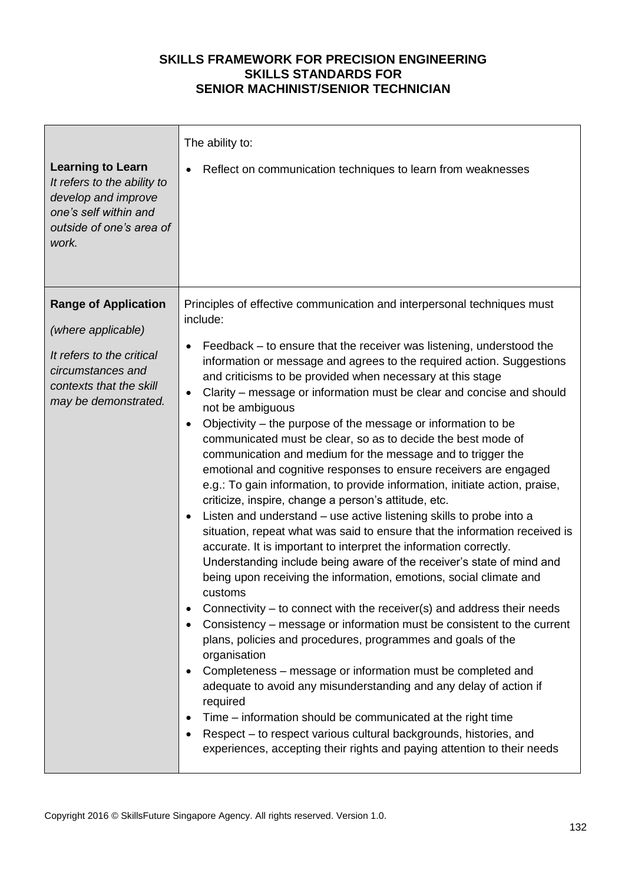**SKILLS FRAMEWORK FOR PRECISION ENGINEERING**
**SKILLS STANDARDS FOR**
**SENIOR MACHINIST/SENIOR TECHNICIAN**

| | |
|---|---|
| **Learning to Learn**<br>*It refers to the ability to develop and improve one's self within and outside of one's area of work.* | The ability to:<br><br>• Reflect on communication techniques to learn from weaknesses |
| **Range of Application**<br><br>*(where applicable)*<br><br>*It refers to the critical circumstances and contexts that the skill may be demonstrated.* | Principles of effective communication and interpersonal techniques must include:<br><br>• Feedback – to ensure that the receiver was listening, understood the information or message and agrees to the required action. Suggestions and criticisms to be provided when necessary at this stage<br>• Clarity – message or information must be clear and concise and should not be ambiguous<br>• Objectivity – the purpose of the message or information to be communicated must be clear, so as to decide the best mode of communication and medium for the message and to trigger the emotional and cognitive responses to ensure receivers are engaged e.g.: To gain information, to provide information, initiate action, praise, criticize, inspire, change a person's attitude, etc.<br>• Listen and understand – use active listening skills to probe into a situation, repeat what was said to ensure that the information received is accurate. It is important to interpret the information correctly. Understanding include being aware of the receiver's state of mind and being upon receiving the information, emotions, social climate and customs<br>• Connectivity – to connect with the receiver(s) and address their needs<br>• Consistency – message or information must be consistent to the current plans, policies and procedures, programmes and goals of the organisation<br>• Completeness – message or information must be completed and adequate to avoid any misunderstanding and any delay of action if required<br>• Time – information should be communicated at the right time<br>• Respect – to respect various cultural backgrounds, histories, and experiences, accepting their rights and paying attention to their needs |

Copyright 2016 © SkillsFuture Singapore Agency. All rights reserved. Version 1.0.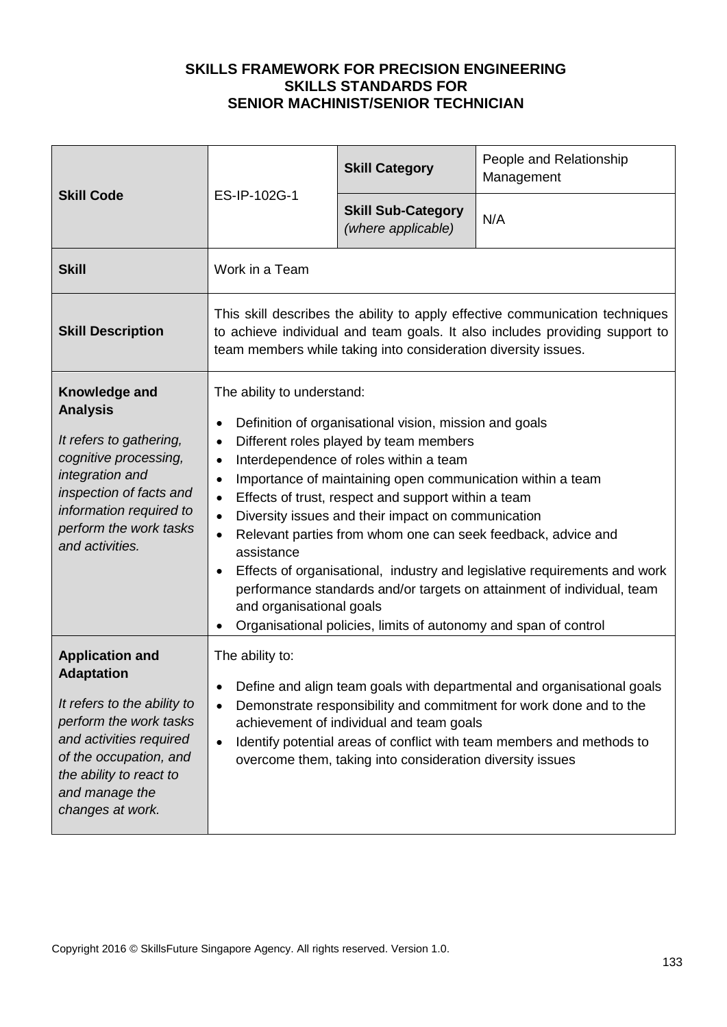**SKILLS FRAMEWORK FOR PRECISION ENGINEERING**
**SKILLS STANDARDS FOR**
**SENIOR MACHINIST/SENIOR TECHNICIAN**

| | | | |
|---|---|---|---|
| **Skill Code** | ES-IP-102G-1 | **Skill Category** | People and Relationship Management |
| | | **Skill Sub-Category** *(where applicable)* | N/A |
| **Skill** | Work in a Team | | |
| **Skill Description** | This skill describes the ability to apply effective communication techniques to achieve individual and team goals. It also includes providing support to team members while taking into consideration diversity issues. | | |
| **Knowledge and Analysis** *It refers to gathering, cognitive processing, integration and inspection of facts and information required to perform the work tasks and activities.* | The ability to understand: <br>• Definition of organisational vision, mission and goals <br>• Different roles played by team members <br>• Interdependence of roles within a team <br>• Importance of maintaining open communication within a team <br>• Effects of trust, respect and support within a team <br>• Diversity issues and their impact on communication <br>• Relevant parties from whom one can seek feedback, advice and assistance <br>• Effects of organisational, industry and legislative requirements and work performance standards and/or targets on attainment of individual, team and organisational goals <br>• Organisational policies, limits of autonomy and span of control | | |
| **Application and Adaptation** *It refers to the ability to perform the work tasks and activities required of the occupation, and the ability to react to and manage the changes at work.* | The ability to: <br>• Define and align team goals with departmental and organisational goals <br>• Demonstrate responsibility and commitment for work done and to the achievement of individual and team goals <br>• Identify potential areas of conflict with team members and methods to overcome them, taking into consideration diversity issues | | |

Copyright 2016 © SkillsFuture Singapore Agency. All rights reserved. Version 1.0.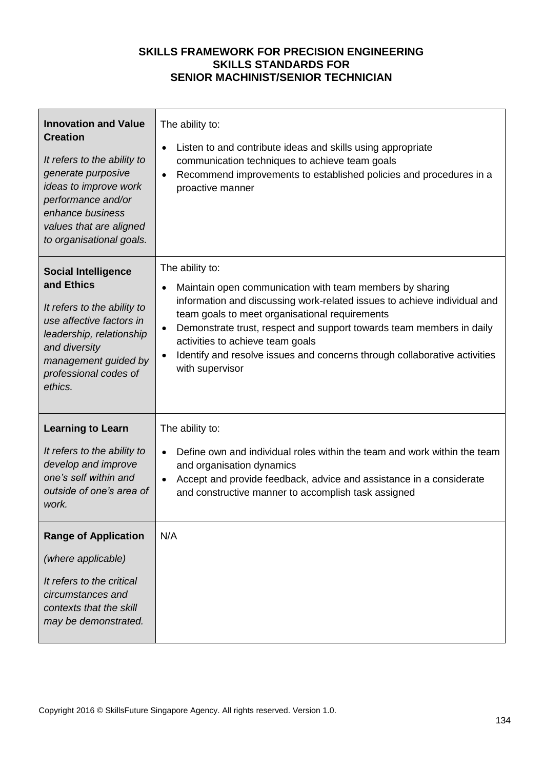**SKILLS FRAMEWORK FOR PRECISION ENGINEERING**
**SKILLS STANDARDS FOR**
**SENIOR MACHINIST/SENIOR TECHNICIAN**

| | |
|---|---|
| **Innovation and Value Creation**<br><br>*It refers to the ability to generate purposive ideas to improve work performance and/or enhance business values that are aligned to organisational goals.* | The ability to:<br><br>• Listen to and contribute ideas and skills using appropriate communication techniques to achieve team goals<br>• Recommend improvements to established policies and procedures in a proactive manner |
| **Social Intelligence and Ethics**<br><br>*It refers to the ability to use affective factors in leadership, relationship and diversity management guided by professional codes of ethics.* | The ability to:<br><br>• Maintain open communication with team members by sharing information and discussing work-related issues to achieve individual and team goals to meet organisational requirements<br>• Demonstrate trust, respect and support towards team members in daily activities to achieve team goals<br>• Identify and resolve issues and concerns through collaborative activities with supervisor |
| **Learning to Learn**<br><br>*It refers to the ability to develop and improve one's self within and outside of one's area of work.* | The ability to:<br><br>• Define own and individual roles within the team and work within the team and organisation dynamics<br>• Accept and provide feedback, advice and assistance in a considerate and constructive manner to accomplish task assigned |
| **Range of Application**<br><br>*(where applicable)*<br><br>*It refers to the critical circumstances and contexts that the skill may be demonstrated.* | N/A |

Copyright 2016 © SkillsFuture Singapore Agency. All rights reserved. Version 1.0.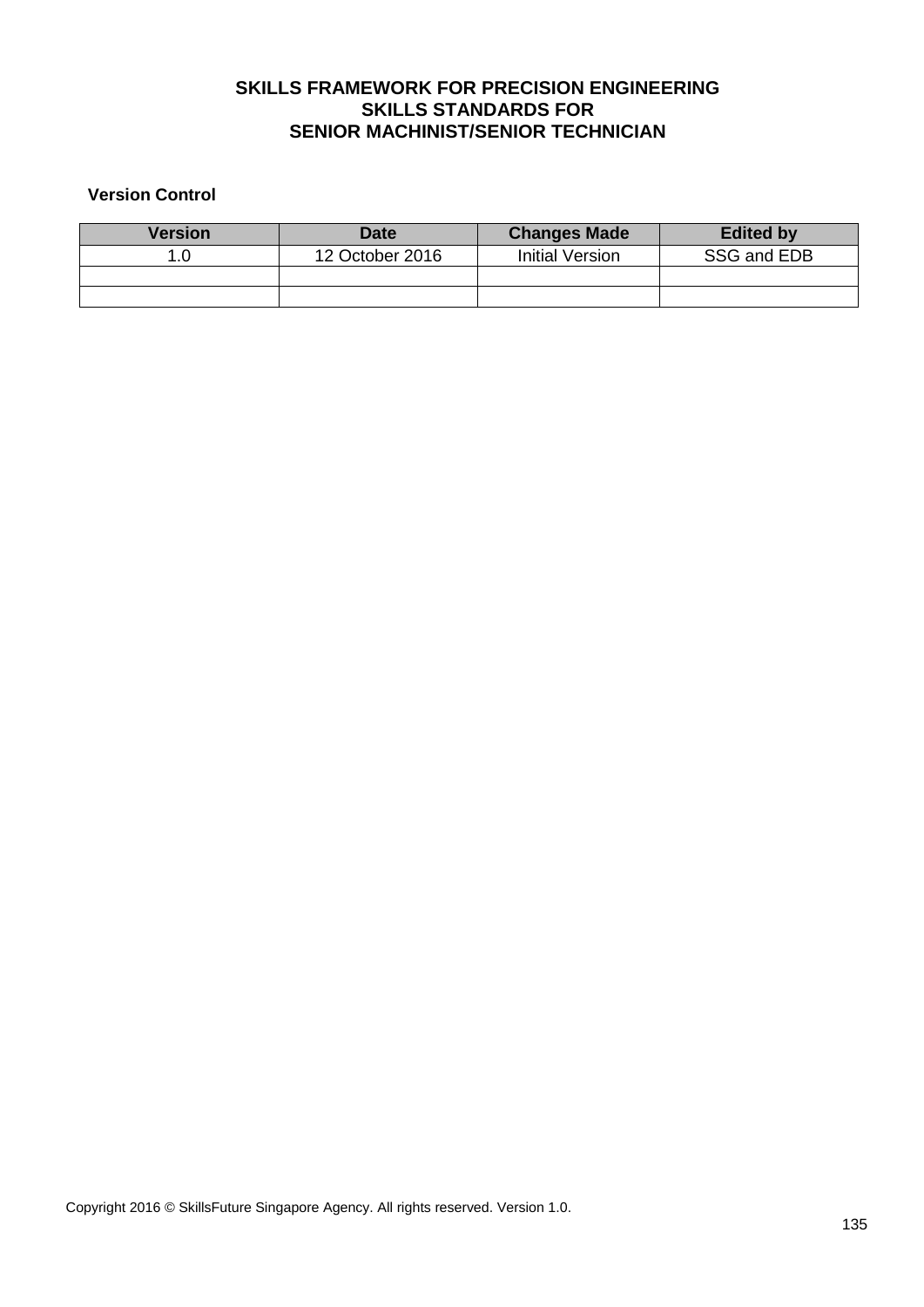# SKILLS FRAMEWORK FOR PRECISION ENGINEERING
# SKILLS STANDARDS FOR
# SENIOR MACHINIST/SENIOR TECHNICIAN

**Version Control**

| Version | Date | Changes Made | Edited by |
|---|---|---|---|
| 1.0 | 12 October 2016 | Initial Version | SSG and EDB |
| | | | |
| | | | |

Copyright 2016 © SkillsFuture Singapore Agency. All rights reserved. Version 1.0.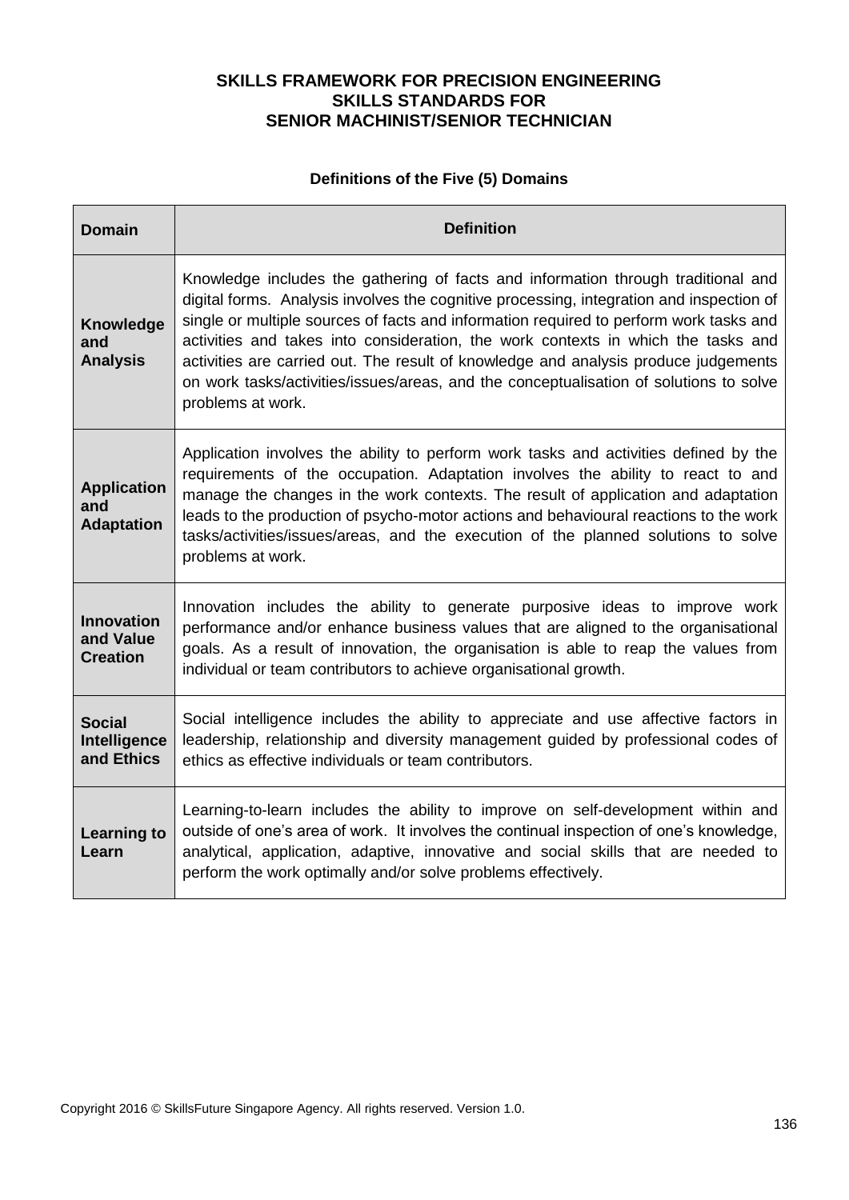**SKILLS FRAMEWORK FOR PRECISION ENGINEERING**
**SKILLS STANDARDS FOR**
**SENIOR MACHINIST/SENIOR TECHNICIAN**

**Definitions of the Five (5) Domains**

| Domain | Definition |
|---|---|
| **Knowledge and Analysis** | Knowledge includes the gathering of facts and information through traditional and digital forms. Analysis involves the cognitive processing, integration and inspection of single or multiple sources of facts and information required to perform work tasks and activities and takes into consideration, the work contexts in which the tasks and activities are carried out. The result of knowledge and analysis produce judgements on work tasks/activities/issues/areas, and the conceptualisation of solutions to solve problems at work. |
| **Application and Adaptation** | Application involves the ability to perform work tasks and activities defined by the requirements of the occupation. Adaptation involves the ability to react to and manage the changes in the work contexts. The result of application and adaptation leads to the production of psycho-motor actions and behavioural reactions to the work tasks/activities/issues/areas, and the execution of the planned solutions to solve problems at work. |
| **Innovation and Value Creation** | Innovation includes the ability to generate purposive ideas to improve work performance and/or enhance business values that are aligned to the organisational goals. As a result of innovation, the organisation is able to reap the values from individual or team contributors to achieve organisational growth. |
| **Social Intelligence and Ethics** | Social intelligence includes the ability to appreciate and use affective factors in leadership, relationship and diversity management guided by professional codes of ethics as effective individuals or team contributors. |
| **Learning to Learn** | Learning-to-learn includes the ability to improve on self-development within and outside of one's area of work. It involves the continual inspection of one's knowledge, analytical, application, adaptive, innovative and social skills that are needed to perform the work optimally and/or solve problems effectively. |

Copyright 2016 © SkillsFuture Singapore Agency. All rights reserved. Version 1.0.